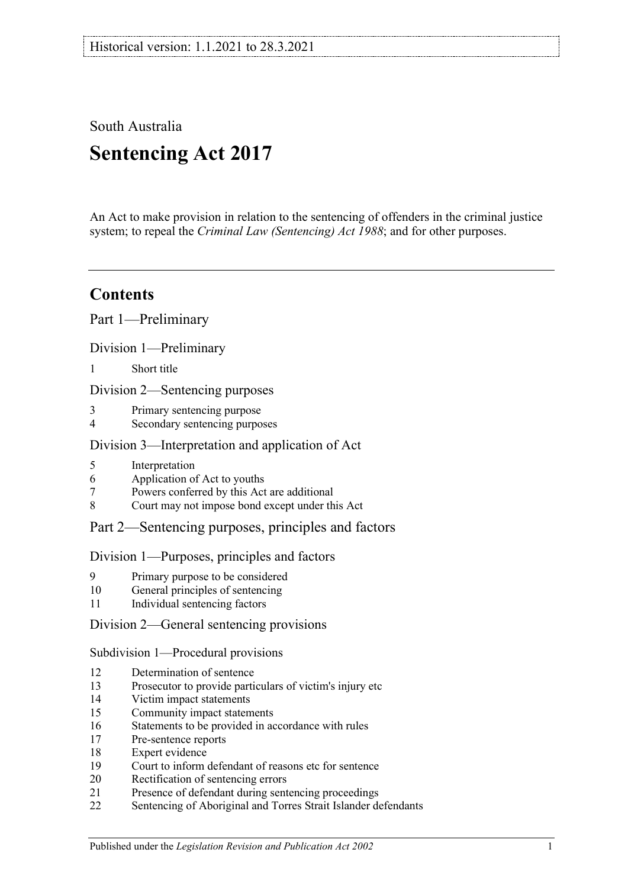Historical version: 1.1.2021 to 28.3.2021

South Australia

# Sentencing Act 2017

An Act to make provision in relation to the sentencing of offenders in the criminal justice system; to repeal the *Criminal Law (Sentencing) Act 1988*; and for other purposes.

---

## Contents

Part 1—Preliminary

Division 1—Preliminary

1 Short title

Division 2—Sentencing purposes

3 Primary sentencing purpose
4 Secondary sentencing purposes

Division 3—Interpretation and application of Act

5 Interpretation
6 Application of Act to youths
7 Powers conferred by this Act are additional
8 Court may not impose bond except under this Act

Part 2—Sentencing purposes, principles and factors

Division 1—Purposes, principles and factors

9 Primary purpose to be considered
10 General principles of sentencing
11 Individual sentencing factors

Division 2—General sentencing provisions

Subdivision 1—Procedural provisions

12 Determination of sentence
13 Prosecutor to provide particulars of victim's injury etc
14 Victim impact statements
15 Community impact statements
16 Statements to be provided in accordance with rules
17 Pre-sentence reports
18 Expert evidence
19 Court to inform defendant of reasons etc for sentence
20 Rectification of sentencing errors
21 Presence of defendant during sentencing proceedings
22 Sentencing of Aboriginal and Torres Strait Islander defendants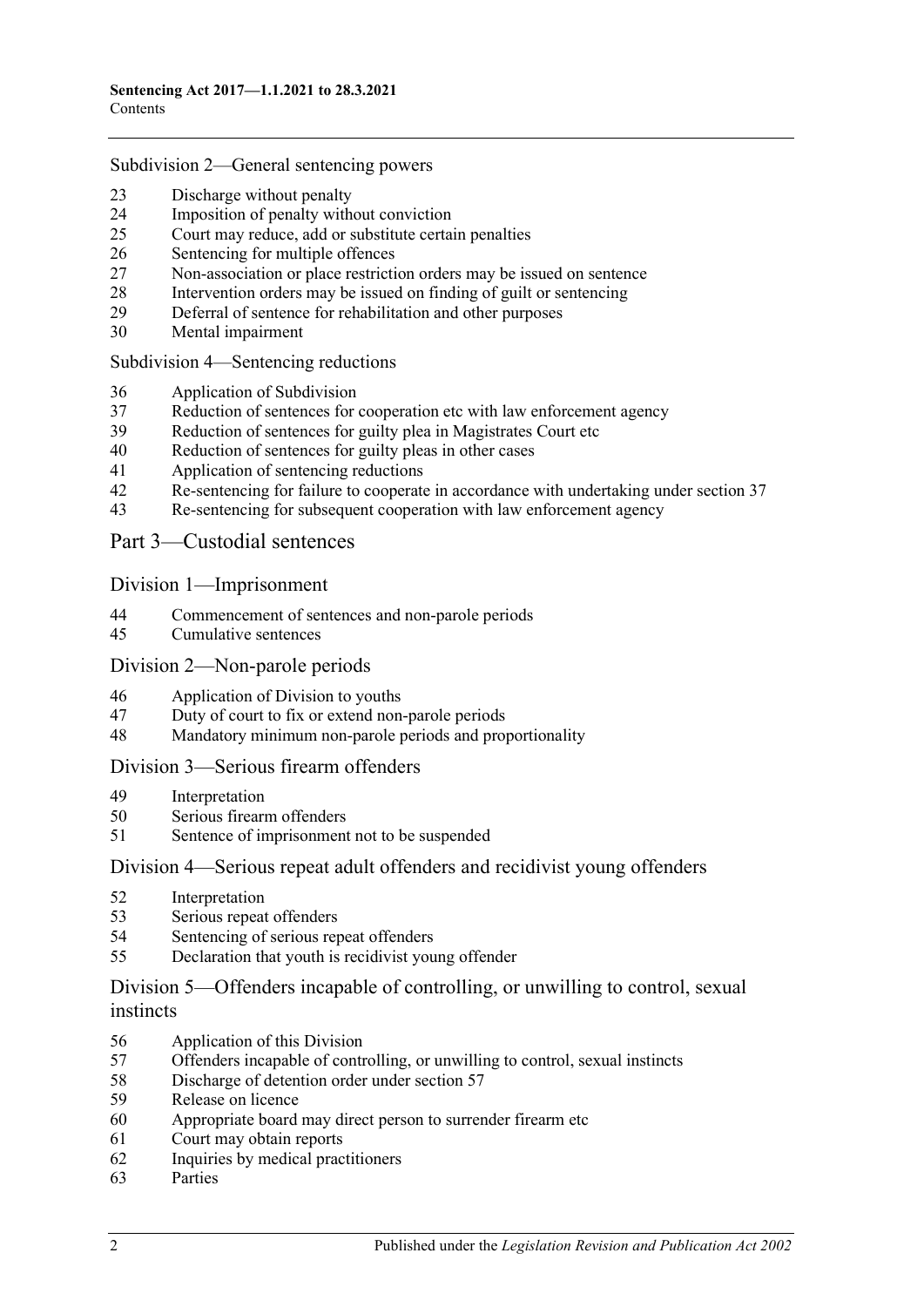Subdivision 2—General sentencing powers

23 Discharge without penalty
24 Imposition of penalty without conviction
25 Court may reduce, add or substitute certain penalties
26 Sentencing for multiple offences
27 Non-association or place restriction orders may be issued on sentence
28 Intervention orders may be issued on finding of guilt or sentencing
29 Deferral of sentence for rehabilitation and other purposes
30 Mental impairment

Subdivision 4—Sentencing reductions

36 Application of Subdivision
37 Reduction of sentences for cooperation etc with law enforcement agency
39 Reduction of sentences for guilty plea in Magistrates Court etc
40 Reduction of sentences for guilty pleas in other cases
41 Application of sentencing reductions
42 Re-sentencing for failure to cooperate in accordance with undertaking under section 37
43 Re-sentencing for subsequent cooperation with law enforcement agency

## Part 3—Custodial sentences

### Division 1—Imprisonment

44 Commencement of sentences and non-parole periods
45 Cumulative sentences

### Division 2—Non-parole periods

46 Application of Division to youths
47 Duty of court to fix or extend non-parole periods
48 Mandatory minimum non-parole periods and proportionality

### Division 3—Serious firearm offenders

49 Interpretation
50 Serious firearm offenders
51 Sentence of imprisonment not to be suspended

### Division 4—Serious repeat adult offenders and recidivist young offenders

52 Interpretation
53 Serious repeat offenders
54 Sentencing of serious repeat offenders
55 Declaration that youth is recidivist young offender

### Division 5—Offenders incapable of controlling, or unwilling to control, sexual instincts

56 Application of this Division
57 Offenders incapable of controlling, or unwilling to control, sexual instincts
58 Discharge of detention order under section 57
59 Release on licence
60 Appropriate board may direct person to surrender firearm etc
61 Court may obtain reports
62 Inquiries by medical practitioners
63 Parties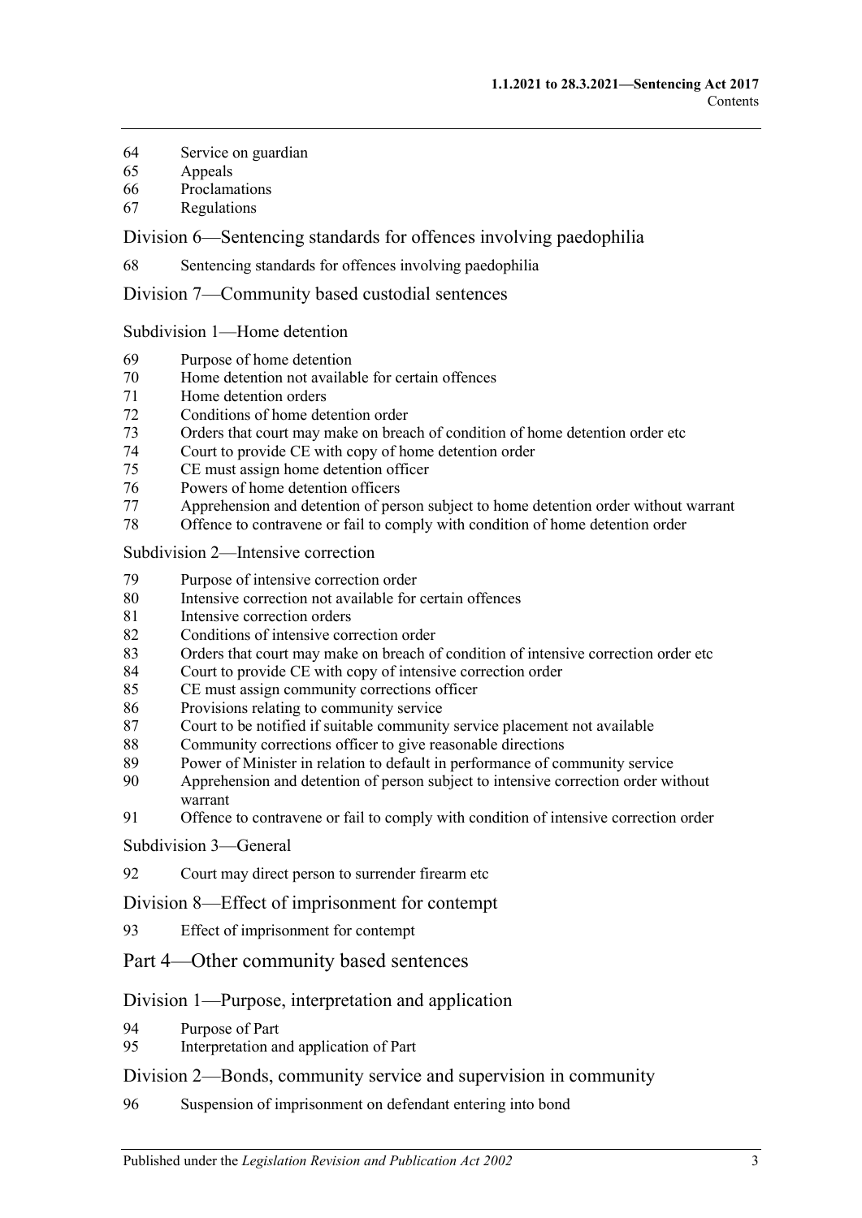64 Service on guardian
65 Appeals
66 Proclamations
67 Regulations

## Division 6—Sentencing standards for offences involving paedophilia

68 Sentencing standards for offences involving paedophilia

## Division 7—Community based custodial sentences

### Subdivision 1—Home detention

69 Purpose of home detention
70 Home detention not available for certain offences
71 Home detention orders
72 Conditions of home detention order
73 Orders that court may make on breach of condition of home detention order etc
74 Court to provide CE with copy of home detention order
75 CE must assign home detention officer
76 Powers of home detention officers
77 Apprehension and detention of person subject to home detention order without warrant
78 Offence to contravene or fail to comply with condition of home detention order

### Subdivision 2—Intensive correction

79 Purpose of intensive correction order
80 Intensive correction not available for certain offences
81 Intensive correction orders
82 Conditions of intensive correction order
83 Orders that court may make on breach of condition of intensive correction order etc
84 Court to provide CE with copy of intensive correction order
85 CE must assign community corrections officer
86 Provisions relating to community service
87 Court to be notified if suitable community service placement not available
88 Community corrections officer to give reasonable directions
89 Power of Minister in relation to default in performance of community service
90 Apprehension and detention of person subject to intensive correction order without warrant
91 Offence to contravene or fail to comply with condition of intensive correction order

### Subdivision 3—General

92 Court may direct person to surrender firearm etc

## Division 8—Effect of imprisonment for contempt

93 Effect of imprisonment for contempt

# Part 4—Other community based sentences

## Division 1—Purpose, interpretation and application

94 Purpose of Part
95 Interpretation and application of Part

## Division 2—Bonds, community service and supervision in community

96 Suspension of imprisonment on defendant entering into bond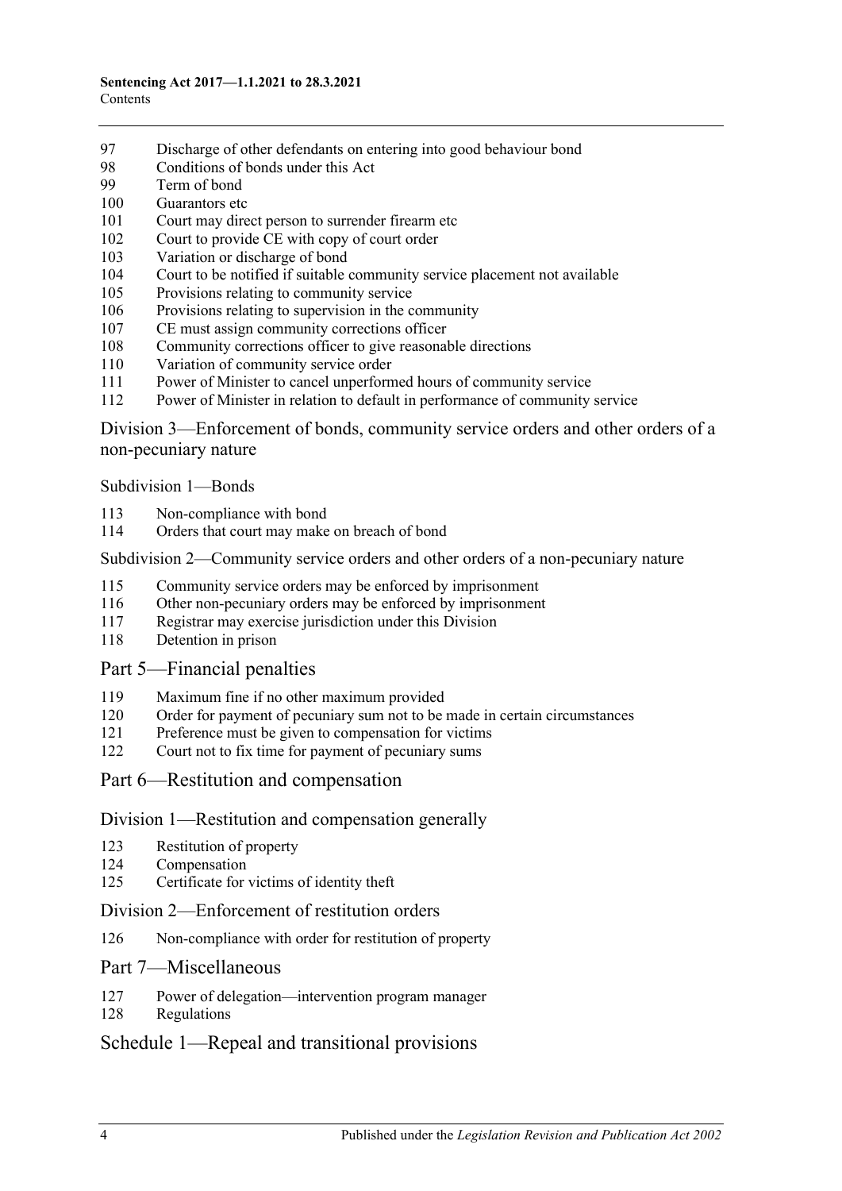97 Discharge of other defendants on entering into good behaviour bond
98 Conditions of bonds under this Act
99 Term of bond
100 Guarantors etc
101 Court may direct person to surrender firearm etc
102 Court to provide CE with copy of court order
103 Variation or discharge of bond
104 Court to be notified if suitable community service placement not available
105 Provisions relating to community service
106 Provisions relating to supervision in the community
107 CE must assign community corrections officer
108 Community corrections officer to give reasonable directions
110 Variation of community service order
111 Power of Minister to cancel unperformed hours of community service
112 Power of Minister in relation to default in performance of community service

## Division 3—Enforcement of bonds, community service orders and other orders of a non-pecuniary nature

### Subdivision 1—Bonds

113 Non-compliance with bond
114 Orders that court may make on breach of bond

### Subdivision 2—Community service orders and other orders of a non-pecuniary nature

115 Community service orders may be enforced by imprisonment
116 Other non-pecuniary orders may be enforced by imprisonment
117 Registrar may exercise jurisdiction under this Division
118 Detention in prison

## Part 5—Financial penalties

119 Maximum fine if no other maximum provided
120 Order for payment of pecuniary sum not to be made in certain circumstances
121 Preference must be given to compensation for victims
122 Court not to fix time for payment of pecuniary sums

## Part 6—Restitution and compensation

## Division 1—Restitution and compensation generally

123 Restitution of property
124 Compensation
125 Certificate for victims of identity theft

## Division 2—Enforcement of restitution orders

126 Non-compliance with order for restitution of property

## Part 7—Miscellaneous

127 Power of delegation—intervention program manager
128 Regulations

## Schedule 1—Repeal and transitional provisions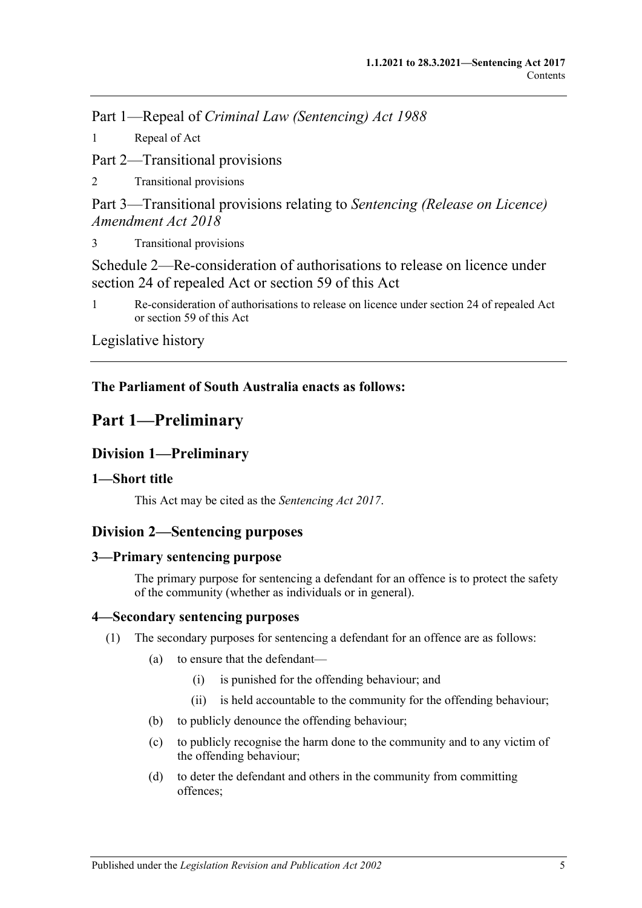Part 1—Repeal of *Criminal Law (Sentencing) Act 1988*

1 Repeal of Act

Part 2—Transitional provisions

2 Transitional provisions

Part 3—Transitional provisions relating to *Sentencing (Release on Licence) Amendment Act 2018*

3 Transitional provisions

Schedule 2—Re-consideration of authorisations to release on licence under section 24 of repealed Act or section 59 of this Act

1 Re-consideration of authorisations to release on licence under section 24 of repealed Act or section 59 of this Act

Legislative history

**The Parliament of South Australia enacts as follows:**

# Part 1—Preliminary

## Division 1—Preliminary

### 1—Short title

This Act may be cited as the *Sentencing Act 2017*.

## Division 2—Sentencing purposes

### 3—Primary sentencing purpose

The primary purpose for sentencing a defendant for an offence is to protect the safety of the community (whether as individuals or in general).

### 4—Secondary sentencing purposes

(1) The secondary purposes for sentencing a defendant for an offence are as follows:

- (a) to ensure that the defendant—
  - (i) is punished for the offending behaviour; and
  - (ii) is held accountable to the community for the offending behaviour;
- (b) to publicly denounce the offending behaviour;
- (c) to publicly recognise the harm done to the community and to any victim of the offending behaviour;
- (d) to deter the defendant and others in the community from committing offences;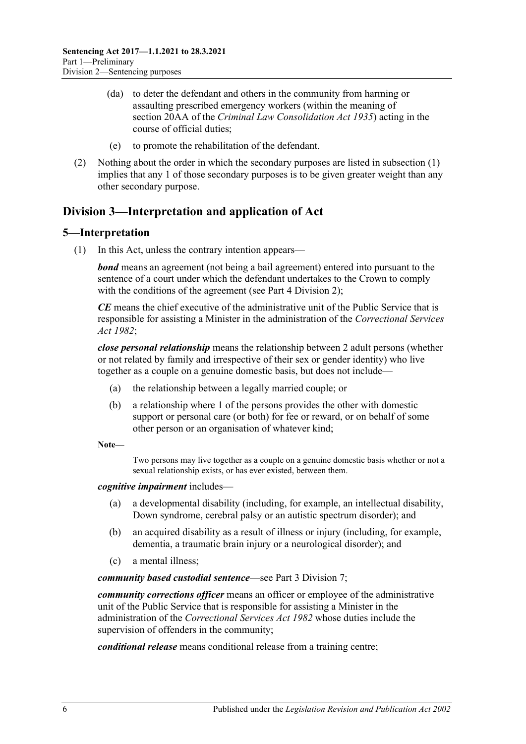(da) to deter the defendant and others in the community from harming or assaulting prescribed emergency workers (within the meaning of section 20AA of the *Criminal Law Consolidation Act 1935*) acting in the course of official duties;

(e) to promote the rehabilitation of the defendant.

(2) Nothing about the order in which the secondary purposes are listed in subsection (1) implies that any 1 of those secondary purposes is to be given greater weight than any other secondary purpose.

## Division 3—Interpretation and application of Act

### 5—Interpretation

(1) In this Act, unless the contrary intention appears—

***bond*** means an agreement (not being a bail agreement) entered into pursuant to the sentence of a court under which the defendant undertakes to the Crown to comply with the conditions of the agreement (see Part 4 Division 2);

***CE*** means the chief executive of the administrative unit of the Public Service that is responsible for assisting a Minister in the administration of the *Correctional Services Act 1982*;

***close personal relationship*** means the relationship between 2 adult persons (whether or not related by family and irrespective of their sex or gender identity) who live together as a couple on a genuine domestic basis, but does not include—

(a) the relationship between a legally married couple; or

(b) a relationship where 1 of the persons provides the other with domestic support or personal care (or both) for fee or reward, or on behalf of some other person or an organisation of whatever kind;

**Note—**

Two persons may live together as a couple on a genuine domestic basis whether or not a sexual relationship exists, or has ever existed, between them.

***cognitive impairment*** includes—

(a) a developmental disability (including, for example, an intellectual disability, Down syndrome, cerebral palsy or an autistic spectrum disorder); and

(b) an acquired disability as a result of illness or injury (including, for example, dementia, a traumatic brain injury or a neurological disorder); and

(c) a mental illness;

***community based custodial sentence***—see Part 3 Division 7;

***community corrections officer*** means an officer or employee of the administrative unit of the Public Service that is responsible for assisting a Minister in the administration of the *Correctional Services Act 1982* whose duties include the supervision of offenders in the community;

***conditional release*** means conditional release from a training centre;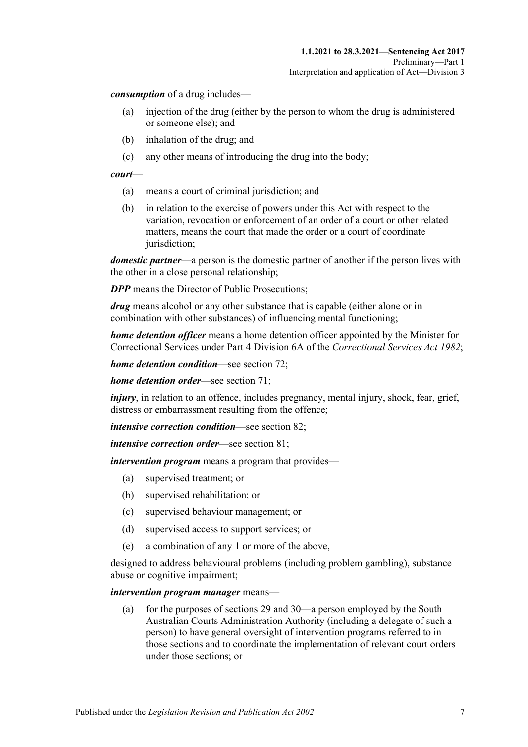***consumption*** of a drug includes—

- (a) injection of the drug (either by the person to whom the drug is administered or someone else); and
- (b) inhalation of the drug; and
- (c) any other means of introducing the drug into the body;

***court***—

- (a) means a court of criminal jurisdiction; and
- (b) in relation to the exercise of powers under this Act with respect to the variation, revocation or enforcement of an order of a court or other related matters, means the court that made the order or a court of coordinate jurisdiction;

***domestic partner***—a person is the domestic partner of another if the person lives with the other in a close personal relationship;

***DPP*** means the Director of Public Prosecutions;

***drug*** means alcohol or any other substance that is capable (either alone or in combination with other substances) of influencing mental functioning;

***home detention officer*** means a home detention officer appointed by the Minister for Correctional Services under Part 4 Division 6A of the *Correctional Services Act 1982*;

***home detention condition***—see section 72;

***home detention order***—see section 71;

***injury***, in relation to an offence, includes pregnancy, mental injury, shock, fear, grief, distress or embarrassment resulting from the offence;

***intensive correction condition***—see section 82;

***intensive correction order***—see section 81;

***intervention program*** means a program that provides—

- (a) supervised treatment; or
- (b) supervised rehabilitation; or
- (c) supervised behaviour management; or
- (d) supervised access to support services; or
- (e) a combination of any 1 or more of the above,

designed to address behavioural problems (including problem gambling), substance abuse or cognitive impairment;

***intervention program manager*** means—

- (a) for the purposes of sections 29 and 30—a person employed by the South Australian Courts Administration Authority (including a delegate of such a person) to have general oversight of intervention programs referred to in those sections and to coordinate the implementation of relevant court orders under those sections; or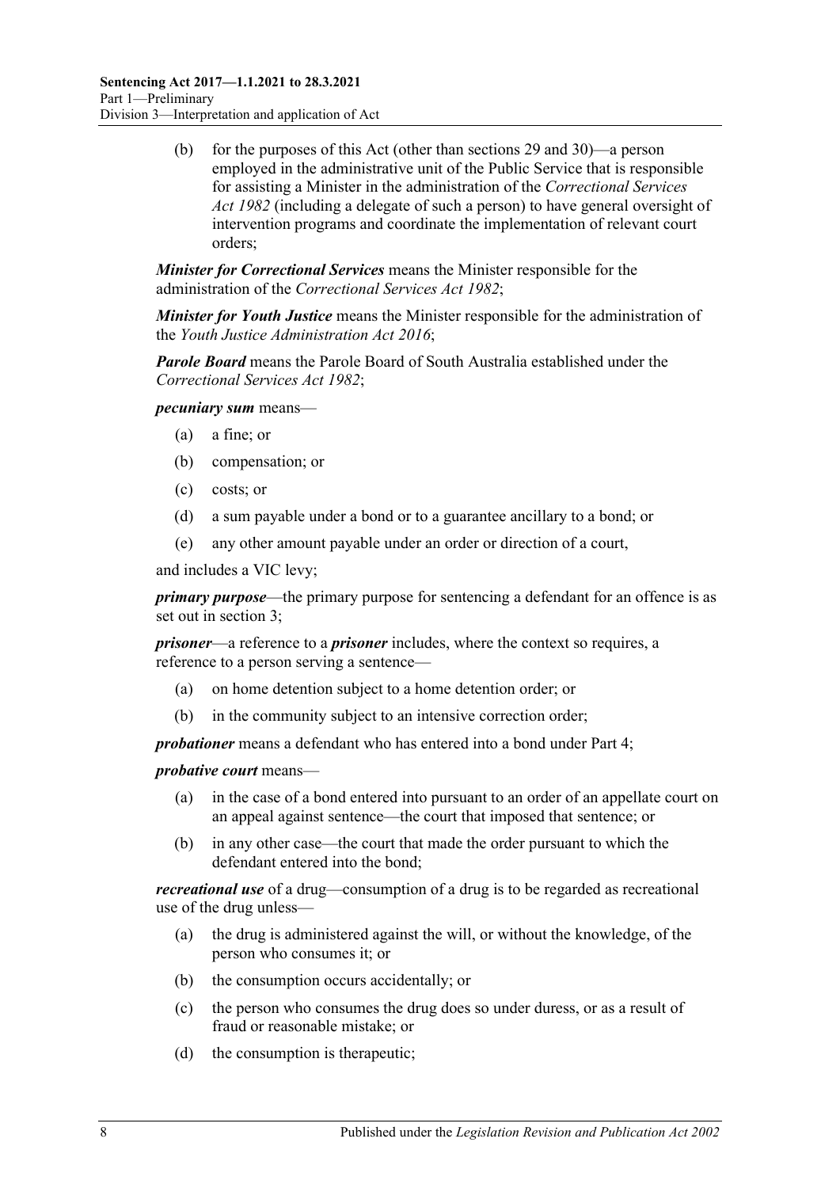(b) for the purposes of this Act (other than sections 29 and 30)—a person employed in the administrative unit of the Public Service that is responsible for assisting a Minister in the administration of the *Correctional Services Act 1982* (including a delegate of such a person) to have general oversight of intervention programs and coordinate the implementation of relevant court orders;

***Minister for Correctional Services*** means the Minister responsible for the administration of the *Correctional Services Act 1982*;

***Minister for Youth Justice*** means the Minister responsible for the administration of the *Youth Justice Administration Act 2016*;

***Parole Board*** means the Parole Board of South Australia established under the *Correctional Services Act 1982*;

***pecuniary sum*** means—

(a) a fine; or

(b) compensation; or

(c) costs; or

(d) a sum payable under a bond or to a guarantee ancillary to a bond; or

(e) any other amount payable under an order or direction of a court,

and includes a VIC levy;

***primary purpose***—the primary purpose for sentencing a defendant for an offence is as set out in section 3;

***prisoner***—a reference to a ***prisoner*** includes, where the context so requires, a reference to a person serving a sentence—

(a) on home detention subject to a home detention order; or

(b) in the community subject to an intensive correction order;

***probationer*** means a defendant who has entered into a bond under Part 4;

***probative court*** means—

(a) in the case of a bond entered into pursuant to an order of an appellate court on an appeal against sentence—the court that imposed that sentence; or

(b) in any other case—the court that made the order pursuant to which the defendant entered into the bond;

***recreational use*** of a drug—consumption of a drug is to be regarded as recreational use of the drug unless—

(a) the drug is administered against the will, or without the knowledge, of the person who consumes it; or

(b) the consumption occurs accidentally; or

(c) the person who consumes the drug does so under duress, or as a result of fraud or reasonable mistake; or

(d) the consumption is therapeutic;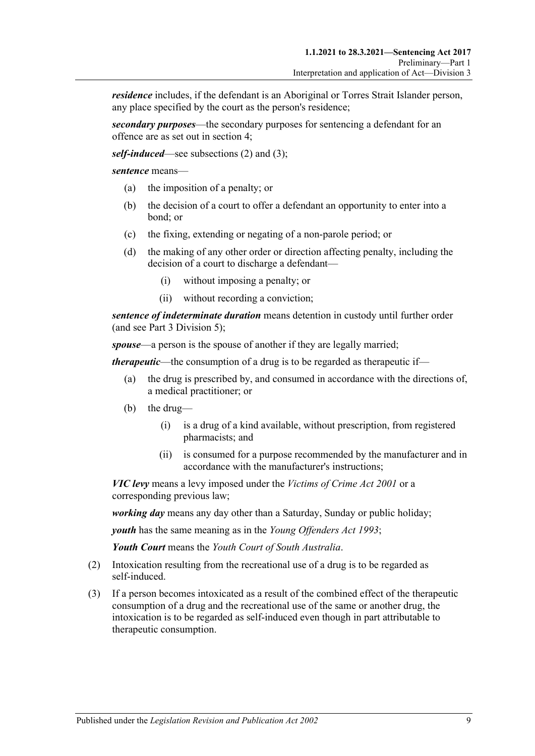***residence*** includes, if the defendant is an Aboriginal or Torres Strait Islander person, any place specified by the court as the person's residence;

***secondary purposes***—the secondary purposes for sentencing a defendant for an offence are as set out in section 4;

***self-induced***—see subsections (2) and (3);

***sentence*** means—

(a) the imposition of a penalty; or

(b) the decision of a court to offer a defendant an opportunity to enter into a bond; or

(c) the fixing, extending or negating of a non-parole period; or

(d) the making of any other order or direction affecting penalty, including the decision of a court to discharge a defendant—

  (i) without imposing a penalty; or

  (ii) without recording a conviction;

***sentence of indeterminate duration*** means detention in custody until further order (and see Part 3 Division 5);

***spouse***—a person is the spouse of another if they are legally married;

***therapeutic***—the consumption of a drug is to be regarded as therapeutic if—

(a) the drug is prescribed by, and consumed in accordance with the directions of, a medical practitioner; or

(b) the drug—

  (i) is a drug of a kind available, without prescription, from registered pharmacists; and

  (ii) is consumed for a purpose recommended by the manufacturer and in accordance with the manufacturer's instructions;

***VIC levy*** means a levy imposed under the *Victims of Crime Act 2001* or a corresponding previous law;

***working day*** means any day other than a Saturday, Sunday or public holiday;

***youth*** has the same meaning as in the *Young Offenders Act 1993*;

***Youth Court*** means the *Youth Court of South Australia*.

(2) Intoxication resulting from the recreational use of a drug is to be regarded as self-induced.

(3) If a person becomes intoxicated as a result of the combined effect of the therapeutic consumption of a drug and the recreational use of the same or another drug, the intoxication is to be regarded as self-induced even though in part attributable to therapeutic consumption.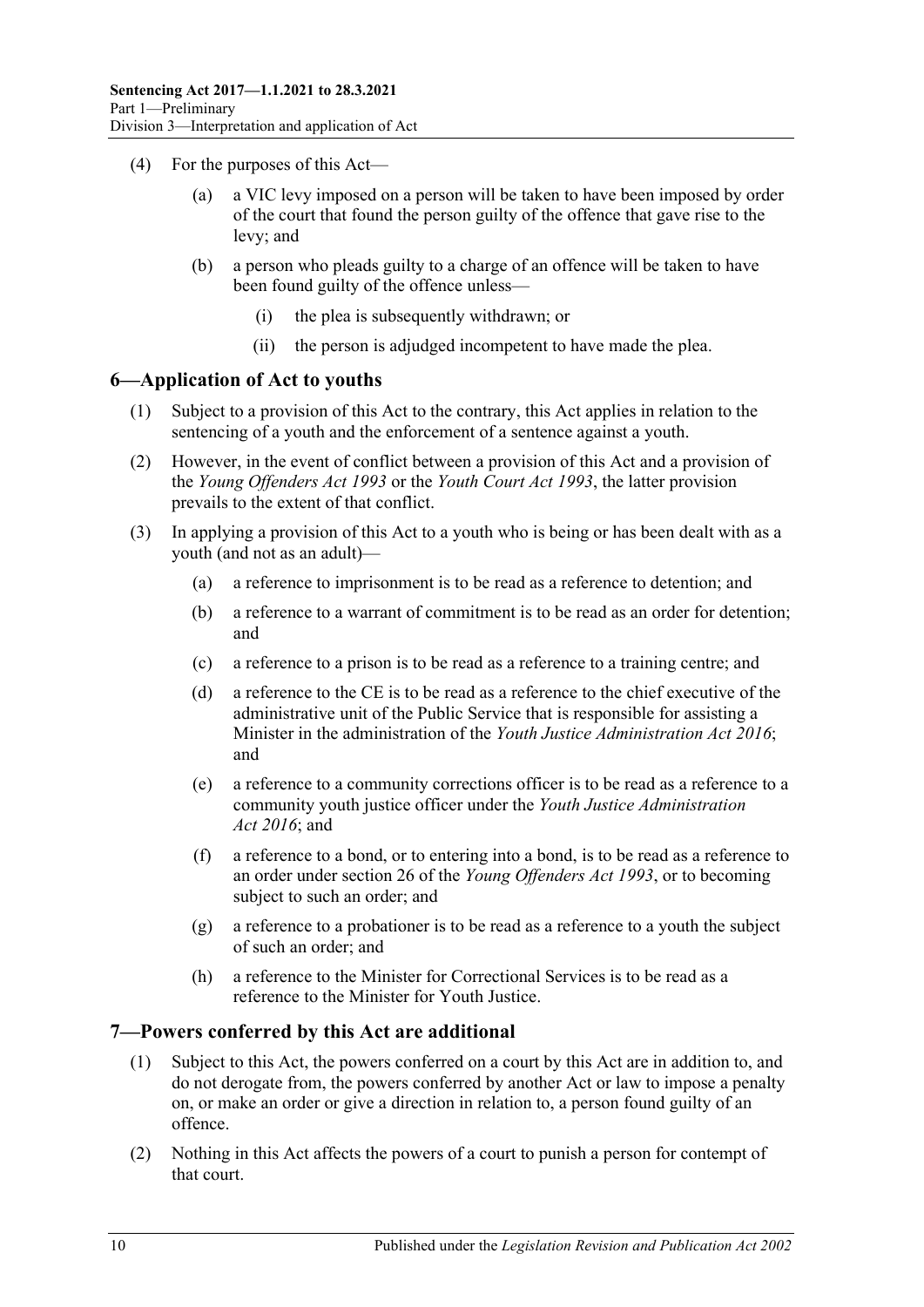(4) For the purposes of this Act—

(a) a VIC levy imposed on a person will be taken to have been imposed by order of the court that found the person guilty of the offence that gave rise to the levy; and

(b) a person who pleads guilty to a charge of an offence will be taken to have been found guilty of the offence unless—

(i) the plea is subsequently withdrawn; or

(ii) the person is adjudged incompetent to have made the plea.

## 6—Application of Act to youths

(1) Subject to a provision of this Act to the contrary, this Act applies in relation to the sentencing of a youth and the enforcement of a sentence against a youth.

(2) However, in the event of conflict between a provision of this Act and a provision of the *Young Offenders Act 1993* or the *Youth Court Act 1993*, the latter provision prevails to the extent of that conflict.

(3) In applying a provision of this Act to a youth who is being or has been dealt with as a youth (and not as an adult)—

(a) a reference to imprisonment is to be read as a reference to detention; and

(b) a reference to a warrant of commitment is to be read as an order for detention; and

(c) a reference to a prison is to be read as a reference to a training centre; and

(d) a reference to the CE is to be read as a reference to the chief executive of the administrative unit of the Public Service that is responsible for assisting a Minister in the administration of the *Youth Justice Administration Act 2016*; and

(e) a reference to a community corrections officer is to be read as a reference to a community youth justice officer under the *Youth Justice Administration Act 2016*; and

(f) a reference to a bond, or to entering into a bond, is to be read as a reference to an order under section 26 of the *Young Offenders Act 1993*, or to becoming subject to such an order; and

(g) a reference to a probationer is to be read as a reference to a youth the subject of such an order; and

(h) a reference to the Minister for Correctional Services is to be read as a reference to the Minister for Youth Justice.

## 7—Powers conferred by this Act are additional

(1) Subject to this Act, the powers conferred on a court by this Act are in addition to, and do not derogate from, the powers conferred by another Act or law to impose a penalty on, or make an order or give a direction in relation to, a person found guilty of an offence.

(2) Nothing in this Act affects the powers of a court to punish a person for contempt of that court.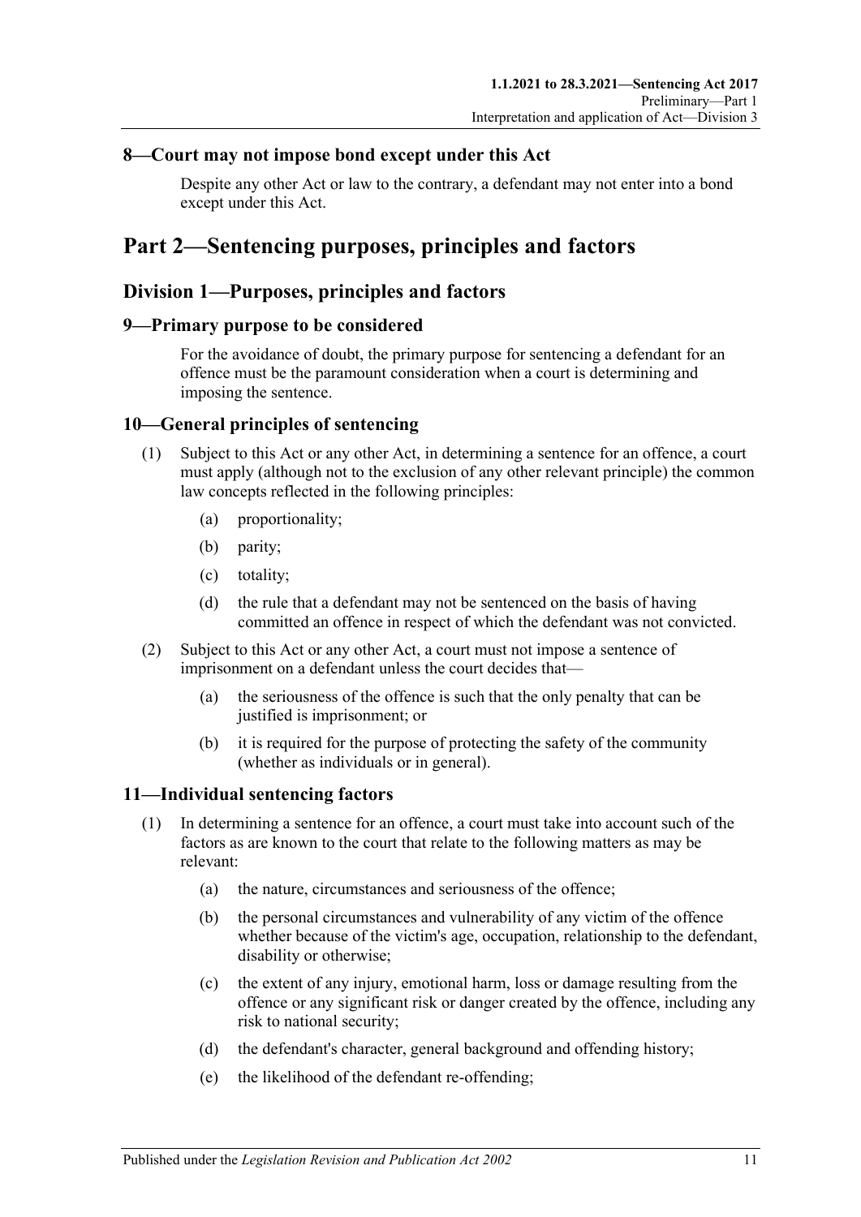### 8—Court may not impose bond except under this Act

Despite any other Act or law to the contrary, a defendant may not enter into a bond except under this Act.

# Part 2—Sentencing purposes, principles and factors

## Division 1—Purposes, principles and factors

### 9—Primary purpose to be considered

For the avoidance of doubt, the primary purpose for sentencing a defendant for an offence must be the paramount consideration when a court is determining and imposing the sentence.

### 10—General principles of sentencing

(1) Subject to this Act or any other Act, in determining a sentence for an offence, a court must apply (although not to the exclusion of any other relevant principle) the common law concepts reflected in the following principles:

- (a) proportionality;
- (b) parity;
- (c) totality;
- (d) the rule that a defendant may not be sentenced on the basis of having committed an offence in respect of which the defendant was not convicted.

(2) Subject to this Act or any other Act, a court must not impose a sentence of imprisonment on a defendant unless the court decides that—

- (a) the seriousness of the offence is such that the only penalty that can be justified is imprisonment; or
- (b) it is required for the purpose of protecting the safety of the community (whether as individuals or in general).

### 11—Individual sentencing factors

(1) In determining a sentence for an offence, a court must take into account such of the factors as are known to the court that relate to the following matters as may be relevant:

- (a) the nature, circumstances and seriousness of the offence;
- (b) the personal circumstances and vulnerability of any victim of the offence whether because of the victim's age, occupation, relationship to the defendant, disability or otherwise;
- (c) the extent of any injury, emotional harm, loss or damage resulting from the offence or any significant risk or danger created by the offence, including any risk to national security;
- (d) the defendant's character, general background and offending history;
- (e) the likelihood of the defendant re-offending;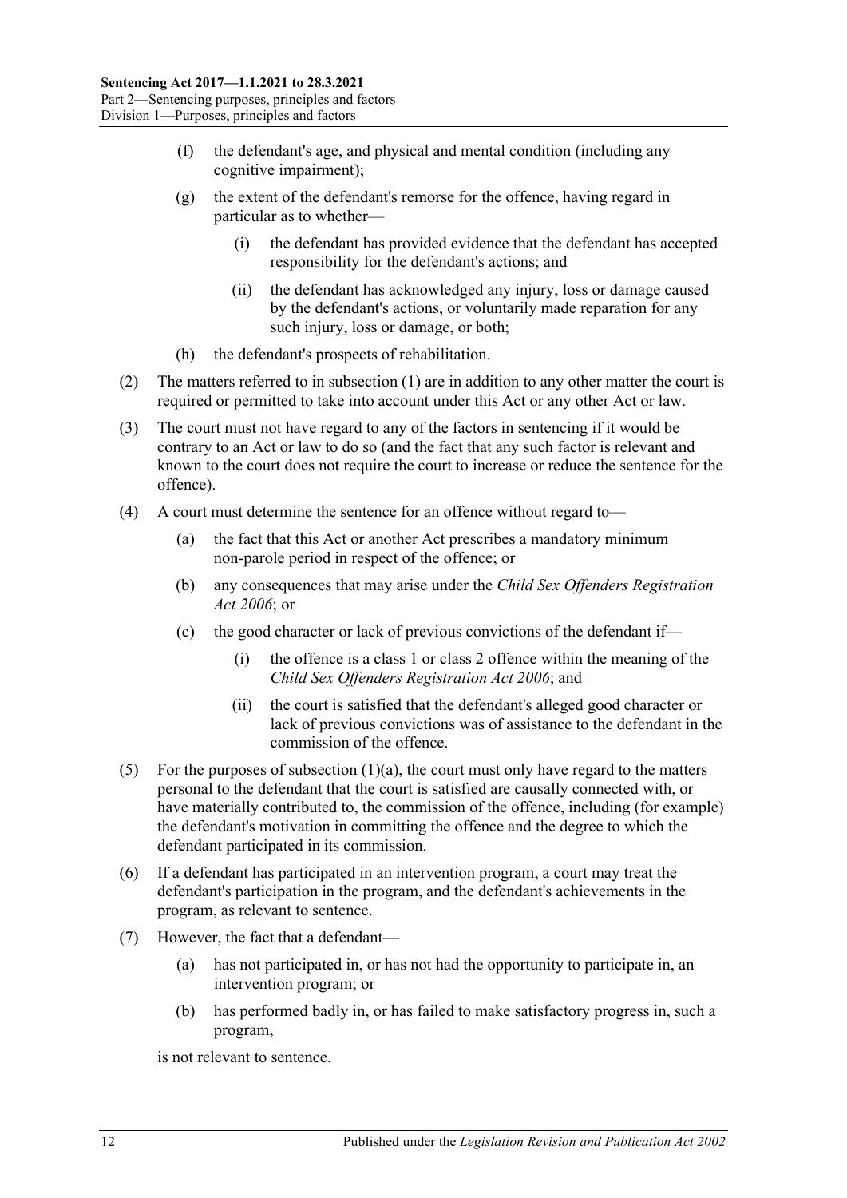(f) the defendant's age, and physical and mental condition (including any cognitive impairment);

(g) the extent of the defendant's remorse for the offence, having regard in particular as to whether—

(i) the defendant has provided evidence that the defendant has accepted responsibility for the defendant's actions; and

(ii) the defendant has acknowledged any injury, loss or damage caused by the defendant's actions, or voluntarily made reparation for any such injury, loss or damage, or both;

(h) the defendant's prospects of rehabilitation.

(2) The matters referred to in subsection (1) are in addition to any other matter the court is required or permitted to take into account under this Act or any other Act or law.

(3) The court must not have regard to any of the factors in sentencing if it would be contrary to an Act or law to do so (and the fact that any such factor is relevant and known to the court does not require the court to increase or reduce the sentence for the offence).

(4) A court must determine the sentence for an offence without regard to—

(a) the fact that this Act or another Act prescribes a mandatory minimum non-parole period in respect of the offence; or

(b) any consequences that may arise under the *Child Sex Offenders Registration Act 2006*; or

(c) the good character or lack of previous convictions of the defendant if—

(i) the offence is a class 1 or class 2 offence within the meaning of the *Child Sex Offenders Registration Act 2006*; and

(ii) the court is satisfied that the defendant's alleged good character or lack of previous convictions was of assistance to the defendant in the commission of the offence.

(5) For the purposes of subsection (1)(a), the court must only have regard to the matters personal to the defendant that the court is satisfied are causally connected with, or have materially contributed to, the commission of the offence, including (for example) the defendant's motivation in committing the offence and the degree to which the defendant participated in its commission.

(6) If a defendant has participated in an intervention program, a court may treat the defendant's participation in the program, and the defendant's achievements in the program, as relevant to sentence.

(7) However, the fact that a defendant—

(a) has not participated in, or has not had the opportunity to participate in, an intervention program; or

(b) has performed badly in, or has failed to make satisfactory progress in, such a program,

is not relevant to sentence.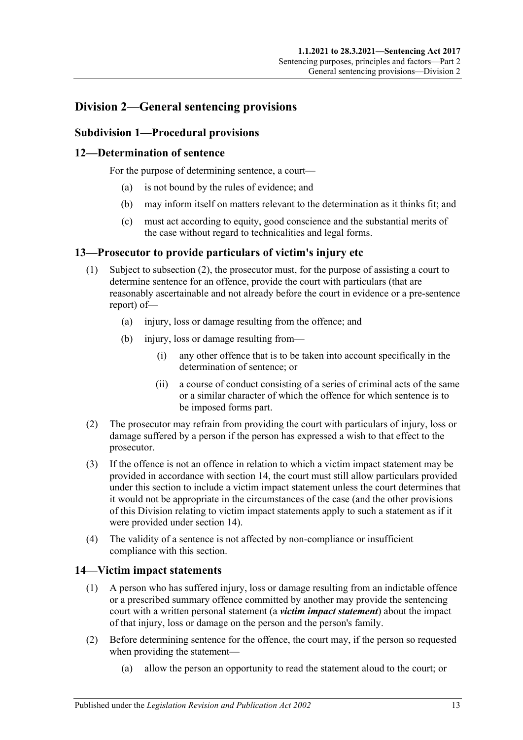## Division 2—General sentencing provisions

### Subdivision 1—Procedural provisions

### 12—Determination of sentence

For the purpose of determining sentence, a court—

(a) is not bound by the rules of evidence; and

(b) may inform itself on matters relevant to the determination as it thinks fit; and

(c) must act according to equity, good conscience and the substantial merits of the case without regard to technicalities and legal forms.

### 13—Prosecutor to provide particulars of victim's injury etc

(1) Subject to subsection (2), the prosecutor must, for the purpose of assisting a court to determine sentence for an offence, provide the court with particulars (that are reasonably ascertainable and not already before the court in evidence or a pre-sentence report) of—

(a) injury, loss or damage resulting from the offence; and

(b) injury, loss or damage resulting from—

(i) any other offence that is to be taken into account specifically in the determination of sentence; or

(ii) a course of conduct consisting of a series of criminal acts of the same or a similar character of which the offence for which sentence is to be imposed forms part.

(2) The prosecutor may refrain from providing the court with particulars of injury, loss or damage suffered by a person if the person has expressed a wish to that effect to the prosecutor.

(3) If the offence is not an offence in relation to which a victim impact statement may be provided in accordance with section 14, the court must still allow particulars provided under this section to include a victim impact statement unless the court determines that it would not be appropriate in the circumstances of the case (and the other provisions of this Division relating to victim impact statements apply to such a statement as if it were provided under section 14).

(4) The validity of a sentence is not affected by non-compliance or insufficient compliance with this section.

### 14—Victim impact statements

(1) A person who has suffered injury, loss or damage resulting from an indictable offence or a prescribed summary offence committed by another may provide the sentencing court with a written personal statement (a ***victim impact statement***) about the impact of that injury, loss or damage on the person and the person's family.

(2) Before determining sentence for the offence, the court may, if the person so requested when providing the statement—

(a) allow the person an opportunity to read the statement aloud to the court; or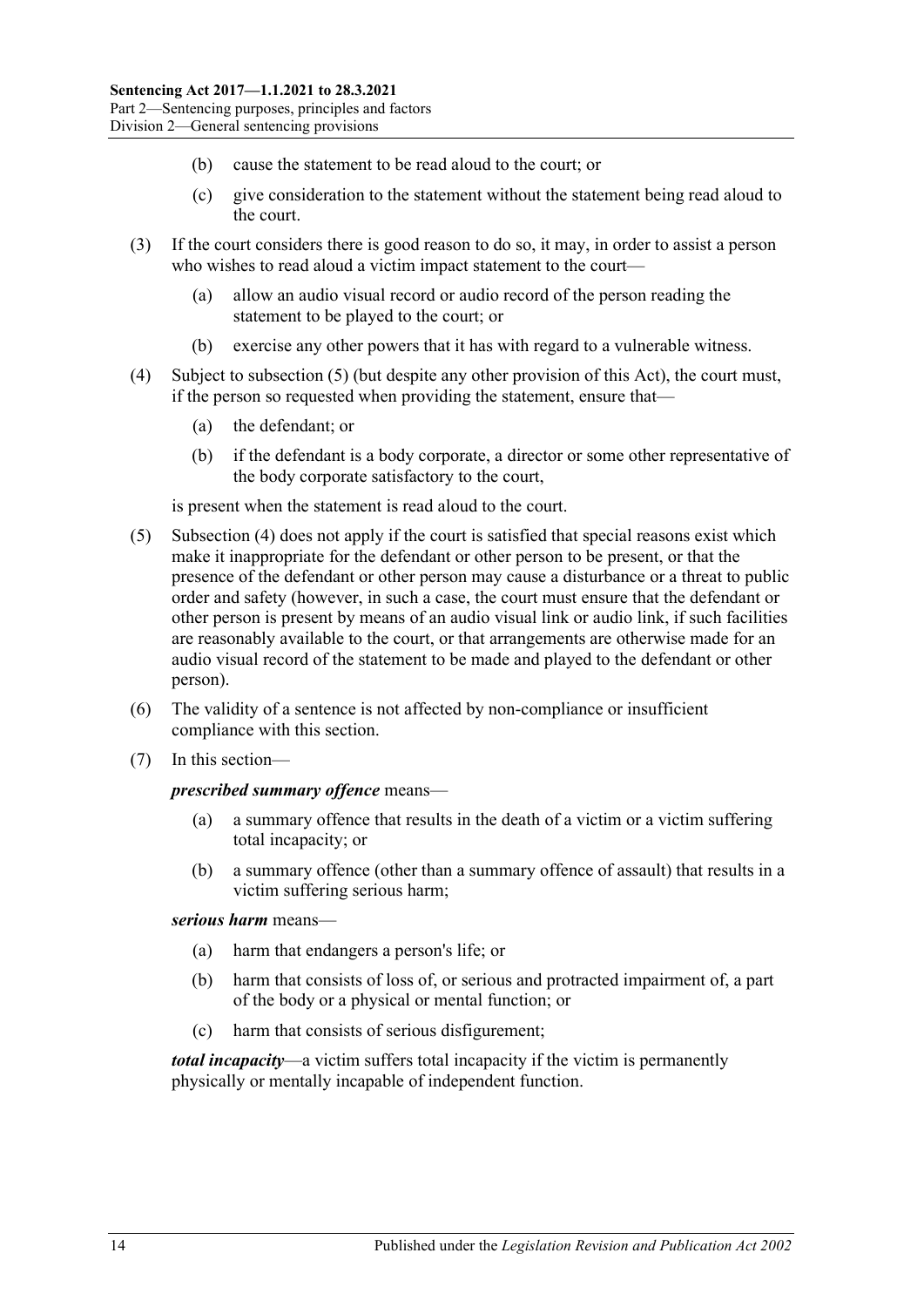(b) cause the statement to be read aloud to the court; or

(c) give consideration to the statement without the statement being read aloud to the court.

(3) If the court considers there is good reason to do so, it may, in order to assist a person who wishes to read aloud a victim impact statement to the court—

(a) allow an audio visual record or audio record of the person reading the statement to be played to the court; or

(b) exercise any other powers that it has with regard to a vulnerable witness.

(4) Subject to subsection (5) (but despite any other provision of this Act), the court must, if the person so requested when providing the statement, ensure that—

(a) the defendant; or

(b) if the defendant is a body corporate, a director or some other representative of the body corporate satisfactory to the court,

is present when the statement is read aloud to the court.

(5) Subsection (4) does not apply if the court is satisfied that special reasons exist which make it inappropriate for the defendant or other person to be present, or that the presence of the defendant or other person may cause a disturbance or a threat to public order and safety (however, in such a case, the court must ensure that the defendant or other person is present by means of an audio visual link or audio link, if such facilities are reasonably available to the court, or that arrangements are otherwise made for an audio visual record of the statement to be made and played to the defendant or other person).

(6) The validity of a sentence is not affected by non-compliance or insufficient compliance with this section.

(7) In this section—

***prescribed summary offence*** means—

(a) a summary offence that results in the death of a victim or a victim suffering total incapacity; or

(b) a summary offence (other than a summary offence of assault) that results in a victim suffering serious harm;

***serious harm*** means—

(a) harm that endangers a person's life; or

(b) harm that consists of loss of, or serious and protracted impairment of, a part of the body or a physical or mental function; or

(c) harm that consists of serious disfigurement;

***total incapacity***—a victim suffers total incapacity if the victim is permanently physically or mentally incapable of independent function.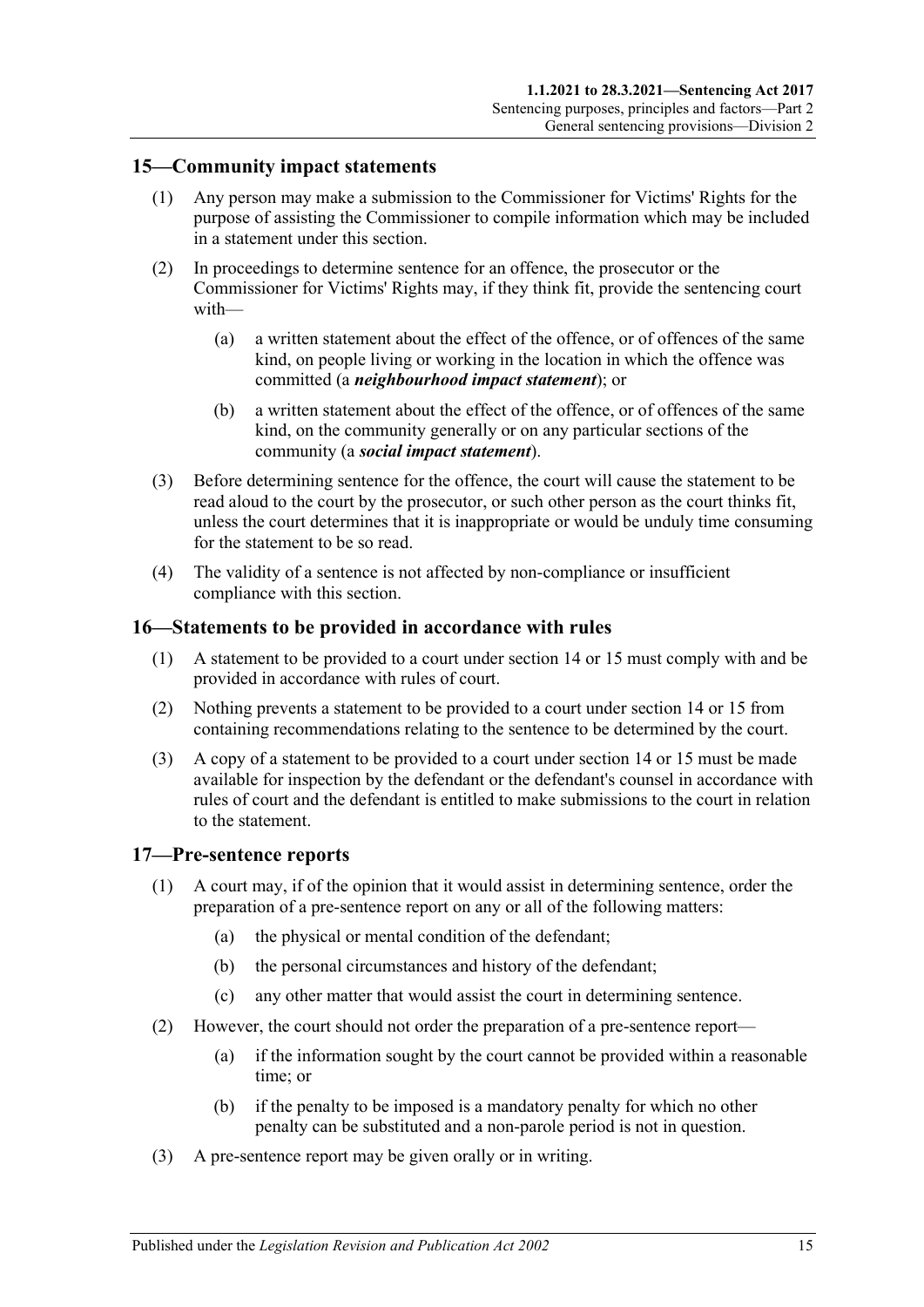## 15—Community impact statements

(1) Any person may make a submission to the Commissioner for Victims' Rights for the purpose of assisting the Commissioner to compile information which may be included in a statement under this section.

(2) In proceedings to determine sentence for an offence, the prosecutor or the Commissioner for Victims' Rights may, if they think fit, provide the sentencing court with—

(a) a written statement about the effect of the offence, or of offences of the same kind, on people living or working in the location in which the offence was committed (a ***neighbourhood impact statement***); or

(b) a written statement about the effect of the offence, or of offences of the same kind, on the community generally or on any particular sections of the community (a ***social impact statement***).

(3) Before determining sentence for the offence, the court will cause the statement to be read aloud to the court by the prosecutor, or such other person as the court thinks fit, unless the court determines that it is inappropriate or would be unduly time consuming for the statement to be so read.

(4) The validity of a sentence is not affected by non-compliance or insufficient compliance with this section.

## 16—Statements to be provided in accordance with rules

(1) A statement to be provided to a court under section 14 or 15 must comply with and be provided in accordance with rules of court.

(2) Nothing prevents a statement to be provided to a court under section 14 or 15 from containing recommendations relating to the sentence to be determined by the court.

(3) A copy of a statement to be provided to a court under section 14 or 15 must be made available for inspection by the defendant or the defendant's counsel in accordance with rules of court and the defendant is entitled to make submissions to the court in relation to the statement.

## 17—Pre-sentence reports

(1) A court may, if of the opinion that it would assist in determining sentence, order the preparation of a pre-sentence report on any or all of the following matters:

(a) the physical or mental condition of the defendant;

(b) the personal circumstances and history of the defendant;

(c) any other matter that would assist the court in determining sentence.

(2) However, the court should not order the preparation of a pre-sentence report—

(a) if the information sought by the court cannot be provided within a reasonable time; or

(b) if the penalty to be imposed is a mandatory penalty for which no other penalty can be substituted and a non-parole period is not in question.

(3) A pre-sentence report may be given orally or in writing.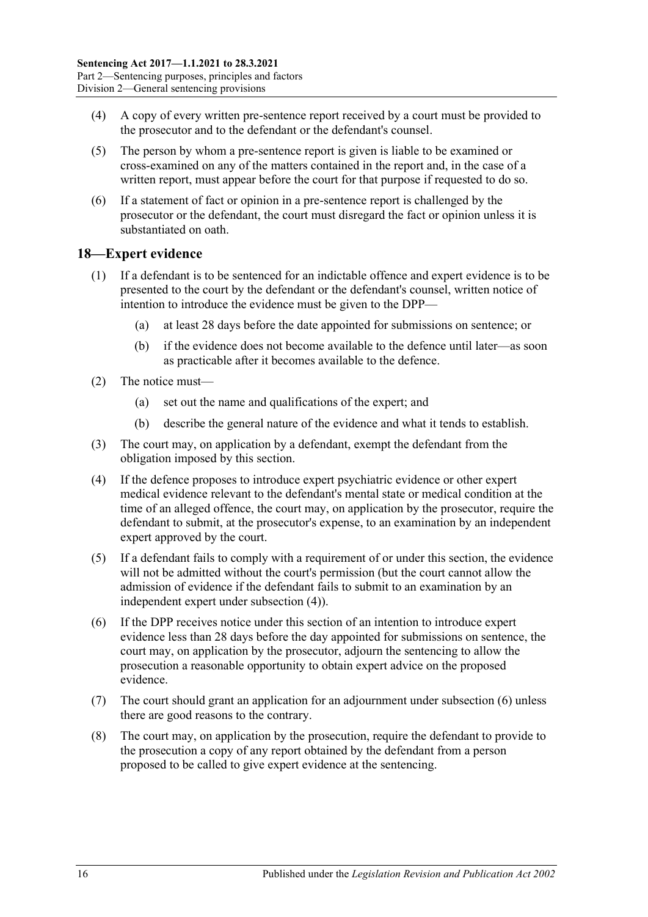(4) A copy of every written pre-sentence report received by a court must be provided to the prosecutor and to the defendant or the defendant's counsel.

(5) The person by whom a pre-sentence report is given is liable to be examined or cross-examined on any of the matters contained in the report and, in the case of a written report, must appear before the court for that purpose if requested to do so.

(6) If a statement of fact or opinion in a pre-sentence report is challenged by the prosecutor or the defendant, the court must disregard the fact or opinion unless it is substantiated on oath.

## 18—Expert evidence

(1) If a defendant is to be sentenced for an indictable offence and expert evidence is to be presented to the court by the defendant or the defendant's counsel, written notice of intention to introduce the evidence must be given to the DPP—

(a) at least 28 days before the date appointed for submissions on sentence; or

(b) if the evidence does not become available to the defence until later—as soon as practicable after it becomes available to the defence.

(2) The notice must—

(a) set out the name and qualifications of the expert; and

(b) describe the general nature of the evidence and what it tends to establish.

(3) The court may, on application by a defendant, exempt the defendant from the obligation imposed by this section.

(4) If the defence proposes to introduce expert psychiatric evidence or other expert medical evidence relevant to the defendant's mental state or medical condition at the time of an alleged offence, the court may, on application by the prosecutor, require the defendant to submit, at the prosecutor's expense, to an examination by an independent expert approved by the court.

(5) If a defendant fails to comply with a requirement of or under this section, the evidence will not be admitted without the court's permission (but the court cannot allow the admission of evidence if the defendant fails to submit to an examination by an independent expert under subsection (4)).

(6) If the DPP receives notice under this section of an intention to introduce expert evidence less than 28 days before the day appointed for submissions on sentence, the court may, on application by the prosecutor, adjourn the sentencing to allow the prosecution a reasonable opportunity to obtain expert advice on the proposed evidence.

(7) The court should grant an application for an adjournment under subsection (6) unless there are good reasons to the contrary.

(8) The court may, on application by the prosecution, require the defendant to provide to the prosecution a copy of any report obtained by the defendant from a person proposed to be called to give expert evidence at the sentencing.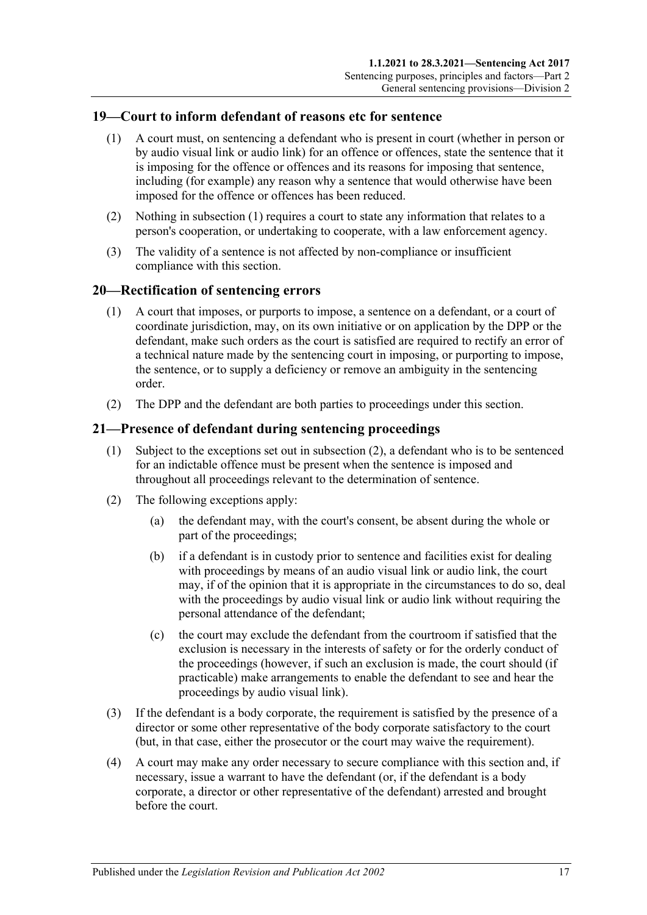## 19—Court to inform defendant of reasons etc for sentence

(1) A court must, on sentencing a defendant who is present in court (whether in person or by audio visual link or audio link) for an offence or offences, state the sentence that it is imposing for the offence or offences and its reasons for imposing that sentence, including (for example) any reason why a sentence that would otherwise have been imposed for the offence or offences has been reduced.

(2) Nothing in subsection (1) requires a court to state any information that relates to a person's cooperation, or undertaking to cooperate, with a law enforcement agency.

(3) The validity of a sentence is not affected by non-compliance or insufficient compliance with this section.

## 20—Rectification of sentencing errors

(1) A court that imposes, or purports to impose, a sentence on a defendant, or a court of coordinate jurisdiction, may, on its own initiative or on application by the DPP or the defendant, make such orders as the court is satisfied are required to rectify an error of a technical nature made by the sentencing court in imposing, or purporting to impose, the sentence, or to supply a deficiency or remove an ambiguity in the sentencing order.

(2) The DPP and the defendant are both parties to proceedings under this section.

## 21—Presence of defendant during sentencing proceedings

(1) Subject to the exceptions set out in subsection (2), a defendant who is to be sentenced for an indictable offence must be present when the sentence is imposed and throughout all proceedings relevant to the determination of sentence.

(2) The following exceptions apply:

(a) the defendant may, with the court's consent, be absent during the whole or part of the proceedings;

(b) if a defendant is in custody prior to sentence and facilities exist for dealing with proceedings by means of an audio visual link or audio link, the court may, if of the opinion that it is appropriate in the circumstances to do so, deal with the proceedings by audio visual link or audio link without requiring the personal attendance of the defendant;

(c) the court may exclude the defendant from the courtroom if satisfied that the exclusion is necessary in the interests of safety or for the orderly conduct of the proceedings (however, if such an exclusion is made, the court should (if practicable) make arrangements to enable the defendant to see and hear the proceedings by audio visual link).

(3) If the defendant is a body corporate, the requirement is satisfied by the presence of a director or some other representative of the body corporate satisfactory to the court (but, in that case, either the prosecutor or the court may waive the requirement).

(4) A court may make any order necessary to secure compliance with this section and, if necessary, issue a warrant to have the defendant (or, if the defendant is a body corporate, a director or other representative of the defendant) arrested and brought before the court.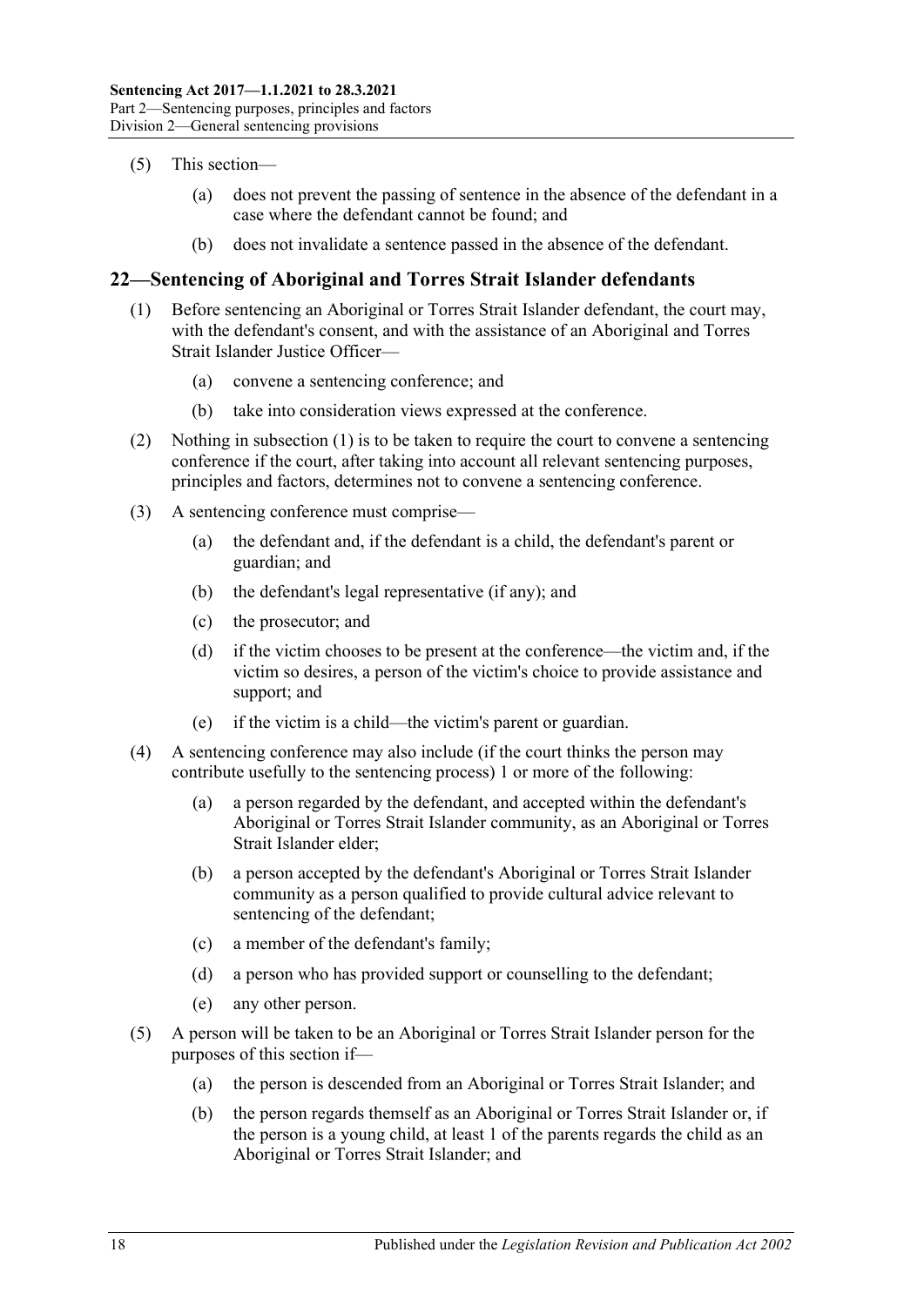(5) This section—

(a) does not prevent the passing of sentence in the absence of the defendant in a case where the defendant cannot be found; and

(b) does not invalidate a sentence passed in the absence of the defendant.

## 22—Sentencing of Aboriginal and Torres Strait Islander defendants

(1) Before sentencing an Aboriginal or Torres Strait Islander defendant, the court may, with the defendant's consent, and with the assistance of an Aboriginal and Torres Strait Islander Justice Officer—

(a) convene a sentencing conference; and

(b) take into consideration views expressed at the conference.

(2) Nothing in subsection (1) is to be taken to require the court to convene a sentencing conference if the court, after taking into account all relevant sentencing purposes, principles and factors, determines not to convene a sentencing conference.

(3) A sentencing conference must comprise—

(a) the defendant and, if the defendant is a child, the defendant's parent or guardian; and

(b) the defendant's legal representative (if any); and

(c) the prosecutor; and

(d) if the victim chooses to be present at the conference—the victim and, if the victim so desires, a person of the victim's choice to provide assistance and support; and

(e) if the victim is a child—the victim's parent or guardian.

(4) A sentencing conference may also include (if the court thinks the person may contribute usefully to the sentencing process) 1 or more of the following:

(a) a person regarded by the defendant, and accepted within the defendant's Aboriginal or Torres Strait Islander community, as an Aboriginal or Torres Strait Islander elder;

(b) a person accepted by the defendant's Aboriginal or Torres Strait Islander community as a person qualified to provide cultural advice relevant to sentencing of the defendant;

(c) a member of the defendant's family;

(d) a person who has provided support or counselling to the defendant;

(e) any other person.

(5) A person will be taken to be an Aboriginal or Torres Strait Islander person for the purposes of this section if—

(a) the person is descended from an Aboriginal or Torres Strait Islander; and

(b) the person regards themself as an Aboriginal or Torres Strait Islander or, if the person is a young child, at least 1 of the parents regards the child as an Aboriginal or Torres Strait Islander; and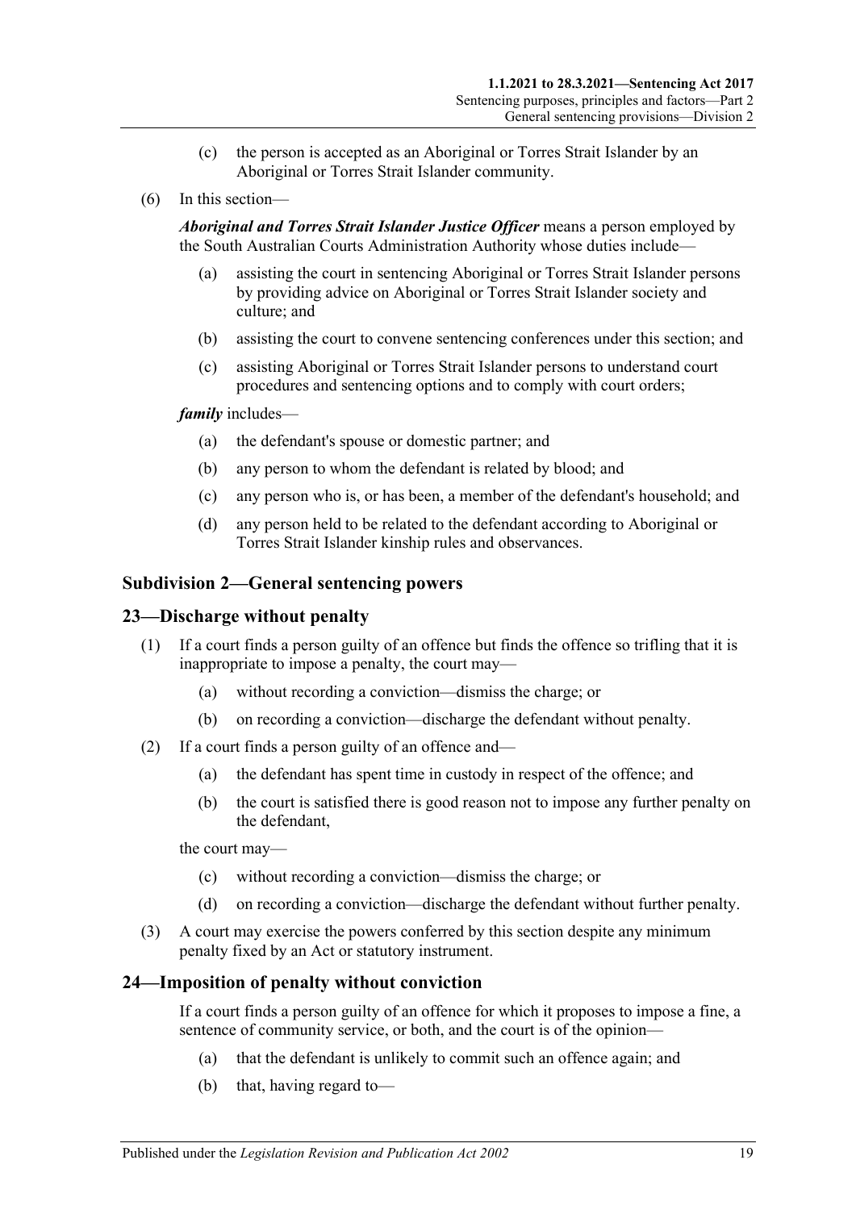(c) the person is accepted as an Aboriginal or Torres Strait Islander by an Aboriginal or Torres Strait Islander community.

(6) In this section—

***Aboriginal and Torres Strait Islander Justice Officer*** means a person employed by the South Australian Courts Administration Authority whose duties include—

(a) assisting the court in sentencing Aboriginal or Torres Strait Islander persons by providing advice on Aboriginal or Torres Strait Islander society and culture; and

(b) assisting the court to convene sentencing conferences under this section; and

(c) assisting Aboriginal or Torres Strait Islander persons to understand court procedures and sentencing options and to comply with court orders;

***family*** includes—

(a) the defendant's spouse or domestic partner; and

(b) any person to whom the defendant is related by blood; and

(c) any person who is, or has been, a member of the defendant's household; and

(d) any person held to be related to the defendant according to Aboriginal or Torres Strait Islander kinship rules and observances.

## Subdivision 2—General sentencing powers

### 23—Discharge without penalty

(1) If a court finds a person guilty of an offence but finds the offence so trifling that it is inappropriate to impose a penalty, the court may—

(a) without recording a conviction—dismiss the charge; or

(b) on recording a conviction—discharge the defendant without penalty.

(2) If a court finds a person guilty of an offence and—

(a) the defendant has spent time in custody in respect of the offence; and

(b) the court is satisfied there is good reason not to impose any further penalty on the defendant,

the court may—

(c) without recording a conviction—dismiss the charge; or

(d) on recording a conviction—discharge the defendant without further penalty.

(3) A court may exercise the powers conferred by this section despite any minimum penalty fixed by an Act or statutory instrument.

### 24—Imposition of penalty without conviction

If a court finds a person guilty of an offence for which it proposes to impose a fine, a sentence of community service, or both, and the court is of the opinion—

(a) that the defendant is unlikely to commit such an offence again; and

(b) that, having regard to—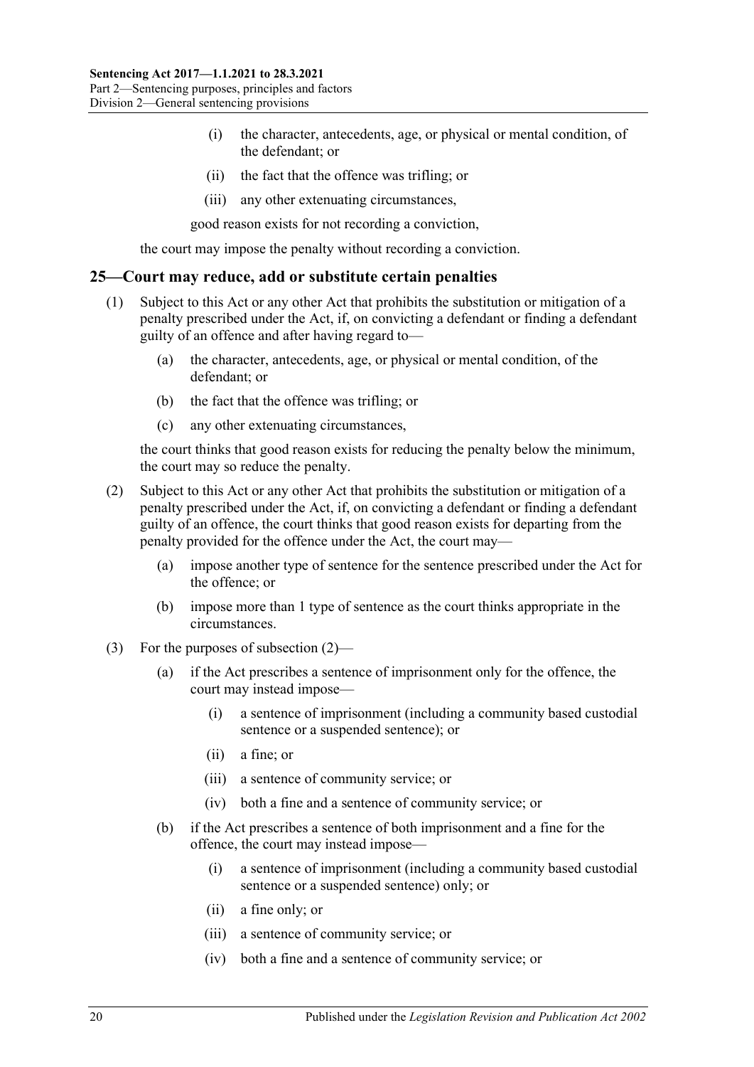(i) the character, antecedents, age, or physical or mental condition, of the defendant; or

(ii) the fact that the offence was trifling; or

(iii) any other extenuating circumstances,

good reason exists for not recording a conviction,

the court may impose the penalty without recording a conviction.

## 25—Court may reduce, add or substitute certain penalties

(1) Subject to this Act or any other Act that prohibits the substitution or mitigation of a penalty prescribed under the Act, if, on convicting a defendant or finding a defendant guilty of an offence and after having regard to—

(a) the character, antecedents, age, or physical or mental condition, of the defendant; or

(b) the fact that the offence was trifling; or

(c) any other extenuating circumstances,

the court thinks that good reason exists for reducing the penalty below the minimum, the court may so reduce the penalty.

(2) Subject to this Act or any other Act that prohibits the substitution or mitigation of a penalty prescribed under the Act, if, on convicting a defendant or finding a defendant guilty of an offence, the court thinks that good reason exists for departing from the penalty provided for the offence under the Act, the court may—

(a) impose another type of sentence for the sentence prescribed under the Act for the offence; or

(b) impose more than 1 type of sentence as the court thinks appropriate in the circumstances.

(3) For the purposes of subsection (2)—

(a) if the Act prescribes a sentence of imprisonment only for the offence, the court may instead impose—

(i) a sentence of imprisonment (including a community based custodial sentence or a suspended sentence); or

(ii) a fine; or

(iii) a sentence of community service; or

(iv) both a fine and a sentence of community service; or

(b) if the Act prescribes a sentence of both imprisonment and a fine for the offence, the court may instead impose—

(i) a sentence of imprisonment (including a community based custodial sentence or a suspended sentence) only; or

(ii) a fine only; or

(iii) a sentence of community service; or

(iv) both a fine and a sentence of community service; or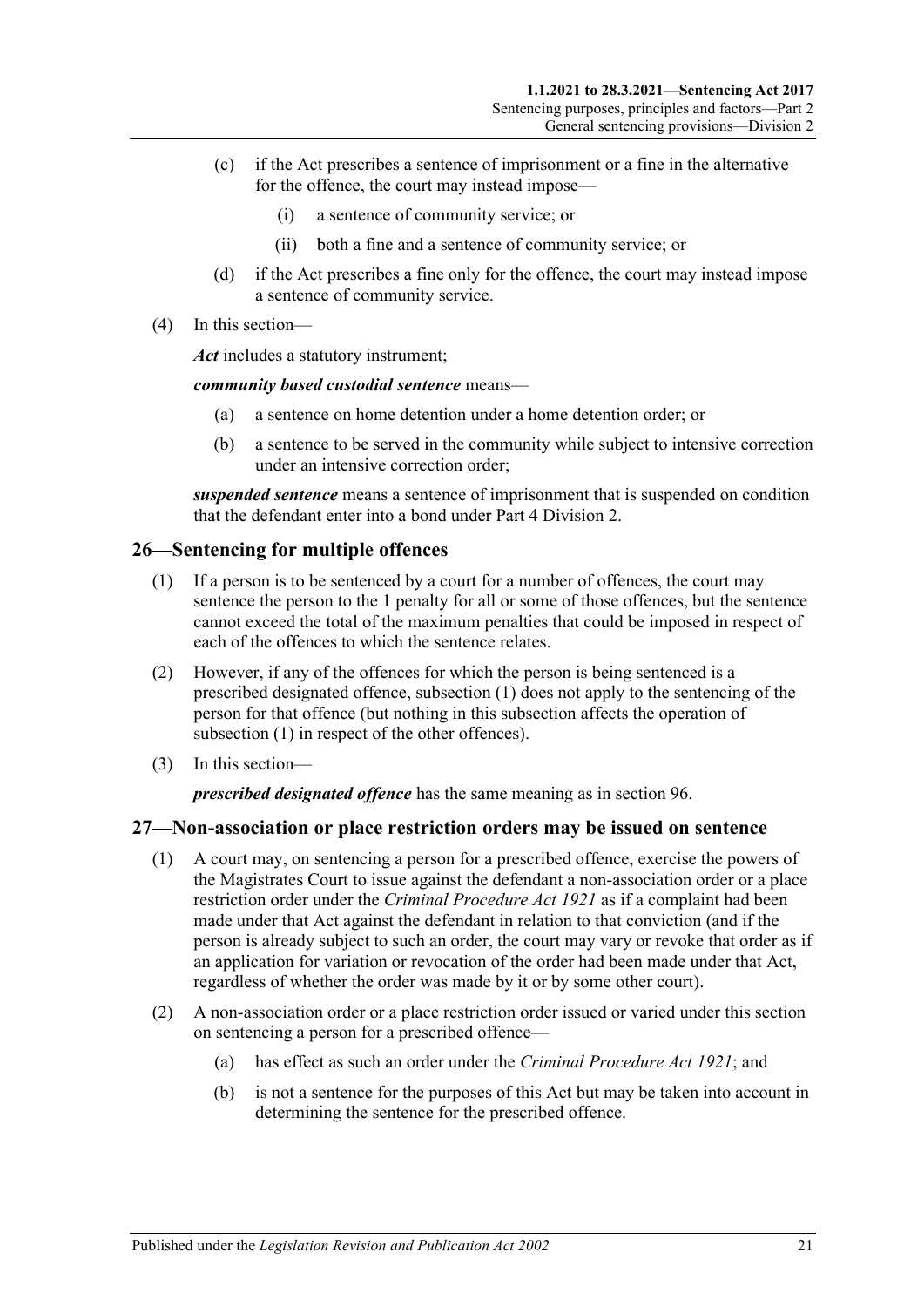(c) if the Act prescribes a sentence of imprisonment or a fine in the alternative for the offence, the court may instead impose—

(i) a sentence of community service; or

(ii) both a fine and a sentence of community service; or

(d) if the Act prescribes a fine only for the offence, the court may instead impose a sentence of community service.

(4) In this section—

***Act*** includes a statutory instrument;

***community based custodial sentence*** means—

(a) a sentence on home detention under a home detention order; or

(b) a sentence to be served in the community while subject to intensive correction under an intensive correction order;

***suspended sentence*** means a sentence of imprisonment that is suspended on condition that the defendant enter into a bond under Part 4 Division 2.

## 26—Sentencing for multiple offences

(1) If a person is to be sentenced by a court for a number of offences, the court may sentence the person to the 1 penalty for all or some of those offences, but the sentence cannot exceed the total of the maximum penalties that could be imposed in respect of each of the offences to which the sentence relates.

(2) However, if any of the offences for which the person is being sentenced is a prescribed designated offence, subsection (1) does not apply to the sentencing of the person for that offence (but nothing in this subsection affects the operation of subsection (1) in respect of the other offences).

(3) In this section—

***prescribed designated offence*** has the same meaning as in section 96.

## 27—Non-association or place restriction orders may be issued on sentence

(1) A court may, on sentencing a person for a prescribed offence, exercise the powers of the Magistrates Court to issue against the defendant a non-association order or a place restriction order under the *Criminal Procedure Act 1921* as if a complaint had been made under that Act against the defendant in relation to that conviction (and if the person is already subject to such an order, the court may vary or revoke that order as if an application for variation or revocation of the order had been made under that Act, regardless of whether the order was made by it or by some other court).

(2) A non-association order or a place restriction order issued or varied under this section on sentencing a person for a prescribed offence—

(a) has effect as such an order under the *Criminal Procedure Act 1921*; and

(b) is not a sentence for the purposes of this Act but may be taken into account in determining the sentence for the prescribed offence.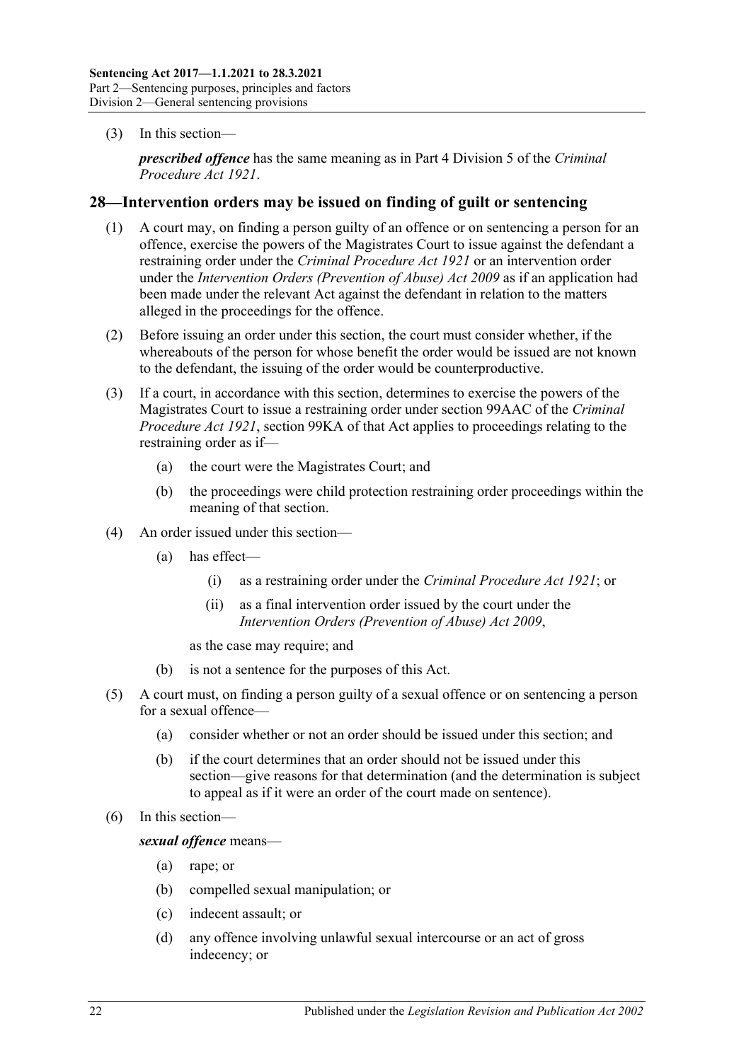(3) In this section—

***prescribed offence*** has the same meaning as in Part 4 Division 5 of the *Criminal Procedure Act 1921*.

## 28—Intervention orders may be issued on finding of guilt or sentencing

(1) A court may, on finding a person guilty of an offence or on sentencing a person for an offence, exercise the powers of the Magistrates Court to issue against the defendant a restraining order under the *Criminal Procedure Act 1921* or an intervention order under the *Intervention Orders (Prevention of Abuse) Act 2009* as if an application had been made under the relevant Act against the defendant in relation to the matters alleged in the proceedings for the offence.

(2) Before issuing an order under this section, the court must consider whether, if the whereabouts of the person for whose benefit the order would be issued are not known to the defendant, the issuing of the order would be counterproductive.

(3) If a court, in accordance with this section, determines to exercise the powers of the Magistrates Court to issue a restraining order under section 99AAC of the *Criminal Procedure Act 1921*, section 99KA of that Act applies to proceedings relating to the restraining order as if—

- (a) the court were the Magistrates Court; and
- (b) the proceedings were child protection restraining order proceedings within the meaning of that section.

(4) An order issued under this section—

- (a) has effect—
  - (i) as a restraining order under the *Criminal Procedure Act 1921*; or
  - (ii) as a final intervention order issued by the court under the *Intervention Orders (Prevention of Abuse) Act 2009*,

  as the case may require; and
- (b) is not a sentence for the purposes of this Act.

(5) A court must, on finding a person guilty of a sexual offence or on sentencing a person for a sexual offence—

- (a) consider whether or not an order should be issued under this section; and
- (b) if the court determines that an order should not be issued under this section—give reasons for that determination (and the determination is subject to appeal as if it were an order of the court made on sentence).

(6) In this section—

***sexual offence*** means—

- (a) rape; or
- (b) compelled sexual manipulation; or
- (c) indecent assault; or
- (d) any offence involving unlawful sexual intercourse or an act of gross indecency; or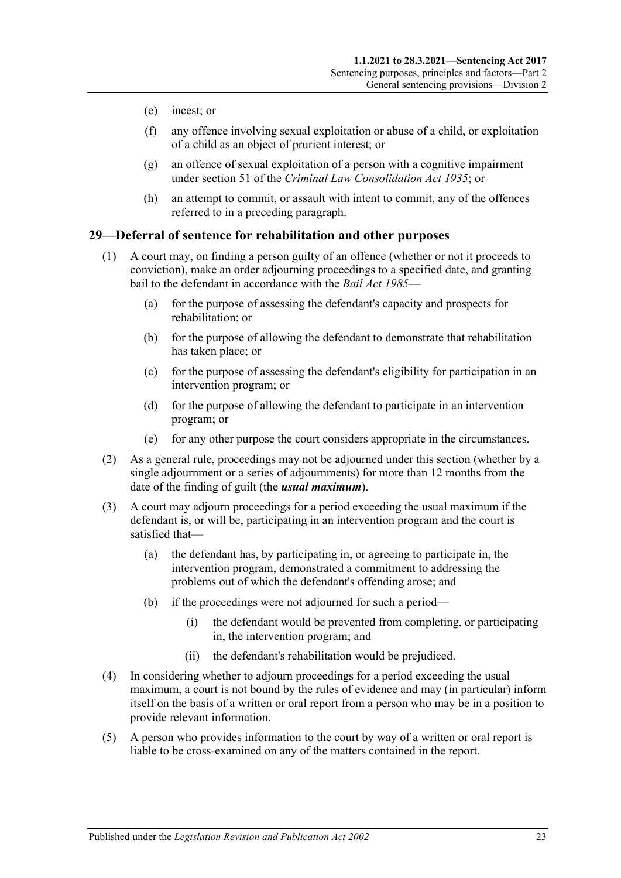(e) incest; or

(f) any offence involving sexual exploitation or abuse of a child, or exploitation of a child as an object of prurient interest; or

(g) an offence of sexual exploitation of a person with a cognitive impairment under section 51 of the *Criminal Law Consolidation Act 1935*; or

(h) an attempt to commit, or assault with intent to commit, any of the offences referred to in a preceding paragraph.

## 29—Deferral of sentence for rehabilitation and other purposes

(1) A court may, on finding a person guilty of an offence (whether or not it proceeds to conviction), make an order adjourning proceedings to a specified date, and granting bail to the defendant in accordance with the *Bail Act 1985*—

(a) for the purpose of assessing the defendant's capacity and prospects for rehabilitation; or

(b) for the purpose of allowing the defendant to demonstrate that rehabilitation has taken place; or

(c) for the purpose of assessing the defendant's eligibility for participation in an intervention program; or

(d) for the purpose of allowing the defendant to participate in an intervention program; or

(e) for any other purpose the court considers appropriate in the circumstances.

(2) As a general rule, proceedings may not be adjourned under this section (whether by a single adjournment or a series of adjournments) for more than 12 months from the date of the finding of guilt (the ***usual maximum***).

(3) A court may adjourn proceedings for a period exceeding the usual maximum if the defendant is, or will be, participating in an intervention program and the court is satisfied that—

(a) the defendant has, by participating in, or agreeing to participate in, the intervention program, demonstrated a commitment to addressing the problems out of which the defendant's offending arose; and

(b) if the proceedings were not adjourned for such a period—

(i) the defendant would be prevented from completing, or participating in, the intervention program; and

(ii) the defendant's rehabilitation would be prejudiced.

(4) In considering whether to adjourn proceedings for a period exceeding the usual maximum, a court is not bound by the rules of evidence and may (in particular) inform itself on the basis of a written or oral report from a person who may be in a position to provide relevant information.

(5) A person who provides information to the court by way of a written or oral report is liable to be cross-examined on any of the matters contained in the report.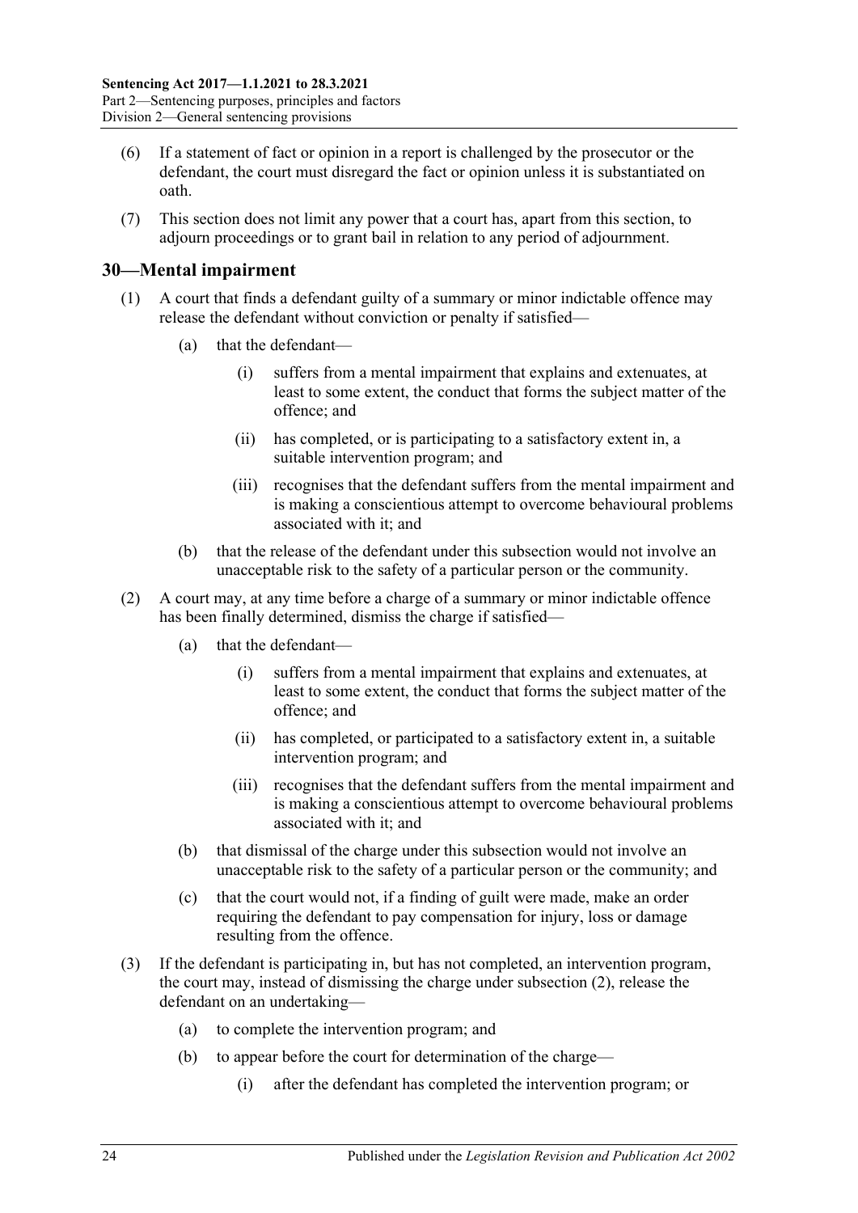(6) If a statement of fact or opinion in a report is challenged by the prosecutor or the defendant, the court must disregard the fact or opinion unless it is substantiated on oath.

(7) This section does not limit any power that a court has, apart from this section, to adjourn proceedings or to grant bail in relation to any period of adjournment.

## 30—Mental impairment

(1) A court that finds a defendant guilty of a summary or minor indictable offence may release the defendant without conviction or penalty if satisfied—

- (a) that the defendant—
  - (i) suffers from a mental impairment that explains and extenuates, at least to some extent, the conduct that forms the subject matter of the offence; and
  - (ii) has completed, or is participating to a satisfactory extent in, a suitable intervention program; and
  - (iii) recognises that the defendant suffers from the mental impairment and is making a conscientious attempt to overcome behavioural problems associated with it; and
- (b) that the release of the defendant under this subsection would not involve an unacceptable risk to the safety of a particular person or the community.

(2) A court may, at any time before a charge of a summary or minor indictable offence has been finally determined, dismiss the charge if satisfied—

- (a) that the defendant—
  - (i) suffers from a mental impairment that explains and extenuates, at least to some extent, the conduct that forms the subject matter of the offence; and
  - (ii) has completed, or participated to a satisfactory extent in, a suitable intervention program; and
  - (iii) recognises that the defendant suffers from the mental impairment and is making a conscientious attempt to overcome behavioural problems associated with it; and
- (b) that dismissal of the charge under this subsection would not involve an unacceptable risk to the safety of a particular person or the community; and
- (c) that the court would not, if a finding of guilt were made, make an order requiring the defendant to pay compensation for injury, loss or damage resulting from the offence.

(3) If the defendant is participating in, but has not completed, an intervention program, the court may, instead of dismissing the charge under subsection (2), release the defendant on an undertaking—

- (a) to complete the intervention program; and
- (b) to appear before the court for determination of the charge—
  - (i) after the defendant has completed the intervention program; or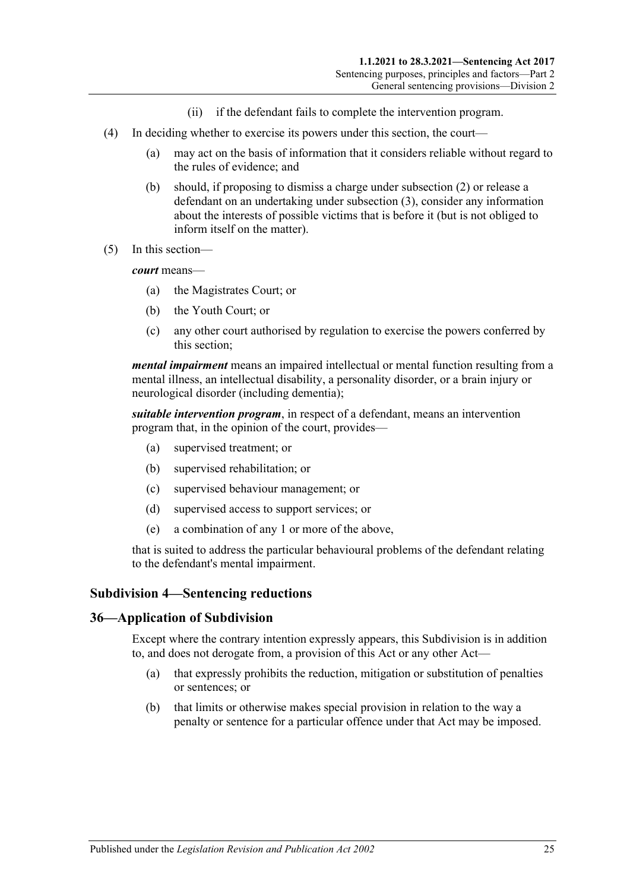(ii) if the defendant fails to complete the intervention program.

(4) In deciding whether to exercise its powers under this section, the court—

(a) may act on the basis of information that it considers reliable without regard to the rules of evidence; and

(b) should, if proposing to dismiss a charge under subsection (2) or release a defendant on an undertaking under subsection (3), consider any information about the interests of possible victims that is before it (but is not obliged to inform itself on the matter).

(5) In this section—

***court*** means—

(a) the Magistrates Court; or

(b) the Youth Court; or

(c) any other court authorised by regulation to exercise the powers conferred by this section;

***mental impairment*** means an impaired intellectual or mental function resulting from a mental illness, an intellectual disability, a personality disorder, or a brain injury or neurological disorder (including dementia);

***suitable intervention program***, in respect of a defendant, means an intervention program that, in the opinion of the court, provides—

(a) supervised treatment; or

(b) supervised rehabilitation; or

(c) supervised behaviour management; or

(d) supervised access to support services; or

(e) a combination of any 1 or more of the above,

that is suited to address the particular behavioural problems of the defendant relating to the defendant's mental impairment.

### Subdivision 4—Sentencing reductions

### 36—Application of Subdivision

Except where the contrary intention expressly appears, this Subdivision is in addition to, and does not derogate from, a provision of this Act or any other Act—

(a) that expressly prohibits the reduction, mitigation or substitution of penalties or sentences; or

(b) that limits or otherwise makes special provision in relation to the way a penalty or sentence for a particular offence under that Act may be imposed.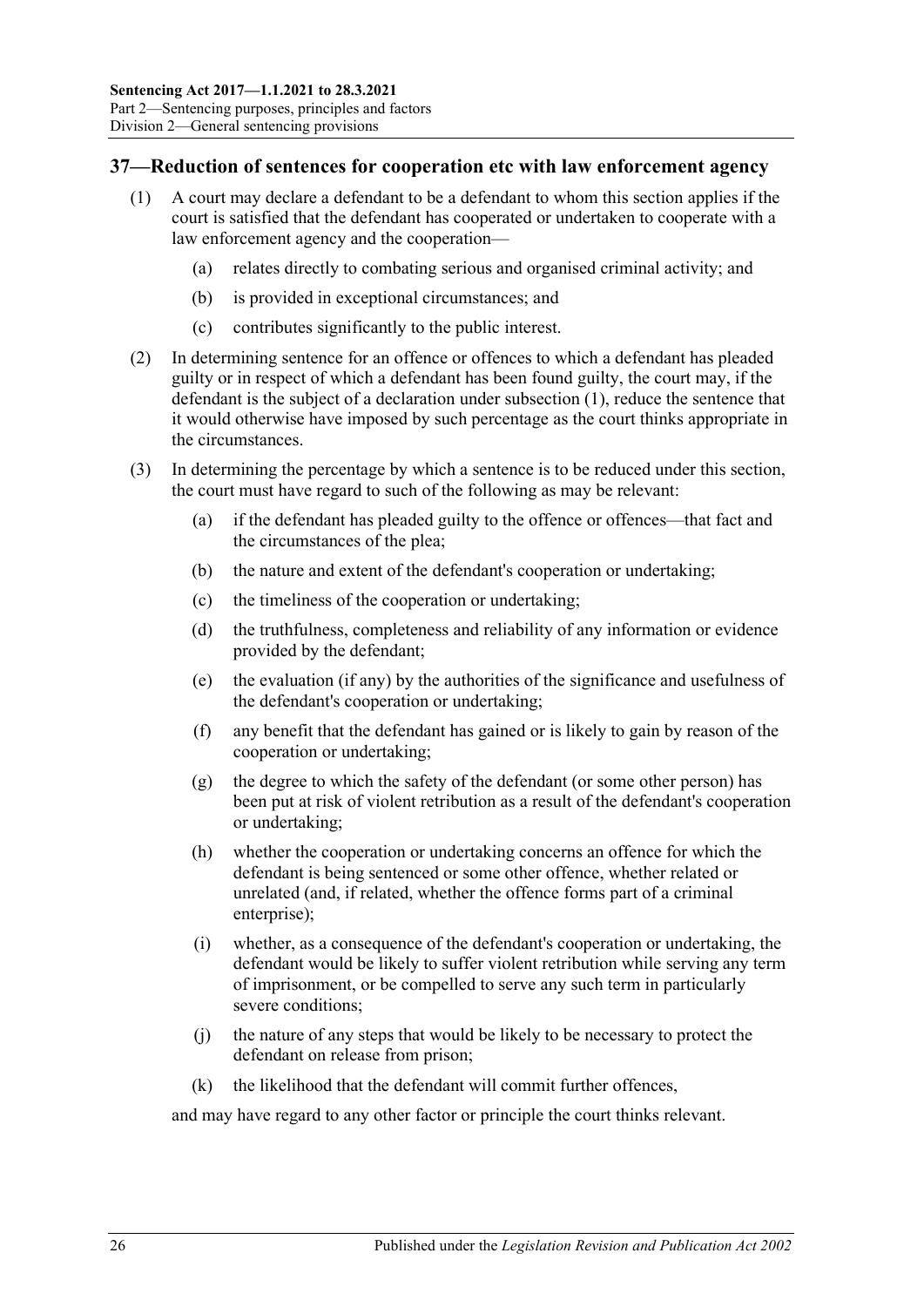## 37—Reduction of sentences for cooperation etc with law enforcement agency

(1) A court may declare a defendant to be a defendant to whom this section applies if the court is satisfied that the defendant has cooperated or undertaken to cooperate with a law enforcement agency and the cooperation—

(a) relates directly to combating serious and organised criminal activity; and

(b) is provided in exceptional circumstances; and

(c) contributes significantly to the public interest.

(2) In determining sentence for an offence or offences to which a defendant has pleaded guilty or in respect of which a defendant has been found guilty, the court may, if the defendant is the subject of a declaration under subsection (1), reduce the sentence that it would otherwise have imposed by such percentage as the court thinks appropriate in the circumstances.

(3) In determining the percentage by which a sentence is to be reduced under this section, the court must have regard to such of the following as may be relevant:

(a) if the defendant has pleaded guilty to the offence or offences—that fact and the circumstances of the plea;

(b) the nature and extent of the defendant's cooperation or undertaking;

(c) the timeliness of the cooperation or undertaking;

(d) the truthfulness, completeness and reliability of any information or evidence provided by the defendant;

(e) the evaluation (if any) by the authorities of the significance and usefulness of the defendant's cooperation or undertaking;

(f) any benefit that the defendant has gained or is likely to gain by reason of the cooperation or undertaking;

(g) the degree to which the safety of the defendant (or some other person) has been put at risk of violent retribution as a result of the defendant's cooperation or undertaking;

(h) whether the cooperation or undertaking concerns an offence for which the defendant is being sentenced or some other offence, whether related or unrelated (and, if related, whether the offence forms part of a criminal enterprise);

(i) whether, as a consequence of the defendant's cooperation or undertaking, the defendant would be likely to suffer violent retribution while serving any term of imprisonment, or be compelled to serve any such term in particularly severe conditions;

(j) the nature of any steps that would be likely to be necessary to protect the defendant on release from prison;

(k) the likelihood that the defendant will commit further offences,

and may have regard to any other factor or principle the court thinks relevant.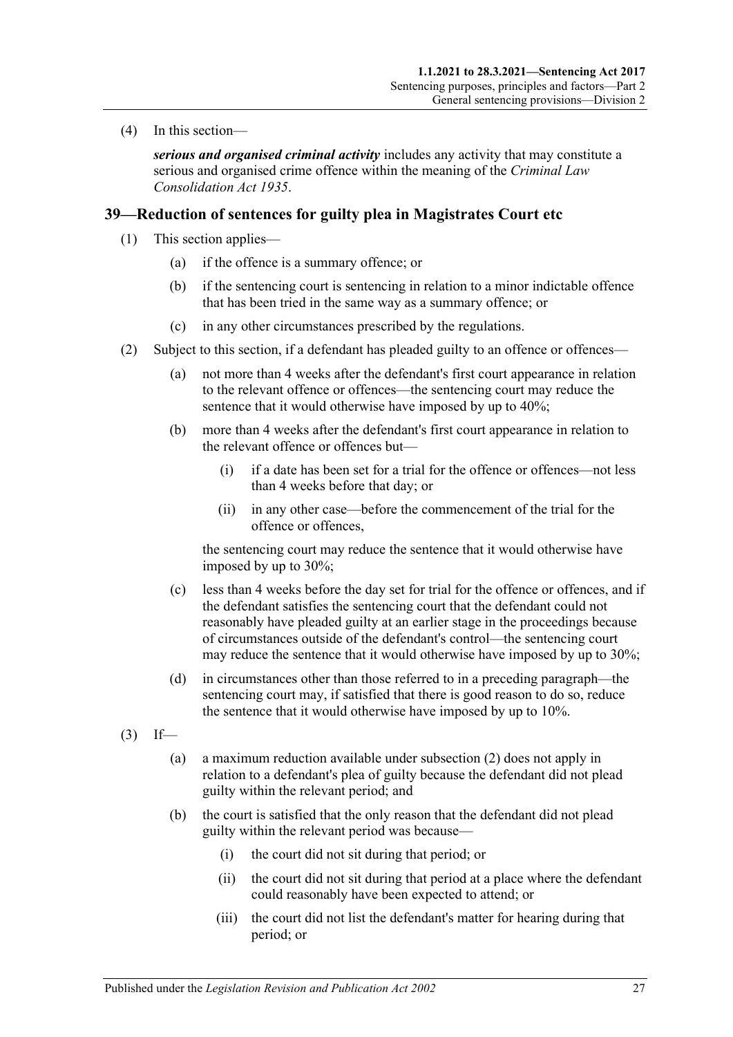(4) In this section—

***serious and organised criminal activity*** includes any activity that may constitute a serious and organised crime offence within the meaning of the *Criminal Law Consolidation Act 1935*.

## 39—Reduction of sentences for guilty plea in Magistrates Court etc

(1) This section applies—

(a) if the offence is a summary offence; or

(b) if the sentencing court is sentencing in relation to a minor indictable offence that has been tried in the same way as a summary offence; or

(c) in any other circumstances prescribed by the regulations.

(2) Subject to this section, if a defendant has pleaded guilty to an offence or offences—

(a) not more than 4 weeks after the defendant's first court appearance in relation to the relevant offence or offences—the sentencing court may reduce the sentence that it would otherwise have imposed by up to 40%;

(b) more than 4 weeks after the defendant's first court appearance in relation to the relevant offence or offences but—

(i) if a date has been set for a trial for the offence or offences—not less than 4 weeks before that day; or

(ii) in any other case—before the commencement of the trial for the offence or offences,

the sentencing court may reduce the sentence that it would otherwise have imposed by up to 30%;

(c) less than 4 weeks before the day set for trial for the offence or offences, and if the defendant satisfies the sentencing court that the defendant could not reasonably have pleaded guilty at an earlier stage in the proceedings because of circumstances outside of the defendant's control—the sentencing court may reduce the sentence that it would otherwise have imposed by up to 30%;

(d) in circumstances other than those referred to in a preceding paragraph—the sentencing court may, if satisfied that there is good reason to do so, reduce the sentence that it would otherwise have imposed by up to 10%.

(3) If—

(a) a maximum reduction available under subsection (2) does not apply in relation to a defendant's plea of guilty because the defendant did not plead guilty within the relevant period; and

(b) the court is satisfied that the only reason that the defendant did not plead guilty within the relevant period was because—

(i) the court did not sit during that period; or

(ii) the court did not sit during that period at a place where the defendant could reasonably have been expected to attend; or

(iii) the court did not list the defendant's matter for hearing during that period; or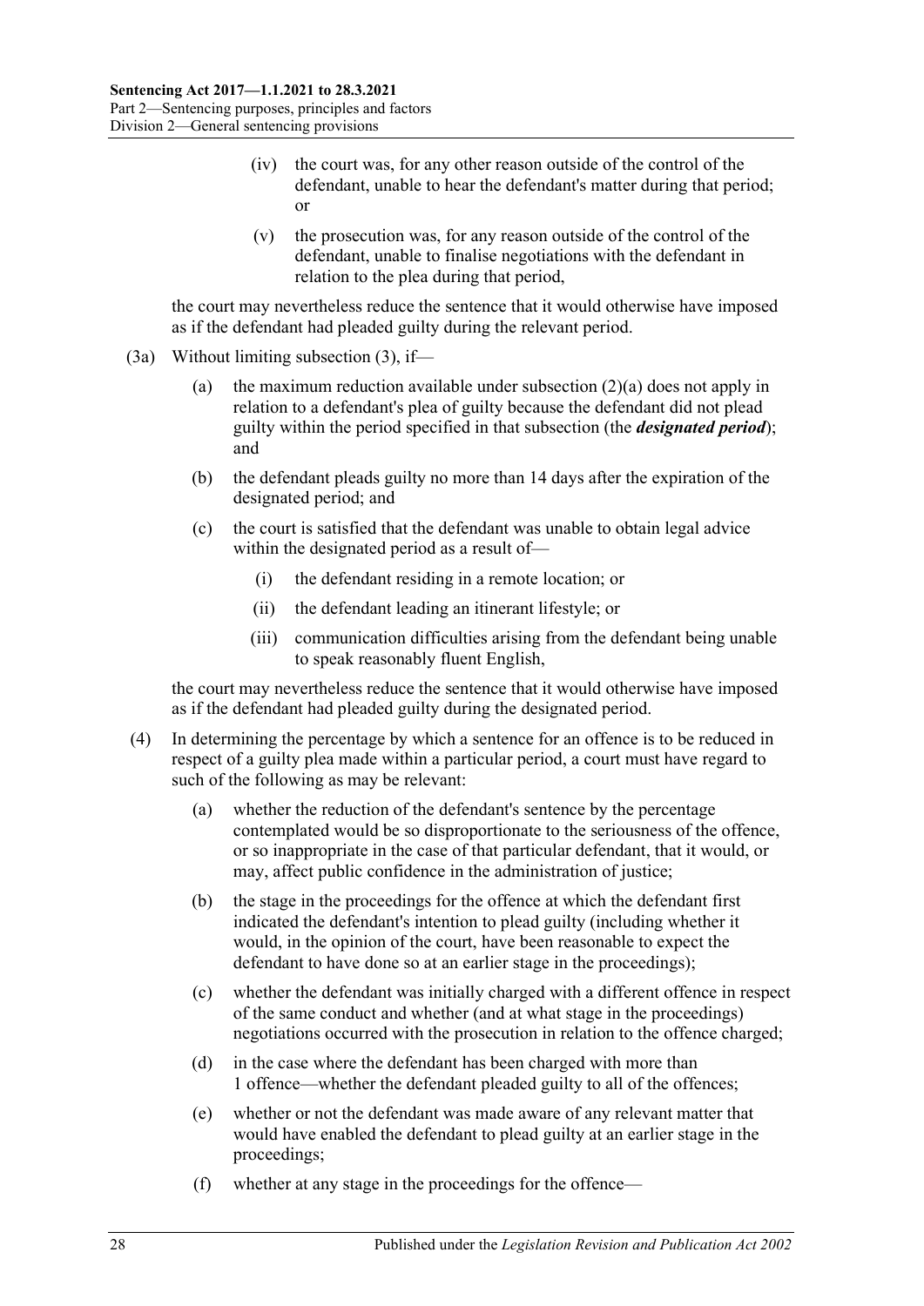(iv) the court was, for any other reason outside of the control of the defendant, unable to hear the defendant's matter during that period; or

(v) the prosecution was, for any reason outside of the control of the defendant, unable to finalise negotiations with the defendant in relation to the plea during that period,

the court may nevertheless reduce the sentence that it would otherwise have imposed as if the defendant had pleaded guilty during the relevant period.

(3a) Without limiting subsection (3), if—

(a) the maximum reduction available under subsection (2)(a) does not apply in relation to a defendant's plea of guilty because the defendant did not plead guilty within the period specified in that subsection (the ***designated period***); and

(b) the defendant pleads guilty no more than 14 days after the expiration of the designated period; and

(c) the court is satisfied that the defendant was unable to obtain legal advice within the designated period as a result of—

(i) the defendant residing in a remote location; or

(ii) the defendant leading an itinerant lifestyle; or

(iii) communication difficulties arising from the defendant being unable to speak reasonably fluent English,

the court may nevertheless reduce the sentence that it would otherwise have imposed as if the defendant had pleaded guilty during the designated period.

(4) In determining the percentage by which a sentence for an offence is to be reduced in respect of a guilty plea made within a particular period, a court must have regard to such of the following as may be relevant:

(a) whether the reduction of the defendant's sentence by the percentage contemplated would be so disproportionate to the seriousness of the offence, or so inappropriate in the case of that particular defendant, that it would, or may, affect public confidence in the administration of justice;

(b) the stage in the proceedings for the offence at which the defendant first indicated the defendant's intention to plead guilty (including whether it would, in the opinion of the court, have been reasonable to expect the defendant to have done so at an earlier stage in the proceedings);

(c) whether the defendant was initially charged with a different offence in respect of the same conduct and whether (and at what stage in the proceedings) negotiations occurred with the prosecution in relation to the offence charged;

(d) in the case where the defendant has been charged with more than 1 offence—whether the defendant pleaded guilty to all of the offences;

(e) whether or not the defendant was made aware of any relevant matter that would have enabled the defendant to plead guilty at an earlier stage in the proceedings;

(f) whether at any stage in the proceedings for the offence—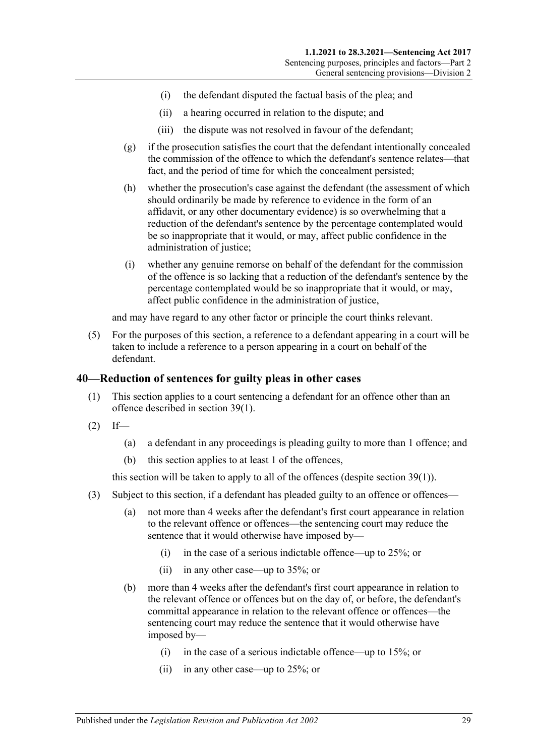(i) the defendant disputed the factual basis of the plea; and

(ii) a hearing occurred in relation to the dispute; and

(iii) the dispute was not resolved in favour of the defendant;

(g) if the prosecution satisfies the court that the defendant intentionally concealed the commission of the offence to which the defendant's sentence relates—that fact, and the period of time for which the concealment persisted;

(h) whether the prosecution's case against the defendant (the assessment of which should ordinarily be made by reference to evidence in the form of an affidavit, or any other documentary evidence) is so overwhelming that a reduction of the defendant's sentence by the percentage contemplated would be so inappropriate that it would, or may, affect public confidence in the administration of justice;

(i) whether any genuine remorse on behalf of the defendant for the commission of the offence is so lacking that a reduction of the defendant's sentence by the percentage contemplated would be so inappropriate that it would, or may, affect public confidence in the administration of justice,

and may have regard to any other factor or principle the court thinks relevant.

(5) For the purposes of this section, a reference to a defendant appearing in a court will be taken to include a reference to a person appearing in a court on behalf of the defendant.

## 40—Reduction of sentences for guilty pleas in other cases

(1) This section applies to a court sentencing a defendant for an offence other than an offence described in section 39(1).

(2) If—

(a) a defendant in any proceedings is pleading guilty to more than 1 offence; and

(b) this section applies to at least 1 of the offences,

this section will be taken to apply to all of the offences (despite section 39(1)).

(3) Subject to this section, if a defendant has pleaded guilty to an offence or offences—

(a) not more than 4 weeks after the defendant's first court appearance in relation to the relevant offence or offences—the sentencing court may reduce the sentence that it would otherwise have imposed by—

(i) in the case of a serious indictable offence—up to 25%; or

(ii) in any other case—up to 35%; or

(b) more than 4 weeks after the defendant's first court appearance in relation to the relevant offence or offences but on the day of, or before, the defendant's committal appearance in relation to the relevant offence or offences—the sentencing court may reduce the sentence that it would otherwise have imposed by—

(i) in the case of a serious indictable offence—up to 15%; or

(ii) in any other case—up to 25%; or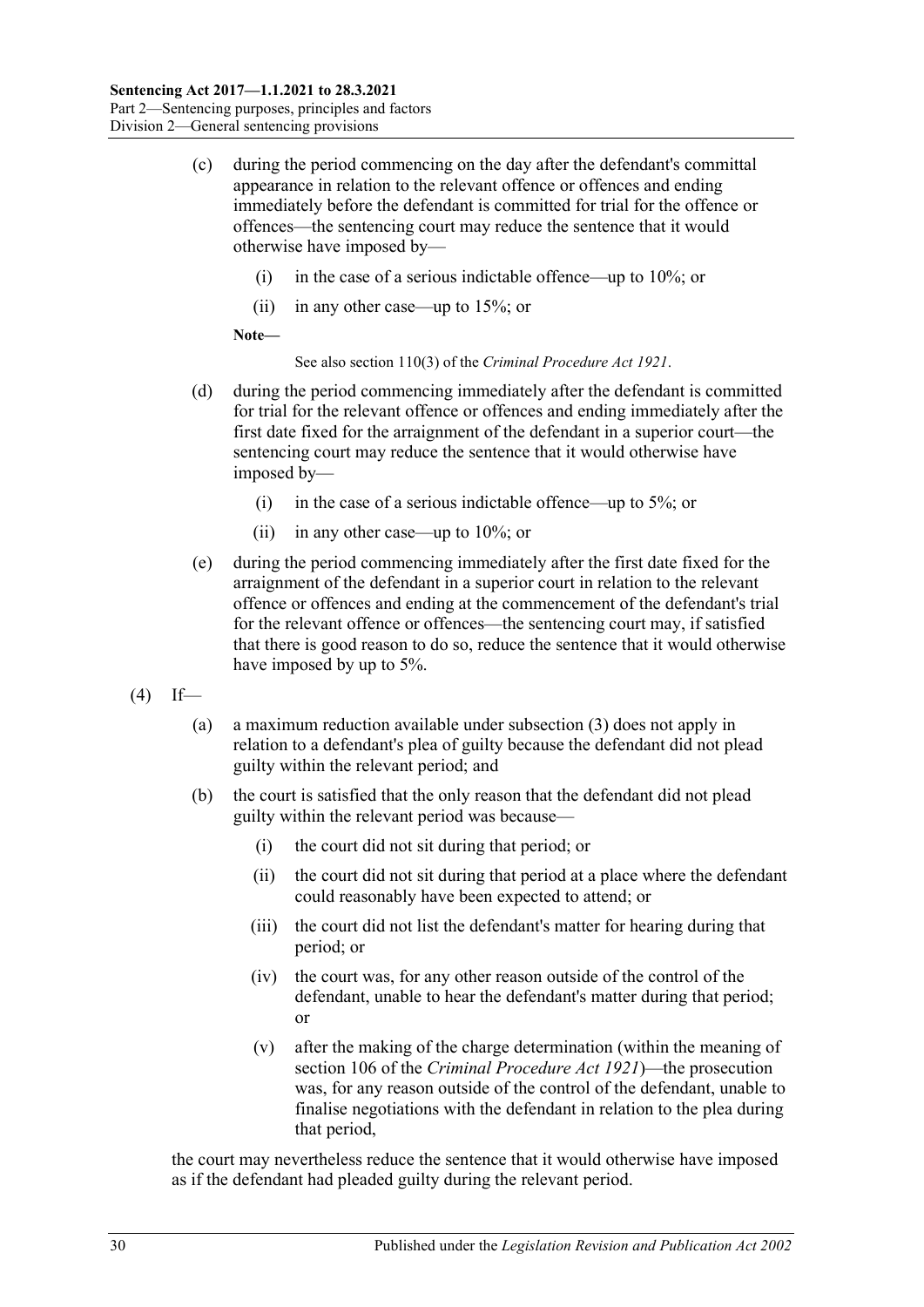(c) during the period commencing on the day after the defendant's committal appearance in relation to the relevant offence or offences and ending immediately before the defendant is committed for trial for the offence or offences—the sentencing court may reduce the sentence that it would otherwise have imposed by—

(i) in the case of a serious indictable offence—up to 10%; or

(ii) in any other case—up to 15%; or

**Note—**

See also section 110(3) of the *Criminal Procedure Act 1921*.

(d) during the period commencing immediately after the defendant is committed for trial for the relevant offence or offences and ending immediately after the first date fixed for the arraignment of the defendant in a superior court—the sentencing court may reduce the sentence that it would otherwise have imposed by—

(i) in the case of a serious indictable offence—up to 5%; or

(ii) in any other case—up to 10%; or

(e) during the period commencing immediately after the first date fixed for the arraignment of the defendant in a superior court in relation to the relevant offence or offences and ending at the commencement of the defendant's trial for the relevant offence or offences—the sentencing court may, if satisfied that there is good reason to do so, reduce the sentence that it would otherwise have imposed by up to 5%.

(4) If—

(a) a maximum reduction available under subsection (3) does not apply in relation to a defendant's plea of guilty because the defendant did not plead guilty within the relevant period; and

(b) the court is satisfied that the only reason that the defendant did not plead guilty within the relevant period was because—

(i) the court did not sit during that period; or

(ii) the court did not sit during that period at a place where the defendant could reasonably have been expected to attend; or

(iii) the court did not list the defendant's matter for hearing during that period; or

(iv) the court was, for any other reason outside of the control of the defendant, unable to hear the defendant's matter during that period; or

(v) after the making of the charge determination (within the meaning of section 106 of the *Criminal Procedure Act 1921*)—the prosecution was, for any reason outside of the control of the defendant, unable to finalise negotiations with the defendant in relation to the plea during that period,

the court may nevertheless reduce the sentence that it would otherwise have imposed as if the defendant had pleaded guilty during the relevant period.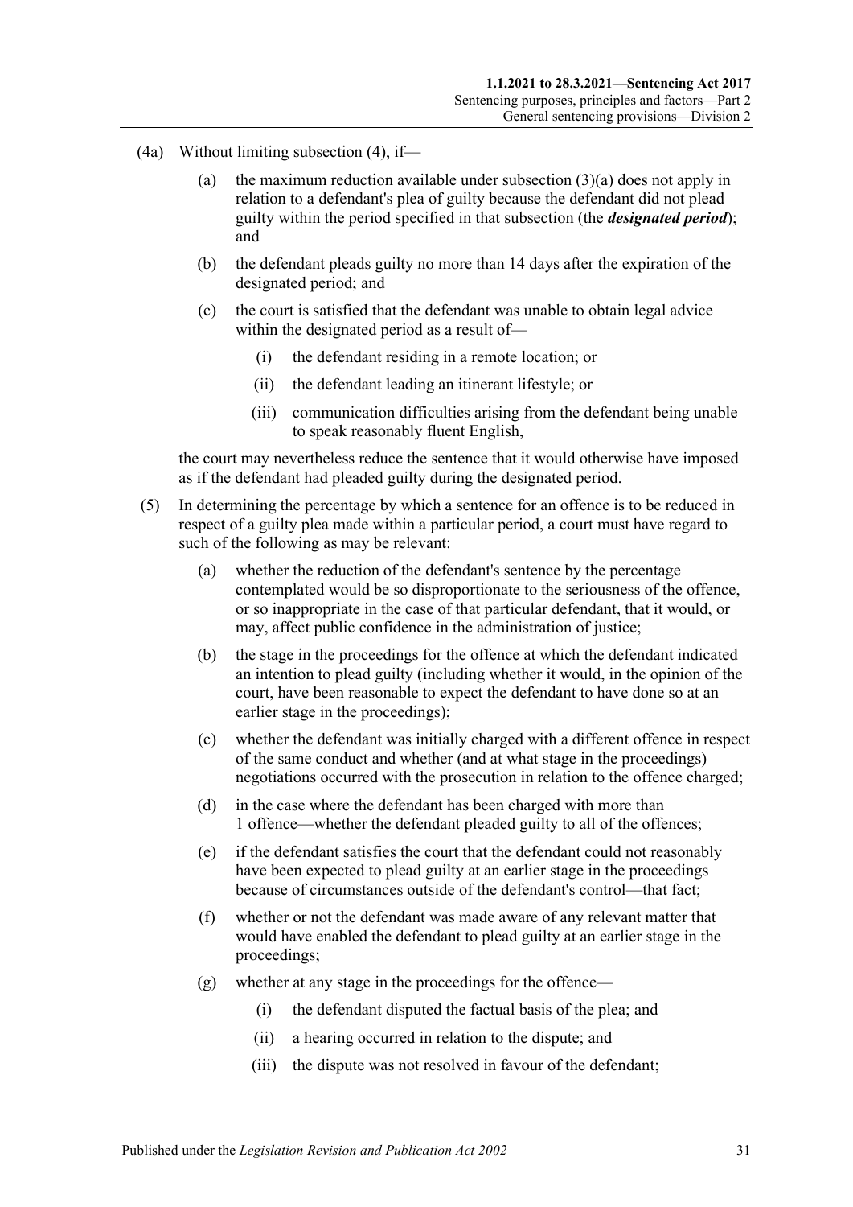(4a) Without limiting subsection (4), if—

(a) the maximum reduction available under subsection (3)(a) does not apply in relation to a defendant's plea of guilty because the defendant did not plead guilty within the period specified in that subsection (the ***designated period***); and

(b) the defendant pleads guilty no more than 14 days after the expiration of the designated period; and

(c) the court is satisfied that the defendant was unable to obtain legal advice within the designated period as a result of—

(i) the defendant residing in a remote location; or

(ii) the defendant leading an itinerant lifestyle; or

(iii) communication difficulties arising from the defendant being unable to speak reasonably fluent English,

the court may nevertheless reduce the sentence that it would otherwise have imposed as if the defendant had pleaded guilty during the designated period.

(5) In determining the percentage by which a sentence for an offence is to be reduced in respect of a guilty plea made within a particular period, a court must have regard to such of the following as may be relevant:

(a) whether the reduction of the defendant's sentence by the percentage contemplated would be so disproportionate to the seriousness of the offence, or so inappropriate in the case of that particular defendant, that it would, or may, affect public confidence in the administration of justice;

(b) the stage in the proceedings for the offence at which the defendant indicated an intention to plead guilty (including whether it would, in the opinion of the court, have been reasonable to expect the defendant to have done so at an earlier stage in the proceedings);

(c) whether the defendant was initially charged with a different offence in respect of the same conduct and whether (and at what stage in the proceedings) negotiations occurred with the prosecution in relation to the offence charged;

(d) in the case where the defendant has been charged with more than 1 offence—whether the defendant pleaded guilty to all of the offences;

(e) if the defendant satisfies the court that the defendant could not reasonably have been expected to plead guilty at an earlier stage in the proceedings because of circumstances outside of the defendant's control—that fact;

(f) whether or not the defendant was made aware of any relevant matter that would have enabled the defendant to plead guilty at an earlier stage in the proceedings;

(g) whether at any stage in the proceedings for the offence—

(i) the defendant disputed the factual basis of the plea; and

(ii) a hearing occurred in relation to the dispute; and

(iii) the dispute was not resolved in favour of the defendant;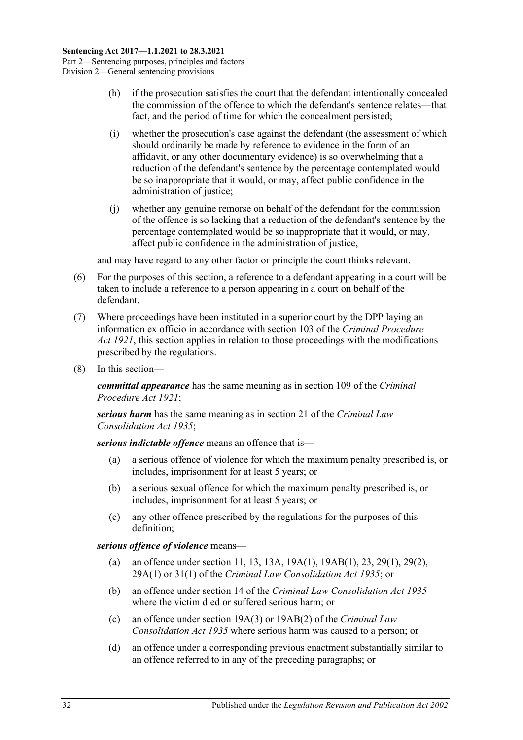(h) if the prosecution satisfies the court that the defendant intentionally concealed the commission of the offence to which the defendant's sentence relates—that fact, and the period of time for which the concealment persisted;

(i) whether the prosecution's case against the defendant (the assessment of which should ordinarily be made by reference to evidence in the form of an affidavit, or any other documentary evidence) is so overwhelming that a reduction of the defendant's sentence by the percentage contemplated would be so inappropriate that it would, or may, affect public confidence in the administration of justice;

(j) whether any genuine remorse on behalf of the defendant for the commission of the offence is so lacking that a reduction of the defendant's sentence by the percentage contemplated would be so inappropriate that it would, or may, affect public confidence in the administration of justice,

and may have regard to any other factor or principle the court thinks relevant.

(6) For the purposes of this section, a reference to a defendant appearing in a court will be taken to include a reference to a person appearing in a court on behalf of the defendant.

(7) Where proceedings have been instituted in a superior court by the DPP laying an information ex officio in accordance with section 103 of the *Criminal Procedure Act 1921*, this section applies in relation to those proceedings with the modifications prescribed by the regulations.

(8) In this section—

***committal appearance*** has the same meaning as in section 109 of the *Criminal Procedure Act 1921*;

***serious harm*** has the same meaning as in section 21 of the *Criminal Law Consolidation Act 1935*;

***serious indictable offence*** means an offence that is—

(a) a serious offence of violence for which the maximum penalty prescribed is, or includes, imprisonment for at least 5 years; or

(b) a serious sexual offence for which the maximum penalty prescribed is, or includes, imprisonment for at least 5 years; or

(c) any other offence prescribed by the regulations for the purposes of this definition;

***serious offence of violence*** means—

(a) an offence under section 11, 13, 13A, 19A(1), 19AB(1), 23, 29(1), 29(2), 29A(1) or 31(1) of the *Criminal Law Consolidation Act 1935*; or

(b) an offence under section 14 of the *Criminal Law Consolidation Act 1935* where the victim died or suffered serious harm; or

(c) an offence under section 19A(3) or 19AB(2) of the *Criminal Law Consolidation Act 1935* where serious harm was caused to a person; or

(d) an offence under a corresponding previous enactment substantially similar to an offence referred to in any of the preceding paragraphs; or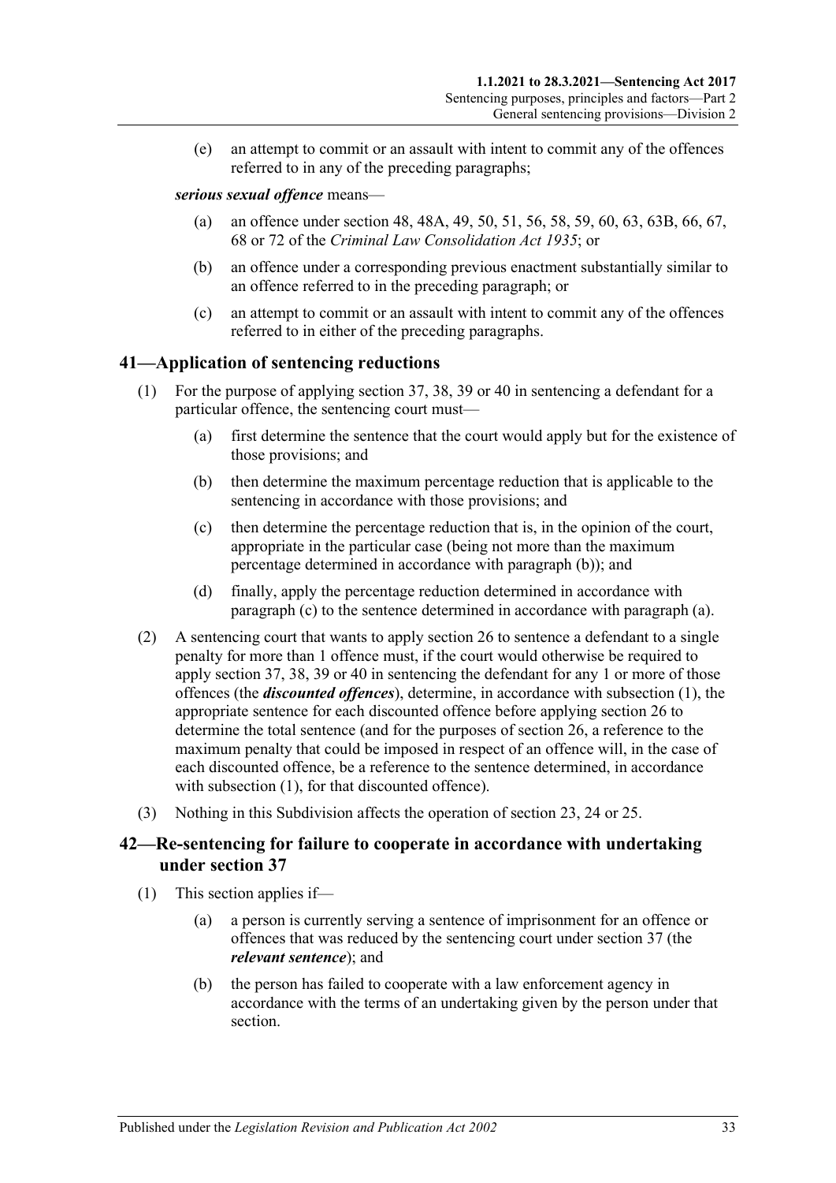(e) an attempt to commit or an assault with intent to commit any of the offences referred to in any of the preceding paragraphs;

***serious sexual offence*** means—

(a) an offence under section 48, 48A, 49, 50, 51, 56, 58, 59, 60, 63, 63B, 66, 67, 68 or 72 of the *Criminal Law Consolidation Act 1935*; or

(b) an offence under a corresponding previous enactment substantially similar to an offence referred to in the preceding paragraph; or

(c) an attempt to commit or an assault with intent to commit any of the offences referred to in either of the preceding paragraphs.

## 41—Application of sentencing reductions

(1) For the purpose of applying section 37, 38, 39 or 40 in sentencing a defendant for a particular offence, the sentencing court must—

(a) first determine the sentence that the court would apply but for the existence of those provisions; and

(b) then determine the maximum percentage reduction that is applicable to the sentencing in accordance with those provisions; and

(c) then determine the percentage reduction that is, in the opinion of the court, appropriate in the particular case (being not more than the maximum percentage determined in accordance with paragraph (b)); and

(d) finally, apply the percentage reduction determined in accordance with paragraph (c) to the sentence determined in accordance with paragraph (a).

(2) A sentencing court that wants to apply section 26 to sentence a defendant to a single penalty for more than 1 offence must, if the court would otherwise be required to apply section 37, 38, 39 or 40 in sentencing the defendant for any 1 or more of those offences (the ***discounted offences***), determine, in accordance with subsection (1), the appropriate sentence for each discounted offence before applying section 26 to determine the total sentence (and for the purposes of section 26, a reference to the maximum penalty that could be imposed in respect of an offence will, in the case of each discounted offence, be a reference to the sentence determined, in accordance with subsection (1), for that discounted offence).

(3) Nothing in this Subdivision affects the operation of section 23, 24 or 25.

## 42—Re-sentencing for failure to cooperate in accordance with undertaking under section 37

(1) This section applies if—

(a) a person is currently serving a sentence of imprisonment for an offence or offences that was reduced by the sentencing court under section 37 (the ***relevant sentence***); and

(b) the person has failed to cooperate with a law enforcement agency in accordance with the terms of an undertaking given by the person under that section.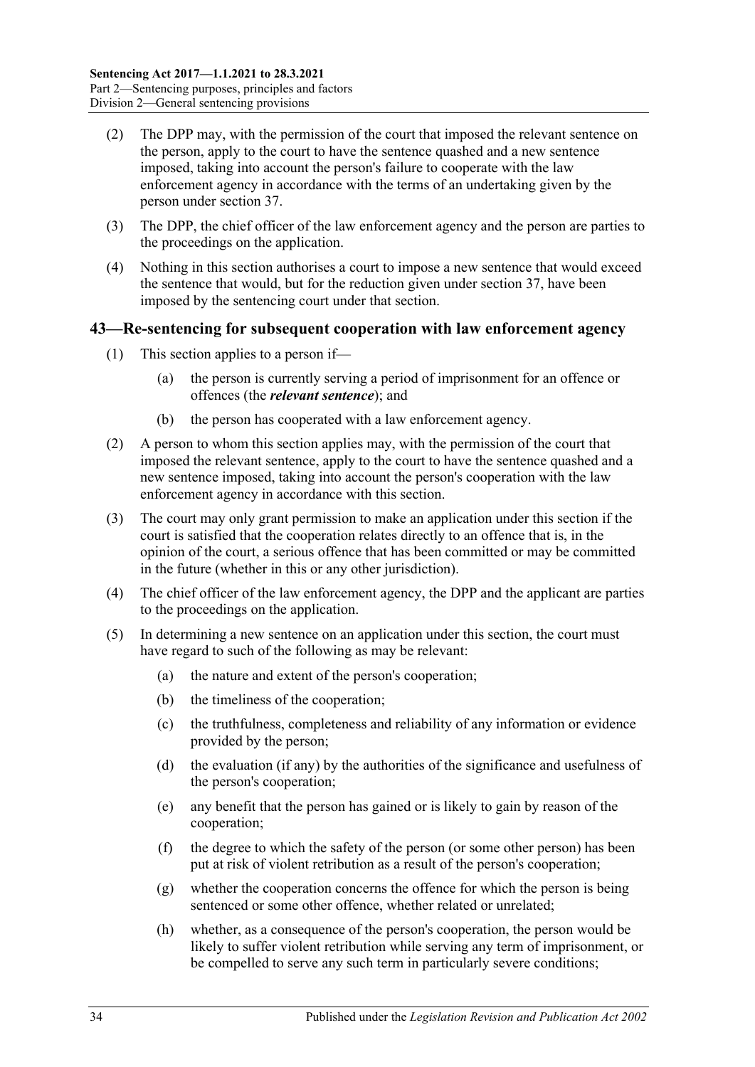(2) The DPP may, with the permission of the court that imposed the relevant sentence on the person, apply to the court to have the sentence quashed and a new sentence imposed, taking into account the person's failure to cooperate with the law enforcement agency in accordance with the terms of an undertaking given by the person under section 37.

(3) The DPP, the chief officer of the law enforcement agency and the person are parties to the proceedings on the application.

(4) Nothing in this section authorises a court to impose a new sentence that would exceed the sentence that would, but for the reduction given under section 37, have been imposed by the sentencing court under that section.

## 43—Re-sentencing for subsequent cooperation with law enforcement agency

(1) This section applies to a person if—

(a) the person is currently serving a period of imprisonment for an offence or offences (the ***relevant sentence***); and

(b) the person has cooperated with a law enforcement agency.

(2) A person to whom this section applies may, with the permission of the court that imposed the relevant sentence, apply to the court to have the sentence quashed and a new sentence imposed, taking into account the person's cooperation with the law enforcement agency in accordance with this section.

(3) The court may only grant permission to make an application under this section if the court is satisfied that the cooperation relates directly to an offence that is, in the opinion of the court, a serious offence that has been committed or may be committed in the future (whether in this or any other jurisdiction).

(4) The chief officer of the law enforcement agency, the DPP and the applicant are parties to the proceedings on the application.

(5) In determining a new sentence on an application under this section, the court must have regard to such of the following as may be relevant:

(a) the nature and extent of the person's cooperation;

(b) the timeliness of the cooperation;

(c) the truthfulness, completeness and reliability of any information or evidence provided by the person;

(d) the evaluation (if any) by the authorities of the significance and usefulness of the person's cooperation;

(e) any benefit that the person has gained or is likely to gain by reason of the cooperation;

(f) the degree to which the safety of the person (or some other person) has been put at risk of violent retribution as a result of the person's cooperation;

(g) whether the cooperation concerns the offence for which the person is being sentenced or some other offence, whether related or unrelated;

(h) whether, as a consequence of the person's cooperation, the person would be likely to suffer violent retribution while serving any term of imprisonment, or be compelled to serve any such term in particularly severe conditions;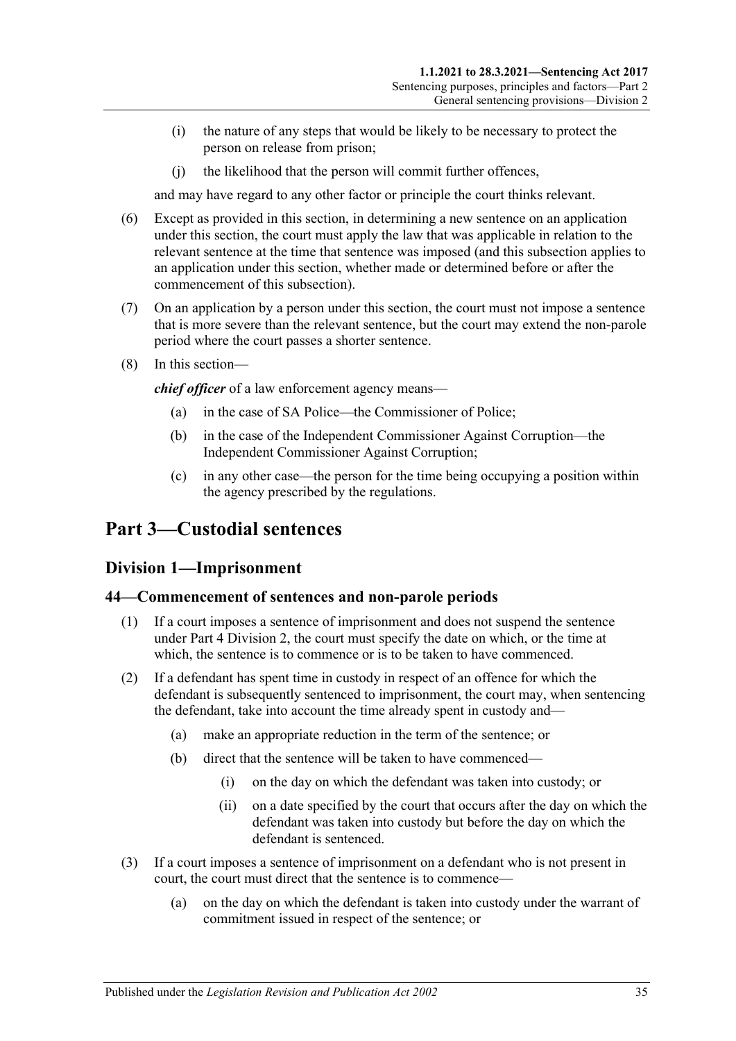(i) the nature of any steps that would be likely to be necessary to protect the person on release from prison;

(j) the likelihood that the person will commit further offences,

and may have regard to any other factor or principle the court thinks relevant.

(6) Except as provided in this section, in determining a new sentence on an application under this section, the court must apply the law that was applicable in relation to the relevant sentence at the time that sentence was imposed (and this subsection applies to an application under this section, whether made or determined before or after the commencement of this subsection).

(7) On an application by a person under this section, the court must not impose a sentence that is more severe than the relevant sentence, but the court may extend the non-parole period where the court passes a shorter sentence.

(8) In this section—

***chief officer*** of a law enforcement agency means—

(a) in the case of SA Police—the Commissioner of Police;

(b) in the case of the Independent Commissioner Against Corruption—the Independent Commissioner Against Corruption;

(c) in any other case—the person for the time being occupying a position within the agency prescribed by the regulations.

# Part 3—Custodial sentences

## Division 1—Imprisonment

### 44—Commencement of sentences and non-parole periods

(1) If a court imposes a sentence of imprisonment and does not suspend the sentence under Part 4 Division 2, the court must specify the date on which, or the time at which, the sentence is to commence or is to be taken to have commenced.

(2) If a defendant has spent time in custody in respect of an offence for which the defendant is subsequently sentenced to imprisonment, the court may, when sentencing the defendant, take into account the time already spent in custody and—

(a) make an appropriate reduction in the term of the sentence; or

(b) direct that the sentence will be taken to have commenced—

(i) on the day on which the defendant was taken into custody; or

(ii) on a date specified by the court that occurs after the day on which the defendant was taken into custody but before the day on which the defendant is sentenced.

(3) If a court imposes a sentence of imprisonment on a defendant who is not present in court, the court must direct that the sentence is to commence—

(a) on the day on which the defendant is taken into custody under the warrant of commitment issued in respect of the sentence; or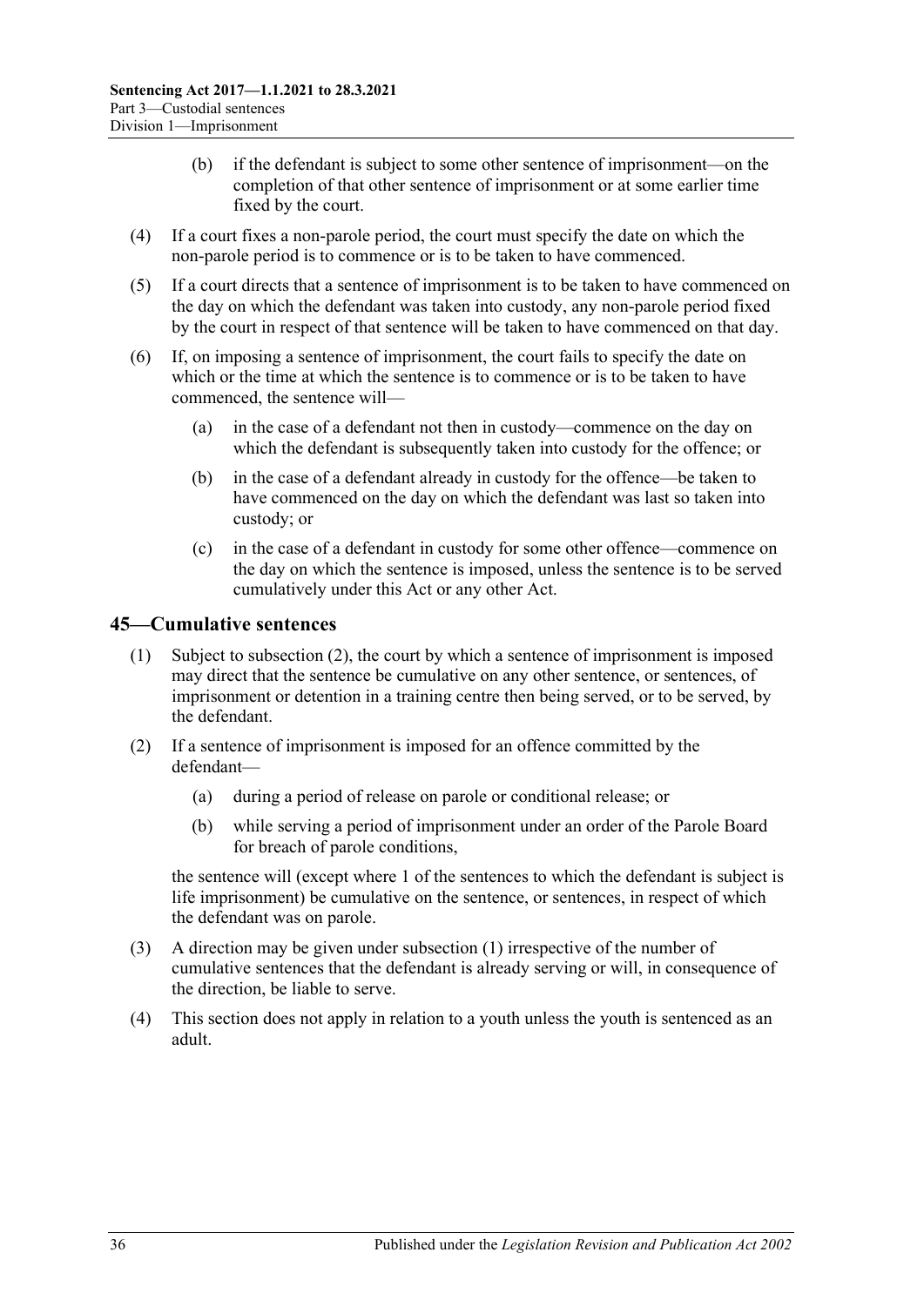(b) if the defendant is subject to some other sentence of imprisonment—on the completion of that other sentence of imprisonment or at some earlier time fixed by the court.

(4) If a court fixes a non-parole period, the court must specify the date on which the non-parole period is to commence or is to be taken to have commenced.

(5) If a court directs that a sentence of imprisonment is to be taken to have commenced on the day on which the defendant was taken into custody, any non-parole period fixed by the court in respect of that sentence will be taken to have commenced on that day.

(6) If, on imposing a sentence of imprisonment, the court fails to specify the date on which or the time at which the sentence is to commence or is to be taken to have commenced, the sentence will—

(a) in the case of a defendant not then in custody—commence on the day on which the defendant is subsequently taken into custody for the offence; or

(b) in the case of a defendant already in custody for the offence—be taken to have commenced on the day on which the defendant was last so taken into custody; or

(c) in the case of a defendant in custody for some other offence—commence on the day on which the sentence is imposed, unless the sentence is to be served cumulatively under this Act or any other Act.

## 45—Cumulative sentences

(1) Subject to subsection (2), the court by which a sentence of imprisonment is imposed may direct that the sentence be cumulative on any other sentence, or sentences, of imprisonment or detention in a training centre then being served, or to be served, by the defendant.

(2) If a sentence of imprisonment is imposed for an offence committed by the defendant—

(a) during a period of release on parole or conditional release; or

(b) while serving a period of imprisonment under an order of the Parole Board for breach of parole conditions,

the sentence will (except where 1 of the sentences to which the defendant is subject is life imprisonment) be cumulative on the sentence, or sentences, in respect of which the defendant was on parole.

(3) A direction may be given under subsection (1) irrespective of the number of cumulative sentences that the defendant is already serving or will, in consequence of the direction, be liable to serve.

(4) This section does not apply in relation to a youth unless the youth is sentenced as an adult.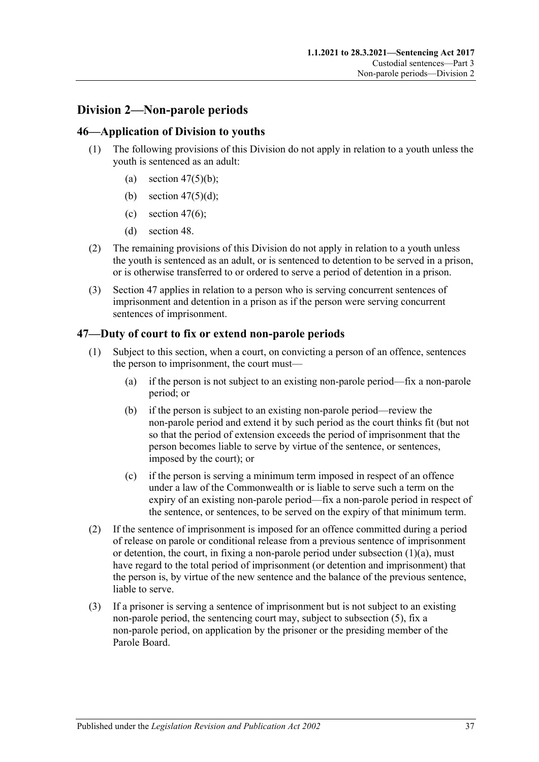## Division 2—Non-parole periods

### 46—Application of Division to youths

(1) The following provisions of this Division do not apply in relation to a youth unless the youth is sentenced as an adult:

- (a) section 47(5)(b);
- (b) section 47(5)(d);
- (c) section 47(6);
- (d) section 48.

(2) The remaining provisions of this Division do not apply in relation to a youth unless the youth is sentenced as an adult, or is sentenced to detention to be served in a prison, or is otherwise transferred to or ordered to serve a period of detention in a prison.

(3) Section 47 applies in relation to a person who is serving concurrent sentences of imprisonment and detention in a prison as if the person were serving concurrent sentences of imprisonment.

### 47—Duty of court to fix or extend non-parole periods

(1) Subject to this section, when a court, on convicting a person of an offence, sentences the person to imprisonment, the court must—

- (a) if the person is not subject to an existing non-parole period—fix a non-parole period; or
- (b) if the person is subject to an existing non-parole period—review the non-parole period and extend it by such period as the court thinks fit (but not so that the period of extension exceeds the period of imprisonment that the person becomes liable to serve by virtue of the sentence, or sentences, imposed by the court); or
- (c) if the person is serving a minimum term imposed in respect of an offence under a law of the Commonwealth or is liable to serve such a term on the expiry of an existing non-parole period—fix a non-parole period in respect of the sentence, or sentences, to be served on the expiry of that minimum term.

(2) If the sentence of imprisonment is imposed for an offence committed during a period of release on parole or conditional release from a previous sentence of imprisonment or detention, the court, in fixing a non-parole period under subsection (1)(a), must have regard to the total period of imprisonment (or detention and imprisonment) that the person is, by virtue of the new sentence and the balance of the previous sentence, liable to serve.

(3) If a prisoner is serving a sentence of imprisonment but is not subject to an existing non-parole period, the sentencing court may, subject to subsection (5), fix a non-parole period, on application by the prisoner or the presiding member of the Parole Board.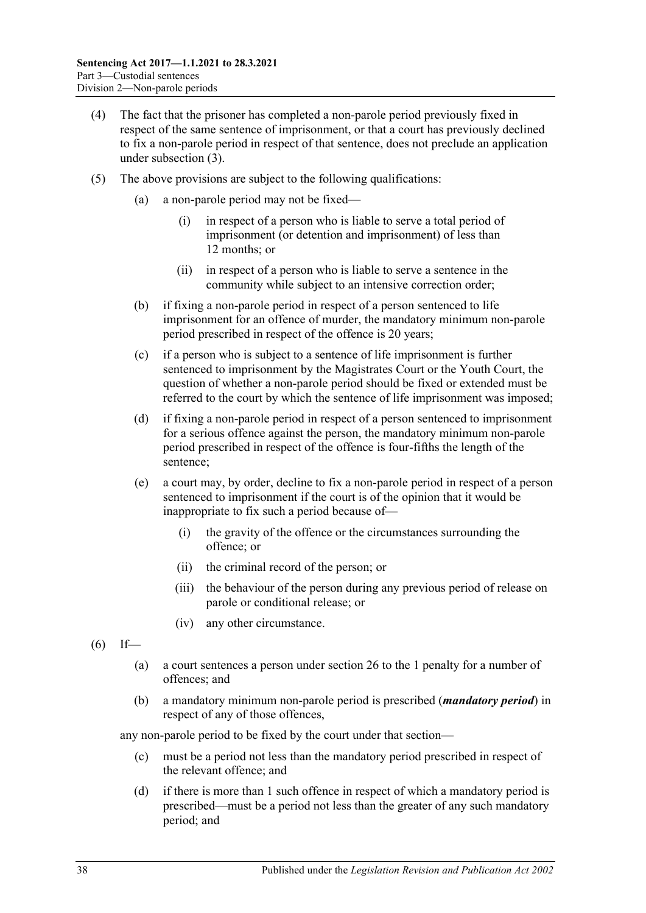(4) The fact that the prisoner has completed a non-parole period previously fixed in respect of the same sentence of imprisonment, or that a court has previously declined to fix a non-parole period in respect of that sentence, does not preclude an application under subsection (3).

(5) The above provisions are subject to the following qualifications:

   (a) a non-parole period may not be fixed—

      (i) in respect of a person who is liable to serve a total period of imprisonment (or detention and imprisonment) of less than 12 months; or

      (ii) in respect of a person who is liable to serve a sentence in the community while subject to an intensive correction order;

   (b) if fixing a non-parole period in respect of a person sentenced to life imprisonment for an offence of murder, the mandatory minimum non-parole period prescribed in respect of the offence is 20 years;

   (c) if a person who is subject to a sentence of life imprisonment is further sentenced to imprisonment by the Magistrates Court or the Youth Court, the question of whether a non-parole period should be fixed or extended must be referred to the court by which the sentence of life imprisonment was imposed;

   (d) if fixing a non-parole period in respect of a person sentenced to imprisonment for a serious offence against the person, the mandatory minimum non-parole period prescribed in respect of the offence is four-fifths the length of the sentence;

   (e) a court may, by order, decline to fix a non-parole period in respect of a person sentenced to imprisonment if the court is of the opinion that it would be inappropriate to fix such a period because of—

      (i) the gravity of the offence or the circumstances surrounding the offence; or

      (ii) the criminal record of the person; or

      (iii) the behaviour of the person during any previous period of release on parole or conditional release; or

      (iv) any other circumstance.

(6) If—

   (a) a court sentences a person under section 26 to the 1 penalty for a number of offences; and

   (b) a mandatory minimum non-parole period is prescribed (***mandatory period***) in respect of any of those offences,

any non-parole period to be fixed by the court under that section—

   (c) must be a period not less than the mandatory period prescribed in respect of the relevant offence; and

   (d) if there is more than 1 such offence in respect of which a mandatory period is prescribed—must be a period not less than the greater of any such mandatory period; and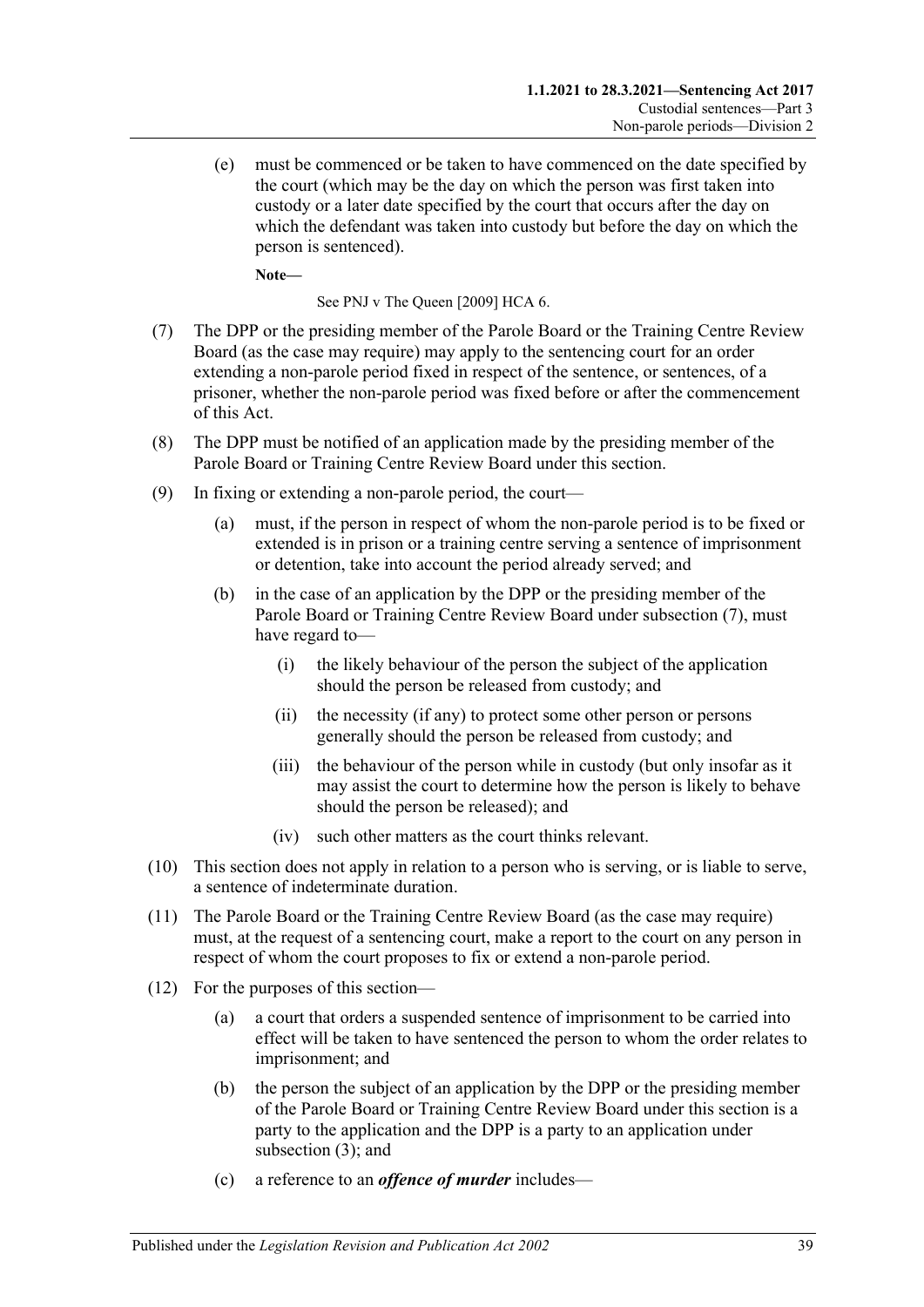(e) must be commenced or be taken to have commenced on the date specified by the court (which may be the day on which the person was first taken into custody or a later date specified by the court that occurs after the day on which the defendant was taken into custody but before the day on which the person is sentenced).

**Note—**

See PNJ v The Queen [2009] HCA 6.

(7) The DPP or the presiding member of the Parole Board or the Training Centre Review Board (as the case may require) may apply to the sentencing court for an order extending a non-parole period fixed in respect of the sentence, or sentences, of a prisoner, whether the non-parole period was fixed before or after the commencement of this Act.

(8) The DPP must be notified of an application made by the presiding member of the Parole Board or Training Centre Review Board under this section.

(9) In fixing or extending a non-parole period, the court—

(a) must, if the person in respect of whom the non-parole period is to be fixed or extended is in prison or a training centre serving a sentence of imprisonment or detention, take into account the period already served; and

(b) in the case of an application by the DPP or the presiding member of the Parole Board or Training Centre Review Board under subsection (7), must have regard to—

(i) the likely behaviour of the person the subject of the application should the person be released from custody; and

(ii) the necessity (if any) to protect some other person or persons generally should the person be released from custody; and

(iii) the behaviour of the person while in custody (but only insofar as it may assist the court to determine how the person is likely to behave should the person be released); and

(iv) such other matters as the court thinks relevant.

(10) This section does not apply in relation to a person who is serving, or is liable to serve, a sentence of indeterminate duration.

(11) The Parole Board or the Training Centre Review Board (as the case may require) must, at the request of a sentencing court, make a report to the court on any person in respect of whom the court proposes to fix or extend a non-parole period.

(12) For the purposes of this section—

(a) a court that orders a suspended sentence of imprisonment to be carried into effect will be taken to have sentenced the person to whom the order relates to imprisonment; and

(b) the person the subject of an application by the DPP or the presiding member of the Parole Board or Training Centre Review Board under this section is a party to the application and the DPP is a party to an application under subsection (3); and

(c) a reference to an ***offence of murder*** includes—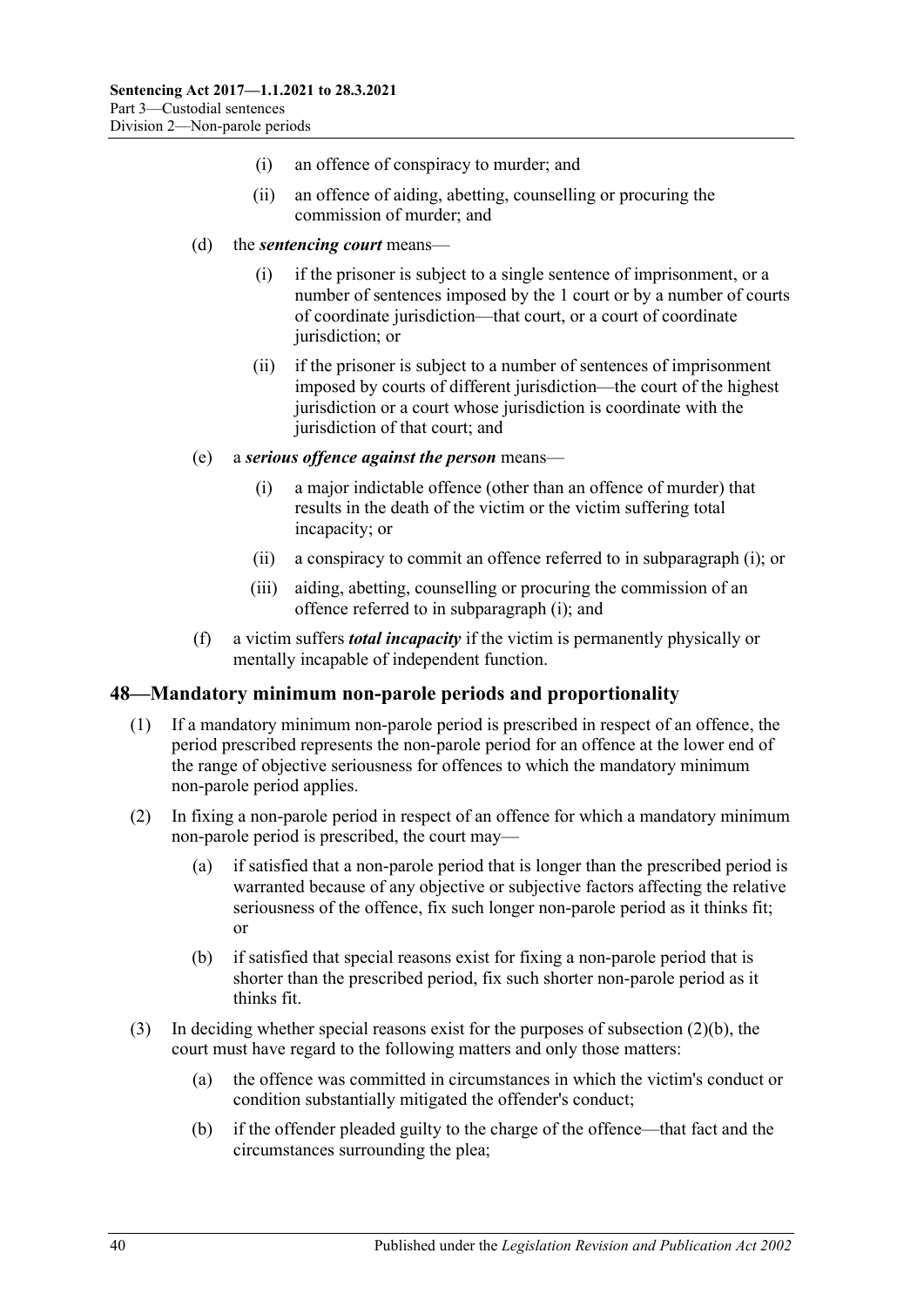(i) an offence of conspiracy to murder; and

(ii) an offence of aiding, abetting, counselling or procuring the commission of murder; and

(d) the ***sentencing court*** means—

(i) if the prisoner is subject to a single sentence of imprisonment, or a number of sentences imposed by the 1 court or by a number of courts of coordinate jurisdiction—that court, or a court of coordinate jurisdiction; or

(ii) if the prisoner is subject to a number of sentences of imprisonment imposed by courts of different jurisdiction—the court of the highest jurisdiction or a court whose jurisdiction is coordinate with the jurisdiction of that court; and

(e) a ***serious offence against the person*** means—

(i) a major indictable offence (other than an offence of murder) that results in the death of the victim or the victim suffering total incapacity; or

(ii) a conspiracy to commit an offence referred to in subparagraph (i); or

(iii) aiding, abetting, counselling or procuring the commission of an offence referred to in subparagraph (i); and

(f) a victim suffers ***total incapacity*** if the victim is permanently physically or mentally incapable of independent function.

## 48—Mandatory minimum non-parole periods and proportionality

(1) If a mandatory minimum non-parole period is prescribed in respect of an offence, the period prescribed represents the non-parole period for an offence at the lower end of the range of objective seriousness for offences to which the mandatory minimum non-parole period applies.

(2) In fixing a non-parole period in respect of an offence for which a mandatory minimum non-parole period is prescribed, the court may—

(a) if satisfied that a non-parole period that is longer than the prescribed period is warranted because of any objective or subjective factors affecting the relative seriousness of the offence, fix such longer non-parole period as it thinks fit; or

(b) if satisfied that special reasons exist for fixing a non-parole period that is shorter than the prescribed period, fix such shorter non-parole period as it thinks fit.

(3) In deciding whether special reasons exist for the purposes of subsection (2)(b), the court must have regard to the following matters and only those matters:

(a) the offence was committed in circumstances in which the victim's conduct or condition substantially mitigated the offender's conduct;

(b) if the offender pleaded guilty to the charge of the offence—that fact and the circumstances surrounding the plea;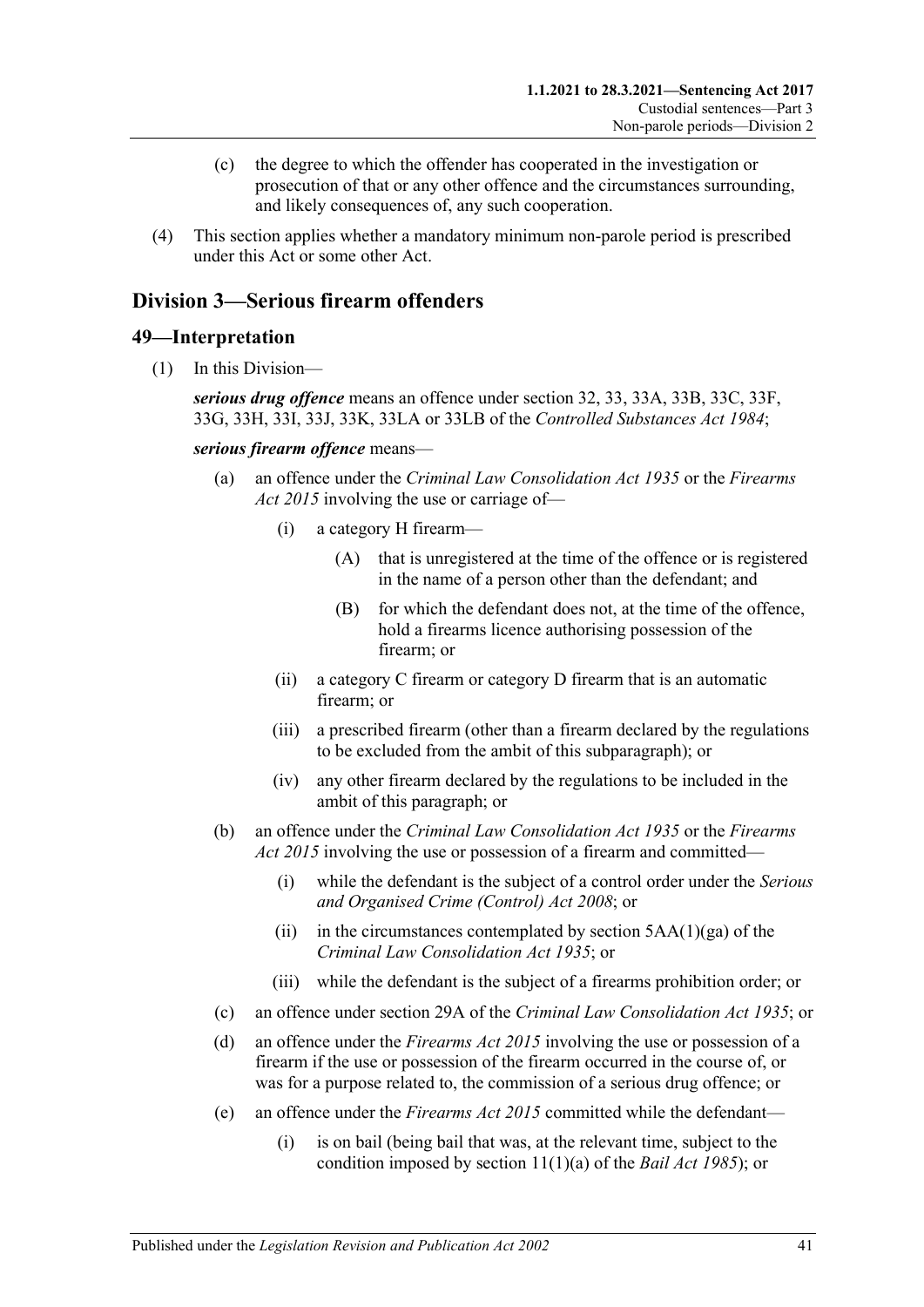(c) the degree to which the offender has cooperated in the investigation or prosecution of that or any other offence and the circumstances surrounding, and likely consequences of, any such cooperation.

(4) This section applies whether a mandatory minimum non-parole period is prescribed under this Act or some other Act.

## Division 3—Serious firearm offenders

### 49—Interpretation

(1) In this Division—

***serious drug offence*** means an offence under section 32, 33, 33A, 33B, 33C, 33F, 33G, 33H, 33I, 33J, 33K, 33LA or 33LB of the *Controlled Substances Act 1984*;

***serious firearm offence*** means—

(a) an offence under the *Criminal Law Consolidation Act 1935* or the *Firearms Act 2015* involving the use or carriage of—

(i) a category H firearm—

(A) that is unregistered at the time of the offence or is registered in the name of a person other than the defendant; and

(B) for which the defendant does not, at the time of the offence, hold a firearms licence authorising possession of the firearm; or

(ii) a category C firearm or category D firearm that is an automatic firearm; or

(iii) a prescribed firearm (other than a firearm declared by the regulations to be excluded from the ambit of this subparagraph); or

(iv) any other firearm declared by the regulations to be included in the ambit of this paragraph; or

(b) an offence under the *Criminal Law Consolidation Act 1935* or the *Firearms Act 2015* involving the use or possession of a firearm and committed—

(i) while the defendant is the subject of a control order under the *Serious and Organised Crime (Control) Act 2008*; or

(ii) in the circumstances contemplated by section 5AA(1)(ga) of the *Criminal Law Consolidation Act 1935*; or

(iii) while the defendant is the subject of a firearms prohibition order; or

(c) an offence under section 29A of the *Criminal Law Consolidation Act 1935*; or

(d) an offence under the *Firearms Act 2015* involving the use or possession of a firearm if the use or possession of the firearm occurred in the course of, or was for a purpose related to, the commission of a serious drug offence; or

(e) an offence under the *Firearms Act 2015* committed while the defendant—

(i) is on bail (being bail that was, at the relevant time, subject to the condition imposed by section 11(1)(a) of the *Bail Act 1985*); or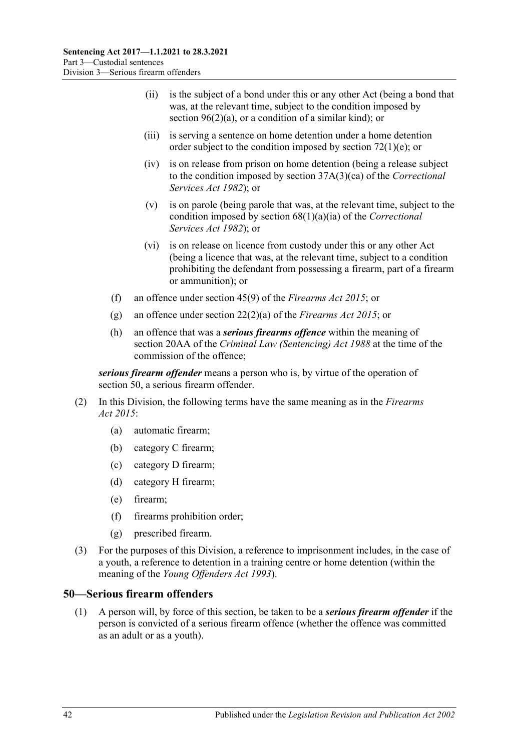(ii) is the subject of a bond under this or any other Act (being a bond that was, at the relevant time, subject to the condition imposed by section 96(2)(a), or a condition of a similar kind); or

(iii) is serving a sentence on home detention under a home detention order subject to the condition imposed by section 72(1)(e); or

(iv) is on release from prison on home detention (being a release subject to the condition imposed by section 37A(3)(ca) of the *Correctional Services Act 1982*); or

(v) is on parole (being parole that was, at the relevant time, subject to the condition imposed by section 68(1)(a)(ia) of the *Correctional Services Act 1982*); or

(vi) is on release on licence from custody under this or any other Act (being a licence that was, at the relevant time, subject to a condition prohibiting the defendant from possessing a firearm, part of a firearm or ammunition); or

(f) an offence under section 45(9) of the *Firearms Act 2015*; or

(g) an offence under section 22(2)(a) of the *Firearms Act 2015*; or

(h) an offence that was a ***serious firearms offence*** within the meaning of section 20AA of the *Criminal Law (Sentencing) Act 1988* at the time of the commission of the offence;

***serious firearm offender*** means a person who is, by virtue of the operation of section 50, a serious firearm offender.

(2) In this Division, the following terms have the same meaning as in the *Firearms Act 2015*:

(a) automatic firearm;

(b) category C firearm;

(c) category D firearm;

(d) category H firearm;

(e) firearm;

(f) firearms prohibition order;

(g) prescribed firearm.

(3) For the purposes of this Division, a reference to imprisonment includes, in the case of a youth, a reference to detention in a training centre or home detention (within the meaning of the *Young Offenders Act 1993*).

## 50—Serious firearm offenders

(1) A person will, by force of this section, be taken to be a ***serious firearm offender*** if the person is convicted of a serious firearm offence (whether the offence was committed as an adult or as a youth).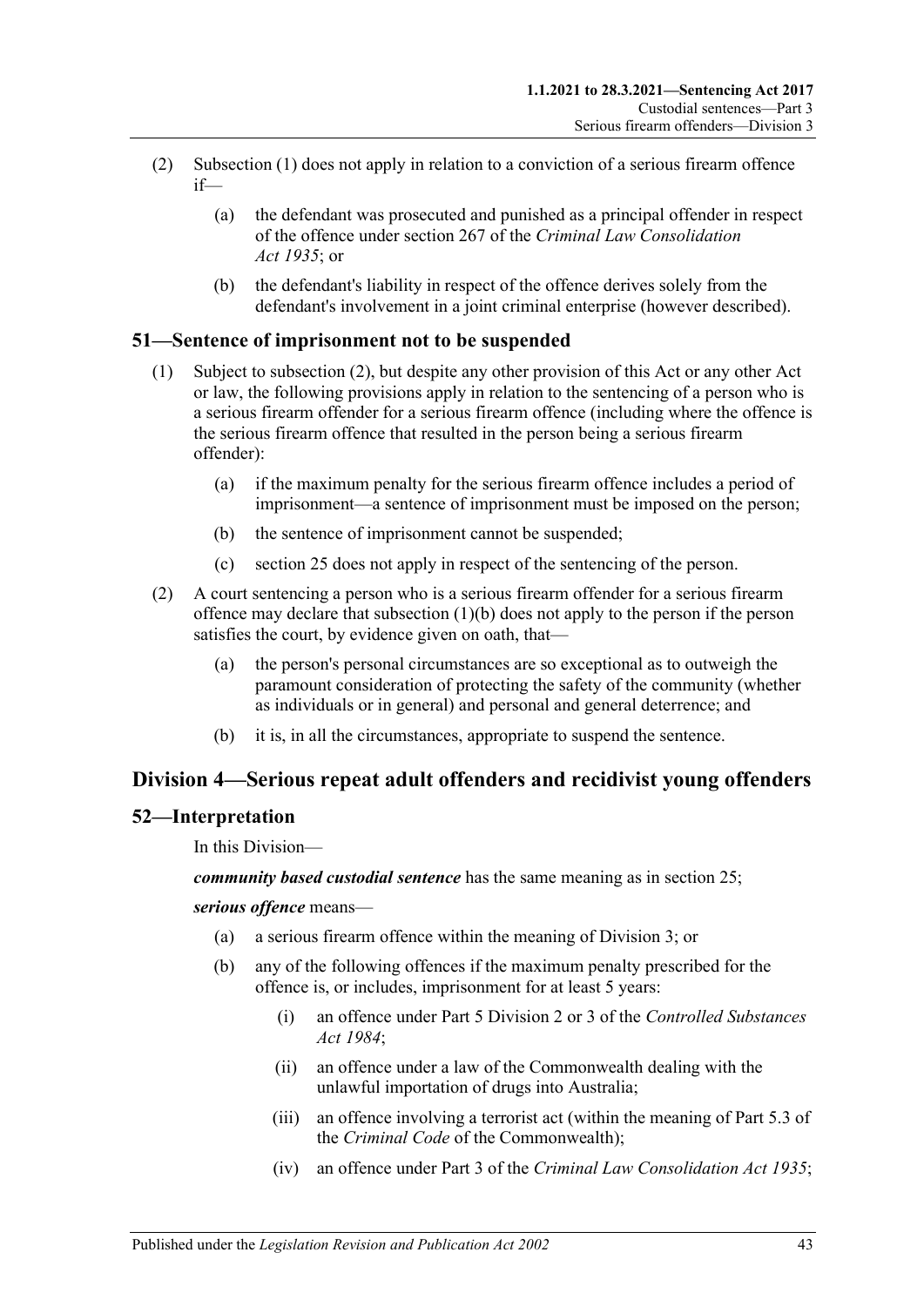(2) Subsection (1) does not apply in relation to a conviction of a serious firearm offence if—

(a) the defendant was prosecuted and punished as a principal offender in respect of the offence under section 267 of the *Criminal Law Consolidation Act 1935*; or

(b) the defendant's liability in respect of the offence derives solely from the defendant's involvement in a joint criminal enterprise (however described).

### 51—Sentence of imprisonment not to be suspended

(1) Subject to subsection (2), but despite any other provision of this Act or any other Act or law, the following provisions apply in relation to the sentencing of a person who is a serious firearm offender for a serious firearm offence (including where the offence is the serious firearm offence that resulted in the person being a serious firearm offender):

(a) if the maximum penalty for the serious firearm offence includes a period of imprisonment—a sentence of imprisonment must be imposed on the person;

(b) the sentence of imprisonment cannot be suspended;

(c) section 25 does not apply in respect of the sentencing of the person.

(2) A court sentencing a person who is a serious firearm offender for a serious firearm offence may declare that subsection (1)(b) does not apply to the person if the person satisfies the court, by evidence given on oath, that—

(a) the person's personal circumstances are so exceptional as to outweigh the paramount consideration of protecting the safety of the community (whether as individuals or in general) and personal and general deterrence; and

(b) it is, in all the circumstances, appropriate to suspend the sentence.

## Division 4—Serious repeat adult offenders and recidivist young offenders

### 52—Interpretation

In this Division—

***community based custodial sentence*** has the same meaning as in section 25;

***serious offence*** means—

(a) a serious firearm offence within the meaning of Division 3; or

(b) any of the following offences if the maximum penalty prescribed for the offence is, or includes, imprisonment for at least 5 years:

(i) an offence under Part 5 Division 2 or 3 of the *Controlled Substances Act 1984*;

(ii) an offence under a law of the Commonwealth dealing with the unlawful importation of drugs into Australia;

(iii) an offence involving a terrorist act (within the meaning of Part 5.3 of the *Criminal Code* of the Commonwealth);

(iv) an offence under Part 3 of the *Criminal Law Consolidation Act 1935*;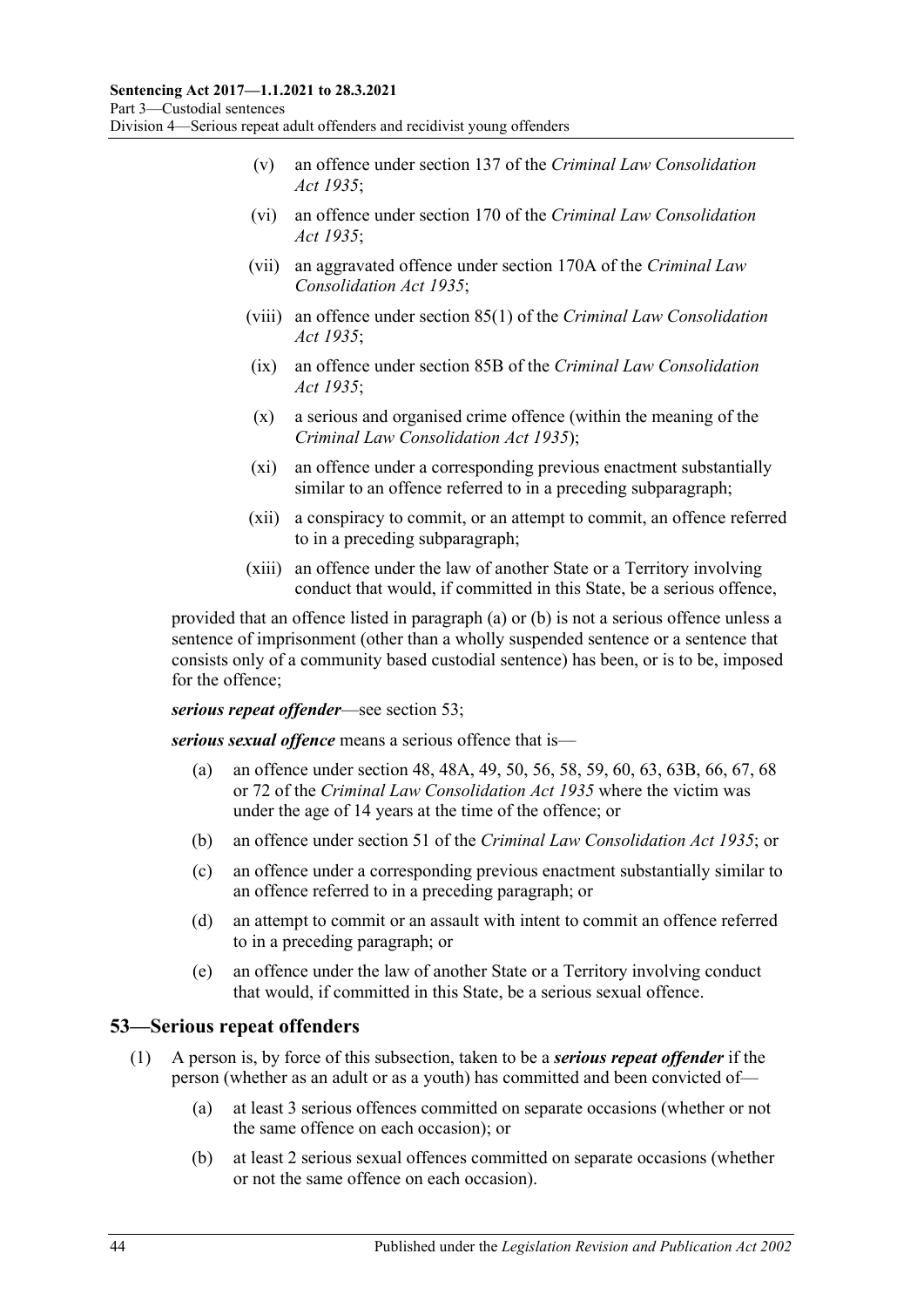- (v) an offence under section 137 of the *Criminal Law Consolidation Act 1935*;
- (vi) an offence under section 170 of the *Criminal Law Consolidation Act 1935*;
- (vii) an aggravated offence under section 170A of the *Criminal Law Consolidation Act 1935*;
- (viii) an offence under section 85(1) of the *Criminal Law Consolidation Act 1935*;
- (ix) an offence under section 85B of the *Criminal Law Consolidation Act 1935*;
- (x) a serious and organised crime offence (within the meaning of the *Criminal Law Consolidation Act 1935*);
- (xi) an offence under a corresponding previous enactment substantially similar to an offence referred to in a preceding subparagraph;
- (xii) a conspiracy to commit, or an attempt to commit, an offence referred to in a preceding subparagraph;
- (xiii) an offence under the law of another State or a Territory involving conduct that would, if committed in this State, be a serious offence,

provided that an offence listed in paragraph (a) or (b) is not a serious offence unless a sentence of imprisonment (other than a wholly suspended sentence or a sentence that consists only of a community based custodial sentence) has been, or is to be, imposed for the offence;

***serious repeat offender***—see section 53;

***serious sexual offence*** means a serious offence that is—

- (a) an offence under section 48, 48A, 49, 50, 56, 58, 59, 60, 63, 63B, 66, 67, 68 or 72 of the *Criminal Law Consolidation Act 1935* where the victim was under the age of 14 years at the time of the offence; or
- (b) an offence under section 51 of the *Criminal Law Consolidation Act 1935*; or
- (c) an offence under a corresponding previous enactment substantially similar to an offence referred to in a preceding paragraph; or
- (d) an attempt to commit or an assault with intent to commit an offence referred to in a preceding paragraph; or
- (e) an offence under the law of another State or a Territory involving conduct that would, if committed in this State, be a serious sexual offence.

## 53—Serious repeat offenders

(1) A person is, by force of this subsection, taken to be a ***serious repeat offender*** if the person (whether as an adult or as a youth) has committed and been convicted of—

- (a) at least 3 serious offences committed on separate occasions (whether or not the same offence on each occasion); or
- (b) at least 2 serious sexual offences committed on separate occasions (whether or not the same offence on each occasion).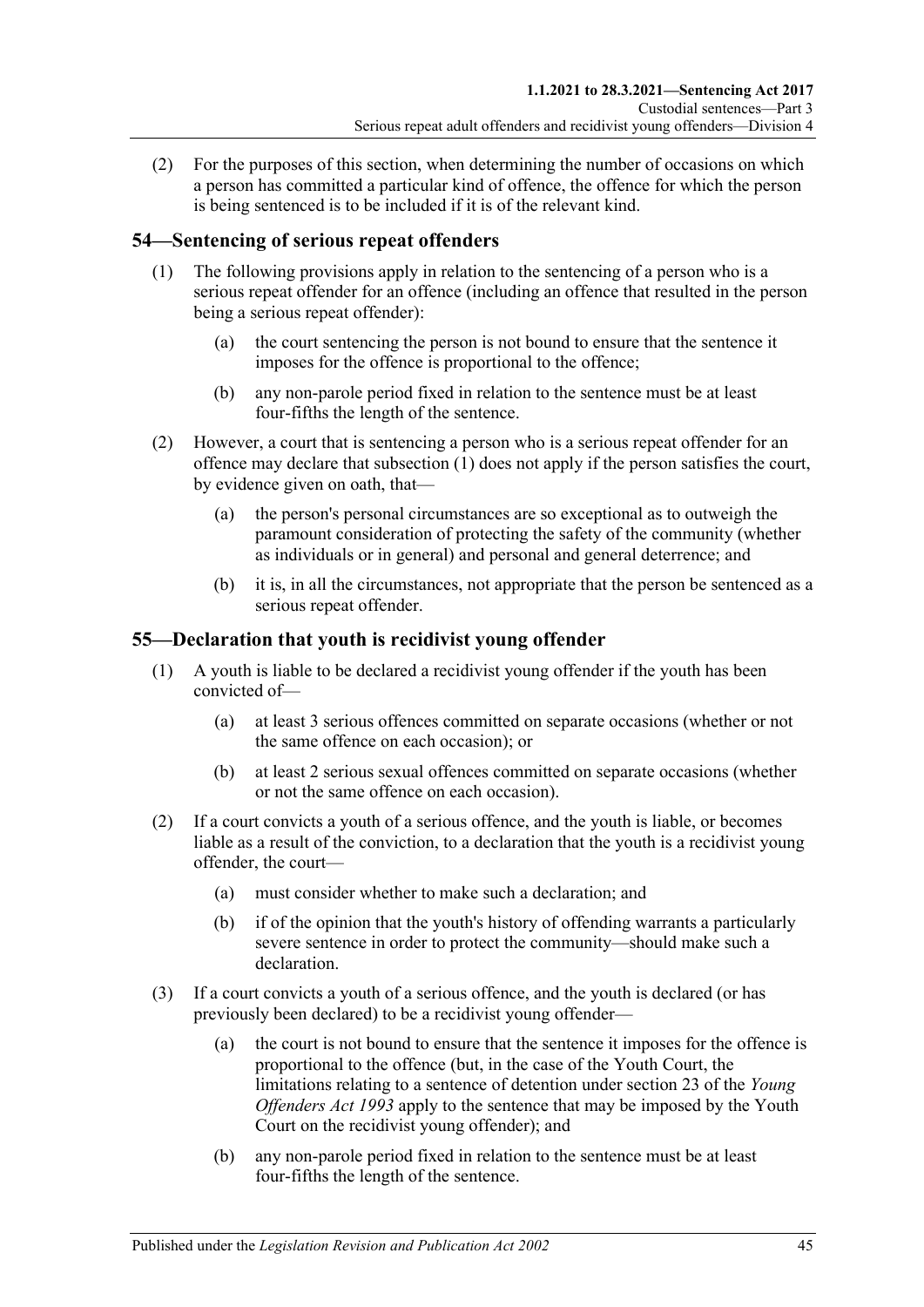(2) For the purposes of this section, when determining the number of occasions on which a person has committed a particular kind of offence, the offence for which the person is being sentenced is to be included if it is of the relevant kind.

## 54—Sentencing of serious repeat offenders

(1) The following provisions apply in relation to the sentencing of a person who is a serious repeat offender for an offence (including an offence that resulted in the person being a serious repeat offender):

(a) the court sentencing the person is not bound to ensure that the sentence it imposes for the offence is proportional to the offence;

(b) any non-parole period fixed in relation to the sentence must be at least four-fifths the length of the sentence.

(2) However, a court that is sentencing a person who is a serious repeat offender for an offence may declare that subsection (1) does not apply if the person satisfies the court, by evidence given on oath, that—

(a) the person's personal circumstances are so exceptional as to outweigh the paramount consideration of protecting the safety of the community (whether as individuals or in general) and personal and general deterrence; and

(b) it is, in all the circumstances, not appropriate that the person be sentenced as a serious repeat offender.

## 55—Declaration that youth is recidivist young offender

(1) A youth is liable to be declared a recidivist young offender if the youth has been convicted of—

(a) at least 3 serious offences committed on separate occasions (whether or not the same offence on each occasion); or

(b) at least 2 serious sexual offences committed on separate occasions (whether or not the same offence on each occasion).

(2) If a court convicts a youth of a serious offence, and the youth is liable, or becomes liable as a result of the conviction, to a declaration that the youth is a recidivist young offender, the court—

(a) must consider whether to make such a declaration; and

(b) if of the opinion that the youth's history of offending warrants a particularly severe sentence in order to protect the community—should make such a declaration.

(3) If a court convicts a youth of a serious offence, and the youth is declared (or has previously been declared) to be a recidivist young offender—

(a) the court is not bound to ensure that the sentence it imposes for the offence is proportional to the offence (but, in the case of the Youth Court, the limitations relating to a sentence of detention under section 23 of the *Young Offenders Act 1993* apply to the sentence that may be imposed by the Youth Court on the recidivist young offender); and

(b) any non-parole period fixed in relation to the sentence must be at least four-fifths the length of the sentence.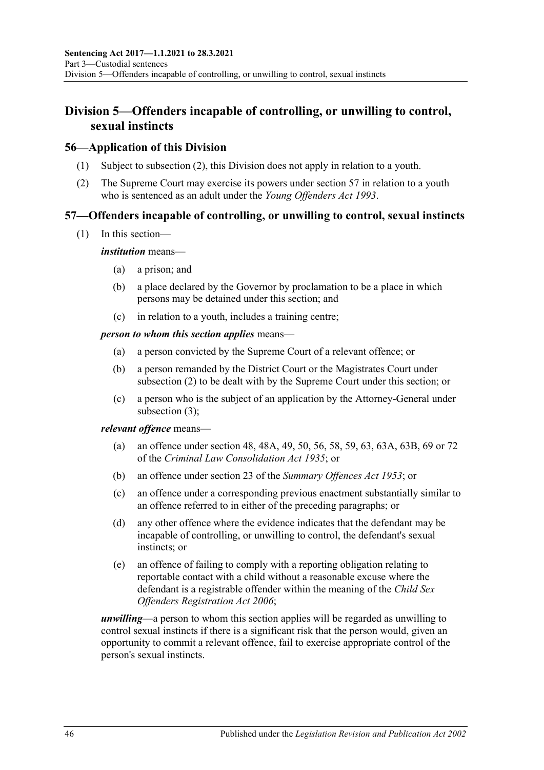## Division 5—Offenders incapable of controlling, or unwilling to control, sexual instincts

### 56—Application of this Division

(1) Subject to subsection (2), this Division does not apply in relation to a youth.

(2) The Supreme Court may exercise its powers under section 57 in relation to a youth who is sentenced as an adult under the *Young Offenders Act 1993*.

### 57—Offenders incapable of controlling, or unwilling to control, sexual instincts

(1) In this section—

***institution*** means—

- (a) a prison; and
- (b) a place declared by the Governor by proclamation to be a place in which persons may be detained under this section; and
- (c) in relation to a youth, includes a training centre;

***person to whom this section applies*** means—

- (a) a person convicted by the Supreme Court of a relevant offence; or
- (b) a person remanded by the District Court or the Magistrates Court under subsection (2) to be dealt with by the Supreme Court under this section; or
- (c) a person who is the subject of an application by the Attorney-General under subsection (3);

***relevant offence*** means—

- (a) an offence under section 48, 48A, 49, 50, 56, 58, 59, 63, 63A, 63B, 69 or 72 of the *Criminal Law Consolidation Act 1935*; or
- (b) an offence under section 23 of the *Summary Offences Act 1953*; or
- (c) an offence under a corresponding previous enactment substantially similar to an offence referred to in either of the preceding paragraphs; or
- (d) any other offence where the evidence indicates that the defendant may be incapable of controlling, or unwilling to control, the defendant's sexual instincts; or
- (e) an offence of failing to comply with a reporting obligation relating to reportable contact with a child without a reasonable excuse where the defendant is a registrable offender within the meaning of the *Child Sex Offenders Registration Act 2006*;

***unwilling***—a person to whom this section applies will be regarded as unwilling to control sexual instincts if there is a significant risk that the person would, given an opportunity to commit a relevant offence, fail to exercise appropriate control of the person's sexual instincts.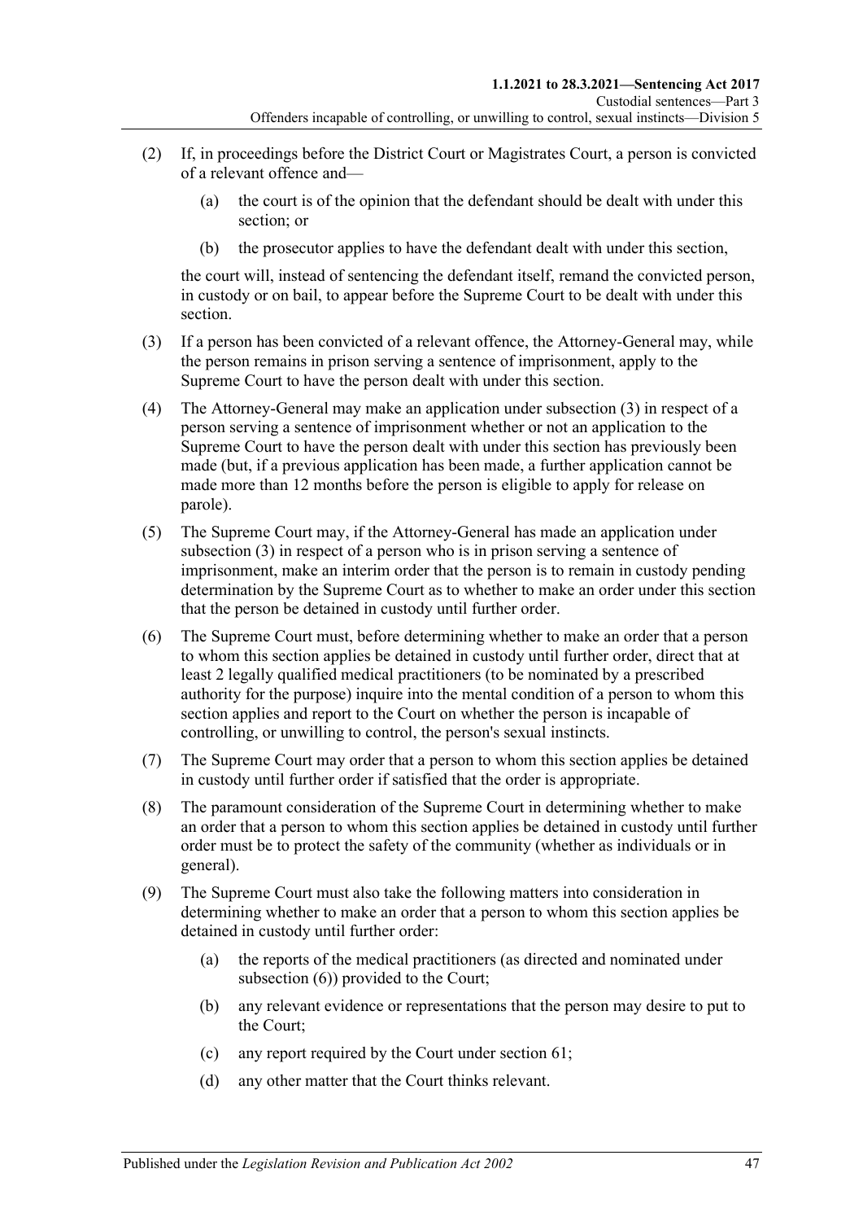(2) If, in proceedings before the District Court or Magistrates Court, a person is convicted of a relevant offence and—

(a) the court is of the opinion that the defendant should be dealt with under this section; or

(b) the prosecutor applies to have the defendant dealt with under this section,

the court will, instead of sentencing the defendant itself, remand the convicted person, in custody or on bail, to appear before the Supreme Court to be dealt with under this section.

(3) If a person has been convicted of a relevant offence, the Attorney-General may, while the person remains in prison serving a sentence of imprisonment, apply to the Supreme Court to have the person dealt with under this section.

(4) The Attorney-General may make an application under subsection (3) in respect of a person serving a sentence of imprisonment whether or not an application to the Supreme Court to have the person dealt with under this section has previously been made (but, if a previous application has been made, a further application cannot be made more than 12 months before the person is eligible to apply for release on parole).

(5) The Supreme Court may, if the Attorney-General has made an application under subsection (3) in respect of a person who is in prison serving a sentence of imprisonment, make an interim order that the person is to remain in custody pending determination by the Supreme Court as to whether to make an order under this section that the person be detained in custody until further order.

(6) The Supreme Court must, before determining whether to make an order that a person to whom this section applies be detained in custody until further order, direct that at least 2 legally qualified medical practitioners (to be nominated by a prescribed authority for the purpose) inquire into the mental condition of a person to whom this section applies and report to the Court on whether the person is incapable of controlling, or unwilling to control, the person's sexual instincts.

(7) The Supreme Court may order that a person to whom this section applies be detained in custody until further order if satisfied that the order is appropriate.

(8) The paramount consideration of the Supreme Court in determining whether to make an order that a person to whom this section applies be detained in custody until further order must be to protect the safety of the community (whether as individuals or in general).

(9) The Supreme Court must also take the following matters into consideration in determining whether to make an order that a person to whom this section applies be detained in custody until further order:

(a) the reports of the medical practitioners (as directed and nominated under subsection (6)) provided to the Court;

(b) any relevant evidence or representations that the person may desire to put to the Court;

(c) any report required by the Court under section 61;

(d) any other matter that the Court thinks relevant.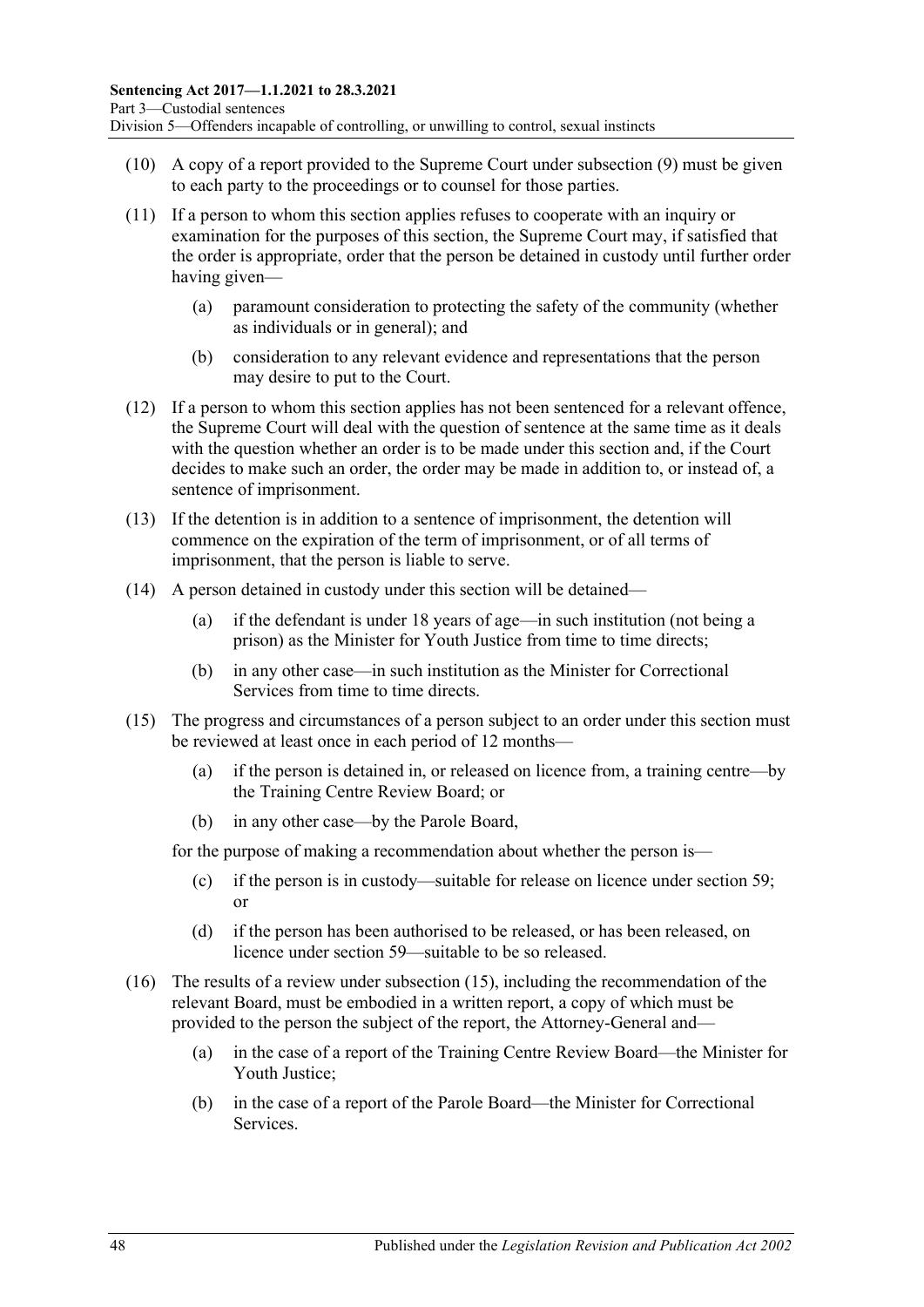(10) A copy of a report provided to the Supreme Court under subsection (9) must be given to each party to the proceedings or to counsel for those parties.

(11) If a person to whom this section applies refuses to cooperate with an inquiry or examination for the purposes of this section, the Supreme Court may, if satisfied that the order is appropriate, order that the person be detained in custody until further order having given—

(a) paramount consideration to protecting the safety of the community (whether as individuals or in general); and

(b) consideration to any relevant evidence and representations that the person may desire to put to the Court.

(12) If a person to whom this section applies has not been sentenced for a relevant offence, the Supreme Court will deal with the question of sentence at the same time as it deals with the question whether an order is to be made under this section and, if the Court decides to make such an order, the order may be made in addition to, or instead of, a sentence of imprisonment.

(13) If the detention is in addition to a sentence of imprisonment, the detention will commence on the expiration of the term of imprisonment, or of all terms of imprisonment, that the person is liable to serve.

(14) A person detained in custody under this section will be detained—

(a) if the defendant is under 18 years of age—in such institution (not being a prison) as the Minister for Youth Justice from time to time directs;

(b) in any other case—in such institution as the Minister for Correctional Services from time to time directs.

(15) The progress and circumstances of a person subject to an order under this section must be reviewed at least once in each period of 12 months—

(a) if the person is detained in, or released on licence from, a training centre—by the Training Centre Review Board; or

(b) in any other case—by the Parole Board,

for the purpose of making a recommendation about whether the person is—

(c) if the person is in custody—suitable for release on licence under section 59; or

(d) if the person has been authorised to be released, or has been released, on licence under section 59—suitable to be so released.

(16) The results of a review under subsection (15), including the recommendation of the relevant Board, must be embodied in a written report, a copy of which must be provided to the person the subject of the report, the Attorney-General and—

(a) in the case of a report of the Training Centre Review Board—the Minister for Youth Justice;

(b) in the case of a report of the Parole Board—the Minister for Correctional Services.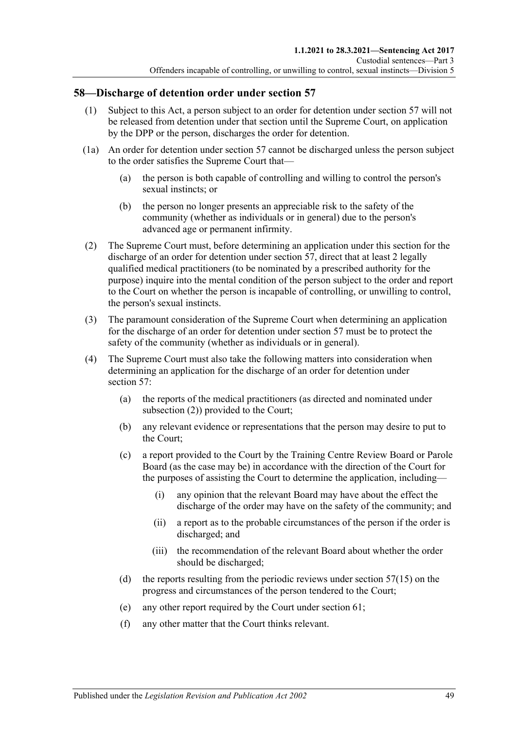## 58—Discharge of detention order under section 57

(1) Subject to this Act, a person subject to an order for detention under section 57 will not be released from detention under that section until the Supreme Court, on application by the DPP or the person, discharges the order for detention.

(1a) An order for detention under section 57 cannot be discharged unless the person subject to the order satisfies the Supreme Court that—

- (a) the person is both capable of controlling and willing to control the person's sexual instincts; or
- (b) the person no longer presents an appreciable risk to the safety of the community (whether as individuals or in general) due to the person's advanced age or permanent infirmity.

(2) The Supreme Court must, before determining an application under this section for the discharge of an order for detention under section 57, direct that at least 2 legally qualified medical practitioners (to be nominated by a prescribed authority for the purpose) inquire into the mental condition of the person subject to the order and report to the Court on whether the person is incapable of controlling, or unwilling to control, the person's sexual instincts.

(3) The paramount consideration of the Supreme Court when determining an application for the discharge of an order for detention under section 57 must be to protect the safety of the community (whether as individuals or in general).

(4) The Supreme Court must also take the following matters into consideration when determining an application for the discharge of an order for detention under section 57:

- (a) the reports of the medical practitioners (as directed and nominated under subsection (2)) provided to the Court;
- (b) any relevant evidence or representations that the person may desire to put to the Court;
- (c) a report provided to the Court by the Training Centre Review Board or Parole Board (as the case may be) in accordance with the direction of the Court for the purposes of assisting the Court to determine the application, including—
  - (i) any opinion that the relevant Board may have about the effect the discharge of the order may have on the safety of the community; and
  - (ii) a report as to the probable circumstances of the person if the order is discharged; and
  - (iii) the recommendation of the relevant Board about whether the order should be discharged;
- (d) the reports resulting from the periodic reviews under section 57(15) on the progress and circumstances of the person tendered to the Court;
- (e) any other report required by the Court under section 61;
- (f) any other matter that the Court thinks relevant.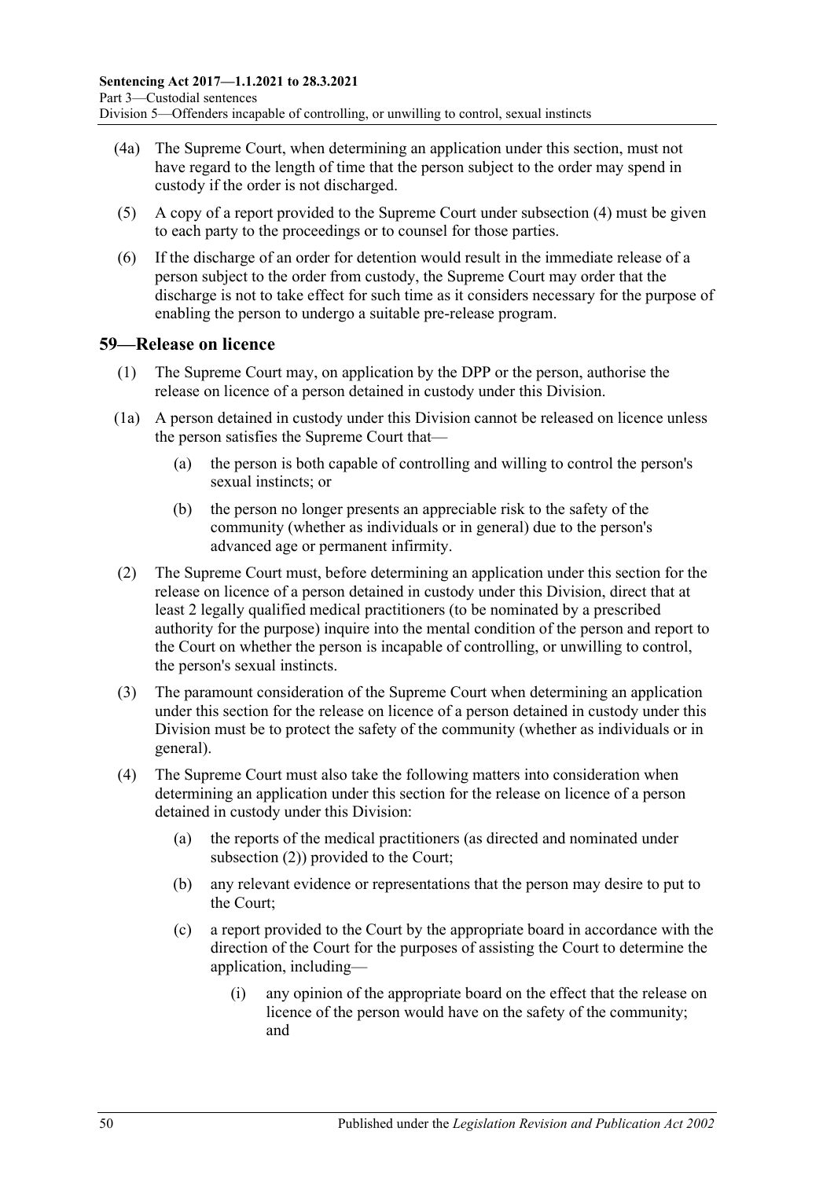(4a) The Supreme Court, when determining an application under this section, must not have regard to the length of time that the person subject to the order may spend in custody if the order is not discharged.

(5) A copy of a report provided to the Supreme Court under subsection (4) must be given to each party to the proceedings or to counsel for those parties.

(6) If the discharge of an order for detention would result in the immediate release of a person subject to the order from custody, the Supreme Court may order that the discharge is not to take effect for such time as it considers necessary for the purpose of enabling the person to undergo a suitable pre-release program.

## 59—Release on licence

(1) The Supreme Court may, on application by the DPP or the person, authorise the release on licence of a person detained in custody under this Division.

(1a) A person detained in custody under this Division cannot be released on licence unless the person satisfies the Supreme Court that—

(a) the person is both capable of controlling and willing to control the person's sexual instincts; or

(b) the person no longer presents an appreciable risk to the safety of the community (whether as individuals or in general) due to the person's advanced age or permanent infirmity.

(2) The Supreme Court must, before determining an application under this section for the release on licence of a person detained in custody under this Division, direct that at least 2 legally qualified medical practitioners (to be nominated by a prescribed authority for the purpose) inquire into the mental condition of the person and report to the Court on whether the person is incapable of controlling, or unwilling to control, the person's sexual instincts.

(3) The paramount consideration of the Supreme Court when determining an application under this section for the release on licence of a person detained in custody under this Division must be to protect the safety of the community (whether as individuals or in general).

(4) The Supreme Court must also take the following matters into consideration when determining an application under this section for the release on licence of a person detained in custody under this Division:

(a) the reports of the medical practitioners (as directed and nominated under subsection (2)) provided to the Court;

(b) any relevant evidence or representations that the person may desire to put to the Court;

(c) a report provided to the Court by the appropriate board in accordance with the direction of the Court for the purposes of assisting the Court to determine the application, including—

(i) any opinion of the appropriate board on the effect that the release on licence of the person would have on the safety of the community; and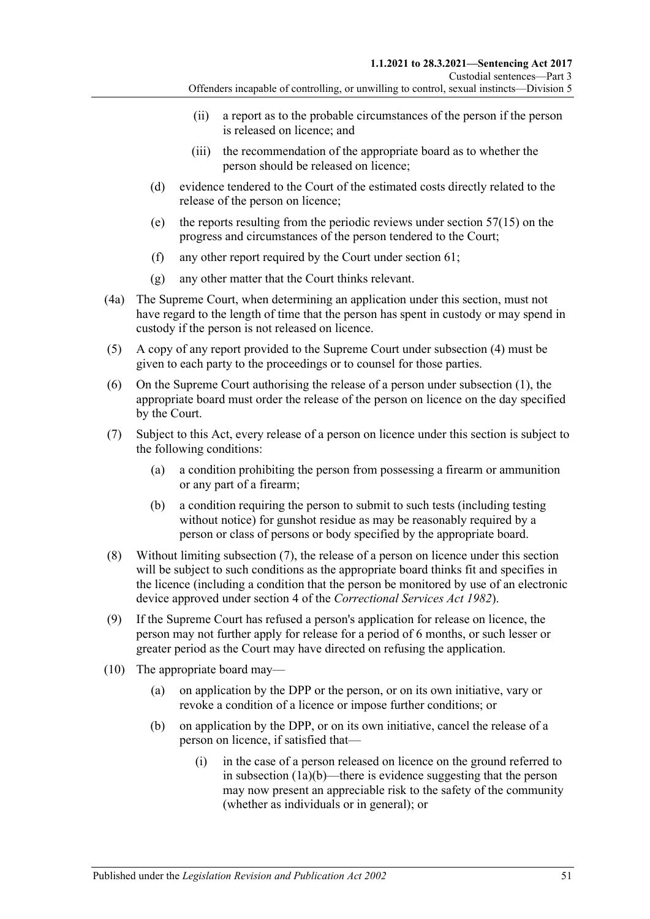(ii) a report as to the probable circumstances of the person if the person is released on licence; and

(iii) the recommendation of the appropriate board as to whether the person should be released on licence;

(d) evidence tendered to the Court of the estimated costs directly related to the release of the person on licence;

(e) the reports resulting from the periodic reviews under section 57(15) on the progress and circumstances of the person tendered to the Court;

(f) any other report required by the Court under section 61;

(g) any other matter that the Court thinks relevant.

(4a) The Supreme Court, when determining an application under this section, must not have regard to the length of time that the person has spent in custody or may spend in custody if the person is not released on licence.

(5) A copy of any report provided to the Supreme Court under subsection (4) must be given to each party to the proceedings or to counsel for those parties.

(6) On the Supreme Court authorising the release of a person under subsection (1), the appropriate board must order the release of the person on licence on the day specified by the Court.

(7) Subject to this Act, every release of a person on licence under this section is subject to the following conditions:

(a) a condition prohibiting the person from possessing a firearm or ammunition or any part of a firearm;

(b) a condition requiring the person to submit to such tests (including testing without notice) for gunshot residue as may be reasonably required by a person or class of persons or body specified by the appropriate board.

(8) Without limiting subsection (7), the release of a person on licence under this section will be subject to such conditions as the appropriate board thinks fit and specifies in the licence (including a condition that the person be monitored by use of an electronic device approved under section 4 of the *Correctional Services Act 1982*).

(9) If the Supreme Court has refused a person's application for release on licence, the person may not further apply for release for a period of 6 months, or such lesser or greater period as the Court may have directed on refusing the application.

(10) The appropriate board may—

(a) on application by the DPP or the person, or on its own initiative, vary or revoke a condition of a licence or impose further conditions; or

(b) on application by the DPP, or on its own initiative, cancel the release of a person on licence, if satisfied that—

(i) in the case of a person released on licence on the ground referred to in subsection (1a)(b)—there is evidence suggesting that the person may now present an appreciable risk to the safety of the community (whether as individuals or in general); or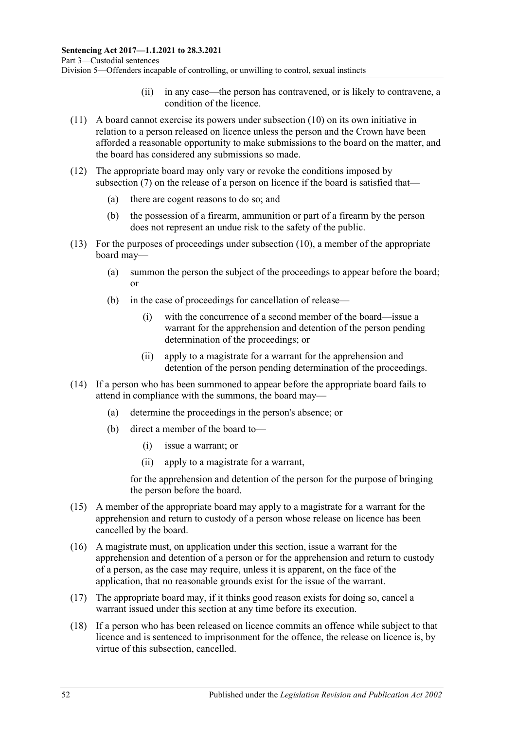(ii) in any case—the person has contravened, or is likely to contravene, a condition of the licence.

(11) A board cannot exercise its powers under subsection (10) on its own initiative in relation to a person released on licence unless the person and the Crown have been afforded a reasonable opportunity to make submissions to the board on the matter, and the board has considered any submissions so made.

(12) The appropriate board may only vary or revoke the conditions imposed by subsection (7) on the release of a person on licence if the board is satisfied that—

(a) there are cogent reasons to do so; and

(b) the possession of a firearm, ammunition or part of a firearm by the person does not represent an undue risk to the safety of the public.

(13) For the purposes of proceedings under subsection (10), a member of the appropriate board may—

(a) summon the person the subject of the proceedings to appear before the board; or

(b) in the case of proceedings for cancellation of release—

(i) with the concurrence of a second member of the board—issue a warrant for the apprehension and detention of the person pending determination of the proceedings; or

(ii) apply to a magistrate for a warrant for the apprehension and detention of the person pending determination of the proceedings.

(14) If a person who has been summoned to appear before the appropriate board fails to attend in compliance with the summons, the board may—

(a) determine the proceedings in the person's absence; or

(b) direct a member of the board to—

(i) issue a warrant; or

(ii) apply to a magistrate for a warrant,

for the apprehension and detention of the person for the purpose of bringing the person before the board.

(15) A member of the appropriate board may apply to a magistrate for a warrant for the apprehension and return to custody of a person whose release on licence has been cancelled by the board.

(16) A magistrate must, on application under this section, issue a warrant for the apprehension and detention of a person or for the apprehension and return to custody of a person, as the case may require, unless it is apparent, on the face of the application, that no reasonable grounds exist for the issue of the warrant.

(17) The appropriate board may, if it thinks good reason exists for doing so, cancel a warrant issued under this section at any time before its execution.

(18) If a person who has been released on licence commits an offence while subject to that licence and is sentenced to imprisonment for the offence, the release on licence is, by virtue of this subsection, cancelled.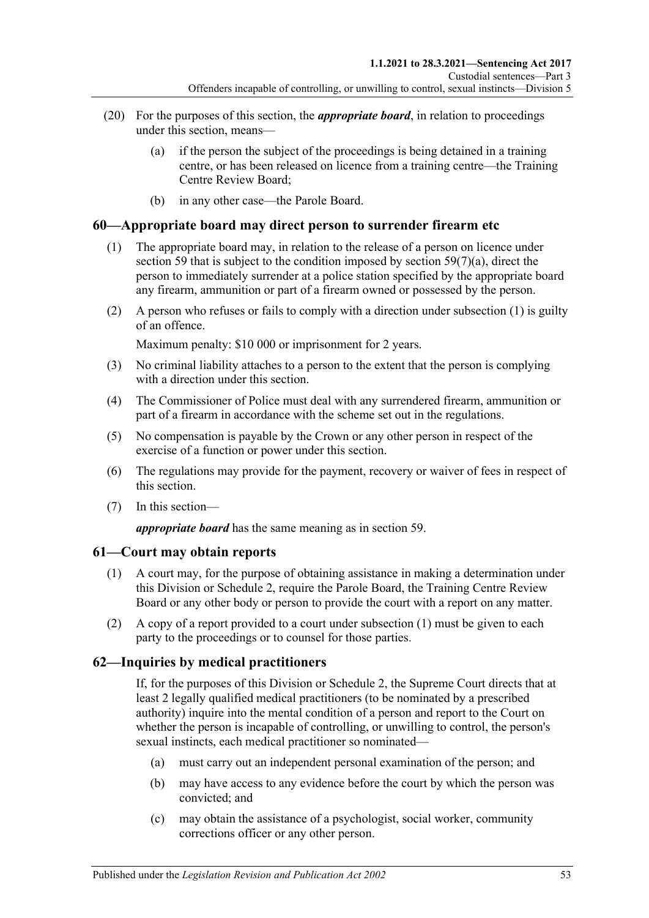(20) For the purposes of this section, the ***appropriate board***, in relation to proceedings under this section, means—

  (a) if the person the subject of the proceedings is being detained in a training centre, or has been released on licence from a training centre—the Training Centre Review Board;

  (b) in any other case—the Parole Board.

## 60—Appropriate board may direct person to surrender firearm etc

(1) The appropriate board may, in relation to the release of a person on licence under section 59 that is subject to the condition imposed by section 59(7)(a), direct the person to immediately surrender at a police station specified by the appropriate board any firearm, ammunition or part of a firearm owned or possessed by the person.

(2) A person who refuses or fails to comply with a direction under subsection (1) is guilty of an offence.

Maximum penalty: $10 000 or imprisonment for 2 years.

(3) No criminal liability attaches to a person to the extent that the person is complying with a direction under this section.

(4) The Commissioner of Police must deal with any surrendered firearm, ammunition or part of a firearm in accordance with the scheme set out in the regulations.

(5) No compensation is payable by the Crown or any other person in respect of the exercise of a function or power under this section.

(6) The regulations may provide for the payment, recovery or waiver of fees in respect of this section.

(7) In this section—

***appropriate board*** has the same meaning as in section 59.

## 61—Court may obtain reports

(1) A court may, for the purpose of obtaining assistance in making a determination under this Division or Schedule 2, require the Parole Board, the Training Centre Review Board or any other body or person to provide the court with a report on any matter.

(2) A copy of a report provided to a court under subsection (1) must be given to each party to the proceedings or to counsel for those parties.

## 62—Inquiries by medical practitioners

If, for the purposes of this Division or Schedule 2, the Supreme Court directs that at least 2 legally qualified medical practitioners (to be nominated by a prescribed authority) inquire into the mental condition of a person and report to the Court on whether the person is incapable of controlling, or unwilling to control, the person's sexual instincts, each medical practitioner so nominated—

  (a) must carry out an independent personal examination of the person; and

  (b) may have access to any evidence before the court by which the person was convicted; and

  (c) may obtain the assistance of a psychologist, social worker, community corrections officer or any other person.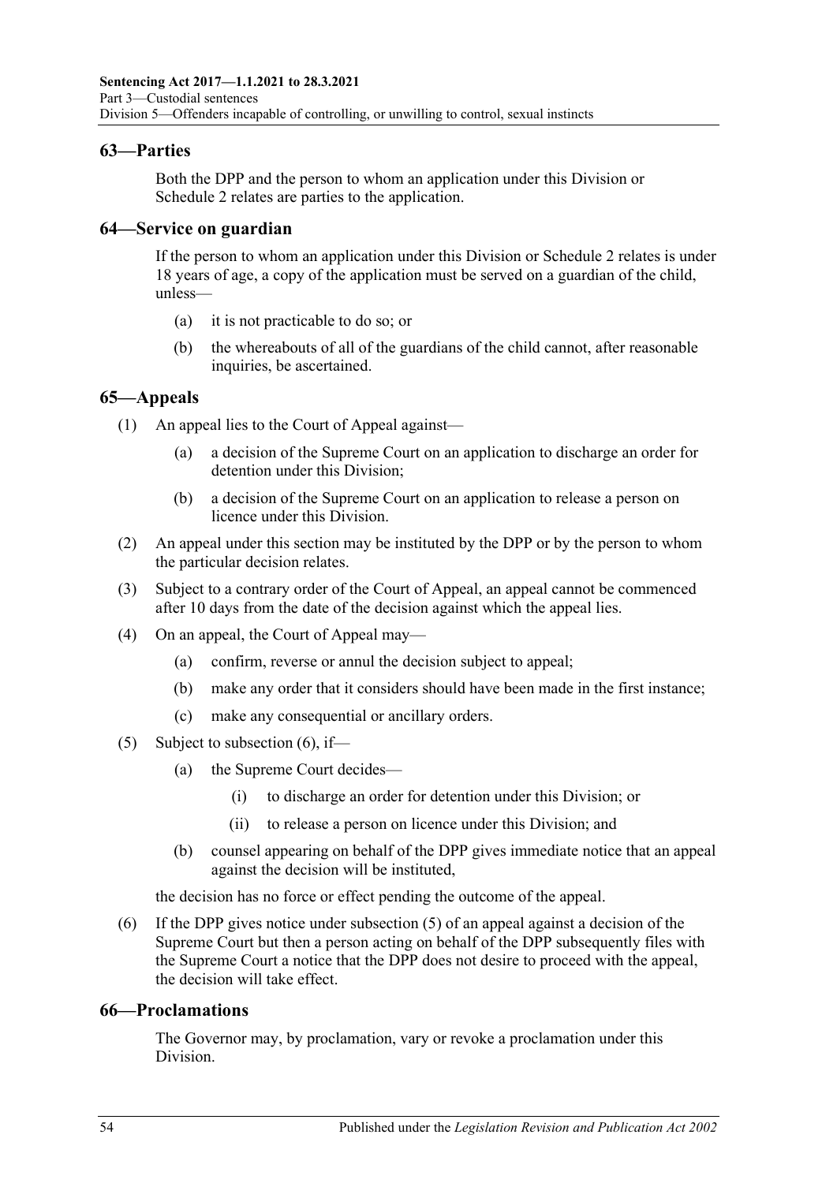## 63—Parties

Both the DPP and the person to whom an application under this Division or Schedule 2 relates are parties to the application.

## 64—Service on guardian

If the person to whom an application under this Division or Schedule 2 relates is under 18 years of age, a copy of the application must be served on a guardian of the child, unless—

- (a) it is not practicable to do so; or
- (b) the whereabouts of all of the guardians of the child cannot, after reasonable inquiries, be ascertained.

## 65—Appeals

(1) An appeal lies to the Court of Appeal against—

- (a) a decision of the Supreme Court on an application to discharge an order for detention under this Division;
- (b) a decision of the Supreme Court on an application to release a person on licence under this Division.

(2) An appeal under this section may be instituted by the DPP or by the person to whom the particular decision relates.

(3) Subject to a contrary order of the Court of Appeal, an appeal cannot be commenced after 10 days from the date of the decision against which the appeal lies.

(4) On an appeal, the Court of Appeal may—

- (a) confirm, reverse or annul the decision subject to appeal;
- (b) make any order that it considers should have been made in the first instance;
- (c) make any consequential or ancillary orders.

(5) Subject to subsection (6), if—

- (a) the Supreme Court decides—
  - (i) to discharge an order for detention under this Division; or
  - (ii) to release a person on licence under this Division; and
- (b) counsel appearing on behalf of the DPP gives immediate notice that an appeal against the decision will be instituted,

the decision has no force or effect pending the outcome of the appeal.

(6) If the DPP gives notice under subsection (5) of an appeal against a decision of the Supreme Court but then a person acting on behalf of the DPP subsequently files with the Supreme Court a notice that the DPP does not desire to proceed with the appeal, the decision will take effect.

## 66—Proclamations

The Governor may, by proclamation, vary or revoke a proclamation under this Division.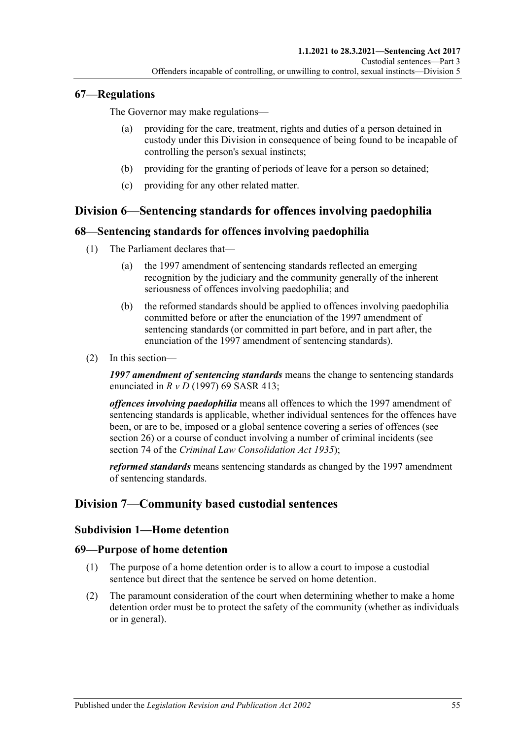### 67—Regulations

The Governor may make regulations—

(a) providing for the care, treatment, rights and duties of a person detained in custody under this Division in consequence of being found to be incapable of controlling the person's sexual instincts;

(b) providing for the granting of periods of leave for a person so detained;

(c) providing for any other related matter.

## Division 6—Sentencing standards for offences involving paedophilia

### 68—Sentencing standards for offences involving paedophilia

(1) The Parliament declares that—

(a) the 1997 amendment of sentencing standards reflected an emerging recognition by the judiciary and the community generally of the inherent seriousness of offences involving paedophilia; and

(b) the reformed standards should be applied to offences involving paedophilia committed before or after the enunciation of the 1997 amendment of sentencing standards (or committed in part before, and in part after, the enunciation of the 1997 amendment of sentencing standards).

(2) In this section—

***1997 amendment of sentencing standards*** means the change to sentencing standards enunciated in *R v D* (1997) 69 SASR 413;

***offences involving paedophilia*** means all offences to which the 1997 amendment of sentencing standards is applicable, whether individual sentences for the offences have been, or are to be, imposed or a global sentence covering a series of offences (see section 26) or a course of conduct involving a number of criminal incidents (see section 74 of the *Criminal Law Consolidation Act 1935*);

***reformed standards*** means sentencing standards as changed by the 1997 amendment of sentencing standards.

## Division 7—Community based custodial sentences

### Subdivision 1—Home detention

### 69—Purpose of home detention

(1) The purpose of a home detention order is to allow a court to impose a custodial sentence but direct that the sentence be served on home detention.

(2) The paramount consideration of the court when determining whether to make a home detention order must be to protect the safety of the community (whether as individuals or in general).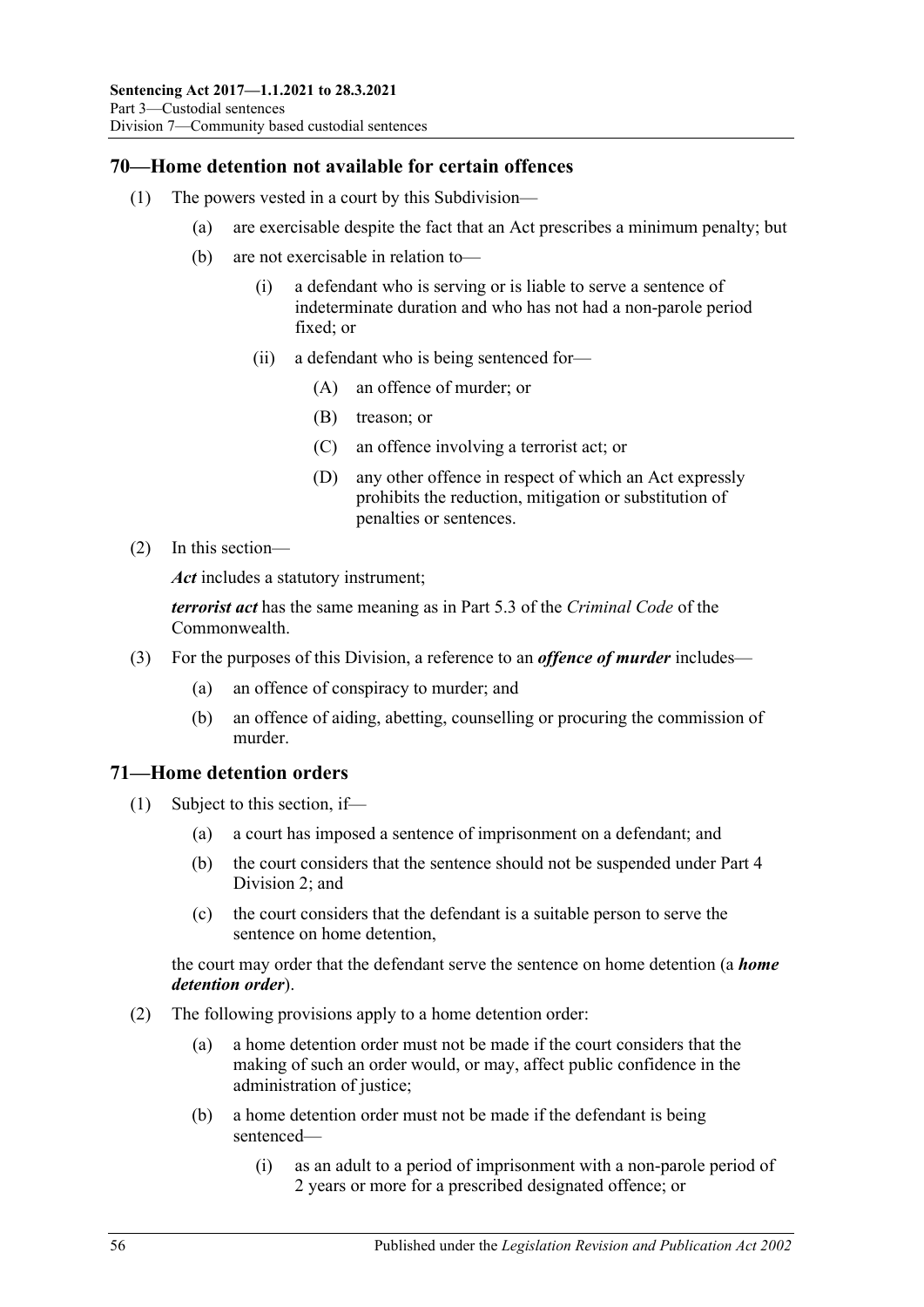## 70—Home detention not available for certain offences

(1) The powers vested in a court by this Subdivision—

(a) are exercisable despite the fact that an Act prescribes a minimum penalty; but

(b) are not exercisable in relation to—

(i) a defendant who is serving or is liable to serve a sentence of indeterminate duration and who has not had a non-parole period fixed; or

(ii) a defendant who is being sentenced for—

(A) an offence of murder; or

(B) treason; or

(C) an offence involving a terrorist act; or

(D) any other offence in respect of which an Act expressly prohibits the reduction, mitigation or substitution of penalties or sentences.

(2) In this section—

***Act*** includes a statutory instrument;

***terrorist act*** has the same meaning as in Part 5.3 of the *Criminal Code* of the Commonwealth.

(3) For the purposes of this Division, a reference to an ***offence of murder*** includes—

(a) an offence of conspiracy to murder; and

(b) an offence of aiding, abetting, counselling or procuring the commission of murder.

## 71—Home detention orders

(1) Subject to this section, if—

(a) a court has imposed a sentence of imprisonment on a defendant; and

(b) the court considers that the sentence should not be suspended under Part 4 Division 2; and

(c) the court considers that the defendant is a suitable person to serve the sentence on home detention,

the court may order that the defendant serve the sentence on home detention (a ***home detention order***).

(2) The following provisions apply to a home detention order:

(a) a home detention order must not be made if the court considers that the making of such an order would, or may, affect public confidence in the administration of justice;

(b) a home detention order must not be made if the defendant is being sentenced—

(i) as an adult to a period of imprisonment with a non-parole period of 2 years or more for a prescribed designated offence; or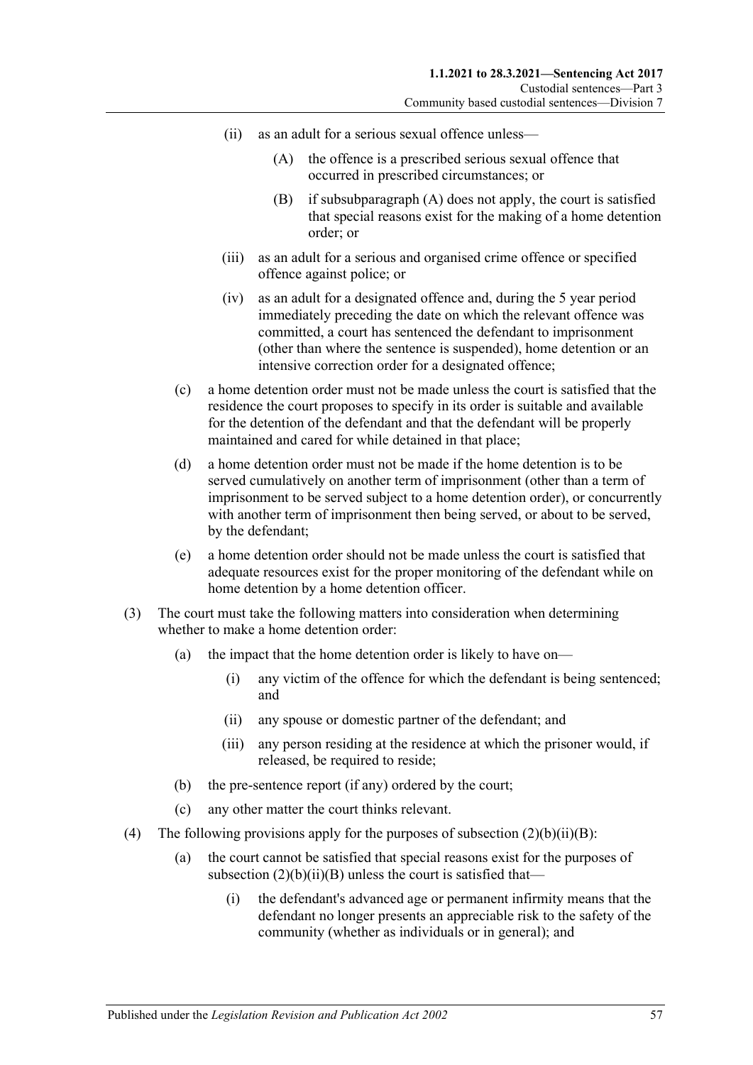(ii) as an adult for a serious sexual offence unless—

(A) the offence is a prescribed serious sexual offence that occurred in prescribed circumstances; or

(B) if subsubparagraph (A) does not apply, the court is satisfied that special reasons exist for the making of a home detention order; or

(iii) as an adult for a serious and organised crime offence or specified offence against police; or

(iv) as an adult for a designated offence and, during the 5 year period immediately preceding the date on which the relevant offence was committed, a court has sentenced the defendant to imprisonment (other than where the sentence is suspended), home detention or an intensive correction order for a designated offence;

(c) a home detention order must not be made unless the court is satisfied that the residence the court proposes to specify in its order is suitable and available for the detention of the defendant and that the defendant will be properly maintained and cared for while detained in that place;

(d) a home detention order must not be made if the home detention is to be served cumulatively on another term of imprisonment (other than a term of imprisonment to be served subject to a home detention order), or concurrently with another term of imprisonment then being served, or about to be served, by the defendant;

(e) a home detention order should not be made unless the court is satisfied that adequate resources exist for the proper monitoring of the defendant while on home detention by a home detention officer.

(3) The court must take the following matters into consideration when determining whether to make a home detention order:

(a) the impact that the home detention order is likely to have on—

(i) any victim of the offence for which the defendant is being sentenced; and

(ii) any spouse or domestic partner of the defendant; and

(iii) any person residing at the residence at which the prisoner would, if released, be required to reside;

(b) the pre-sentence report (if any) ordered by the court;

(c) any other matter the court thinks relevant.

(4) The following provisions apply for the purposes of subsection (2)(b)(ii)(B):

(a) the court cannot be satisfied that special reasons exist for the purposes of subsection (2)(b)(ii)(B) unless the court is satisfied that—

(i) the defendant's advanced age or permanent infirmity means that the defendant no longer presents an appreciable risk to the safety of the community (whether as individuals or in general); and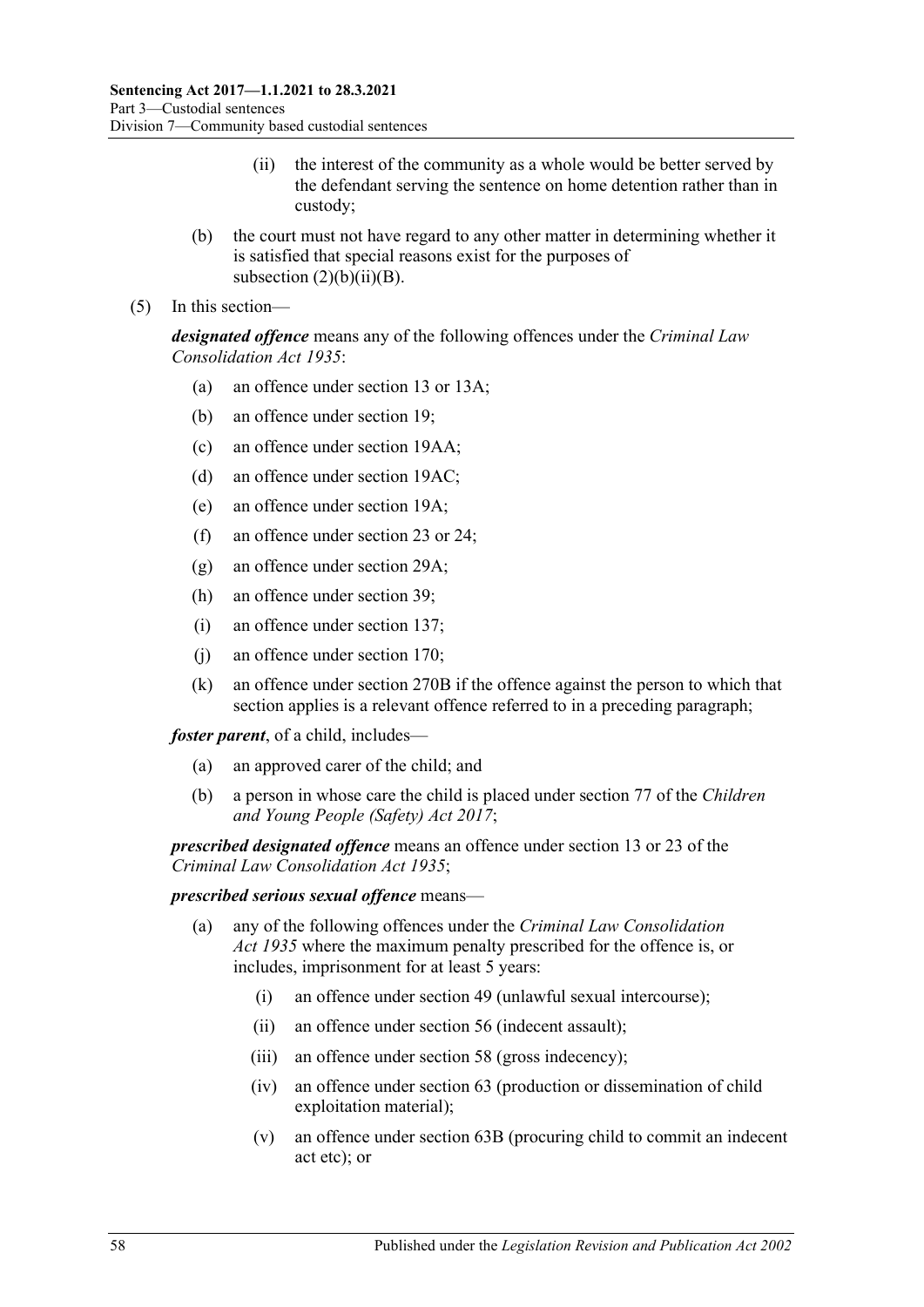(ii) the interest of the community as a whole would be better served by the defendant serving the sentence on home detention rather than in custody;

(b) the court must not have regard to any other matter in determining whether it is satisfied that special reasons exist for the purposes of subsection (2)(b)(ii)(B).

(5) In this section—

***designated offence*** means any of the following offences under the *Criminal Law Consolidation Act 1935*:

(a) an offence under section 13 or 13A;

(b) an offence under section 19;

(c) an offence under section 19AA;

(d) an offence under section 19AC;

(e) an offence under section 19A;

(f) an offence under section 23 or 24;

(g) an offence under section 29A;

(h) an offence under section 39;

(i) an offence under section 137;

(j) an offence under section 170;

(k) an offence under section 270B if the offence against the person to which that section applies is a relevant offence referred to in a preceding paragraph;

***foster parent***, of a child, includes—

(a) an approved carer of the child; and

(b) a person in whose care the child is placed under section 77 of the *Children and Young People (Safety) Act 2017*;

***prescribed designated offence*** means an offence under section 13 or 23 of the *Criminal Law Consolidation Act 1935*;

***prescribed serious sexual offence*** means—

(a) any of the following offences under the *Criminal Law Consolidation Act 1935* where the maximum penalty prescribed for the offence is, or includes, imprisonment for at least 5 years:

(i) an offence under section 49 (unlawful sexual intercourse);

(ii) an offence under section 56 (indecent assault);

(iii) an offence under section 58 (gross indecency);

(iv) an offence under section 63 (production or dissemination of child exploitation material);

(v) an offence under section 63B (procuring child to commit an indecent act etc); or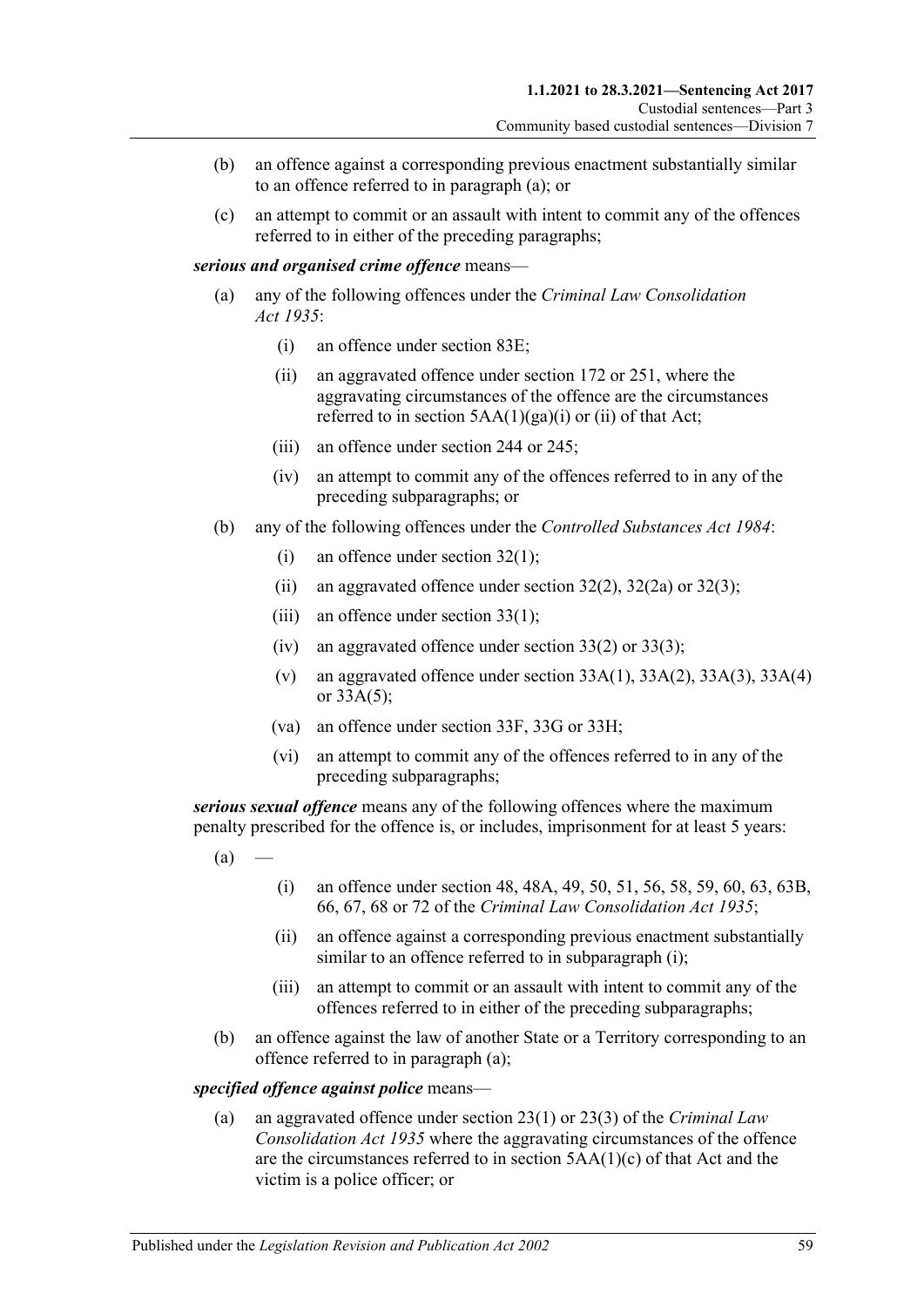(b) an offence against a corresponding previous enactment substantially similar to an offence referred to in paragraph (a); or

(c) an attempt to commit or an assault with intent to commit any of the offences referred to in either of the preceding paragraphs;

***serious and organised crime offence*** means—

(a) any of the following offences under the *Criminal Law Consolidation Act 1935*:

  (i) an offence under section 83E;

  (ii) an aggravated offence under section 172 or 251, where the aggravating circumstances of the offence are the circumstances referred to in section 5AA(1)(ga)(i) or (ii) of that Act;

  (iii) an offence under section 244 or 245;

  (iv) an attempt to commit any of the offences referred to in any of the preceding subparagraphs; or

(b) any of the following offences under the *Controlled Substances Act 1984*:

  (i) an offence under section 32(1);

  (ii) an aggravated offence under section 32(2), 32(2a) or 32(3);

  (iii) an offence under section 33(1);

  (iv) an aggravated offence under section 33(2) or 33(3);

  (v) an aggravated offence under section 33A(1), 33A(2), 33A(3), 33A(4) or 33A(5);

  (va) an offence under section 33F, 33G or 33H;

  (vi) an attempt to commit any of the offences referred to in any of the preceding subparagraphs;

***serious sexual offence*** means any of the following offences where the maximum penalty prescribed for the offence is, or includes, imprisonment for at least 5 years:

(a) —

  (i) an offence under section 48, 48A, 49, 50, 51, 56, 58, 59, 60, 63, 63B, 66, 67, 68 or 72 of the *Criminal Law Consolidation Act 1935*;

  (ii) an offence against a corresponding previous enactment substantially similar to an offence referred to in subparagraph (i);

  (iii) an attempt to commit or an assault with intent to commit any of the offences referred to in either of the preceding subparagraphs;

(b) an offence against the law of another State or a Territory corresponding to an offence referred to in paragraph (a);

***specified offence against police*** means—

(a) an aggravated offence under section 23(1) or 23(3) of the *Criminal Law Consolidation Act 1935* where the aggravating circumstances of the offence are the circumstances referred to in section 5AA(1)(c) of that Act and the victim is a police officer; or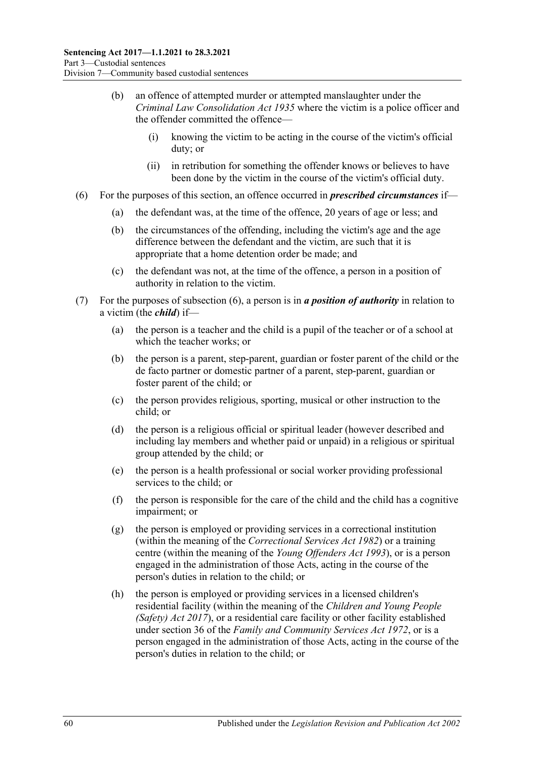(b) an offence of attempted murder or attempted manslaughter under the *Criminal Law Consolidation Act 1935* where the victim is a police officer and the offender committed the offence—

  (i) knowing the victim to be acting in the course of the victim's official duty; or

  (ii) in retribution for something the offender knows or believes to have been done by the victim in the course of the victim's official duty.

(6) For the purposes of this section, an offence occurred in ***prescribed circumstances*** if—

(a) the defendant was, at the time of the offence, 20 years of age or less; and

(b) the circumstances of the offending, including the victim's age and the age difference between the defendant and the victim, are such that it is appropriate that a home detention order be made; and

(c) the defendant was not, at the time of the offence, a person in a position of authority in relation to the victim.

(7) For the purposes of subsection (6), a person is in ***a position of authority*** in relation to a victim (the ***child***) if—

(a) the person is a teacher and the child is a pupil of the teacher or of a school at which the teacher works; or

(b) the person is a parent, step-parent, guardian or foster parent of the child or the de facto partner or domestic partner of a parent, step-parent, guardian or foster parent of the child; or

(c) the person provides religious, sporting, musical or other instruction to the child; or

(d) the person is a religious official or spiritual leader (however described and including lay members and whether paid or unpaid) in a religious or spiritual group attended by the child; or

(e) the person is a health professional or social worker providing professional services to the child; or

(f) the person is responsible for the care of the child and the child has a cognitive impairment; or

(g) the person is employed or providing services in a correctional institution (within the meaning of the *Correctional Services Act 1982*) or a training centre (within the meaning of the *Young Offenders Act 1993*), or is a person engaged in the administration of those Acts, acting in the course of the person's duties in relation to the child; or

(h) the person is employed or providing services in a licensed children's residential facility (within the meaning of the *Children and Young People (Safety) Act 2017*), or a residential care facility or other facility established under section 36 of the *Family and Community Services Act 1972*, or is a person engaged in the administration of those Acts, acting in the course of the person's duties in relation to the child; or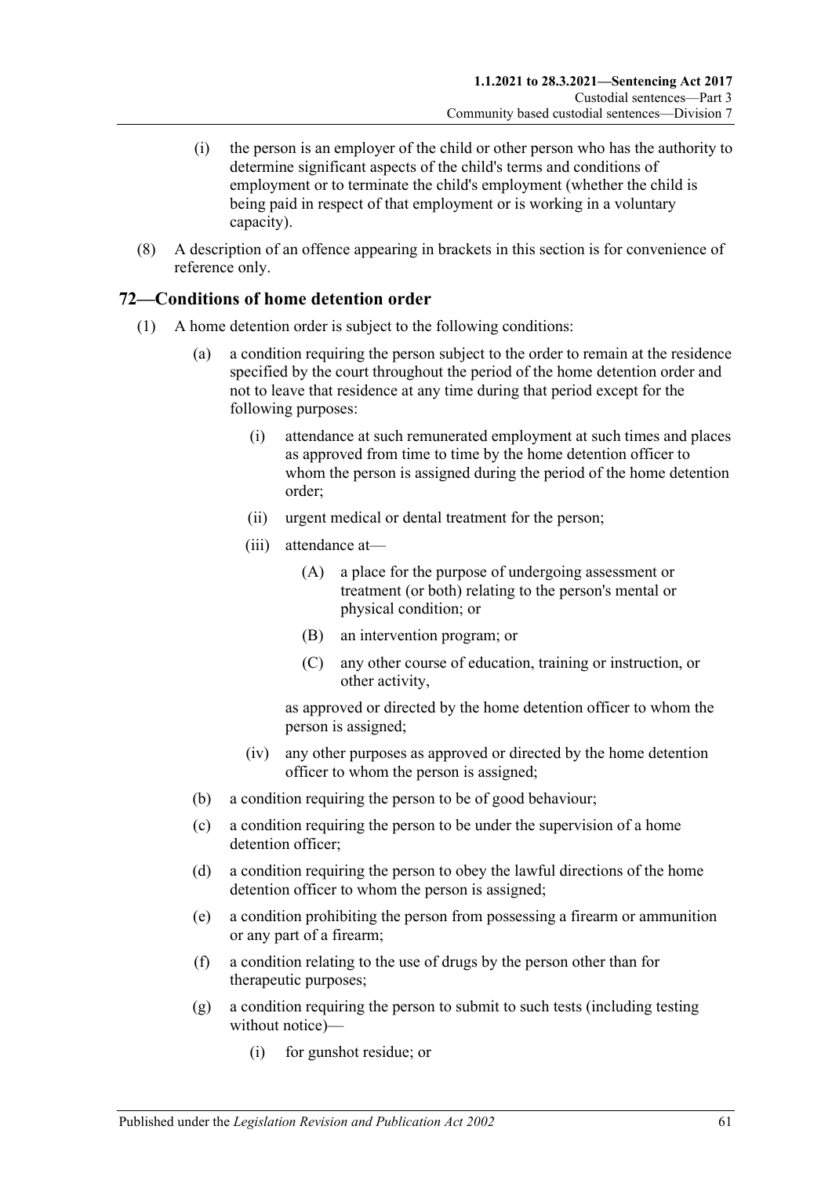(i) the person is an employer of the child or other person who has the authority to determine significant aspects of the child's terms and conditions of employment or to terminate the child's employment (whether the child is being paid in respect of that employment or is working in a voluntary capacity).

(8) A description of an offence appearing in brackets in this section is for convenience of reference only.

## 72—Conditions of home detention order

(1) A home detention order is subject to the following conditions:

(a) a condition requiring the person subject to the order to remain at the residence specified by the court throughout the period of the home detention order and not to leave that residence at any time during that period except for the following purposes:

(i) attendance at such remunerated employment at such times and places as approved from time to time by the home detention officer to whom the person is assigned during the period of the home detention order;

(ii) urgent medical or dental treatment for the person;

(iii) attendance at—

(A) a place for the purpose of undergoing assessment or treatment (or both) relating to the person's mental or physical condition; or

(B) an intervention program; or

(C) any other course of education, training or instruction, or other activity,

as approved or directed by the home detention officer to whom the person is assigned;

(iv) any other purposes as approved or directed by the home detention officer to whom the person is assigned;

(b) a condition requiring the person to be of good behaviour;

(c) a condition requiring the person to be under the supervision of a home detention officer;

(d) a condition requiring the person to obey the lawful directions of the home detention officer to whom the person is assigned;

(e) a condition prohibiting the person from possessing a firearm or ammunition or any part of a firearm;

(f) a condition relating to the use of drugs by the person other than for therapeutic purposes;

(g) a condition requiring the person to submit to such tests (including testing without notice)—

(i) for gunshot residue; or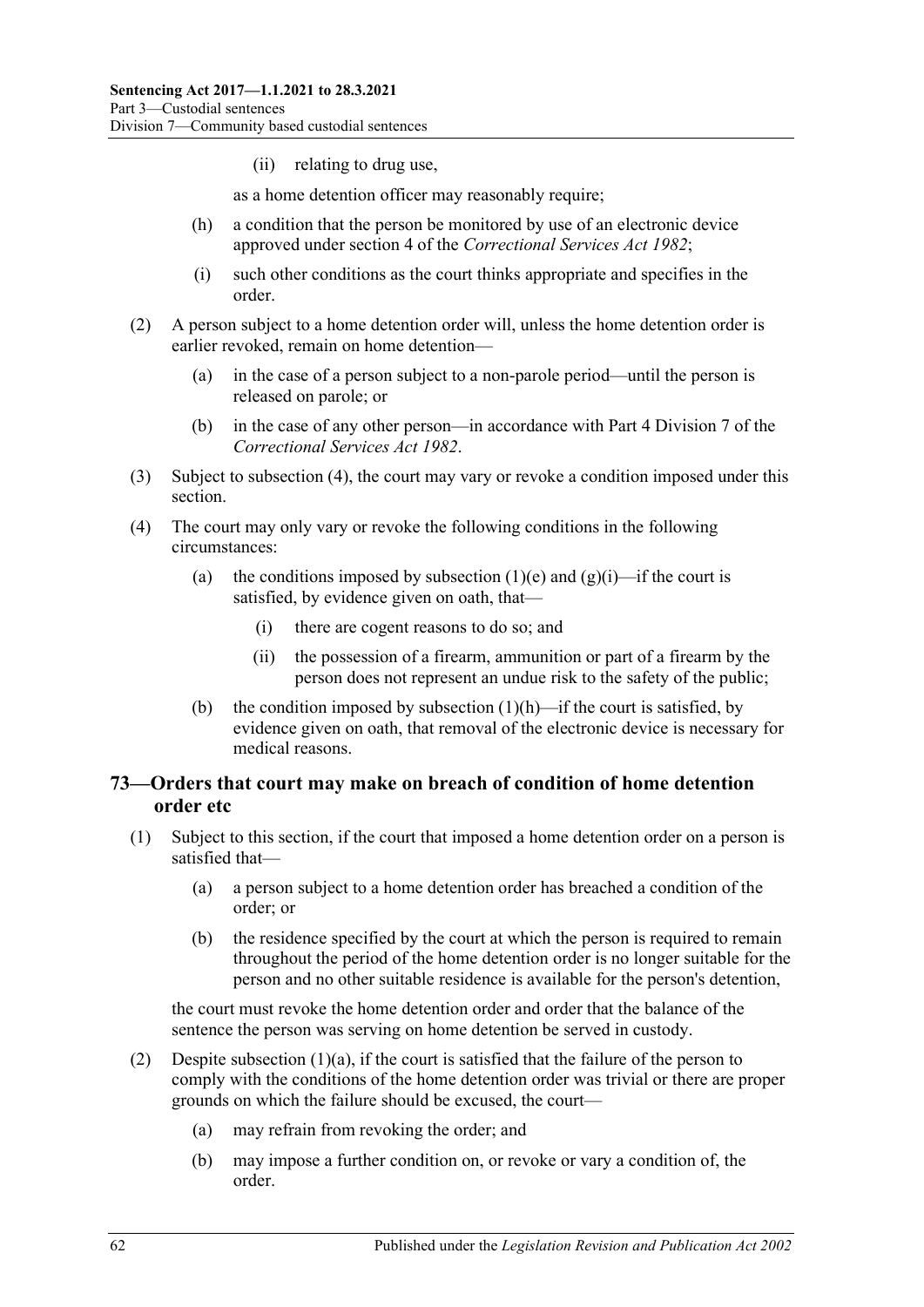(ii) relating to drug use,

as a home detention officer may reasonably require;

(h) a condition that the person be monitored by use of an electronic device approved under section 4 of the *Correctional Services Act 1982*;

(i) such other conditions as the court thinks appropriate and specifies in the order.

(2) A person subject to a home detention order will, unless the home detention order is earlier revoked, remain on home detention—

(a) in the case of a person subject to a non-parole period—until the person is released on parole; or

(b) in the case of any other person—in accordance with Part 4 Division 7 of the *Correctional Services Act 1982*.

(3) Subject to subsection (4), the court may vary or revoke a condition imposed under this section.

(4) The court may only vary or revoke the following conditions in the following circumstances:

(a) the conditions imposed by subsection (1)(e) and (g)(i)—if the court is satisfied, by evidence given on oath, that—

(i) there are cogent reasons to do so; and

(ii) the possession of a firearm, ammunition or part of a firearm by the person does not represent an undue risk to the safety of the public;

(b) the condition imposed by subsection (1)(h)—if the court is satisfied, by evidence given on oath, that removal of the electronic device is necessary for medical reasons.

## 73—Orders that court may make on breach of condition of home detention order etc

(1) Subject to this section, if the court that imposed a home detention order on a person is satisfied that—

(a) a person subject to a home detention order has breached a condition of the order; or

(b) the residence specified by the court at which the person is required to remain throughout the period of the home detention order is no longer suitable for the person and no other suitable residence is available for the person's detention,

the court must revoke the home detention order and order that the balance of the sentence the person was serving on home detention be served in custody.

(2) Despite subsection (1)(a), if the court is satisfied that the failure of the person to comply with the conditions of the home detention order was trivial or there are proper grounds on which the failure should be excused, the court—

(a) may refrain from revoking the order; and

(b) may impose a further condition on, or revoke or vary a condition of, the order.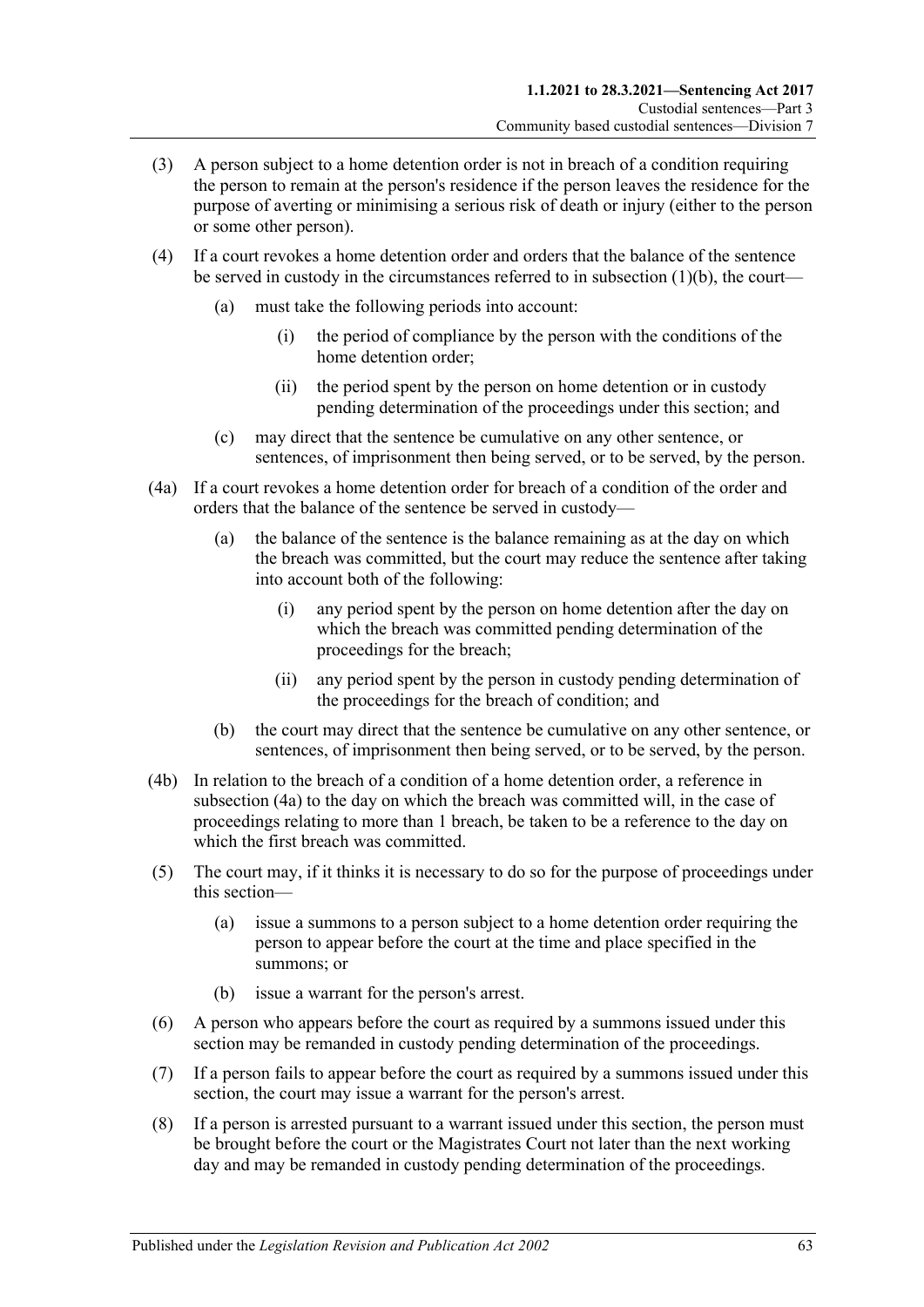(3) A person subject to a home detention order is not in breach of a condition requiring the person to remain at the person's residence if the person leaves the residence for the purpose of averting or minimising a serious risk of death or injury (either to the person or some other person).

(4) If a court revokes a home detention order and orders that the balance of the sentence be served in custody in the circumstances referred to in subsection (1)(b), the court—

 (a) must take the following periods into account:

  (i) the period of compliance by the person with the conditions of the home detention order;

  (ii) the period spent by the person on home detention or in custody pending determination of the proceedings under this section; and

 (c) may direct that the sentence be cumulative on any other sentence, or sentences, of imprisonment then being served, or to be served, by the person.

(4a) If a court revokes a home detention order for breach of a condition of the order and orders that the balance of the sentence be served in custody—

 (a) the balance of the sentence is the balance remaining as at the day on which the breach was committed, but the court may reduce the sentence after taking into account both of the following:

  (i) any period spent by the person on home detention after the day on which the breach was committed pending determination of the proceedings for the breach;

  (ii) any period spent by the person in custody pending determination of the proceedings for the breach of condition; and

 (b) the court may direct that the sentence be cumulative on any other sentence, or sentences, of imprisonment then being served, or to be served, by the person.

(4b) In relation to the breach of a condition of a home detention order, a reference in subsection (4a) to the day on which the breach was committed will, in the case of proceedings relating to more than 1 breach, be taken to be a reference to the day on which the first breach was committed.

(5) The court may, if it thinks it is necessary to do so for the purpose of proceedings under this section—

 (a) issue a summons to a person subject to a home detention order requiring the person to appear before the court at the time and place specified in the summons; or

 (b) issue a warrant for the person's arrest.

(6) A person who appears before the court as required by a summons issued under this section may be remanded in custody pending determination of the proceedings.

(7) If a person fails to appear before the court as required by a summons issued under this section, the court may issue a warrant for the person's arrest.

(8) If a person is arrested pursuant to a warrant issued under this section, the person must be brought before the court or the Magistrates Court not later than the next working day and may be remanded in custody pending determination of the proceedings.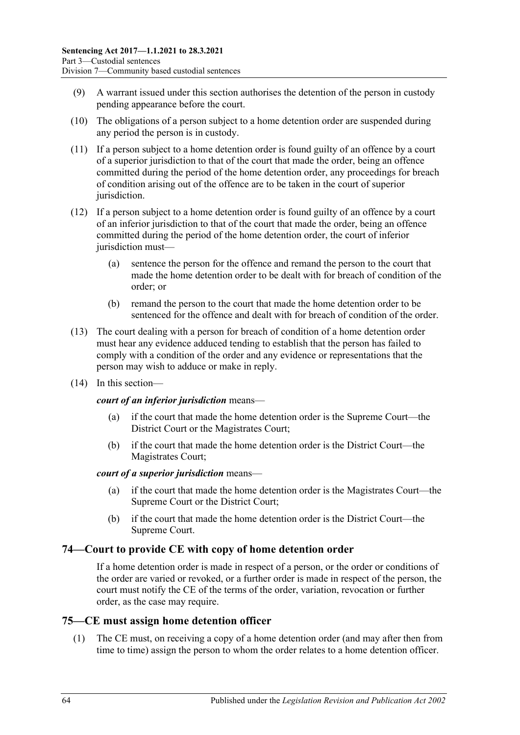(9) A warrant issued under this section authorises the detention of the person in custody pending appearance before the court.

(10) The obligations of a person subject to a home detention order are suspended during any period the person is in custody.

(11) If a person subject to a home detention order is found guilty of an offence by a court of a superior jurisdiction to that of the court that made the order, being an offence committed during the period of the home detention order, any proceedings for breach of condition arising out of the offence are to be taken in the court of superior jurisdiction.

(12) If a person subject to a home detention order is found guilty of an offence by a court of an inferior jurisdiction to that of the court that made the order, being an offence committed during the period of the home detention order, the court of inferior jurisdiction must—

(a) sentence the person for the offence and remand the person to the court that made the home detention order to be dealt with for breach of condition of the order; or

(b) remand the person to the court that made the home detention order to be sentenced for the offence and dealt with for breach of condition of the order.

(13) The court dealing with a person for breach of condition of a home detention order must hear any evidence adduced tending to establish that the person has failed to comply with a condition of the order and any evidence or representations that the person may wish to adduce or make in reply.

(14) In this section—

***court of an inferior jurisdiction*** means—

(a) if the court that made the home detention order is the Supreme Court—the District Court or the Magistrates Court;

(b) if the court that made the home detention order is the District Court—the Magistrates Court;

***court of a superior jurisdiction*** means—

(a) if the court that made the home detention order is the Magistrates Court—the Supreme Court or the District Court;

(b) if the court that made the home detention order is the District Court—the Supreme Court.

## 74—Court to provide CE with copy of home detention order

If a home detention order is made in respect of a person, or the order or conditions of the order are varied or revoked, or a further order is made in respect of the person, the court must notify the CE of the terms of the order, variation, revocation or further order, as the case may require.

## 75—CE must assign home detention officer

(1) The CE must, on receiving a copy of a home detention order (and may after then from time to time) assign the person to whom the order relates to a home detention officer.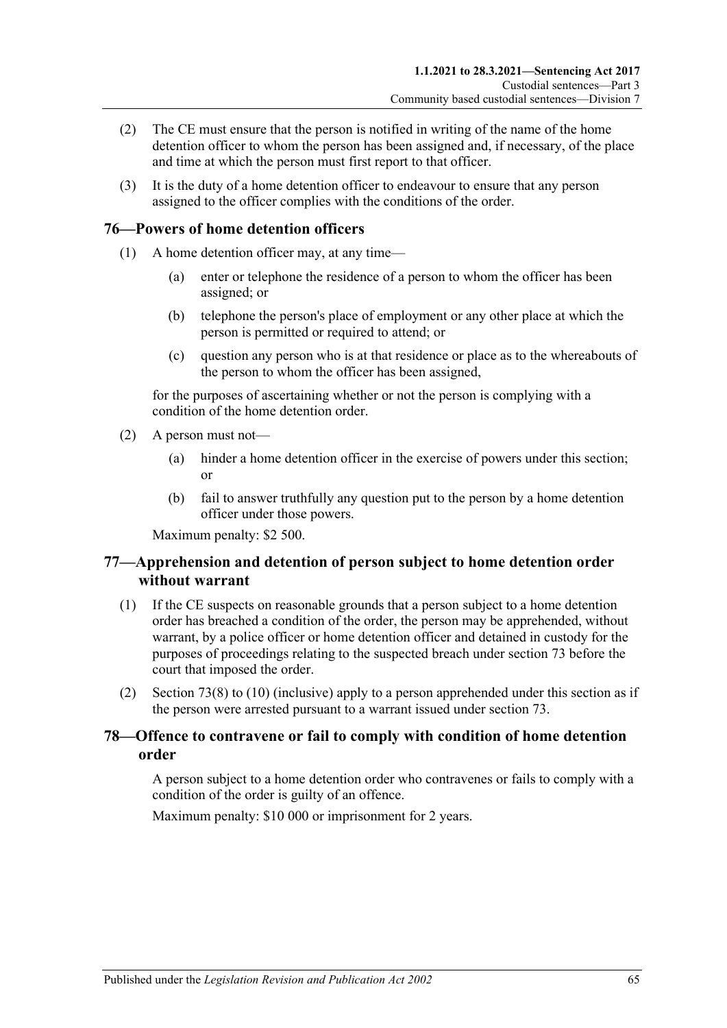(2) The CE must ensure that the person is notified in writing of the name of the home detention officer to whom the person has been assigned and, if necessary, of the place and time at which the person must first report to that officer.

(3) It is the duty of a home detention officer to endeavour to ensure that any person assigned to the officer complies with the conditions of the order.

## 76—Powers of home detention officers

(1) A home detention officer may, at any time—

(a) enter or telephone the residence of a person to whom the officer has been assigned; or

(b) telephone the person's place of employment or any other place at which the person is permitted or required to attend; or

(c) question any person who is at that residence or place as to the whereabouts of the person to whom the officer has been assigned,

for the purposes of ascertaining whether or not the person is complying with a condition of the home detention order.

(2) A person must not—

(a) hinder a home detention officer in the exercise of powers under this section; or

(b) fail to answer truthfully any question put to the person by a home detention officer under those powers.

Maximum penalty: $2 500.

## 77—Apprehension and detention of person subject to home detention order without warrant

(1) If the CE suspects on reasonable grounds that a person subject to a home detention order has breached a condition of the order, the person may be apprehended, without warrant, by a police officer or home detention officer and detained in custody for the purposes of proceedings relating to the suspected breach under section 73 before the court that imposed the order.

(2) Section 73(8) to (10) (inclusive) apply to a person apprehended under this section as if the person were arrested pursuant to a warrant issued under section 73.

## 78—Offence to contravene or fail to comply with condition of home detention order

A person subject to a home detention order who contravenes or fails to comply with a condition of the order is guilty of an offence.

Maximum penalty: $10 000 or imprisonment for 2 years.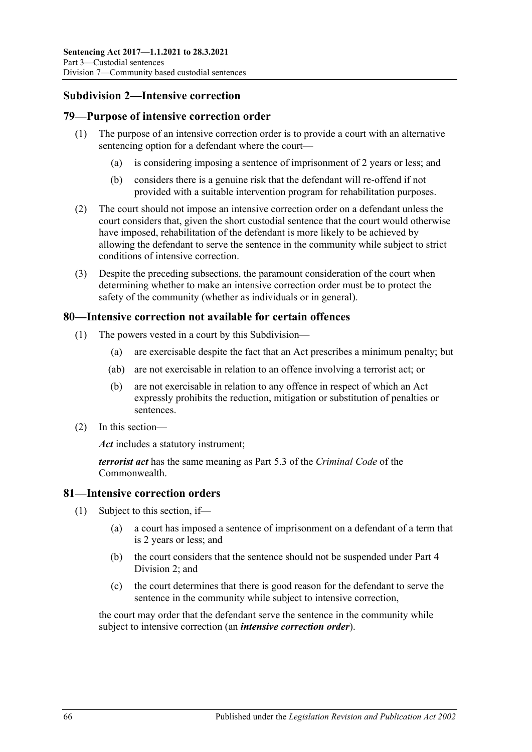## Subdivision 2—Intensive correction

### 79—Purpose of intensive correction order

(1) The purpose of an intensive correction order is to provide a court with an alternative sentencing option for a defendant where the court—

(a) is considering imposing a sentence of imprisonment of 2 years or less; and

(b) considers there is a genuine risk that the defendant will re-offend if not provided with a suitable intervention program for rehabilitation purposes.

(2) The court should not impose an intensive correction order on a defendant unless the court considers that, given the short custodial sentence that the court would otherwise have imposed, rehabilitation of the defendant is more likely to be achieved by allowing the defendant to serve the sentence in the community while subject to strict conditions of intensive correction.

(3) Despite the preceding subsections, the paramount consideration of the court when determining whether to make an intensive correction order must be to protect the safety of the community (whether as individuals or in general).

### 80—Intensive correction not available for certain offences

(1) The powers vested in a court by this Subdivision—

(a) are exercisable despite the fact that an Act prescribes a minimum penalty; but

(ab) are not exercisable in relation to an offence involving a terrorist act; or

(b) are not exercisable in relation to any offence in respect of which an Act expressly prohibits the reduction, mitigation or substitution of penalties or sentences.

(2) In this section—

***Act*** includes a statutory instrument;

***terrorist act*** has the same meaning as Part 5.3 of the *Criminal Code* of the Commonwealth.

### 81—Intensive correction orders

(1) Subject to this section, if—

(a) a court has imposed a sentence of imprisonment on a defendant of a term that is 2 years or less; and

(b) the court considers that the sentence should not be suspended under Part 4 Division 2; and

(c) the court determines that there is good reason for the defendant to serve the sentence in the community while subject to intensive correction,

the court may order that the defendant serve the sentence in the community while subject to intensive correction (an ***intensive correction order***).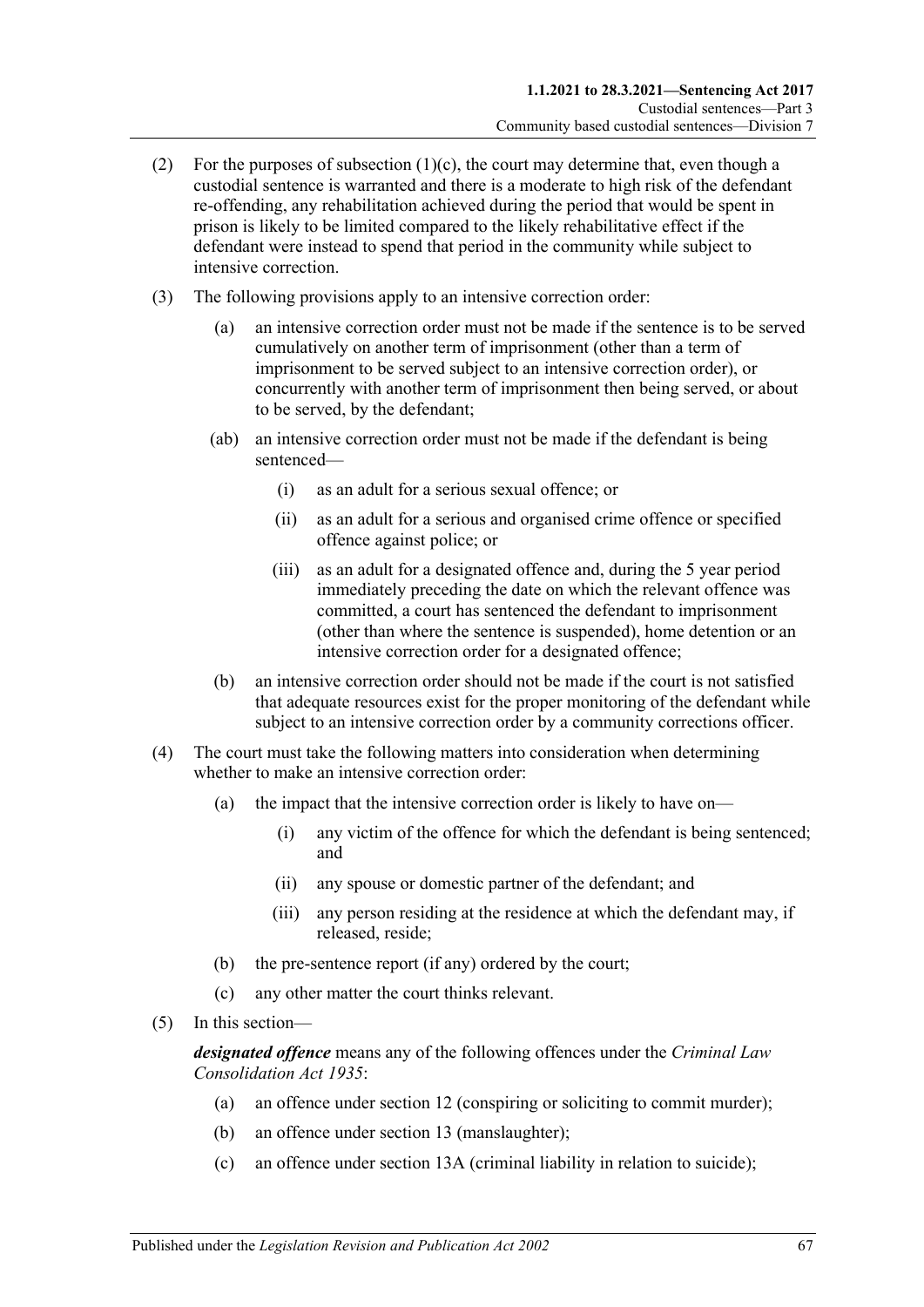(2) For the purposes of subsection (1)(c), the court may determine that, even though a custodial sentence is warranted and there is a moderate to high risk of the defendant re-offending, any rehabilitation achieved during the period that would be spent in prison is likely to be limited compared to the likely rehabilitative effect if the defendant were instead to spend that period in the community while subject to intensive correction.

(3) The following provisions apply to an intensive correction order:

  (a) an intensive correction order must not be made if the sentence is to be served cumulatively on another term of imprisonment (other than a term of imprisonment to be served subject to an intensive correction order), or concurrently with another term of imprisonment then being served, or about to be served, by the defendant;

  (ab) an intensive correction order must not be made if the defendant is being sentenced—

    (i) as an adult for a serious sexual offence; or

    (ii) as an adult for a serious and organised crime offence or specified offence against police; or

    (iii) as an adult for a designated offence and, during the 5 year period immediately preceding the date on which the relevant offence was committed, a court has sentenced the defendant to imprisonment (other than where the sentence is suspended), home detention or an intensive correction order for a designated offence;

  (b) an intensive correction order should not be made if the court is not satisfied that adequate resources exist for the proper monitoring of the defendant while subject to an intensive correction order by a community corrections officer.

(4) The court must take the following matters into consideration when determining whether to make an intensive correction order:

  (a) the impact that the intensive correction order is likely to have on—

    (i) any victim of the offence for which the defendant is being sentenced; and

    (ii) any spouse or domestic partner of the defendant; and

    (iii) any person residing at the residence at which the defendant may, if released, reside;

  (b) the pre-sentence report (if any) ordered by the court;

  (c) any other matter the court thinks relevant.

(5) In this section—

***designated offence*** means any of the following offences under the *Criminal Law Consolidation Act 1935*:

  (a) an offence under section 12 (conspiring or soliciting to commit murder);

  (b) an offence under section 13 (manslaughter);

  (c) an offence under section 13A (criminal liability in relation to suicide);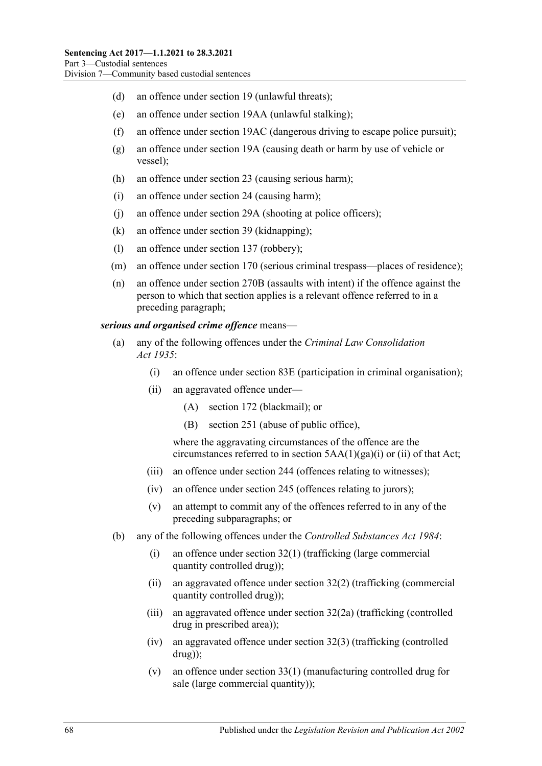(d) an offence under section 19 (unlawful threats);

(e) an offence under section 19AA (unlawful stalking);

(f) an offence under section 19AC (dangerous driving to escape police pursuit);

(g) an offence under section 19A (causing death or harm by use of vehicle or vessel);

(h) an offence under section 23 (causing serious harm);

(i) an offence under section 24 (causing harm);

(j) an offence under section 29A (shooting at police officers);

(k) an offence under section 39 (kidnapping);

(l) an offence under section 137 (robbery);

(m) an offence under section 170 (serious criminal trespass—places of residence);

(n) an offence under section 270B (assaults with intent) if the offence against the person to which that section applies is a relevant offence referred to in a preceding paragraph;

***serious and organised crime offence*** means—

(a) any of the following offences under the *Criminal Law Consolidation Act 1935*:

(i) an offence under section 83E (participation in criminal organisation);

(ii) an aggravated offence under—

(A) section 172 (blackmail); or

(B) section 251 (abuse of public office),

where the aggravating circumstances of the offence are the circumstances referred to in section 5AA(1)(ga)(i) or (ii) of that Act;

(iii) an offence under section 244 (offences relating to witnesses);

(iv) an offence under section 245 (offences relating to jurors);

(v) an attempt to commit any of the offences referred to in any of the preceding subparagraphs; or

(b) any of the following offences under the *Controlled Substances Act 1984*:

(i) an offence under section 32(1) (trafficking (large commercial quantity controlled drug));

(ii) an aggravated offence under section 32(2) (trafficking (commercial quantity controlled drug));

(iii) an aggravated offence under section 32(2a) (trafficking (controlled drug in prescribed area));

(iv) an aggravated offence under section 32(3) (trafficking (controlled drug));

(v) an offence under section 33(1) (manufacturing controlled drug for sale (large commercial quantity));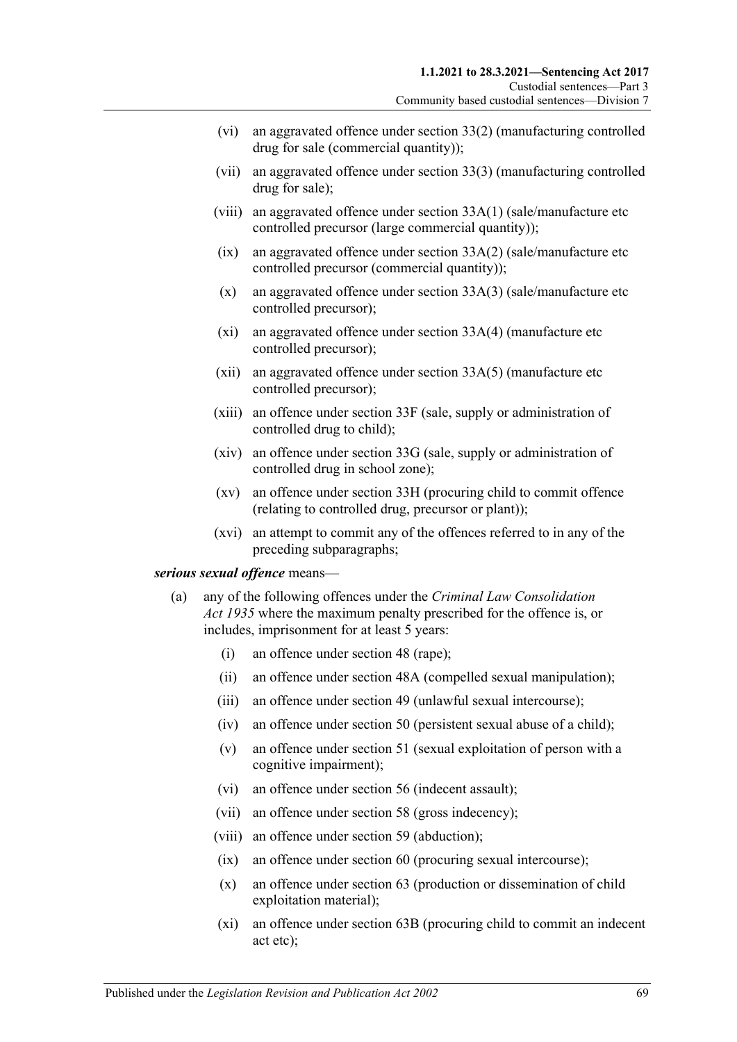- (vi) an aggravated offence under section 33(2) (manufacturing controlled drug for sale (commercial quantity));
- (vii) an aggravated offence under section 33(3) (manufacturing controlled drug for sale);
- (viii) an aggravated offence under section 33A(1) (sale/manufacture etc controlled precursor (large commercial quantity));
- (ix) an aggravated offence under section 33A(2) (sale/manufacture etc controlled precursor (commercial quantity));
- (x) an aggravated offence under section 33A(3) (sale/manufacture etc controlled precursor);
- (xi) an aggravated offence under section 33A(4) (manufacture etc controlled precursor);
- (xii) an aggravated offence under section 33A(5) (manufacture etc controlled precursor);
- (xiii) an offence under section 33F (sale, supply or administration of controlled drug to child);
- (xiv) an offence under section 33G (sale, supply or administration of controlled drug in school zone);
- (xv) an offence under section 33H (procuring child to commit offence (relating to controlled drug, precursor or plant));
- (xvi) an attempt to commit any of the offences referred to in any of the preceding subparagraphs;

***serious sexual offence*** means—

- (a) any of the following offences under the *Criminal Law Consolidation Act 1935* where the maximum penalty prescribed for the offence is, or includes, imprisonment for at least 5 years:
  - (i) an offence under section 48 (rape);
  - (ii) an offence under section 48A (compelled sexual manipulation);
  - (iii) an offence under section 49 (unlawful sexual intercourse);
  - (iv) an offence under section 50 (persistent sexual abuse of a child);
  - (v) an offence under section 51 (sexual exploitation of person with a cognitive impairment);
  - (vi) an offence under section 56 (indecent assault);
  - (vii) an offence under section 58 (gross indecency);
  - (viii) an offence under section 59 (abduction);
  - (ix) an offence under section 60 (procuring sexual intercourse);
  - (x) an offence under section 63 (production or dissemination of child exploitation material);
  - (xi) an offence under section 63B (procuring child to commit an indecent act etc);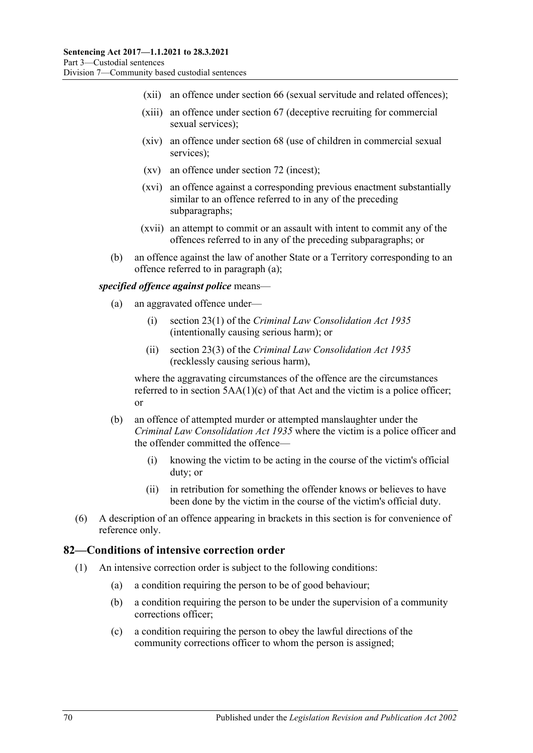(xii) an offence under section 66 (sexual servitude and related offences);

(xiii) an offence under section 67 (deceptive recruiting for commercial sexual services);

(xiv) an offence under section 68 (use of children in commercial sexual services);

(xv) an offence under section 72 (incest);

(xvi) an offence against a corresponding previous enactment substantially similar to an offence referred to in any of the preceding subparagraphs;

(xvii) an attempt to commit or an assault with intent to commit any of the offences referred to in any of the preceding subparagraphs; or

(b) an offence against the law of another State or a Territory corresponding to an offence referred to in paragraph (a);

***specified offence against police*** means—

(a) an aggravated offence under—

(i) section 23(1) of the *Criminal Law Consolidation Act 1935* (intentionally causing serious harm); or

(ii) section 23(3) of the *Criminal Law Consolidation Act 1935* (recklessly causing serious harm),

where the aggravating circumstances of the offence are the circumstances referred to in section 5AA(1)(c) of that Act and the victim is a police officer; or

(b) an offence of attempted murder or attempted manslaughter under the *Criminal Law Consolidation Act 1935* where the victim is a police officer and the offender committed the offence—

(i) knowing the victim to be acting in the course of the victim's official duty; or

(ii) in retribution for something the offender knows or believes to have been done by the victim in the course of the victim's official duty.

(6) A description of an offence appearing in brackets in this section is for convenience of reference only.

## 82—Conditions of intensive correction order

(1) An intensive correction order is subject to the following conditions:

(a) a condition requiring the person to be of good behaviour;

(b) a condition requiring the person to be under the supervision of a community corrections officer;

(c) a condition requiring the person to obey the lawful directions of the community corrections officer to whom the person is assigned;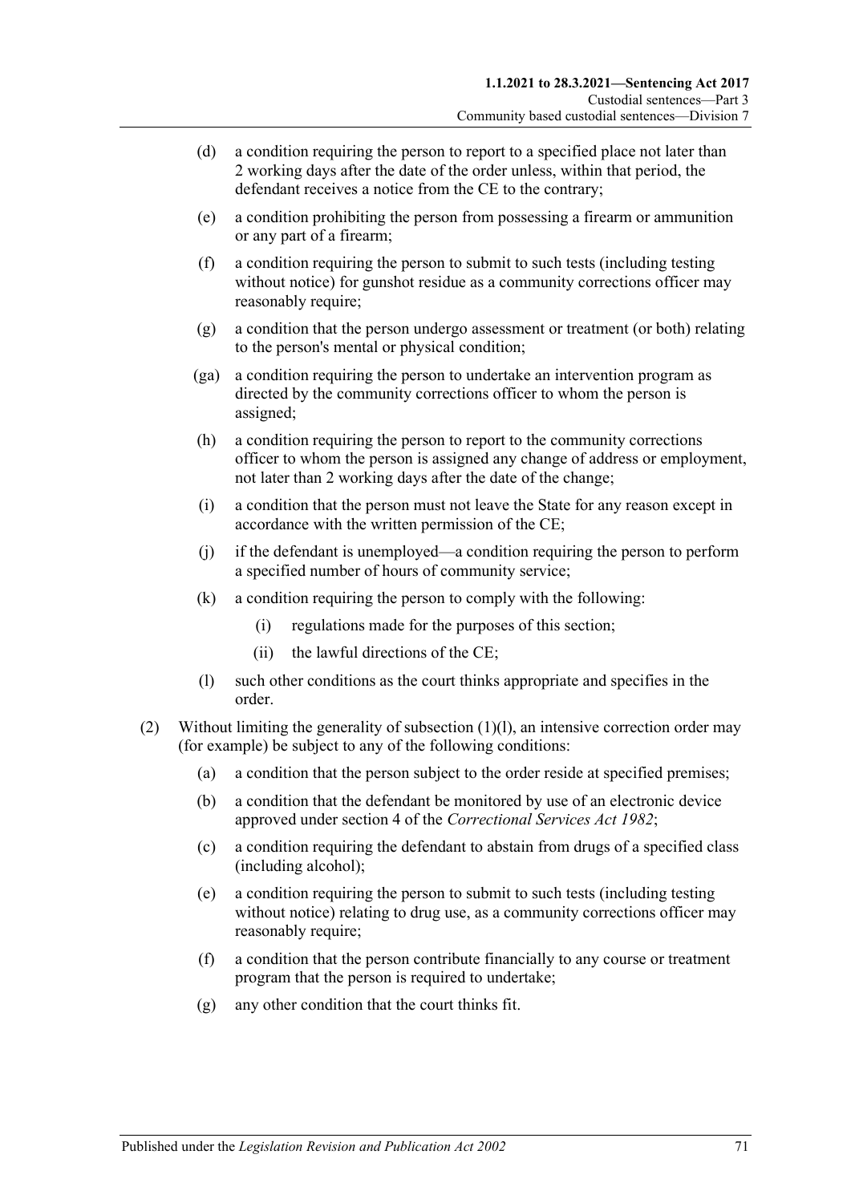(d) a condition requiring the person to report to a specified place not later than 2 working days after the date of the order unless, within that period, the defendant receives a notice from the CE to the contrary;

(e) a condition prohibiting the person from possessing a firearm or ammunition or any part of a firearm;

(f) a condition requiring the person to submit to such tests (including testing without notice) for gunshot residue as a community corrections officer may reasonably require;

(g) a condition that the person undergo assessment or treatment (or both) relating to the person's mental or physical condition;

(ga) a condition requiring the person to undertake an intervention program as directed by the community corrections officer to whom the person is assigned;

(h) a condition requiring the person to report to the community corrections officer to whom the person is assigned any change of address or employment, not later than 2 working days after the date of the change;

(i) a condition that the person must not leave the State for any reason except in accordance with the written permission of the CE;

(j) if the defendant is unemployed—a condition requiring the person to perform a specified number of hours of community service;

(k) a condition requiring the person to comply with the following:

(i) regulations made for the purposes of this section;

(ii) the lawful directions of the CE;

(l) such other conditions as the court thinks appropriate and specifies in the order.

(2) Without limiting the generality of subsection (1)(l), an intensive correction order may (for example) be subject to any of the following conditions:

(a) a condition that the person subject to the order reside at specified premises;

(b) a condition that the defendant be monitored by use of an electronic device approved under section 4 of the *Correctional Services Act 1982*;

(c) a condition requiring the defendant to abstain from drugs of a specified class (including alcohol);

(e) a condition requiring the person to submit to such tests (including testing without notice) relating to drug use, as a community corrections officer may reasonably require;

(f) a condition that the person contribute financially to any course or treatment program that the person is required to undertake;

(g) any other condition that the court thinks fit.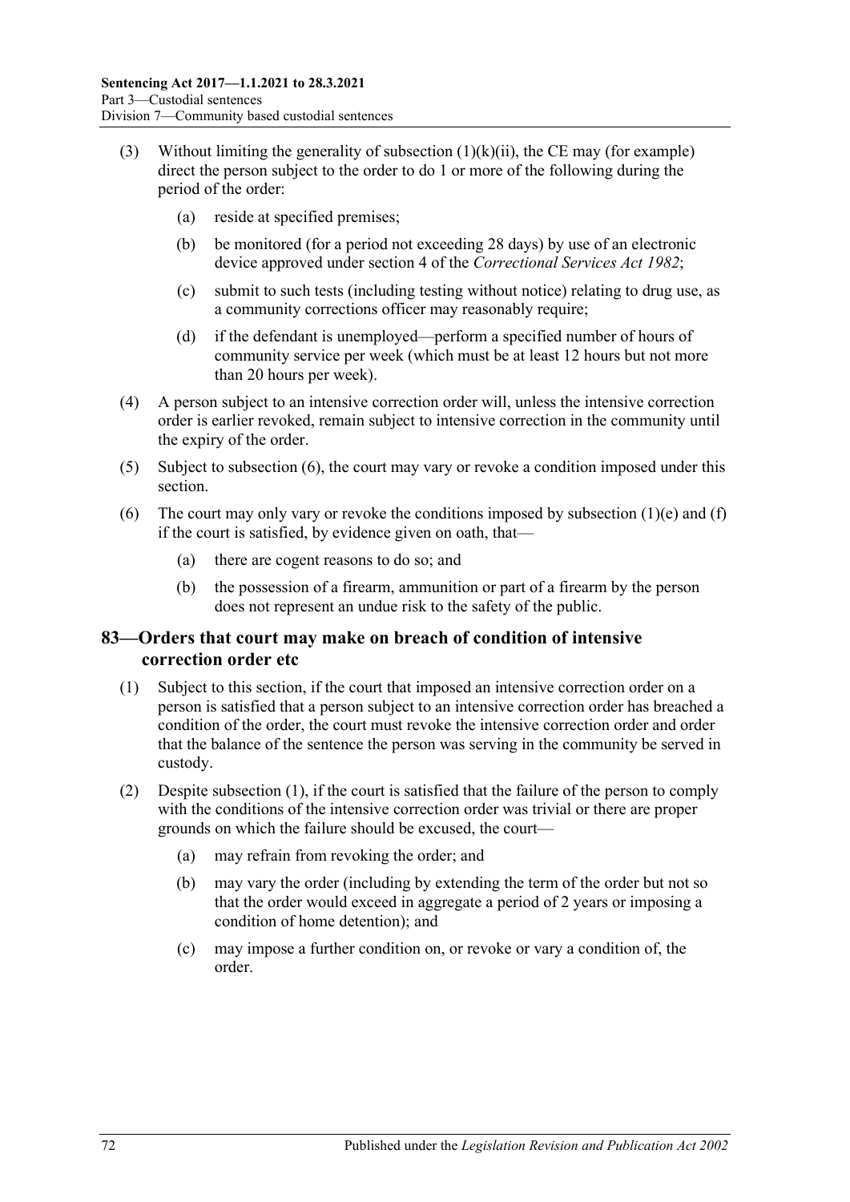(3) Without limiting the generality of subsection (1)(k)(ii), the CE may (for example) direct the person subject to the order to do 1 or more of the following during the period of the order:

(a) reside at specified premises;

(b) be monitored (for a period not exceeding 28 days) by use of an electronic device approved under section 4 of the *Correctional Services Act 1982*;

(c) submit to such tests (including testing without notice) relating to drug use, as a community corrections officer may reasonably require;

(d) if the defendant is unemployed—perform a specified number of hours of community service per week (which must be at least 12 hours but not more than 20 hours per week).

(4) A person subject to an intensive correction order will, unless the intensive correction order is earlier revoked, remain subject to intensive correction in the community until the expiry of the order.

(5) Subject to subsection (6), the court may vary or revoke a condition imposed under this section.

(6) The court may only vary or revoke the conditions imposed by subsection (1)(e) and (f) if the court is satisfied, by evidence given on oath, that—

(a) there are cogent reasons to do so; and

(b) the possession of a firearm, ammunition or part of a firearm by the person does not represent an undue risk to the safety of the public.

## 83—Orders that court may make on breach of condition of intensive correction order etc

(1) Subject to this section, if the court that imposed an intensive correction order on a person is satisfied that a person subject to an intensive correction order has breached a condition of the order, the court must revoke the intensive correction order and order that the balance of the sentence the person was serving in the community be served in custody.

(2) Despite subsection (1), if the court is satisfied that the failure of the person to comply with the conditions of the intensive correction order was trivial or there are proper grounds on which the failure should be excused, the court—

(a) may refrain from revoking the order; and

(b) may vary the order (including by extending the term of the order but not so that the order would exceed in aggregate a period of 2 years or imposing a condition of home detention); and

(c) may impose a further condition on, or revoke or vary a condition of, the order.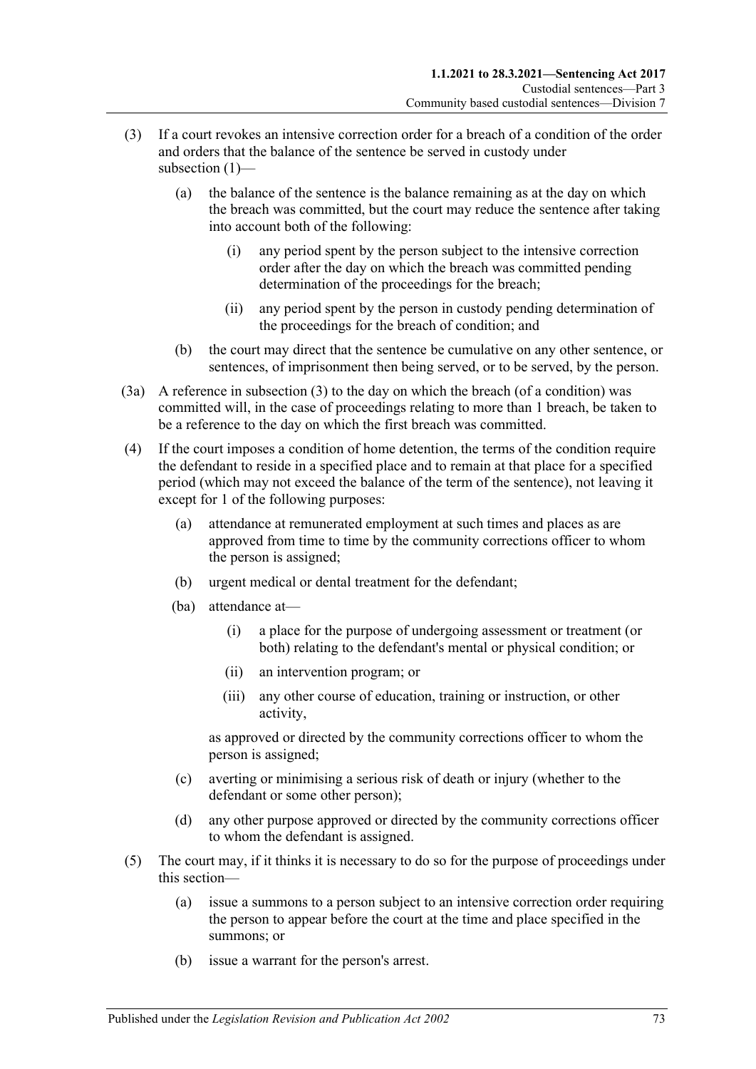(3) If a court revokes an intensive correction order for a breach of a condition of the order and orders that the balance of the sentence be served in custody under subsection (1)—

  (a) the balance of the sentence is the balance remaining as at the day on which the breach was committed, but the court may reduce the sentence after taking into account both of the following:

    (i) any period spent by the person subject to the intensive correction order after the day on which the breach was committed pending determination of the proceedings for the breach;

    (ii) any period spent by the person in custody pending determination of the proceedings for the breach of condition; and

  (b) the court may direct that the sentence be cumulative on any other sentence, or sentences, of imprisonment then being served, or to be served, by the person.

(3a) A reference in subsection (3) to the day on which the breach (of a condition) was committed will, in the case of proceedings relating to more than 1 breach, be taken to be a reference to the day on which the first breach was committed.

(4) If the court imposes a condition of home detention, the terms of the condition require the defendant to reside in a specified place and to remain at that place for a specified period (which may not exceed the balance of the term of the sentence), not leaving it except for 1 of the following purposes:

  (a) attendance at remunerated employment at such times and places as are approved from time to time by the community corrections officer to whom the person is assigned;

  (b) urgent medical or dental treatment for the defendant;

  (ba) attendance at—

    (i) a place for the purpose of undergoing assessment or treatment (or both) relating to the defendant's mental or physical condition; or

    (ii) an intervention program; or

    (iii) any other course of education, training or instruction, or other activity,

  as approved or directed by the community corrections officer to whom the person is assigned;

  (c) averting or minimising a serious risk of death or injury (whether to the defendant or some other person);

  (d) any other purpose approved or directed by the community corrections officer to whom the defendant is assigned.

(5) The court may, if it thinks it is necessary to do so for the purpose of proceedings under this section—

  (a) issue a summons to a person subject to an intensive correction order requiring the person to appear before the court at the time and place specified in the summons; or

  (b) issue a warrant for the person's arrest.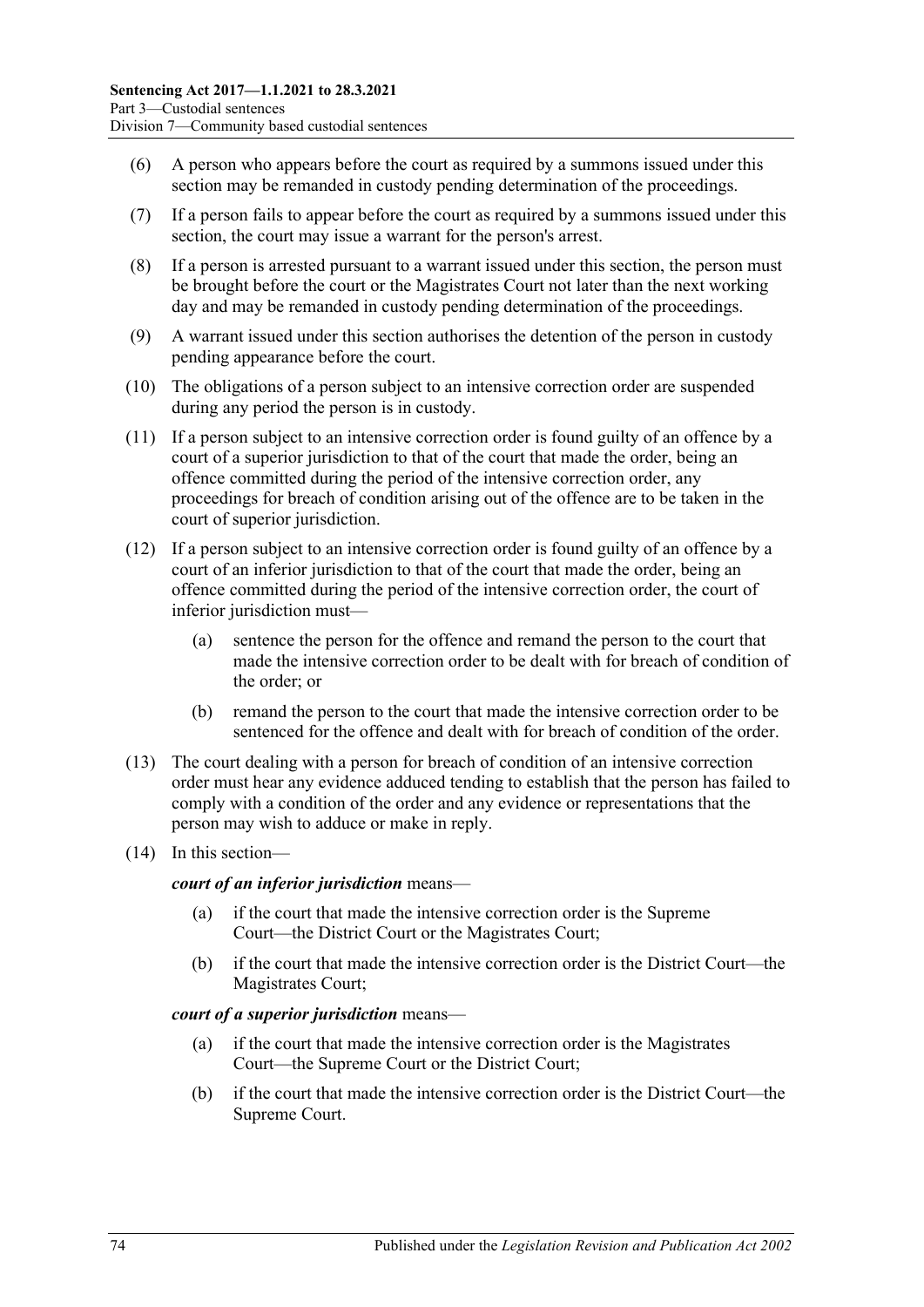(6) A person who appears before the court as required by a summons issued under this section may be remanded in custody pending determination of the proceedings.

(7) If a person fails to appear before the court as required by a summons issued under this section, the court may issue a warrant for the person's arrest.

(8) If a person is arrested pursuant to a warrant issued under this section, the person must be brought before the court or the Magistrates Court not later than the next working day and may be remanded in custody pending determination of the proceedings.

(9) A warrant issued under this section authorises the detention of the person in custody pending appearance before the court.

(10) The obligations of a person subject to an intensive correction order are suspended during any period the person is in custody.

(11) If a person subject to an intensive correction order is found guilty of an offence by a court of a superior jurisdiction to that of the court that made the order, being an offence committed during the period of the intensive correction order, any proceedings for breach of condition arising out of the offence are to be taken in the court of superior jurisdiction.

(12) If a person subject to an intensive correction order is found guilty of an offence by a court of an inferior jurisdiction to that of the court that made the order, being an offence committed during the period of the intensive correction order, the court of inferior jurisdiction must—

(a) sentence the person for the offence and remand the person to the court that made the intensive correction order to be dealt with for breach of condition of the order; or

(b) remand the person to the court that made the intensive correction order to be sentenced for the offence and dealt with for breach of condition of the order.

(13) The court dealing with a person for breach of condition of an intensive correction order must hear any evidence adduced tending to establish that the person has failed to comply with a condition of the order and any evidence or representations that the person may wish to adduce or make in reply.

(14) In this section—

***court of an inferior jurisdiction*** means—

(a) if the court that made the intensive correction order is the Supreme Court—the District Court or the Magistrates Court;

(b) if the court that made the intensive correction order is the District Court—the Magistrates Court;

***court of a superior jurisdiction*** means—

(a) if the court that made the intensive correction order is the Magistrates Court—the Supreme Court or the District Court;

(b) if the court that made the intensive correction order is the District Court—the Supreme Court.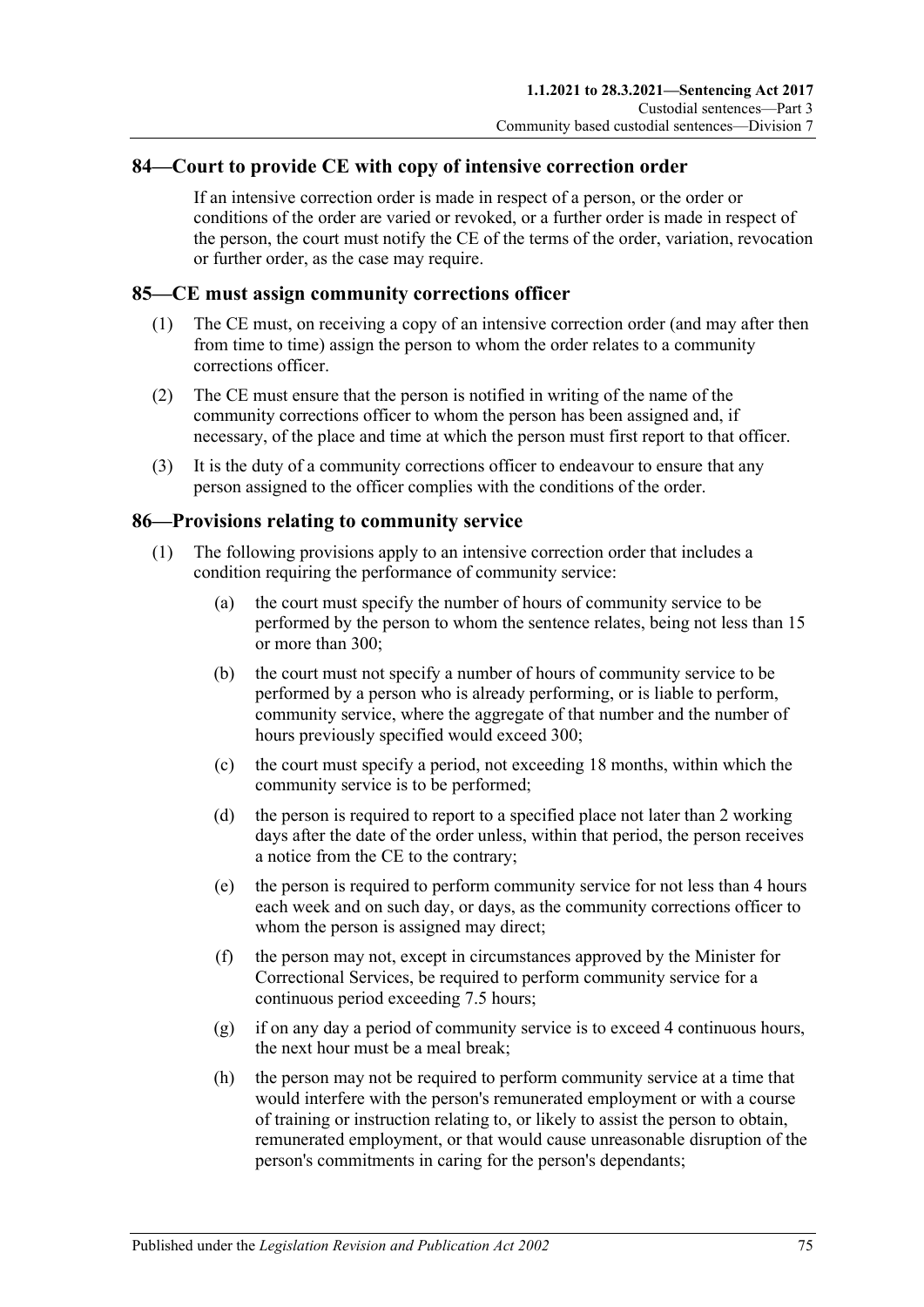## 84—Court to provide CE with copy of intensive correction order

If an intensive correction order is made in respect of a person, or the order or conditions of the order are varied or revoked, or a further order is made in respect of the person, the court must notify the CE of the terms of the order, variation, revocation or further order, as the case may require.

## 85—CE must assign community corrections officer

(1) The CE must, on receiving a copy of an intensive correction order (and may after then from time to time) assign the person to whom the order relates to a community corrections officer.

(2) The CE must ensure that the person is notified in writing of the name of the community corrections officer to whom the person has been assigned and, if necessary, of the place and time at which the person must first report to that officer.

(3) It is the duty of a community corrections officer to endeavour to ensure that any person assigned to the officer complies with the conditions of the order.

## 86—Provisions relating to community service

(1) The following provisions apply to an intensive correction order that includes a condition requiring the performance of community service:

(a) the court must specify the number of hours of community service to be performed by the person to whom the sentence relates, being not less than 15 or more than 300;

(b) the court must not specify a number of hours of community service to be performed by a person who is already performing, or is liable to perform, community service, where the aggregate of that number and the number of hours previously specified would exceed 300;

(c) the court must specify a period, not exceeding 18 months, within which the community service is to be performed;

(d) the person is required to report to a specified place not later than 2 working days after the date of the order unless, within that period, the person receives a notice from the CE to the contrary;

(e) the person is required to perform community service for not less than 4 hours each week and on such day, or days, as the community corrections officer to whom the person is assigned may direct;

(f) the person may not, except in circumstances approved by the Minister for Correctional Services, be required to perform community service for a continuous period exceeding 7.5 hours;

(g) if on any day a period of community service is to exceed 4 continuous hours, the next hour must be a meal break;

(h) the person may not be required to perform community service at a time that would interfere with the person's remunerated employment or with a course of training or instruction relating to, or likely to assist the person to obtain, remunerated employment, or that would cause unreasonable disruption of the person's commitments in caring for the person's dependants;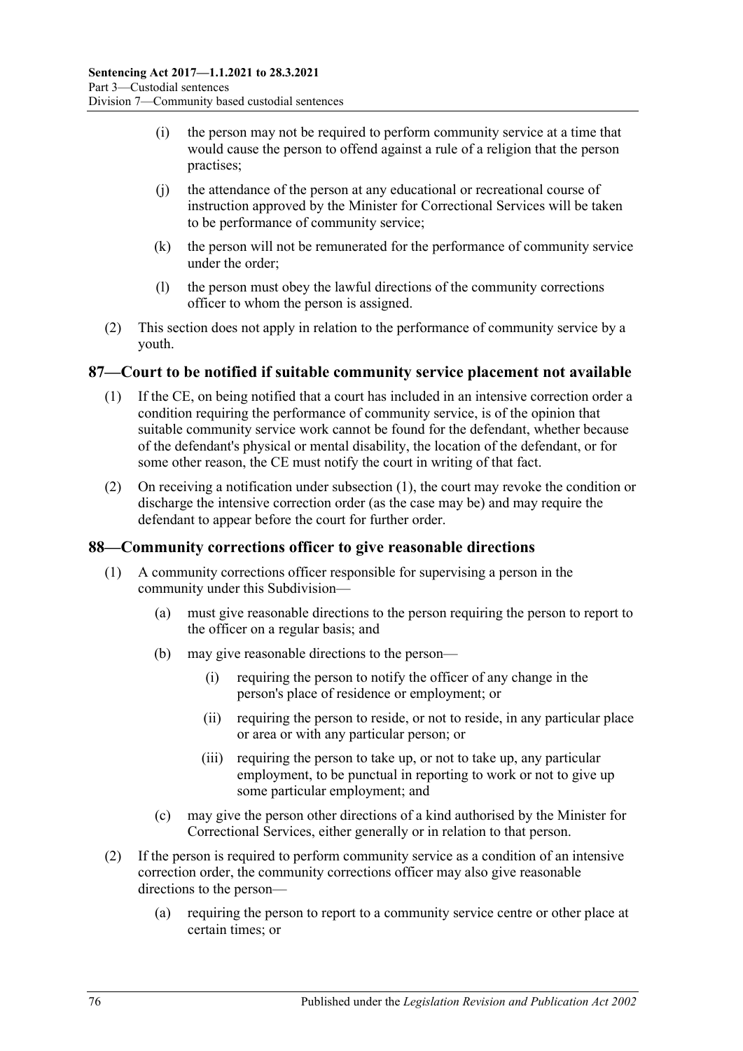- (i) the person may not be required to perform community service at a time that would cause the person to offend against a rule of a religion that the person practises;
- (j) the attendance of the person at any educational or recreational course of instruction approved by the Minister for Correctional Services will be taken to be performance of community service;
- (k) the person will not be remunerated for the performance of community service under the order;
- (l) the person must obey the lawful directions of the community corrections officer to whom the person is assigned.

(2) This section does not apply in relation to the performance of community service by a youth.

## 87—Court to be notified if suitable community service placement not available

(1) If the CE, on being notified that a court has included in an intensive correction order a condition requiring the performance of community service, is of the opinion that suitable community service work cannot be found for the defendant, whether because of the defendant's physical or mental disability, the location of the defendant, or for some other reason, the CE must notify the court in writing of that fact.

(2) On receiving a notification under subsection (1), the court may revoke the condition or discharge the intensive correction order (as the case may be) and may require the defendant to appear before the court for further order.

## 88—Community corrections officer to give reasonable directions

(1) A community corrections officer responsible for supervising a person in the community under this Subdivision—

- (a) must give reasonable directions to the person requiring the person to report to the officer on a regular basis; and
- (b) may give reasonable directions to the person—
  - (i) requiring the person to notify the officer of any change in the person's place of residence or employment; or
  - (ii) requiring the person to reside, or not to reside, in any particular place or area or with any particular person; or
  - (iii) requiring the person to take up, or not to take up, any particular employment, to be punctual in reporting to work or not to give up some particular employment; and
- (c) may give the person other directions of a kind authorised by the Minister for Correctional Services, either generally or in relation to that person.

(2) If the person is required to perform community service as a condition of an intensive correction order, the community corrections officer may also give reasonable directions to the person—

- (a) requiring the person to report to a community service centre or other place at certain times; or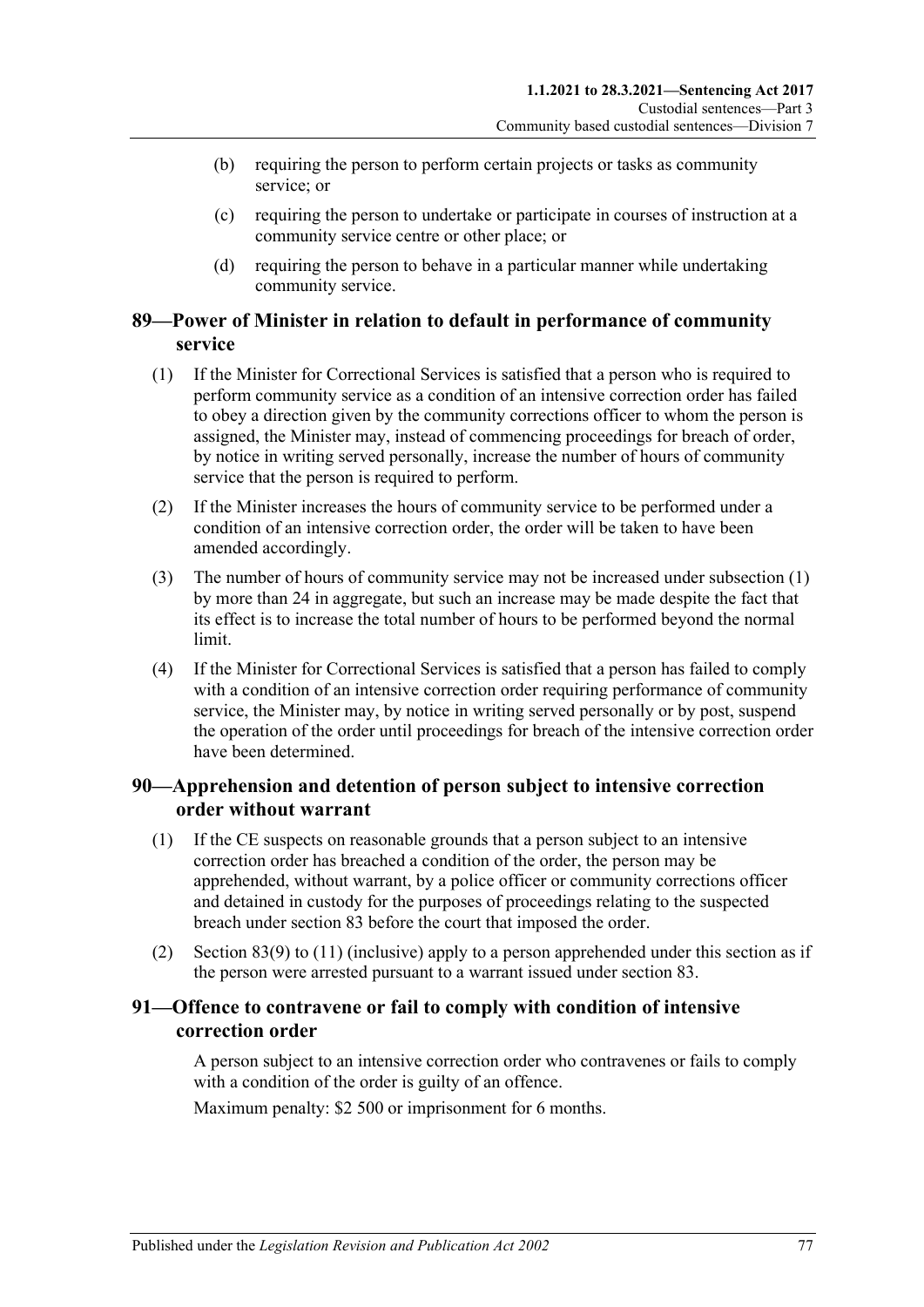(b) requiring the person to perform certain projects or tasks as community service; or

(c) requiring the person to undertake or participate in courses of instruction at a community service centre or other place; or

(d) requiring the person to behave in a particular manner while undertaking community service.

## 89—Power of Minister in relation to default in performance of community service

(1) If the Minister for Correctional Services is satisfied that a person who is required to perform community service as a condition of an intensive correction order has failed to obey a direction given by the community corrections officer to whom the person is assigned, the Minister may, instead of commencing proceedings for breach of order, by notice in writing served personally, increase the number of hours of community service that the person is required to perform.

(2) If the Minister increases the hours of community service to be performed under a condition of an intensive correction order, the order will be taken to have been amended accordingly.

(3) The number of hours of community service may not be increased under subsection (1) by more than 24 in aggregate, but such an increase may be made despite the fact that its effect is to increase the total number of hours to be performed beyond the normal limit.

(4) If the Minister for Correctional Services is satisfied that a person has failed to comply with a condition of an intensive correction order requiring performance of community service, the Minister may, by notice in writing served personally or by post, suspend the operation of the order until proceedings for breach of the intensive correction order have been determined.

## 90—Apprehension and detention of person subject to intensive correction order without warrant

(1) If the CE suspects on reasonable grounds that a person subject to an intensive correction order has breached a condition of the order, the person may be apprehended, without warrant, by a police officer or community corrections officer and detained in custody for the purposes of proceedings relating to the suspected breach under section 83 before the court that imposed the order.

(2) Section 83(9) to (11) (inclusive) apply to a person apprehended under this section as if the person were arrested pursuant to a warrant issued under section 83.

## 91—Offence to contravene or fail to comply with condition of intensive correction order

A person subject to an intensive correction order who contravenes or fails to comply with a condition of the order is guilty of an offence.

Maximum penalty: $2 500 or imprisonment for 6 months.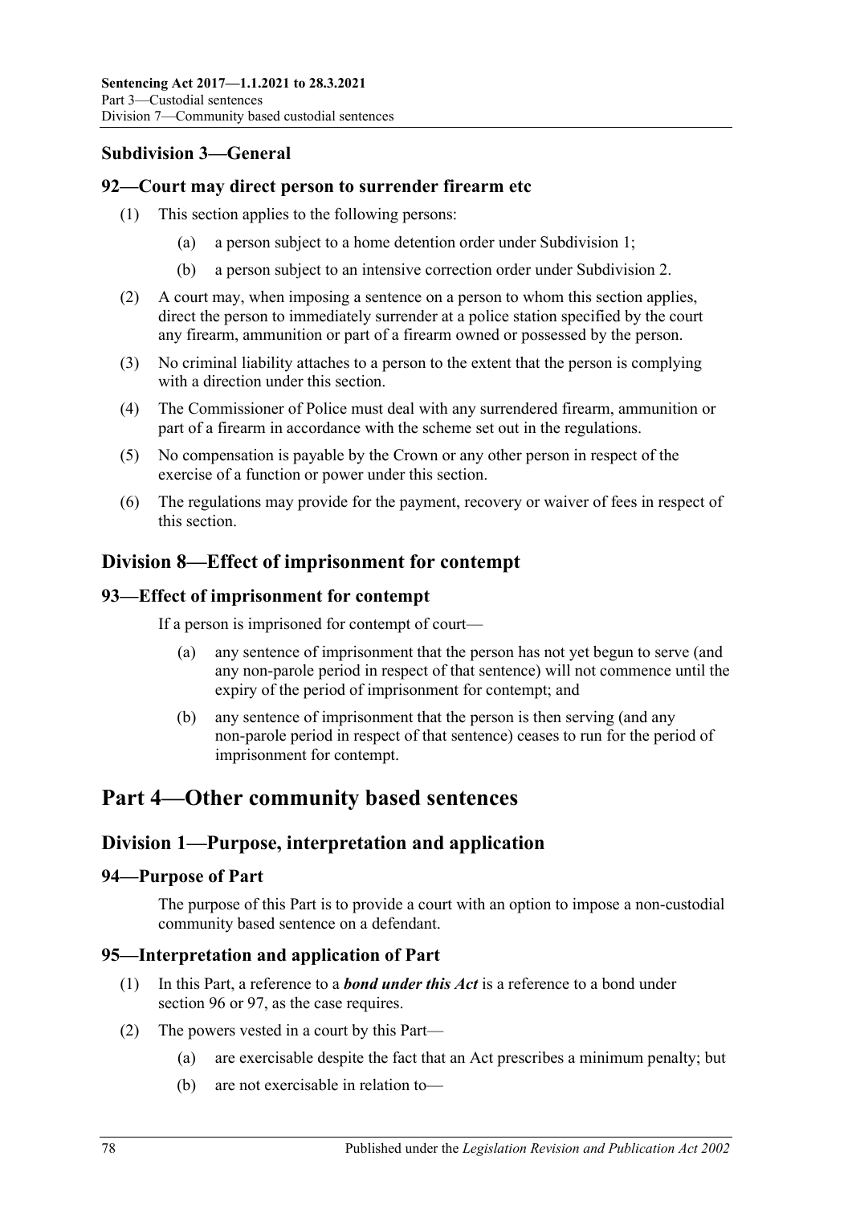### Subdivision 3—General

#### 92—Court may direct person to surrender firearm etc

(1) This section applies to the following persons:

(a) a person subject to a home detention order under Subdivision 1;

(b) a person subject to an intensive correction order under Subdivision 2.

(2) A court may, when imposing a sentence on a person to whom this section applies, direct the person to immediately surrender at a police station specified by the court any firearm, ammunition or part of a firearm owned or possessed by the person.

(3) No criminal liability attaches to a person to the extent that the person is complying with a direction under this section.

(4) The Commissioner of Police must deal with any surrendered firearm, ammunition or part of a firearm in accordance with the scheme set out in the regulations.

(5) No compensation is payable by the Crown or any other person in respect of the exercise of a function or power under this section.

(6) The regulations may provide for the payment, recovery or waiver of fees in respect of this section.

## Division 8—Effect of imprisonment for contempt

#### 93—Effect of imprisonment for contempt

If a person is imprisoned for contempt of court—

(a) any sentence of imprisonment that the person has not yet begun to serve (and any non-parole period in respect of that sentence) will not commence until the expiry of the period of imprisonment for contempt; and

(b) any sentence of imprisonment that the person is then serving (and any non-parole period in respect of that sentence) ceases to run for the period of imprisonment for contempt.

# Part 4—Other community based sentences

## Division 1—Purpose, interpretation and application

#### 94—Purpose of Part

The purpose of this Part is to provide a court with an option to impose a non-custodial community based sentence on a defendant.

#### 95—Interpretation and application of Part

(1) In this Part, a reference to a ***bond under this Act*** is a reference to a bond under section 96 or 97, as the case requires.

(2) The powers vested in a court by this Part—

(a) are exercisable despite the fact that an Act prescribes a minimum penalty; but

(b) are not exercisable in relation to—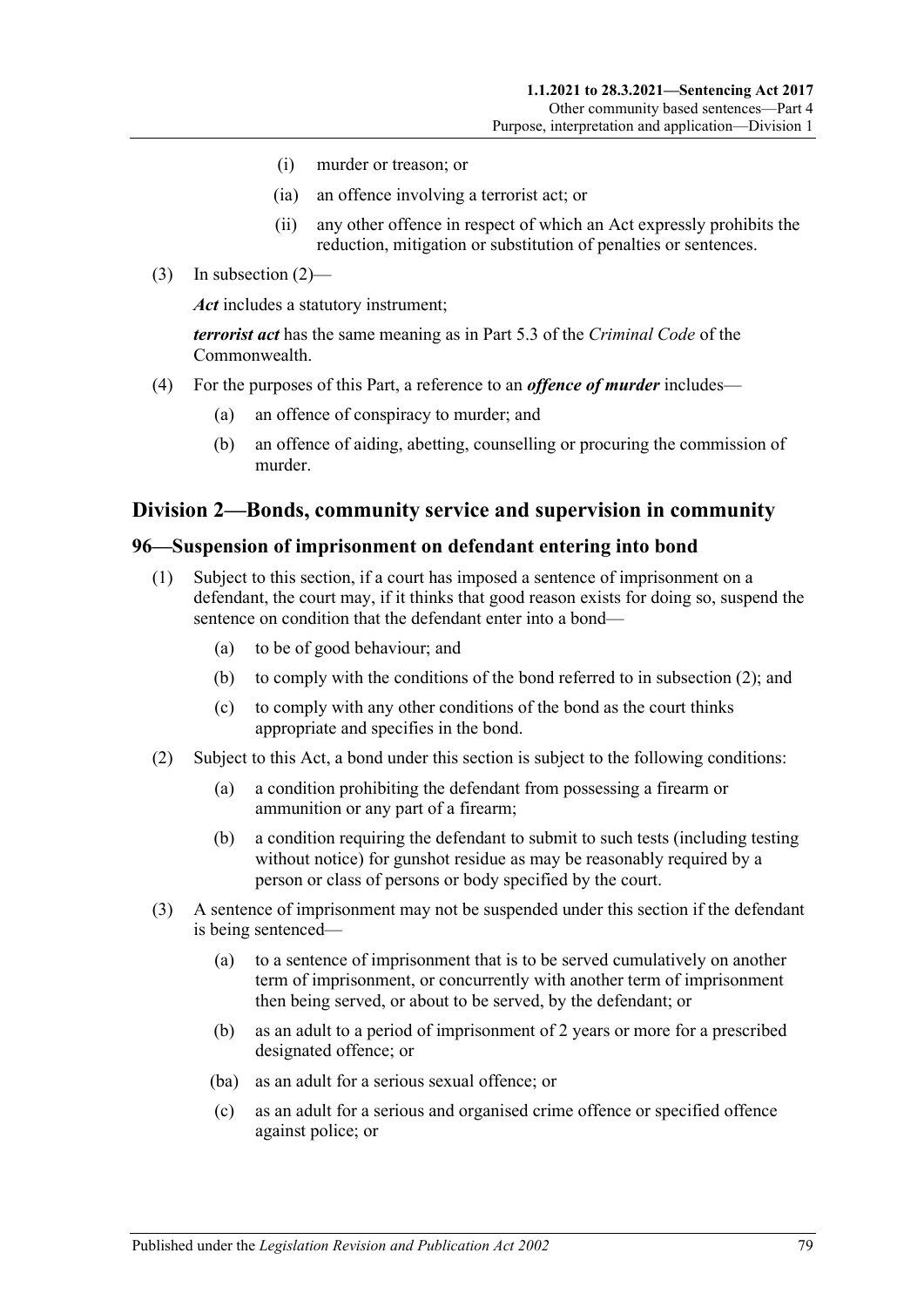(i) murder or treason; or

(ia) an offence involving a terrorist act; or

(ii) any other offence in respect of which an Act expressly prohibits the reduction, mitigation or substitution of penalties or sentences.

(3) In subsection (2)—

***Act*** includes a statutory instrument;

***terrorist act*** has the same meaning as in Part 5.3 of the *Criminal Code* of the Commonwealth.

(4) For the purposes of this Part, a reference to an ***offence of murder*** includes—

(a) an offence of conspiracy to murder; and

(b) an offence of aiding, abetting, counselling or procuring the commission of murder.

## Division 2—Bonds, community service and supervision in community

### 96—Suspension of imprisonment on defendant entering into bond

(1) Subject to this section, if a court has imposed a sentence of imprisonment on a defendant, the court may, if it thinks that good reason exists for doing so, suspend the sentence on condition that the defendant enter into a bond—

(a) to be of good behaviour; and

(b) to comply with the conditions of the bond referred to in subsection (2); and

(c) to comply with any other conditions of the bond as the court thinks appropriate and specifies in the bond.

(2) Subject to this Act, a bond under this section is subject to the following conditions:

(a) a condition prohibiting the defendant from possessing a firearm or ammunition or any part of a firearm;

(b) a condition requiring the defendant to submit to such tests (including testing without notice) for gunshot residue as may be reasonably required by a person or class of persons or body specified by the court.

(3) A sentence of imprisonment may not be suspended under this section if the defendant is being sentenced—

(a) to a sentence of imprisonment that is to be served cumulatively on another term of imprisonment, or concurrently with another term of imprisonment then being served, or about to be served, by the defendant; or

(b) as an adult to a period of imprisonment of 2 years or more for a prescribed designated offence; or

(ba) as an adult for a serious sexual offence; or

(c) as an adult for a serious and organised crime offence or specified offence against police; or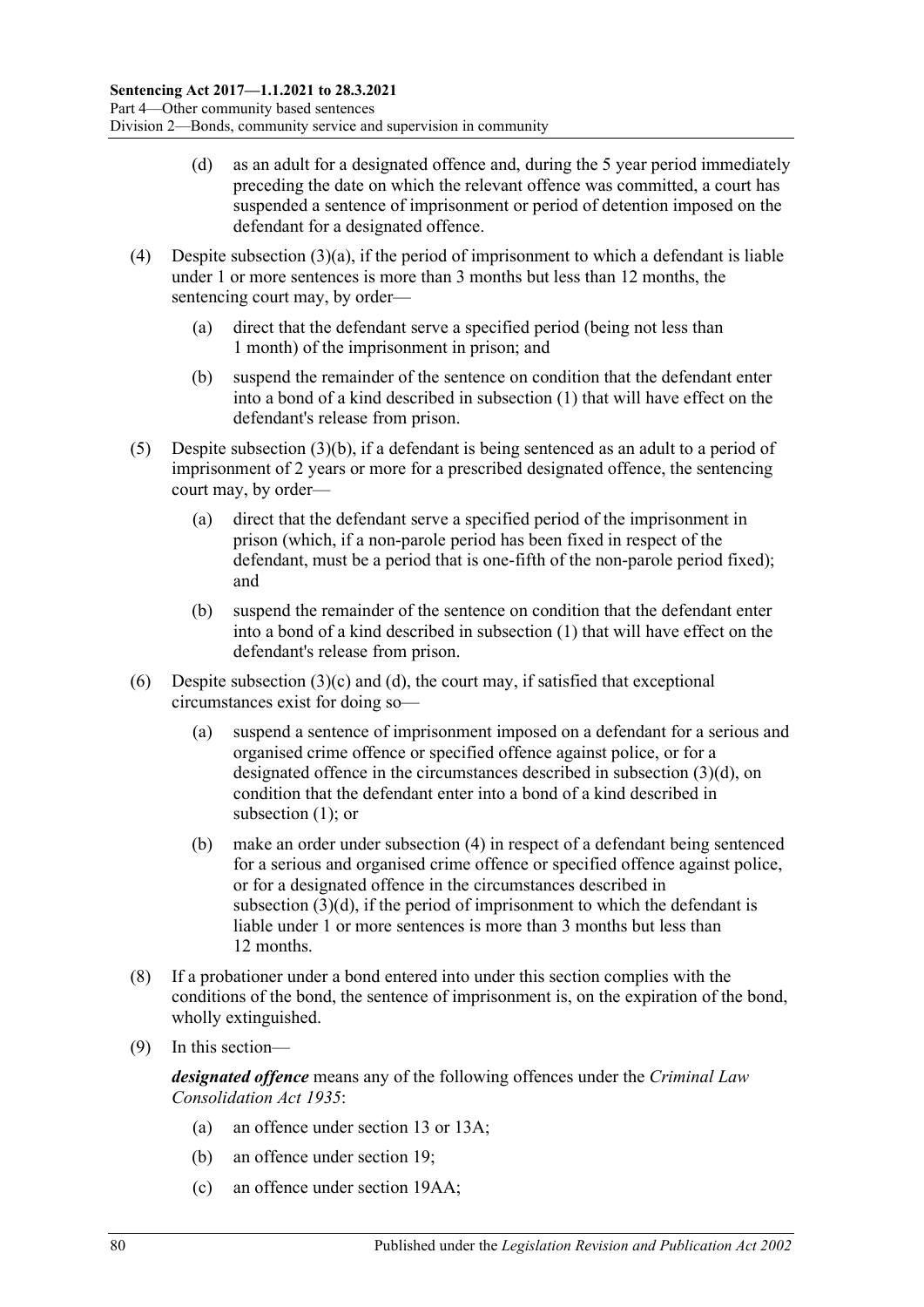(d) as an adult for a designated offence and, during the 5 year period immediately preceding the date on which the relevant offence was committed, a court has suspended a sentence of imprisonment or period of detention imposed on the defendant for a designated offence.

(4) Despite subsection (3)(a), if the period of imprisonment to which a defendant is liable under 1 or more sentences is more than 3 months but less than 12 months, the sentencing court may, by order—

(a) direct that the defendant serve a specified period (being not less than 1 month) of the imprisonment in prison; and

(b) suspend the remainder of the sentence on condition that the defendant enter into a bond of a kind described in subsection (1) that will have effect on the defendant's release from prison.

(5) Despite subsection (3)(b), if a defendant is being sentenced as an adult to a period of imprisonment of 2 years or more for a prescribed designated offence, the sentencing court may, by order—

(a) direct that the defendant serve a specified period of the imprisonment in prison (which, if a non-parole period has been fixed in respect of the defendant, must be a period that is one-fifth of the non-parole period fixed); and

(b) suspend the remainder of the sentence on condition that the defendant enter into a bond of a kind described in subsection (1) that will have effect on the defendant's release from prison.

(6) Despite subsection (3)(c) and (d), the court may, if satisfied that exceptional circumstances exist for doing so—

(a) suspend a sentence of imprisonment imposed on a defendant for a serious and organised crime offence or specified offence against police, or for a designated offence in the circumstances described in subsection (3)(d), on condition that the defendant enter into a bond of a kind described in subsection (1); or

(b) make an order under subsection (4) in respect of a defendant being sentenced for a serious and organised crime offence or specified offence against police, or for a designated offence in the circumstances described in subsection (3)(d), if the period of imprisonment to which the defendant is liable under 1 or more sentences is more than 3 months but less than 12 months.

(8) If a probationer under a bond entered into under this section complies with the conditions of the bond, the sentence of imprisonment is, on the expiration of the bond, wholly extinguished.

(9) In this section—

***designated offence*** means any of the following offences under the *Criminal Law Consolidation Act 1935*:

(a) an offence under section 13 or 13A;

(b) an offence under section 19;

(c) an offence under section 19AA;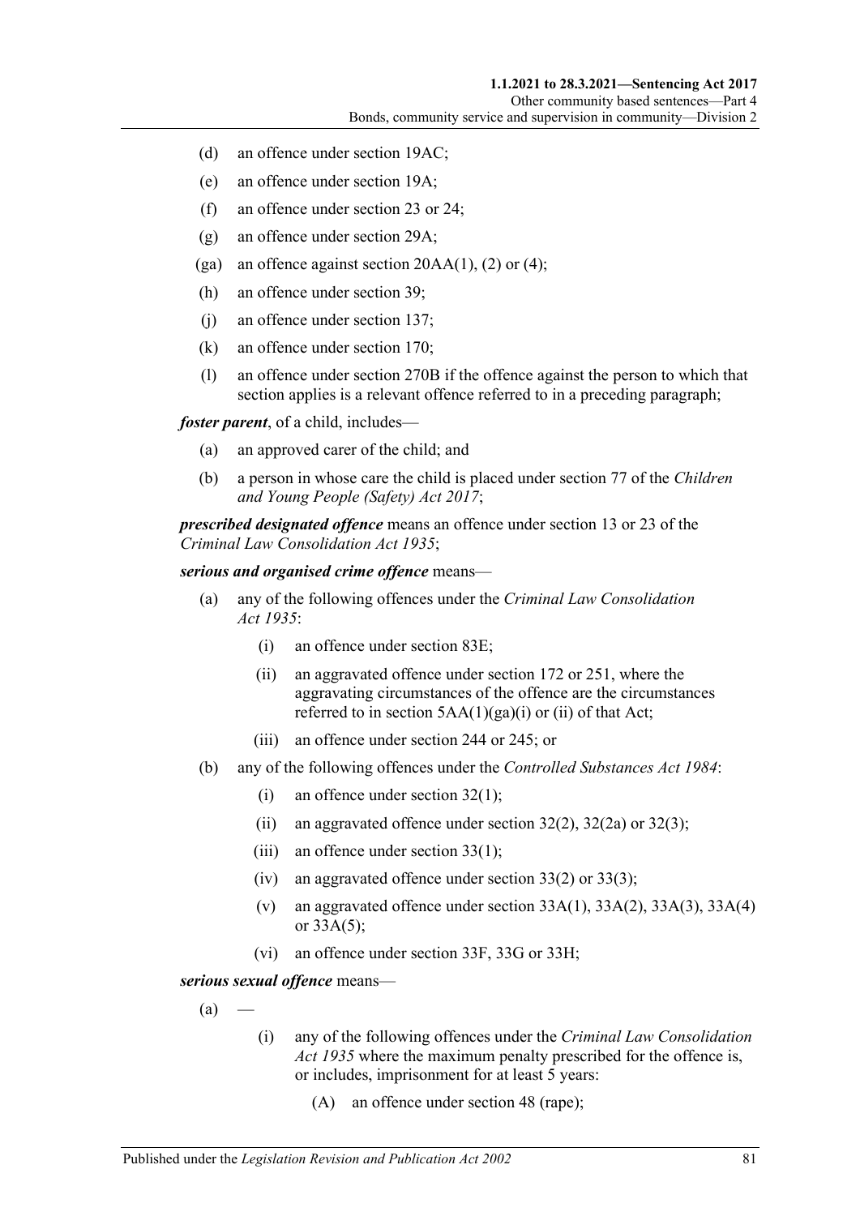- (d) an offence under section 19AC;
- (e) an offence under section 19A;
- (f) an offence under section 23 or 24;
- (g) an offence under section 29A;
- (ga) an offence against section 20AA(1), (2) or (4);
- (h) an offence under section 39;
- (j) an offence under section 137;
- (k) an offence under section 170;
- (l) an offence under section 270B if the offence against the person to which that section applies is a relevant offence referred to in a preceding paragraph;

***foster parent***, of a child, includes—

- (a) an approved carer of the child; and
- (b) a person in whose care the child is placed under section 77 of the *Children and Young People (Safety) Act 2017*;

***prescribed designated offence*** means an offence under section 13 or 23 of the *Criminal Law Consolidation Act 1935*;

***serious and organised crime offence*** means—

- (a) any of the following offences under the *Criminal Law Consolidation Act 1935*:
  - (i) an offence under section 83E;
  - (ii) an aggravated offence under section 172 or 251, where the aggravating circumstances of the offence are the circumstances referred to in section 5AA(1)(ga)(i) or (ii) of that Act;
  - (iii) an offence under section 244 or 245; or
- (b) any of the following offences under the *Controlled Substances Act 1984*:
  - (i) an offence under section 32(1);
  - (ii) an aggravated offence under section 32(2), 32(2a) or 32(3);
  - (iii) an offence under section 33(1);
  - (iv) an aggravated offence under section 33(2) or 33(3);
  - (v) an aggravated offence under section 33A(1), 33A(2), 33A(3), 33A(4) or 33A(5);
  - (vi) an offence under section 33F, 33G or 33H;

***serious sexual offence*** means—

- (a) —
  - (i) any of the following offences under the *Criminal Law Consolidation Act 1935* where the maximum penalty prescribed for the offence is, or includes, imprisonment for at least 5 years:
    - (A) an offence under section 48 (rape);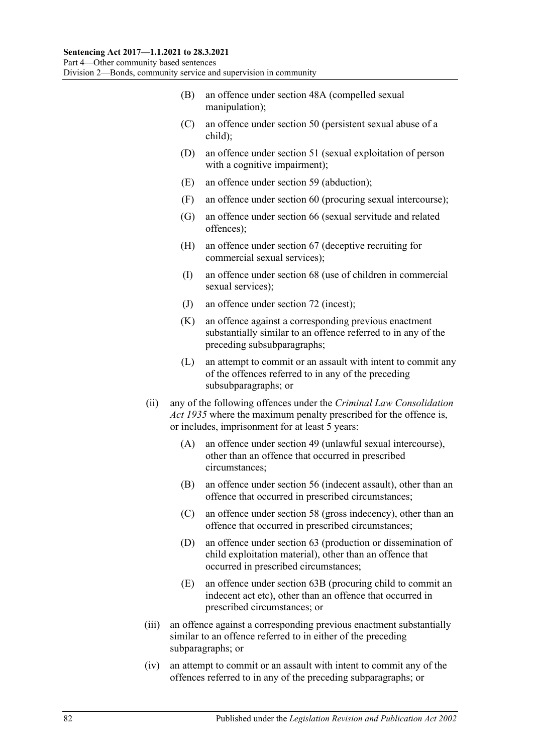(B) an offence under section 48A (compelled sexual manipulation);

(C) an offence under section 50 (persistent sexual abuse of a child);

(D) an offence under section 51 (sexual exploitation of person with a cognitive impairment);

(E) an offence under section 59 (abduction);

(F) an offence under section 60 (procuring sexual intercourse);

(G) an offence under section 66 (sexual servitude and related offences);

(H) an offence under section 67 (deceptive recruiting for commercial sexual services);

(I) an offence under section 68 (use of children in commercial sexual services);

(J) an offence under section 72 (incest);

(K) an offence against a corresponding previous enactment substantially similar to an offence referred to in any of the preceding subsubparagraphs;

(L) an attempt to commit or an assault with intent to commit any of the offences referred to in any of the preceding subsubparagraphs; or

(ii) any of the following offences under the *Criminal Law Consolidation Act 1935* where the maximum penalty prescribed for the offence is, or includes, imprisonment for at least 5 years:

(A) an offence under section 49 (unlawful sexual intercourse), other than an offence that occurred in prescribed circumstances;

(B) an offence under section 56 (indecent assault), other than an offence that occurred in prescribed circumstances;

(C) an offence under section 58 (gross indecency), other than an offence that occurred in prescribed circumstances;

(D) an offence under section 63 (production or dissemination of child exploitation material), other than an offence that occurred in prescribed circumstances;

(E) an offence under section 63B (procuring child to commit an indecent act etc), other than an offence that occurred in prescribed circumstances; or

(iii) an offence against a corresponding previous enactment substantially similar to an offence referred to in either of the preceding subparagraphs; or

(iv) an attempt to commit or an assault with intent to commit any of the offences referred to in any of the preceding subparagraphs; or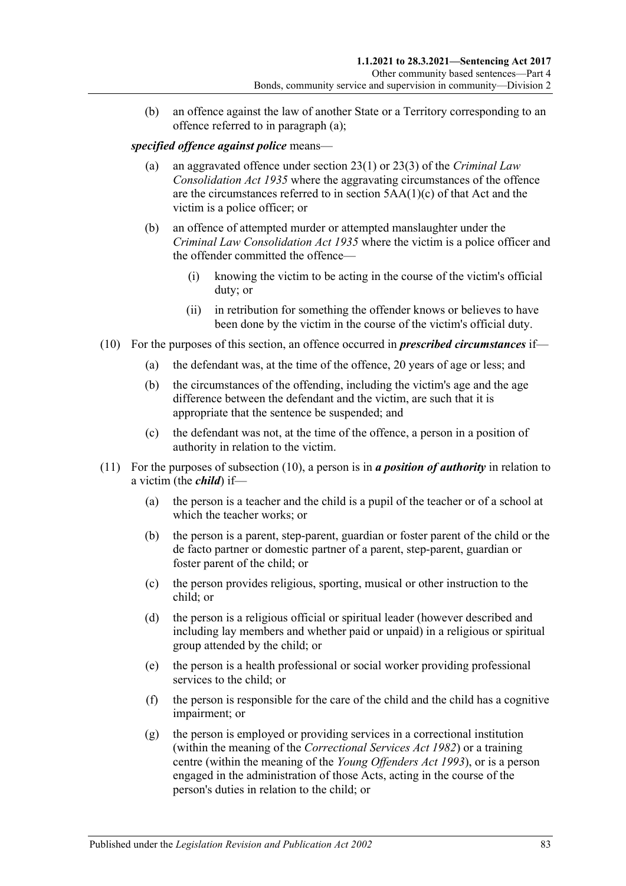(b) an offence against the law of another State or a Territory corresponding to an offence referred to in paragraph (a);

***specified offence against police*** means—

(a) an aggravated offence under section 23(1) or 23(3) of the *Criminal Law Consolidation Act 1935* where the aggravating circumstances of the offence are the circumstances referred to in section 5AA(1)(c) of that Act and the victim is a police officer; or

(b) an offence of attempted murder or attempted manslaughter under the *Criminal Law Consolidation Act 1935* where the victim is a police officer and the offender committed the offence—

(i) knowing the victim to be acting in the course of the victim's official duty; or

(ii) in retribution for something the offender knows or believes to have been done by the victim in the course of the victim's official duty.

(10) For the purposes of this section, an offence occurred in ***prescribed circumstances*** if—

(a) the defendant was, at the time of the offence, 20 years of age or less; and

(b) the circumstances of the offending, including the victim's age and the age difference between the defendant and the victim, are such that it is appropriate that the sentence be suspended; and

(c) the defendant was not, at the time of the offence, a person in a position of authority in relation to the victim.

(11) For the purposes of subsection (10), a person is in ***a position of authority*** in relation to a victim (the ***child***) if—

(a) the person is a teacher and the child is a pupil of the teacher or of a school at which the teacher works; or

(b) the person is a parent, step-parent, guardian or foster parent of the child or the de facto partner or domestic partner of a parent, step-parent, guardian or foster parent of the child; or

(c) the person provides religious, sporting, musical or other instruction to the child; or

(d) the person is a religious official or spiritual leader (however described and including lay members and whether paid or unpaid) in a religious or spiritual group attended by the child; or

(e) the person is a health professional or social worker providing professional services to the child; or

(f) the person is responsible for the care of the child and the child has a cognitive impairment; or

(g) the person is employed or providing services in a correctional institution (within the meaning of the *Correctional Services Act 1982*) or a training centre (within the meaning of the *Young Offenders Act 1993*), or is a person engaged in the administration of those Acts, acting in the course of the person's duties in relation to the child; or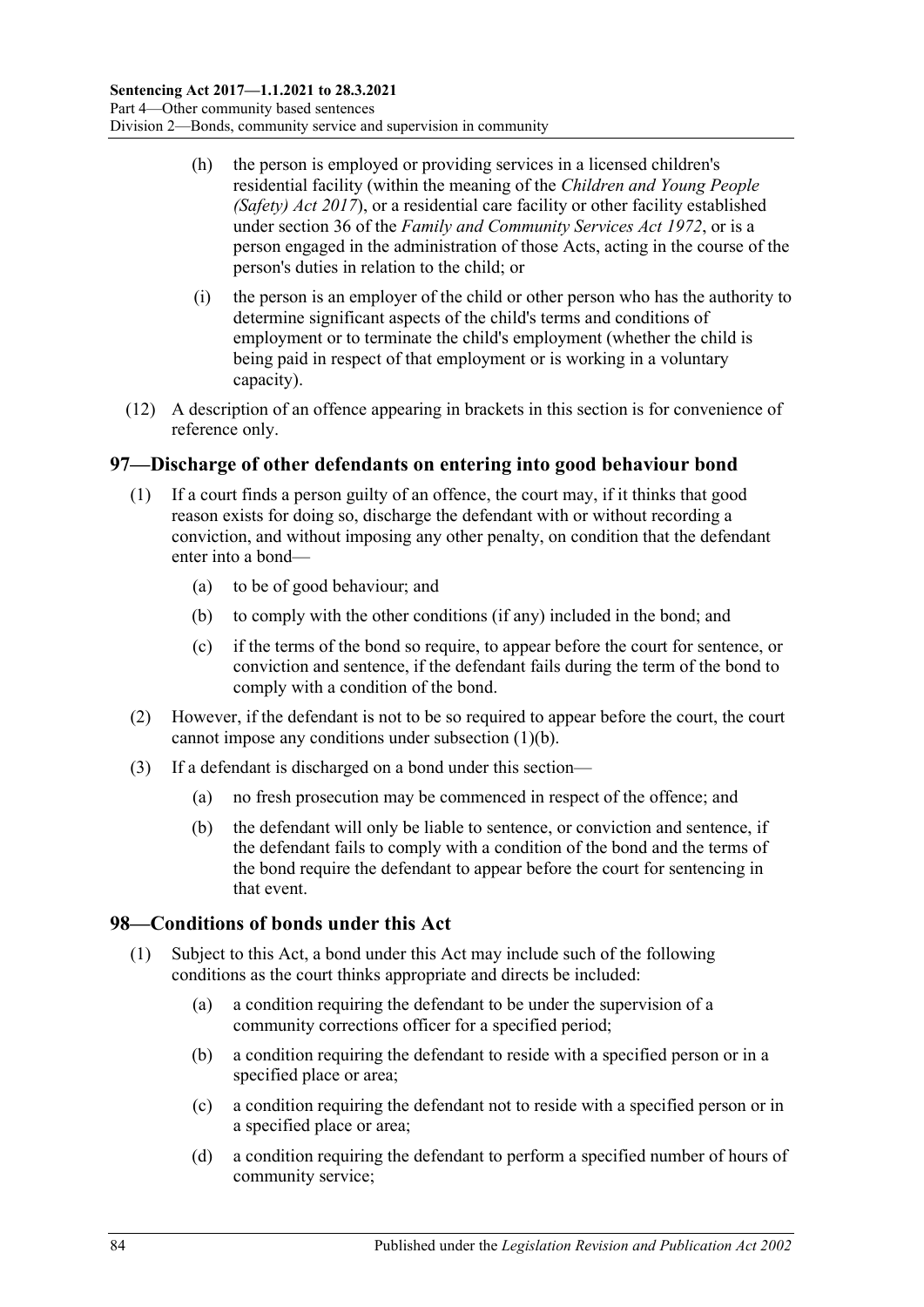(h) the person is employed or providing services in a licensed children's residential facility (within the meaning of the *Children and Young People (Safety) Act 2017*), or a residential care facility or other facility established under section 36 of the *Family and Community Services Act 1972*, or is a person engaged in the administration of those Acts, acting in the course of the person's duties in relation to the child; or

(i) the person is an employer of the child or other person who has the authority to determine significant aspects of the child's terms and conditions of employment or to terminate the child's employment (whether the child is being paid in respect of that employment or is working in a voluntary capacity).

(12) A description of an offence appearing in brackets in this section is for convenience of reference only.

## 97—Discharge of other defendants on entering into good behaviour bond

(1) If a court finds a person guilty of an offence, the court may, if it thinks that good reason exists for doing so, discharge the defendant with or without recording a conviction, and without imposing any other penalty, on condition that the defendant enter into a bond—

(a) to be of good behaviour; and

(b) to comply with the other conditions (if any) included in the bond; and

(c) if the terms of the bond so require, to appear before the court for sentence, or conviction and sentence, if the defendant fails during the term of the bond to comply with a condition of the bond.

(2) However, if the defendant is not to be so required to appear before the court, the court cannot impose any conditions under subsection (1)(b).

(3) If a defendant is discharged on a bond under this section—

(a) no fresh prosecution may be commenced in respect of the offence; and

(b) the defendant will only be liable to sentence, or conviction and sentence, if the defendant fails to comply with a condition of the bond and the terms of the bond require the defendant to appear before the court for sentencing in that event.

## 98—Conditions of bonds under this Act

(1) Subject to this Act, a bond under this Act may include such of the following conditions as the court thinks appropriate and directs be included:

(a) a condition requiring the defendant to be under the supervision of a community corrections officer for a specified period;

(b) a condition requiring the defendant to reside with a specified person or in a specified place or area;

(c) a condition requiring the defendant not to reside with a specified person or in a specified place or area;

(d) a condition requiring the defendant to perform a specified number of hours of community service;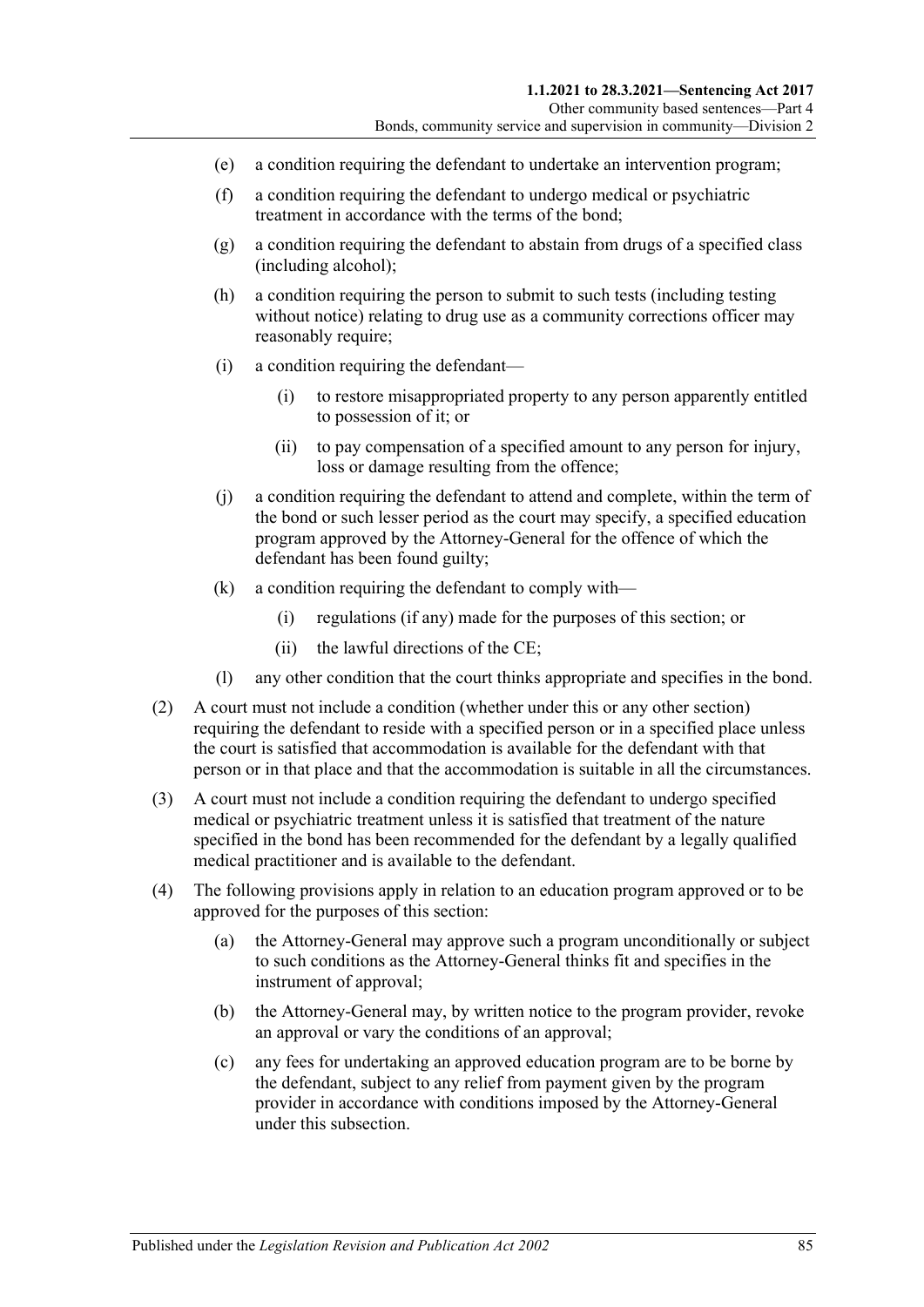(e) a condition requiring the defendant to undertake an intervention program;

(f) a condition requiring the defendant to undergo medical or psychiatric treatment in accordance with the terms of the bond;

(g) a condition requiring the defendant to abstain from drugs of a specified class (including alcohol);

(h) a condition requiring the person to submit to such tests (including testing without notice) relating to drug use as a community corrections officer may reasonably require;

(i) a condition requiring the defendant—

(i) to restore misappropriated property to any person apparently entitled to possession of it; or

(ii) to pay compensation of a specified amount to any person for injury, loss or damage resulting from the offence;

(j) a condition requiring the defendant to attend and complete, within the term of the bond or such lesser period as the court may specify, a specified education program approved by the Attorney-General for the offence of which the defendant has been found guilty;

(k) a condition requiring the defendant to comply with—

(i) regulations (if any) made for the purposes of this section; or

(ii) the lawful directions of the CE;

(l) any other condition that the court thinks appropriate and specifies in the bond.

(2) A court must not include a condition (whether under this or any other section) requiring the defendant to reside with a specified person or in a specified place unless the court is satisfied that accommodation is available for the defendant with that person or in that place and that the accommodation is suitable in all the circumstances.

(3) A court must not include a condition requiring the defendant to undergo specified medical or psychiatric treatment unless it is satisfied that treatment of the nature specified in the bond has been recommended for the defendant by a legally qualified medical practitioner and is available to the defendant.

(4) The following provisions apply in relation to an education program approved or to be approved for the purposes of this section:

(a) the Attorney-General may approve such a program unconditionally or subject to such conditions as the Attorney-General thinks fit and specifies in the instrument of approval;

(b) the Attorney-General may, by written notice to the program provider, revoke an approval or vary the conditions of an approval;

(c) any fees for undertaking an approved education program are to be borne by the defendant, subject to any relief from payment given by the program provider in accordance with conditions imposed by the Attorney-General under this subsection.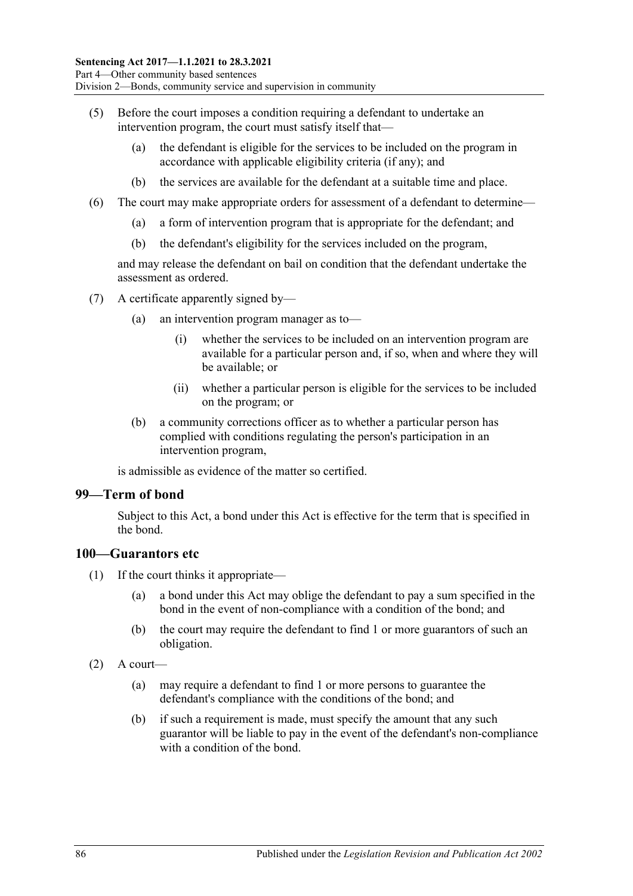(5) Before the court imposes a condition requiring a defendant to undertake an intervention program, the court must satisfy itself that—

  (a) the defendant is eligible for the services to be included on the program in accordance with applicable eligibility criteria (if any); and

  (b) the services are available for the defendant at a suitable time and place.

(6) The court may make appropriate orders for assessment of a defendant to determine—

  (a) a form of intervention program that is appropriate for the defendant; and

  (b) the defendant's eligibility for the services included on the program,

and may release the defendant on bail on condition that the defendant undertake the assessment as ordered.

(7) A certificate apparently signed by—

  (a) an intervention program manager as to—

    (i) whether the services to be included on an intervention program are available for a particular person and, if so, when and where they will be available; or

    (ii) whether a particular person is eligible for the services to be included on the program; or

  (b) a community corrections officer as to whether a particular person has complied with conditions regulating the person's participation in an intervention program,

is admissible as evidence of the matter so certified.

## 99—Term of bond

Subject to this Act, a bond under this Act is effective for the term that is specified in the bond.

## 100—Guarantors etc

(1) If the court thinks it appropriate—

  (a) a bond under this Act may oblige the defendant to pay a sum specified in the bond in the event of non-compliance with a condition of the bond; and

  (b) the court may require the defendant to find 1 or more guarantors of such an obligation.

(2) A court—

  (a) may require a defendant to find 1 or more persons to guarantee the defendant's compliance with the conditions of the bond; and

  (b) if such a requirement is made, must specify the amount that any such guarantor will be liable to pay in the event of the defendant's non-compliance with a condition of the bond.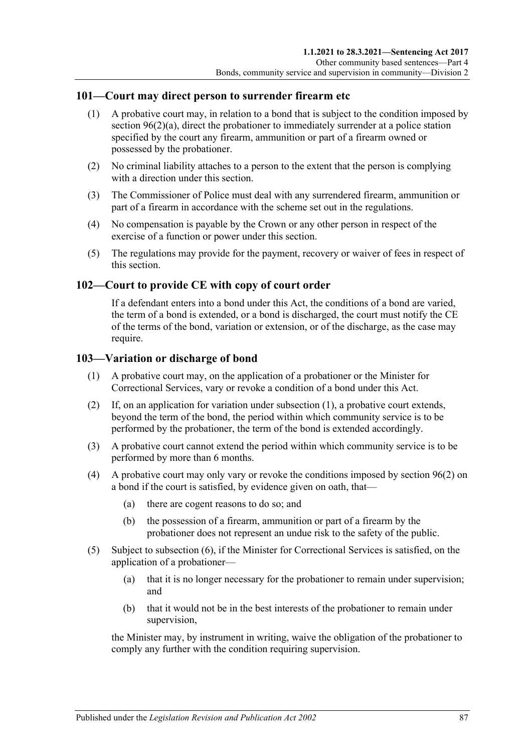## 101—Court may direct person to surrender firearm etc

(1) A probative court may, in relation to a bond that is subject to the condition imposed by section 96(2)(a), direct the probationer to immediately surrender at a police station specified by the court any firearm, ammunition or part of a firearm owned or possessed by the probationer.

(2) No criminal liability attaches to a person to the extent that the person is complying with a direction under this section.

(3) The Commissioner of Police must deal with any surrendered firearm, ammunition or part of a firearm in accordance with the scheme set out in the regulations.

(4) No compensation is payable by the Crown or any other person in respect of the exercise of a function or power under this section.

(5) The regulations may provide for the payment, recovery or waiver of fees in respect of this section.

## 102—Court to provide CE with copy of court order

If a defendant enters into a bond under this Act, the conditions of a bond are varied, the term of a bond is extended, or a bond is discharged, the court must notify the CE of the terms of the bond, variation or extension, or of the discharge, as the case may require.

## 103—Variation or discharge of bond

(1) A probative court may, on the application of a probationer or the Minister for Correctional Services, vary or revoke a condition of a bond under this Act.

(2) If, on an application for variation under subsection (1), a probative court extends, beyond the term of the bond, the period within which community service is to be performed by the probationer, the term of the bond is extended accordingly.

(3) A probative court cannot extend the period within which community service is to be performed by more than 6 months.

(4) A probative court may only vary or revoke the conditions imposed by section 96(2) on a bond if the court is satisfied, by evidence given on oath, that—

(a) there are cogent reasons to do so; and

(b) the possession of a firearm, ammunition or part of a firearm by the probationer does not represent an undue risk to the safety of the public.

(5) Subject to subsection (6), if the Minister for Correctional Services is satisfied, on the application of a probationer—

(a) that it is no longer necessary for the probationer to remain under supervision; and

(b) that it would not be in the best interests of the probationer to remain under supervision,

the Minister may, by instrument in writing, waive the obligation of the probationer to comply any further with the condition requiring supervision.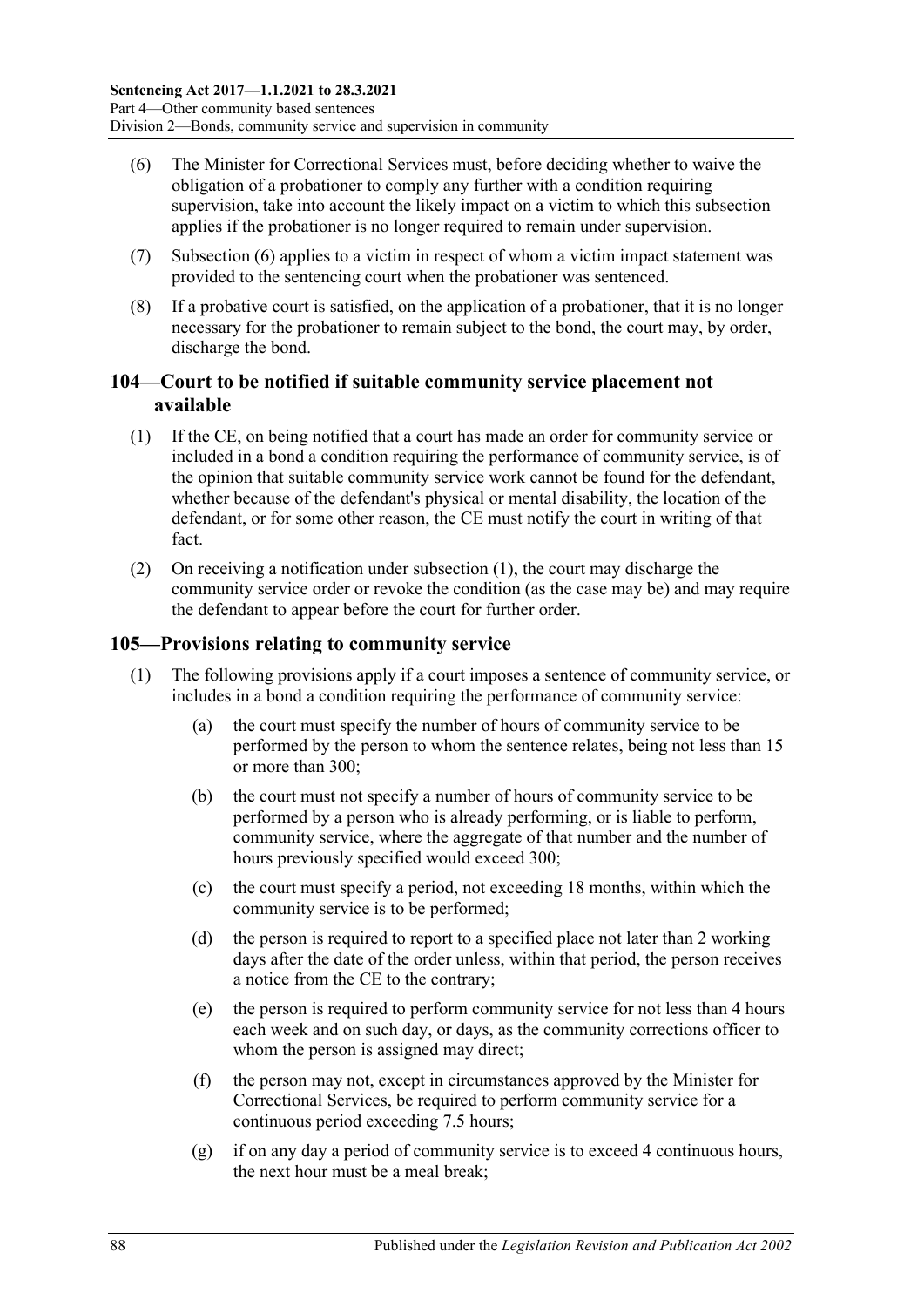(6) The Minister for Correctional Services must, before deciding whether to waive the obligation of a probationer to comply any further with a condition requiring supervision, take into account the likely impact on a victim to which this subsection applies if the probationer is no longer required to remain under supervision.

(7) Subsection (6) applies to a victim in respect of whom a victim impact statement was provided to the sentencing court when the probationer was sentenced.

(8) If a probative court is satisfied, on the application of a probationer, that it is no longer necessary for the probationer to remain subject to the bond, the court may, by order, discharge the bond.

## 104—Court to be notified if suitable community service placement not available

(1) If the CE, on being notified that a court has made an order for community service or included in a bond a condition requiring the performance of community service, is of the opinion that suitable community service work cannot be found for the defendant, whether because of the defendant's physical or mental disability, the location of the defendant, or for some other reason, the CE must notify the court in writing of that fact.

(2) On receiving a notification under subsection (1), the court may discharge the community service order or revoke the condition (as the case may be) and may require the defendant to appear before the court for further order.

## 105—Provisions relating to community service

(1) The following provisions apply if a court imposes a sentence of community service, or includes in a bond a condition requiring the performance of community service:

- (a) the court must specify the number of hours of community service to be performed by the person to whom the sentence relates, being not less than 15 or more than 300;
- (b) the court must not specify a number of hours of community service to be performed by a person who is already performing, or is liable to perform, community service, where the aggregate of that number and the number of hours previously specified would exceed 300;
- (c) the court must specify a period, not exceeding 18 months, within which the community service is to be performed;
- (d) the person is required to report to a specified place not later than 2 working days after the date of the order unless, within that period, the person receives a notice from the CE to the contrary;
- (e) the person is required to perform community service for not less than 4 hours each week and on such day, or days, as the community corrections officer to whom the person is assigned may direct;
- (f) the person may not, except in circumstances approved by the Minister for Correctional Services, be required to perform community service for a continuous period exceeding 7.5 hours;
- (g) if on any day a period of community service is to exceed 4 continuous hours, the next hour must be a meal break;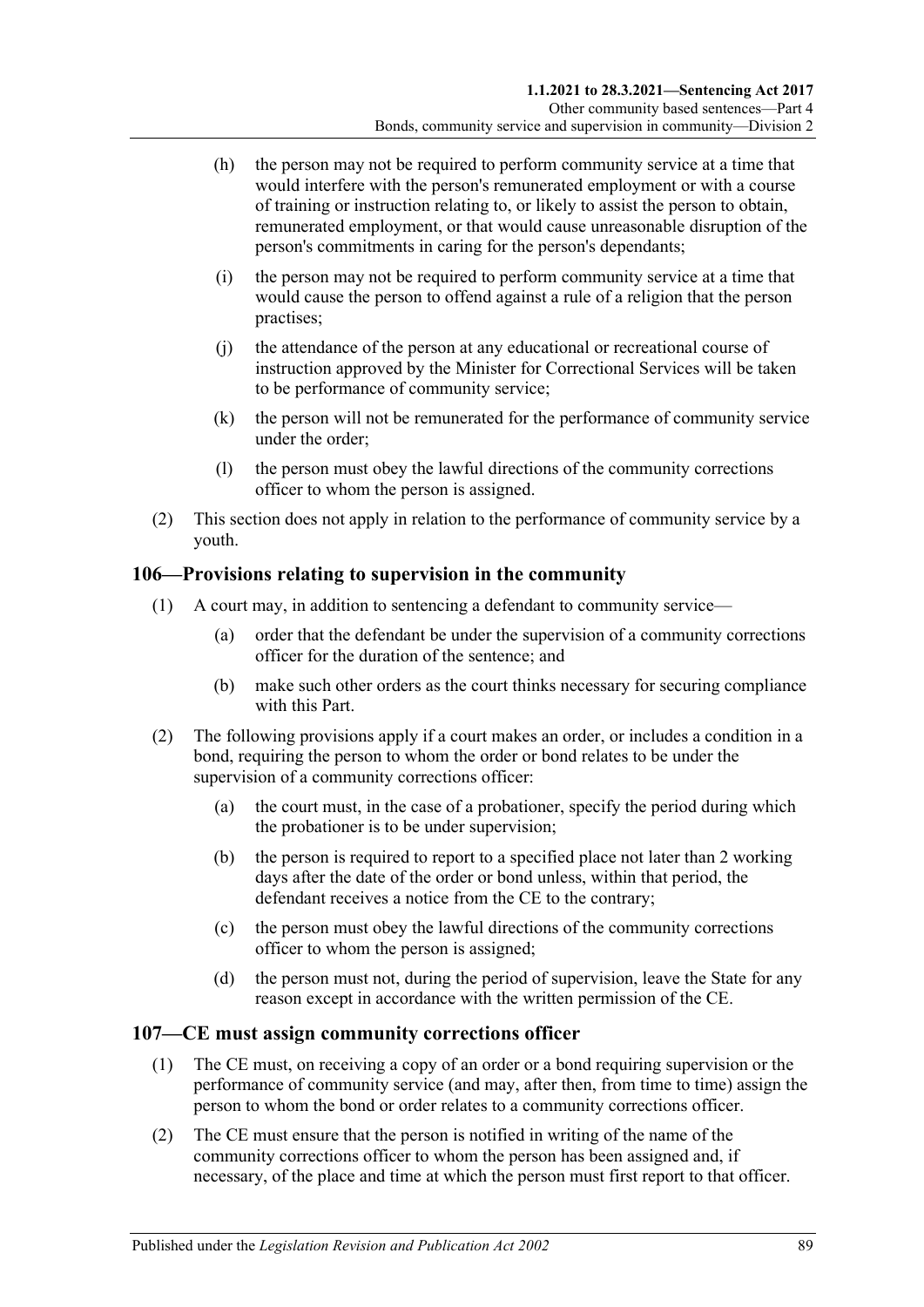(h) the person may not be required to perform community service at a time that would interfere with the person's remunerated employment or with a course of training or instruction relating to, or likely to assist the person to obtain, remunerated employment, or that would cause unreasonable disruption of the person's commitments in caring for the person's dependants;

(i) the person may not be required to perform community service at a time that would cause the person to offend against a rule of a religion that the person practises;

(j) the attendance of the person at any educational or recreational course of instruction approved by the Minister for Correctional Services will be taken to be performance of community service;

(k) the person will not be remunerated for the performance of community service under the order;

(l) the person must obey the lawful directions of the community corrections officer to whom the person is assigned.

(2) This section does not apply in relation to the performance of community service by a youth.

## 106—Provisions relating to supervision in the community

(1) A court may, in addition to sentencing a defendant to community service—

(a) order that the defendant be under the supervision of a community corrections officer for the duration of the sentence; and

(b) make such other orders as the court thinks necessary for securing compliance with this Part.

(2) The following provisions apply if a court makes an order, or includes a condition in a bond, requiring the person to whom the order or bond relates to be under the supervision of a community corrections officer:

(a) the court must, in the case of a probationer, specify the period during which the probationer is to be under supervision;

(b) the person is required to report to a specified place not later than 2 working days after the date of the order or bond unless, within that period, the defendant receives a notice from the CE to the contrary;

(c) the person must obey the lawful directions of the community corrections officer to whom the person is assigned;

(d) the person must not, during the period of supervision, leave the State for any reason except in accordance with the written permission of the CE.

## 107—CE must assign community corrections officer

(1) The CE must, on receiving a copy of an order or a bond requiring supervision or the performance of community service (and may, after then, from time to time) assign the person to whom the bond or order relates to a community corrections officer.

(2) The CE must ensure that the person is notified in writing of the name of the community corrections officer to whom the person has been assigned and, if necessary, of the place and time at which the person must first report to that officer.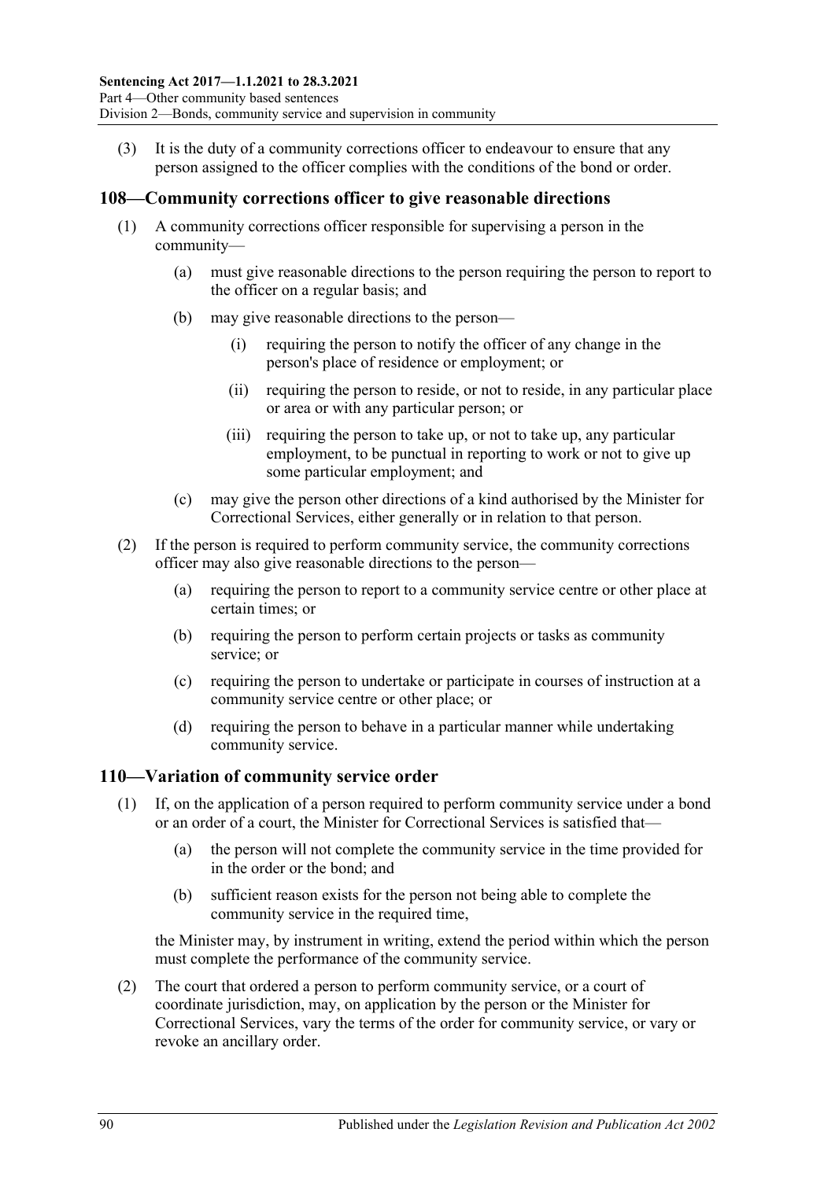(3) It is the duty of a community corrections officer to endeavour to ensure that any person assigned to the officer complies with the conditions of the bond or order.

## 108—Community corrections officer to give reasonable directions

(1) A community corrections officer responsible for supervising a person in the community—

(a) must give reasonable directions to the person requiring the person to report to the officer on a regular basis; and

(b) may give reasonable directions to the person—

(i) requiring the person to notify the officer of any change in the person's place of residence or employment; or

(ii) requiring the person to reside, or not to reside, in any particular place or area or with any particular person; or

(iii) requiring the person to take up, or not to take up, any particular employment, to be punctual in reporting to work or not to give up some particular employment; and

(c) may give the person other directions of a kind authorised by the Minister for Correctional Services, either generally or in relation to that person.

(2) If the person is required to perform community service, the community corrections officer may also give reasonable directions to the person—

(a) requiring the person to report to a community service centre or other place at certain times; or

(b) requiring the person to perform certain projects or tasks as community service; or

(c) requiring the person to undertake or participate in courses of instruction at a community service centre or other place; or

(d) requiring the person to behave in a particular manner while undertaking community service.

## 110—Variation of community service order

(1) If, on the application of a person required to perform community service under a bond or an order of a court, the Minister for Correctional Services is satisfied that—

(a) the person will not complete the community service in the time provided for in the order or the bond; and

(b) sufficient reason exists for the person not being able to complete the community service in the required time,

the Minister may, by instrument in writing, extend the period within which the person must complete the performance of the community service.

(2) The court that ordered a person to perform community service, or a court of coordinate jurisdiction, may, on application by the person or the Minister for Correctional Services, vary the terms of the order for community service, or vary or revoke an ancillary order.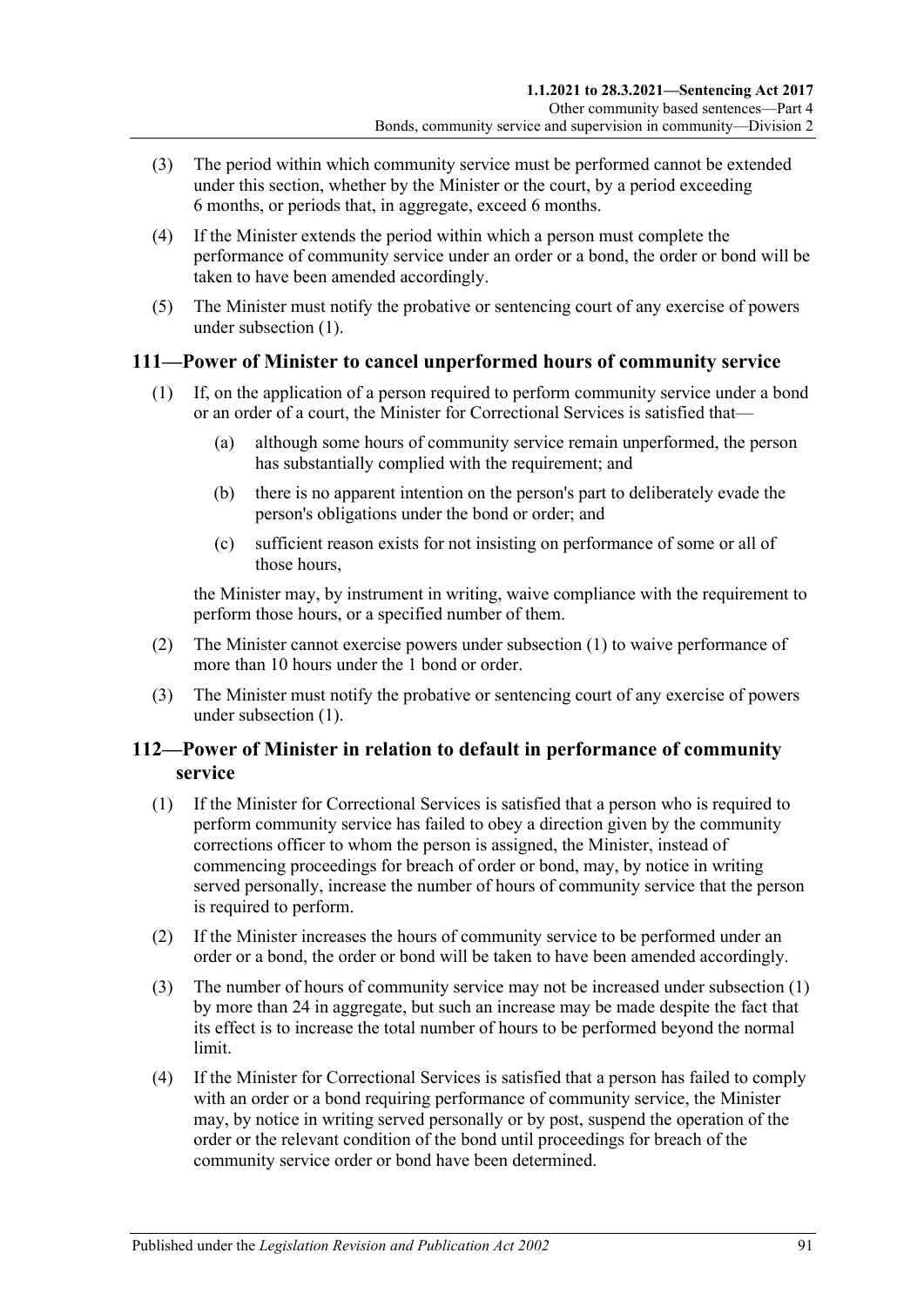(3) The period within which community service must be performed cannot be extended under this section, whether by the Minister or the court, by a period exceeding 6 months, or periods that, in aggregate, exceed 6 months.

(4) If the Minister extends the period within which a person must complete the performance of community service under an order or a bond, the order or bond will be taken to have been amended accordingly.

(5) The Minister must notify the probative or sentencing court of any exercise of powers under subsection (1).

## 111—Power of Minister to cancel unperformed hours of community service

(1) If, on the application of a person required to perform community service under a bond or an order of a court, the Minister for Correctional Services is satisfied that—

(a) although some hours of community service remain unperformed, the person has substantially complied with the requirement; and

(b) there is no apparent intention on the person's part to deliberately evade the person's obligations under the bond or order; and

(c) sufficient reason exists for not insisting on performance of some or all of those hours,

the Minister may, by instrument in writing, waive compliance with the requirement to perform those hours, or a specified number of them.

(2) The Minister cannot exercise powers under subsection (1) to waive performance of more than 10 hours under the 1 bond or order.

(3) The Minister must notify the probative or sentencing court of any exercise of powers under subsection (1).

## 112—Power of Minister in relation to default in performance of community service

(1) If the Minister for Correctional Services is satisfied that a person who is required to perform community service has failed to obey a direction given by the community corrections officer to whom the person is assigned, the Minister, instead of commencing proceedings for breach of order or bond, may, by notice in writing served personally, increase the number of hours of community service that the person is required to perform.

(2) If the Minister increases the hours of community service to be performed under an order or a bond, the order or bond will be taken to have been amended accordingly.

(3) The number of hours of community service may not be increased under subsection (1) by more than 24 in aggregate, but such an increase may be made despite the fact that its effect is to increase the total number of hours to be performed beyond the normal limit.

(4) If the Minister for Correctional Services is satisfied that a person has failed to comply with an order or a bond requiring performance of community service, the Minister may, by notice in writing served personally or by post, suspend the operation of the order or the relevant condition of the bond until proceedings for breach of the community service order or bond have been determined.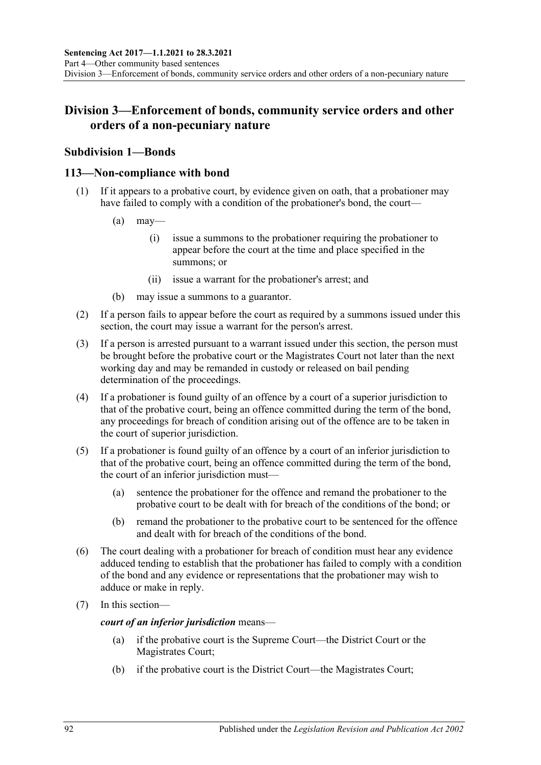## Division 3—Enforcement of bonds, community service orders and other orders of a non-pecuniary nature

### Subdivision 1—Bonds

#### 113—Non-compliance with bond

(1) If it appears to a probative court, by evidence given on oath, that a probationer may have failed to comply with a condition of the probationer's bond, the court—

- (a) may—
  - (i) issue a summons to the probationer requiring the probationer to appear before the court at the time and place specified in the summons; or
  - (ii) issue a warrant for the probationer's arrest; and
- (b) may issue a summons to a guarantor.

(2) If a person fails to appear before the court as required by a summons issued under this section, the court may issue a warrant for the person's arrest.

(3) If a person is arrested pursuant to a warrant issued under this section, the person must be brought before the probative court or the Magistrates Court not later than the next working day and may be remanded in custody or released on bail pending determination of the proceedings.

(4) If a probationer is found guilty of an offence by a court of a superior jurisdiction to that of the probative court, being an offence committed during the term of the bond, any proceedings for breach of condition arising out of the offence are to be taken in the court of superior jurisdiction.

(5) If a probationer is found guilty of an offence by a court of an inferior jurisdiction to that of the probative court, being an offence committed during the term of the bond, the court of an inferior jurisdiction must—

- (a) sentence the probationer for the offence and remand the probationer to the probative court to be dealt with for breach of the conditions of the bond; or
- (b) remand the probationer to the probative court to be sentenced for the offence and dealt with for breach of the conditions of the bond.

(6) The court dealing with a probationer for breach of condition must hear any evidence adduced tending to establish that the probationer has failed to comply with a condition of the bond and any evidence or representations that the probationer may wish to adduce or make in reply.

(7) In this section—

***court of an inferior jurisdiction*** means—

- (a) if the probative court is the Supreme Court—the District Court or the Magistrates Court;
- (b) if the probative court is the District Court—the Magistrates Court;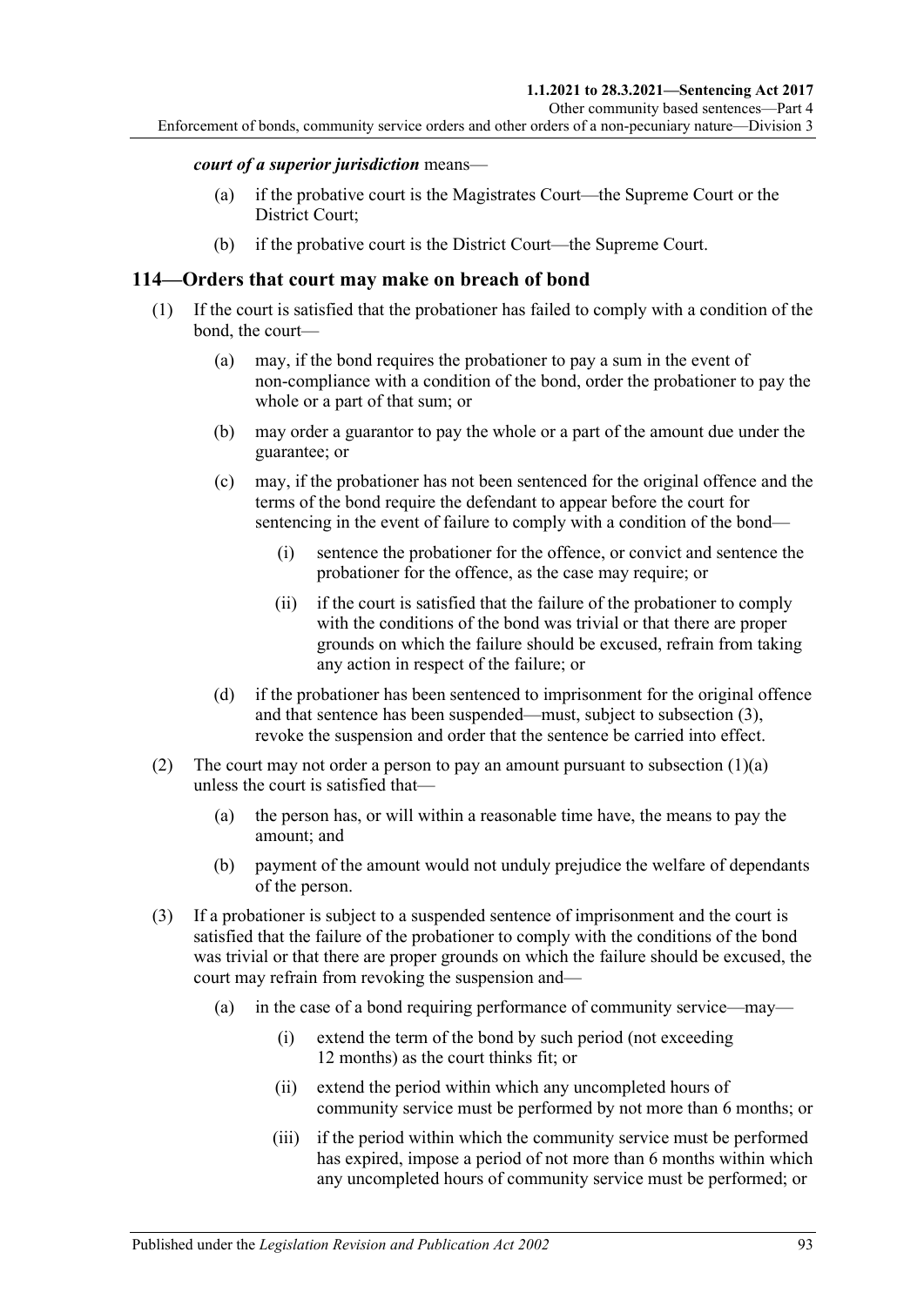***court of a superior jurisdiction*** means—

- (a) if the probative court is the Magistrates Court—the Supreme Court or the District Court;
- (b) if the probative court is the District Court—the Supreme Court.

## 114—Orders that court may make on breach of bond

(1) If the court is satisfied that the probationer has failed to comply with a condition of the bond, the court—

- (a) may, if the bond requires the probationer to pay a sum in the event of non-compliance with a condition of the bond, order the probationer to pay the whole or a part of that sum; or
- (b) may order a guarantor to pay the whole or a part of the amount due under the guarantee; or
- (c) may, if the probationer has not been sentenced for the original offence and the terms of the bond require the defendant to appear before the court for sentencing in the event of failure to comply with a condition of the bond—
  - (i) sentence the probationer for the offence, or convict and sentence the probationer for the offence, as the case may require; or
  - (ii) if the court is satisfied that the failure of the probationer to comply with the conditions of the bond was trivial or that there are proper grounds on which the failure should be excused, refrain from taking any action in respect of the failure; or
- (d) if the probationer has been sentenced to imprisonment for the original offence and that sentence has been suspended—must, subject to subsection (3), revoke the suspension and order that the sentence be carried into effect.

(2) The court may not order a person to pay an amount pursuant to subsection (1)(a) unless the court is satisfied that—

- (a) the person has, or will within a reasonable time have, the means to pay the amount; and
- (b) payment of the amount would not unduly prejudice the welfare of dependants of the person.

(3) If a probationer is subject to a suspended sentence of imprisonment and the court is satisfied that the failure of the probationer to comply with the conditions of the bond was trivial or that there are proper grounds on which the failure should be excused, the court may refrain from revoking the suspension and—

- (a) in the case of a bond requiring performance of community service—may—
  - (i) extend the term of the bond by such period (not exceeding 12 months) as the court thinks fit; or
  - (ii) extend the period within which any uncompleted hours of community service must be performed by not more than 6 months; or
  - (iii) if the period within which the community service must be performed has expired, impose a period of not more than 6 months within which any uncompleted hours of community service must be performed; or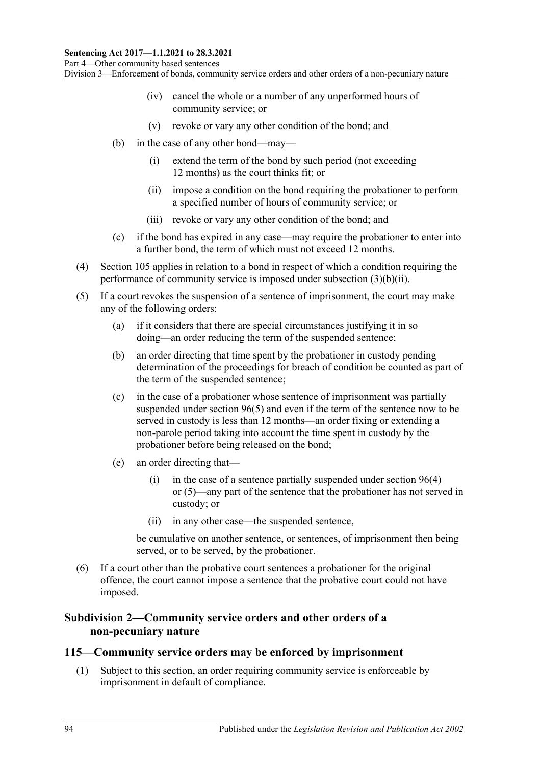(iv) cancel the whole or a number of any unperformed hours of community service; or

(v) revoke or vary any other condition of the bond; and

(b) in the case of any other bond—may—

(i) extend the term of the bond by such period (not exceeding 12 months) as the court thinks fit; or

(ii) impose a condition on the bond requiring the probationer to perform a specified number of hours of community service; or

(iii) revoke or vary any other condition of the bond; and

(c) if the bond has expired in any case—may require the probationer to enter into a further bond, the term of which must not exceed 12 months.

(4) Section 105 applies in relation to a bond in respect of which a condition requiring the performance of community service is imposed under subsection (3)(b)(ii).

(5) If a court revokes the suspension of a sentence of imprisonment, the court may make any of the following orders:

(a) if it considers that there are special circumstances justifying it in so doing—an order reducing the term of the suspended sentence;

(b) an order directing that time spent by the probationer in custody pending determination of the proceedings for breach of condition be counted as part of the term of the suspended sentence;

(c) in the case of a probationer whose sentence of imprisonment was partially suspended under section 96(5) and even if the term of the sentence now to be served in custody is less than 12 months—an order fixing or extending a non-parole period taking into account the time spent in custody by the probationer before being released on the bond;

(e) an order directing that—

(i) in the case of a sentence partially suspended under section 96(4) or (5)—any part of the sentence that the probationer has not served in custody; or

(ii) in any other case—the suspended sentence,

be cumulative on another sentence, or sentences, of imprisonment then being served, or to be served, by the probationer.

(6) If a court other than the probative court sentences a probationer for the original offence, the court cannot impose a sentence that the probative court could not have imposed.

## Subdivision 2—Community service orders and other orders of a non-pecuniary nature

## 115—Community service orders may be enforced by imprisonment

(1) Subject to this section, an order requiring community service is enforceable by imprisonment in default of compliance.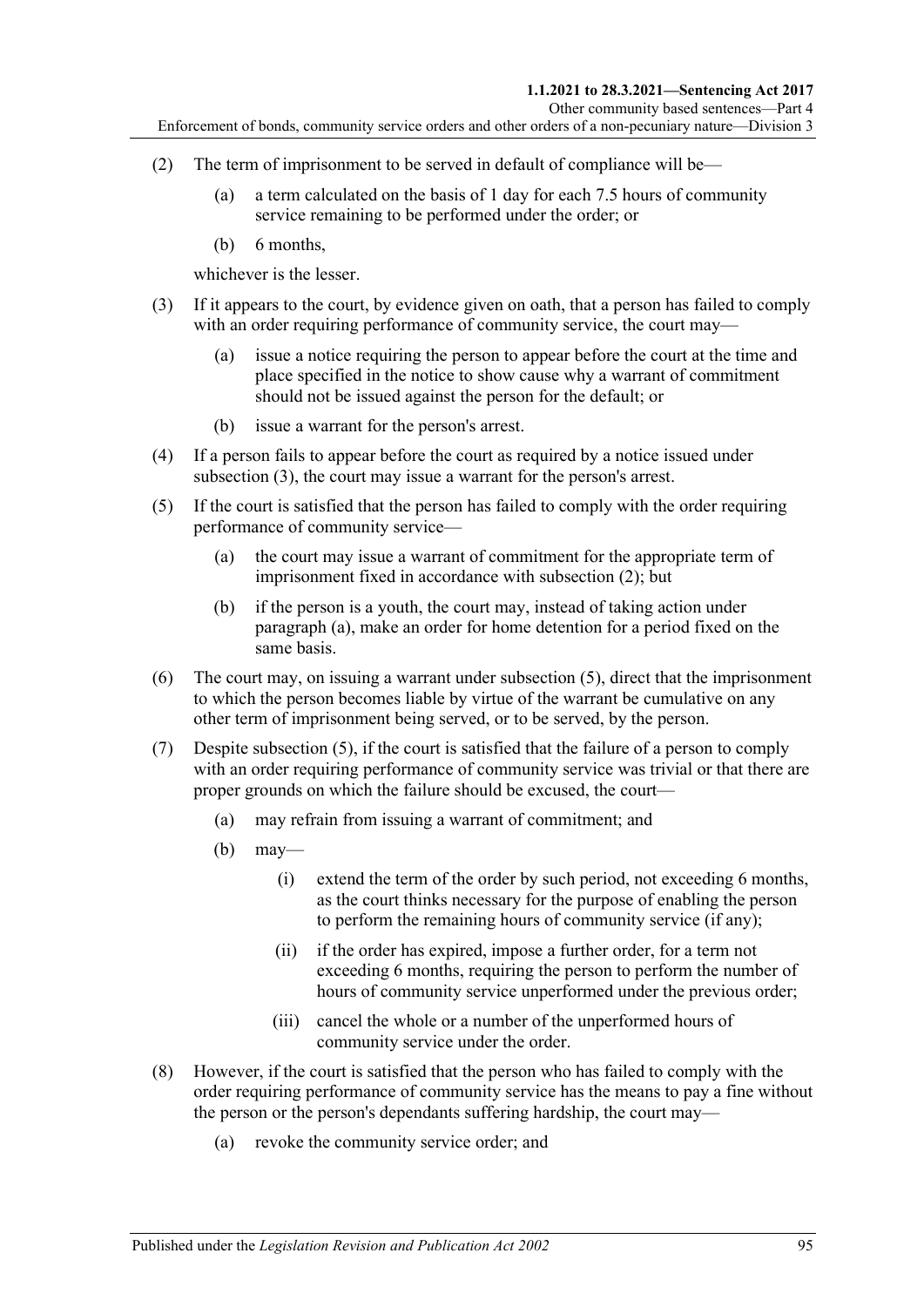(2) The term of imprisonment to be served in default of compliance will be—

(a) a term calculated on the basis of 1 day for each 7.5 hours of community service remaining to be performed under the order; or

(b) 6 months,

whichever is the lesser.

(3) If it appears to the court, by evidence given on oath, that a person has failed to comply with an order requiring performance of community service, the court may—

(a) issue a notice requiring the person to appear before the court at the time and place specified in the notice to show cause why a warrant of commitment should not be issued against the person for the default; or

(b) issue a warrant for the person's arrest.

(4) If a person fails to appear before the court as required by a notice issued under subsection (3), the court may issue a warrant for the person's arrest.

(5) If the court is satisfied that the person has failed to comply with the order requiring performance of community service—

(a) the court may issue a warrant of commitment for the appropriate term of imprisonment fixed in accordance with subsection (2); but

(b) if the person is a youth, the court may, instead of taking action under paragraph (a), make an order for home detention for a period fixed on the same basis.

(6) The court may, on issuing a warrant under subsection (5), direct that the imprisonment to which the person becomes liable by virtue of the warrant be cumulative on any other term of imprisonment being served, or to be served, by the person.

(7) Despite subsection (5), if the court is satisfied that the failure of a person to comply with an order requiring performance of community service was trivial or that there are proper grounds on which the failure should be excused, the court—

(a) may refrain from issuing a warrant of commitment; and

(b) may—

(i) extend the term of the order by such period, not exceeding 6 months, as the court thinks necessary for the purpose of enabling the person to perform the remaining hours of community service (if any);

(ii) if the order has expired, impose a further order, for a term not exceeding 6 months, requiring the person to perform the number of hours of community service unperformed under the previous order;

(iii) cancel the whole or a number of the unperformed hours of community service under the order.

(8) However, if the court is satisfied that the person who has failed to comply with the order requiring performance of community service has the means to pay a fine without the person or the person's dependants suffering hardship, the court may—

(a) revoke the community service order; and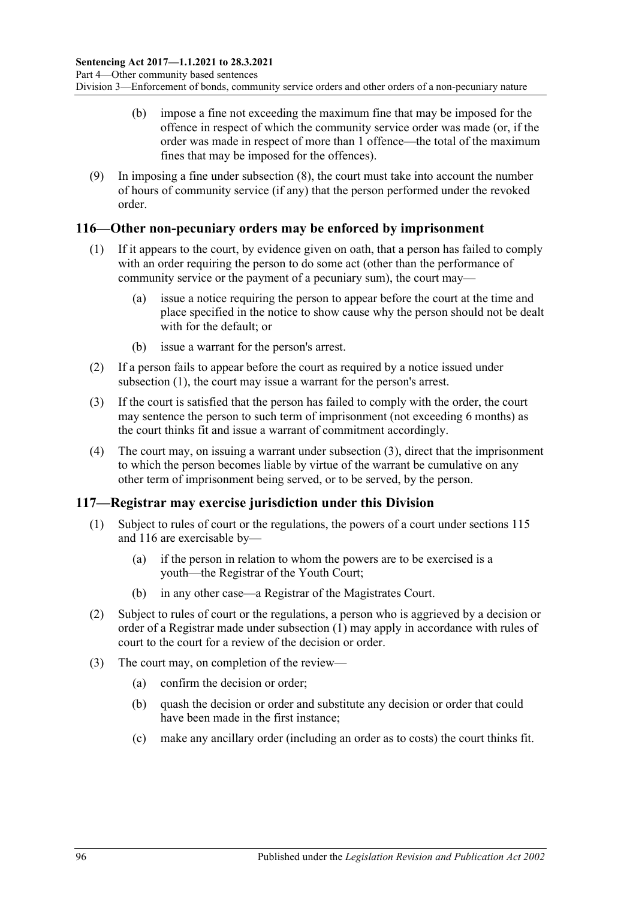(b) impose a fine not exceeding the maximum fine that may be imposed for the offence in respect of which the community service order was made (or, if the order was made in respect of more than 1 offence—the total of the maximum fines that may be imposed for the offences).

(9) In imposing a fine under subsection (8), the court must take into account the number of hours of community service (if any) that the person performed under the revoked order.

## 116—Other non-pecuniary orders may be enforced by imprisonment

(1) If it appears to the court, by evidence given on oath, that a person has failed to comply with an order requiring the person to do some act (other than the performance of community service or the payment of a pecuniary sum), the court may—

(a) issue a notice requiring the person to appear before the court at the time and place specified in the notice to show cause why the person should not be dealt with for the default; or

(b) issue a warrant for the person's arrest.

(2) If a person fails to appear before the court as required by a notice issued under subsection (1), the court may issue a warrant for the person's arrest.

(3) If the court is satisfied that the person has failed to comply with the order, the court may sentence the person to such term of imprisonment (not exceeding 6 months) as the court thinks fit and issue a warrant of commitment accordingly.

(4) The court may, on issuing a warrant under subsection (3), direct that the imprisonment to which the person becomes liable by virtue of the warrant be cumulative on any other term of imprisonment being served, or to be served, by the person.

## 117—Registrar may exercise jurisdiction under this Division

(1) Subject to rules of court or the regulations, the powers of a court under sections 115 and 116 are exercisable by—

(a) if the person in relation to whom the powers are to be exercised is a youth—the Registrar of the Youth Court;

(b) in any other case—a Registrar of the Magistrates Court.

(2) Subject to rules of court or the regulations, a person who is aggrieved by a decision or order of a Registrar made under subsection (1) may apply in accordance with rules of court to the court for a review of the decision or order.

(3) The court may, on completion of the review—

(a) confirm the decision or order;

(b) quash the decision or order and substitute any decision or order that could have been made in the first instance;

(c) make any ancillary order (including an order as to costs) the court thinks fit.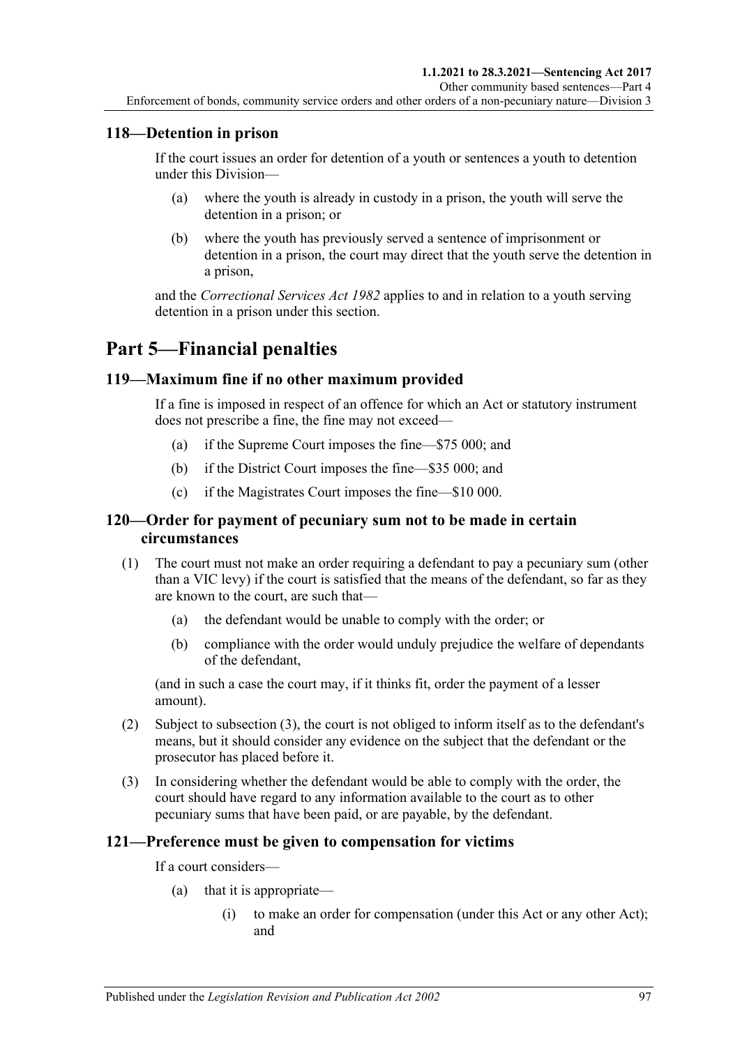### 118—Detention in prison

If the court issues an order for detention of a youth or sentences a youth to detention under this Division—

(a) where the youth is already in custody in a prison, the youth will serve the detention in a prison; or

(b) where the youth has previously served a sentence of imprisonment or detention in a prison, the court may direct that the youth serve the detention in a prison,

and the *Correctional Services Act 1982* applies to and in relation to a youth serving detention in a prison under this section.

# Part 5—Financial penalties

### 119—Maximum fine if no other maximum provided

If a fine is imposed in respect of an offence for which an Act or statutory instrument does not prescribe a fine, the fine may not exceed—

(a) if the Supreme Court imposes the fine—$75 000; and

(b) if the District Court imposes the fine—$35 000; and

(c) if the Magistrates Court imposes the fine—$10 000.

### 120—Order for payment of pecuniary sum not to be made in certain circumstances

(1) The court must not make an order requiring a defendant to pay a pecuniary sum (other than a VIC levy) if the court is satisfied that the means of the defendant, so far as they are known to the court, are such that—

(a) the defendant would be unable to comply with the order; or

(b) compliance with the order would unduly prejudice the welfare of dependants of the defendant,

(and in such a case the court may, if it thinks fit, order the payment of a lesser amount).

(2) Subject to subsection (3), the court is not obliged to inform itself as to the defendant's means, but it should consider any evidence on the subject that the defendant or the prosecutor has placed before it.

(3) In considering whether the defendant would be able to comply with the order, the court should have regard to any information available to the court as to other pecuniary sums that have been paid, or are payable, by the defendant.

### 121—Preference must be given to compensation for victims

If a court considers—

(a) that it is appropriate—

(i) to make an order for compensation (under this Act or any other Act); and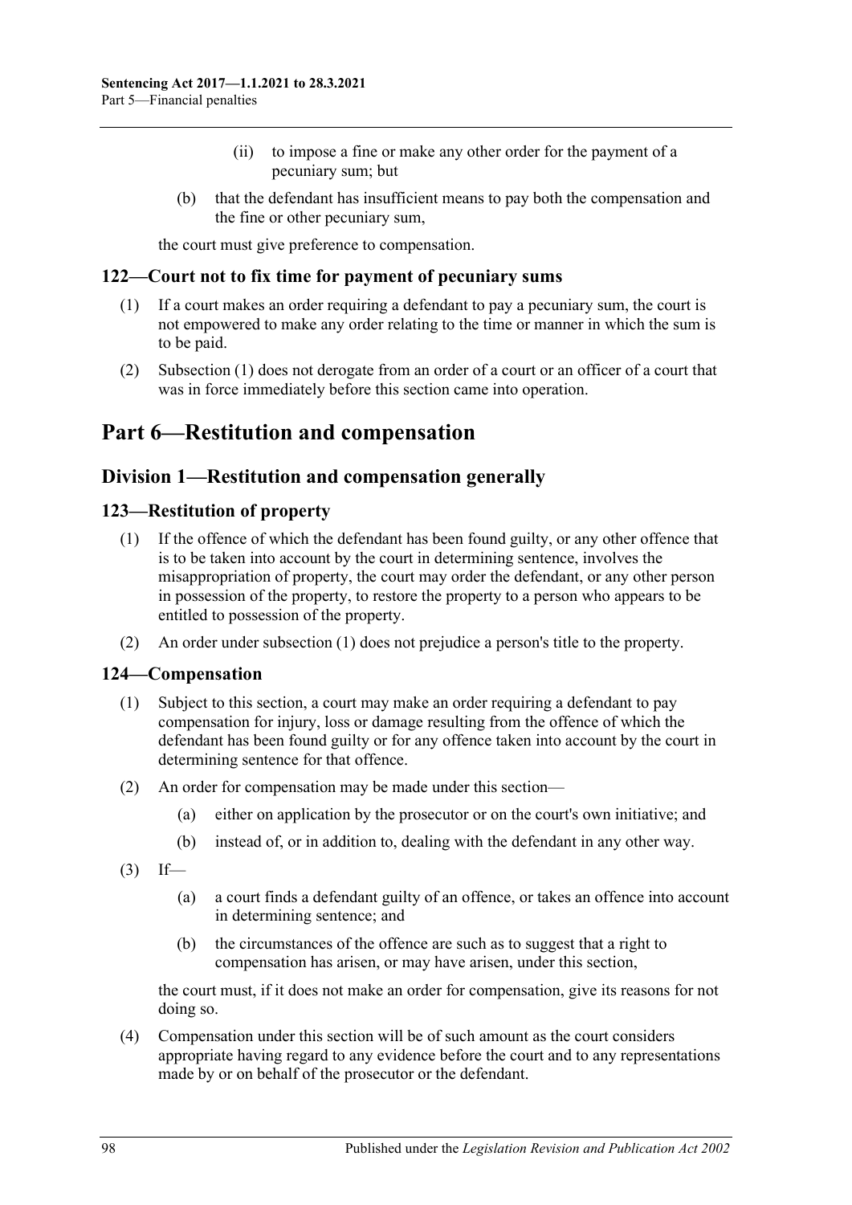(ii) to impose a fine or make any other order for the payment of a pecuniary sum; but

(b) that the defendant has insufficient means to pay both the compensation and the fine or other pecuniary sum,

the court must give preference to compensation.

### 122—Court not to fix time for payment of pecuniary sums

(1) If a court makes an order requiring a defendant to pay a pecuniary sum, the court is not empowered to make any order relating to the time or manner in which the sum is to be paid.

(2) Subsection (1) does not derogate from an order of a court or an officer of a court that was in force immediately before this section came into operation.

# Part 6—Restitution and compensation

## Division 1—Restitution and compensation generally

### 123—Restitution of property

(1) If the offence of which the defendant has been found guilty, or any other offence that is to be taken into account by the court in determining sentence, involves the misappropriation of property, the court may order the defendant, or any other person in possession of the property, to restore the property to a person who appears to be entitled to possession of the property.

(2) An order under subsection (1) does not prejudice a person's title to the property.

### 124—Compensation

(1) Subject to this section, a court may make an order requiring a defendant to pay compensation for injury, loss or damage resulting from the offence of which the defendant has been found guilty or for any offence taken into account by the court in determining sentence for that offence.

(2) An order for compensation may be made under this section—

(a) either on application by the prosecutor or on the court's own initiative; and

(b) instead of, or in addition to, dealing with the defendant in any other way.

(3) If—

(a) a court finds a defendant guilty of an offence, or takes an offence into account in determining sentence; and

(b) the circumstances of the offence are such as to suggest that a right to compensation has arisen, or may have arisen, under this section,

the court must, if it does not make an order for compensation, give its reasons for not doing so.

(4) Compensation under this section will be of such amount as the court considers appropriate having regard to any evidence before the court and to any representations made by or on behalf of the prosecutor or the defendant.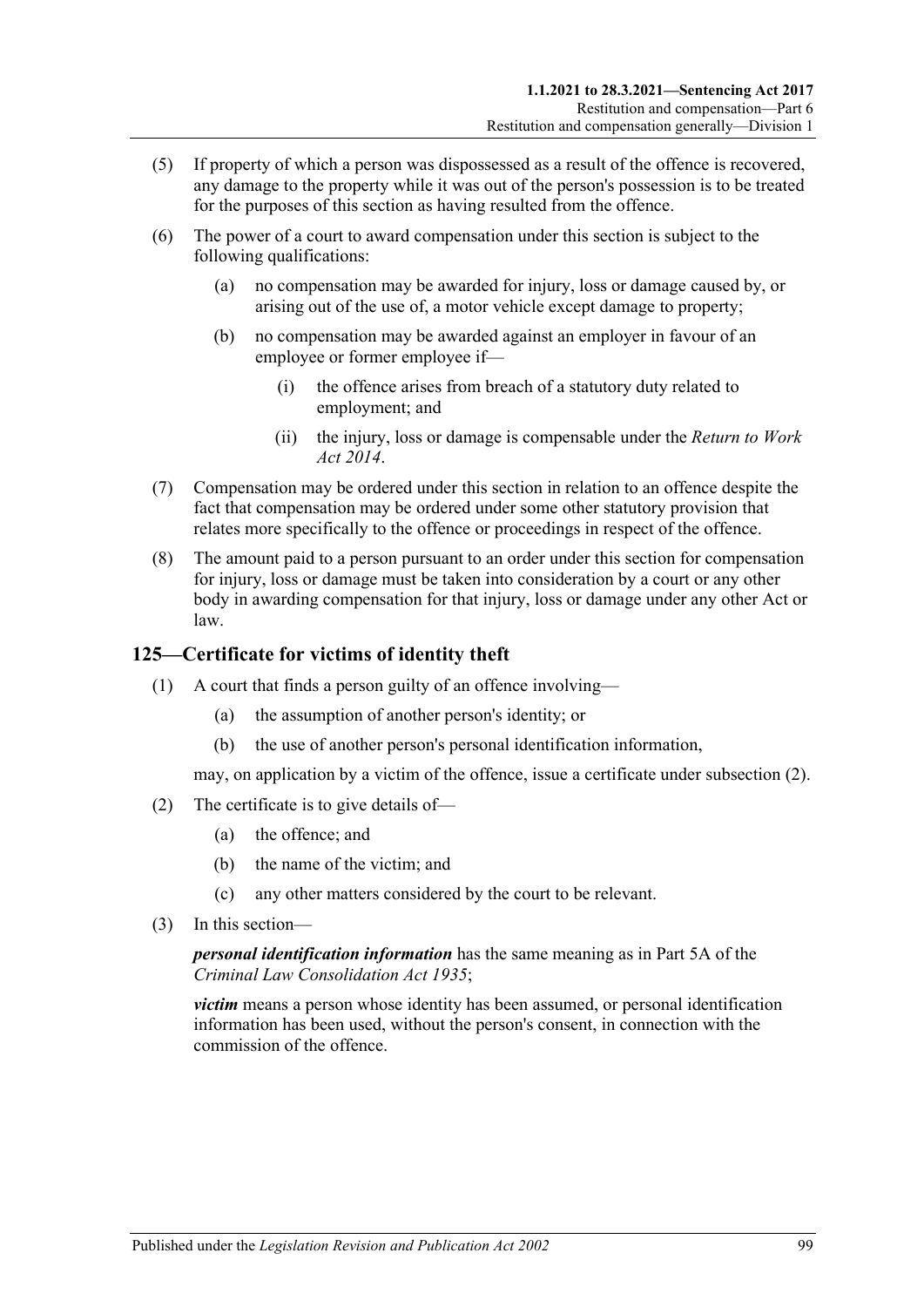(5) If property of which a person was dispossessed as a result of the offence is recovered, any damage to the property while it was out of the person's possession is to be treated for the purposes of this section as having resulted from the offence.

(6) The power of a court to award compensation under this section is subject to the following qualifications:

(a) no compensation may be awarded for injury, loss or damage caused by, or arising out of the use of, a motor vehicle except damage to property;

(b) no compensation may be awarded against an employer in favour of an employee or former employee if—

(i) the offence arises from breach of a statutory duty related to employment; and

(ii) the injury, loss or damage is compensable under the *Return to Work Act 2014*.

(7) Compensation may be ordered under this section in relation to an offence despite the fact that compensation may be ordered under some other statutory provision that relates more specifically to the offence or proceedings in respect of the offence.

(8) The amount paid to a person pursuant to an order under this section for compensation for injury, loss or damage must be taken into consideration by a court or any other body in awarding compensation for that injury, loss or damage under any other Act or law.

## 125—Certificate for victims of identity theft

(1) A court that finds a person guilty of an offence involving—

(a) the assumption of another person's identity; or

(b) the use of another person's personal identification information,

may, on application by a victim of the offence, issue a certificate under subsection (2).

(2) The certificate is to give details of—

(a) the offence; and

(b) the name of the victim; and

(c) any other matters considered by the court to be relevant.

(3) In this section—

***personal identification information*** has the same meaning as in Part 5A of the *Criminal Law Consolidation Act 1935*;

***victim*** means a person whose identity has been assumed, or personal identification information has been used, without the person's consent, in connection with the commission of the offence.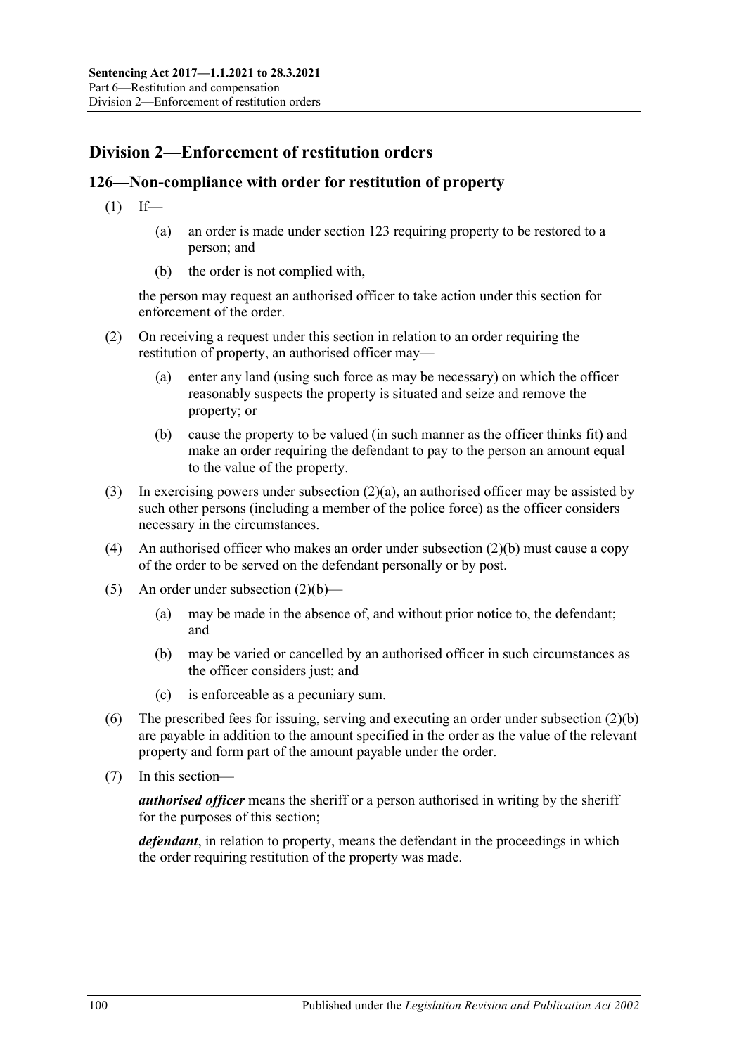## Division 2—Enforcement of restitution orders

### 126—Non-compliance with order for restitution of property

(1) If—

(a) an order is made under section 123 requiring property to be restored to a person; and

(b) the order is not complied with,

the person may request an authorised officer to take action under this section for enforcement of the order.

(2) On receiving a request under this section in relation to an order requiring the restitution of property, an authorised officer may—

(a) enter any land (using such force as may be necessary) on which the officer reasonably suspects the property is situated and seize and remove the property; or

(b) cause the property to be valued (in such manner as the officer thinks fit) and make an order requiring the defendant to pay to the person an amount equal to the value of the property.

(3) In exercising powers under subsection (2)(a), an authorised officer may be assisted by such other persons (including a member of the police force) as the officer considers necessary in the circumstances.

(4) An authorised officer who makes an order under subsection (2)(b) must cause a copy of the order to be served on the defendant personally or by post.

(5) An order under subsection (2)(b)—

(a) may be made in the absence of, and without prior notice to, the defendant; and

(b) may be varied or cancelled by an authorised officer in such circumstances as the officer considers just; and

(c) is enforceable as a pecuniary sum.

(6) The prescribed fees for issuing, serving and executing an order under subsection (2)(b) are payable in addition to the amount specified in the order as the value of the relevant property and form part of the amount payable under the order.

(7) In this section—

***authorised officer*** means the sheriff or a person authorised in writing by the sheriff for the purposes of this section;

***defendant***, in relation to property, means the defendant in the proceedings in which the order requiring restitution of the property was made.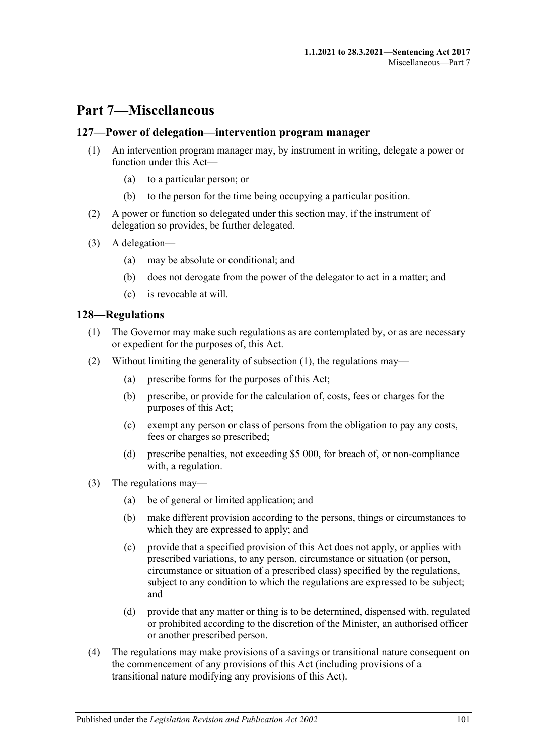# Part 7—Miscellaneous

## 127—Power of delegation—intervention program manager

(1) An intervention program manager may, by instrument in writing, delegate a power or function under this Act—

(a) to a particular person; or

(b) to the person for the time being occupying a particular position.

(2) A power or function so delegated under this section may, if the instrument of delegation so provides, be further delegated.

(3) A delegation—

(a) may be absolute or conditional; and

(b) does not derogate from the power of the delegator to act in a matter; and

(c) is revocable at will.

## 128—Regulations

(1) The Governor may make such regulations as are contemplated by, or as are necessary or expedient for the purposes of, this Act.

(2) Without limiting the generality of subsection (1), the regulations may—

(a) prescribe forms for the purposes of this Act;

(b) prescribe, or provide for the calculation of, costs, fees or charges for the purposes of this Act;

(c) exempt any person or class of persons from the obligation to pay any costs, fees or charges so prescribed;

(d) prescribe penalties, not exceeding $5 000, for breach of, or non-compliance with, a regulation.

(3) The regulations may—

(a) be of general or limited application; and

(b) make different provision according to the persons, things or circumstances to which they are expressed to apply; and

(c) provide that a specified provision of this Act does not apply, or applies with prescribed variations, to any person, circumstance or situation (or person, circumstance or situation of a prescribed class) specified by the regulations, subject to any condition to which the regulations are expressed to be subject; and

(d) provide that any matter or thing is to be determined, dispensed with, regulated or prohibited according to the discretion of the Minister, an authorised officer or another prescribed person.

(4) The regulations may make provisions of a savings or transitional nature consequent on the commencement of any provisions of this Act (including provisions of a transitional nature modifying any provisions of this Act).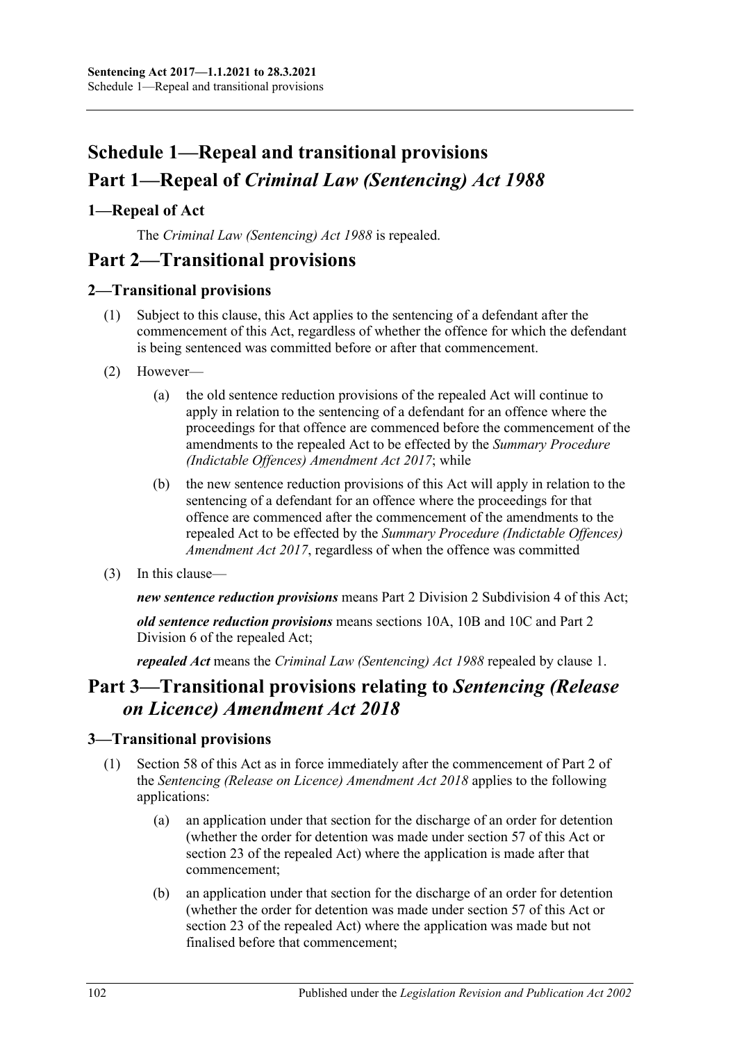# Schedule 1—Repeal and transitional provisions

# Part 1—Repeal of *Criminal Law (Sentencing) Act 1988*

## 1—Repeal of Act

The *Criminal Law (Sentencing) Act 1988* is repealed.

# Part 2—Transitional provisions

## 2—Transitional provisions

(1) Subject to this clause, this Act applies to the sentencing of a defendant after the commencement of this Act, regardless of whether the offence for which the defendant is being sentenced was committed before or after that commencement.

(2) However—

(a) the old sentence reduction provisions of the repealed Act will continue to apply in relation to the sentencing of a defendant for an offence where the proceedings for that offence are commenced before the commencement of the amendments to the repealed Act to be effected by the *Summary Procedure (Indictable Offences) Amendment Act 2017*; while

(b) the new sentence reduction provisions of this Act will apply in relation to the sentencing of a defendant for an offence where the proceedings for that offence are commenced after the commencement of the amendments to the repealed Act to be effected by the *Summary Procedure (Indictable Offences) Amendment Act 2017*, regardless of when the offence was committed

(3) In this clause—

***new sentence reduction provisions*** means Part 2 Division 2 Subdivision 4 of this Act;

***old sentence reduction provisions*** means sections 10A, 10B and 10C and Part 2 Division 6 of the repealed Act;

***repealed Act*** means the *Criminal Law (Sentencing) Act 1988* repealed by clause 1.

# Part 3—Transitional provisions relating to *Sentencing (Release on Licence) Amendment Act 2018*

## 3—Transitional provisions

(1) Section 58 of this Act as in force immediately after the commencement of Part 2 of the *Sentencing (Release on Licence) Amendment Act 2018* applies to the following applications:

(a) an application under that section for the discharge of an order for detention (whether the order for detention was made under section 57 of this Act or section 23 of the repealed Act) where the application is made after that commencement;

(b) an application under that section for the discharge of an order for detention (whether the order for detention was made under section 57 of this Act or section 23 of the repealed Act) where the application was made but not finalised before that commencement;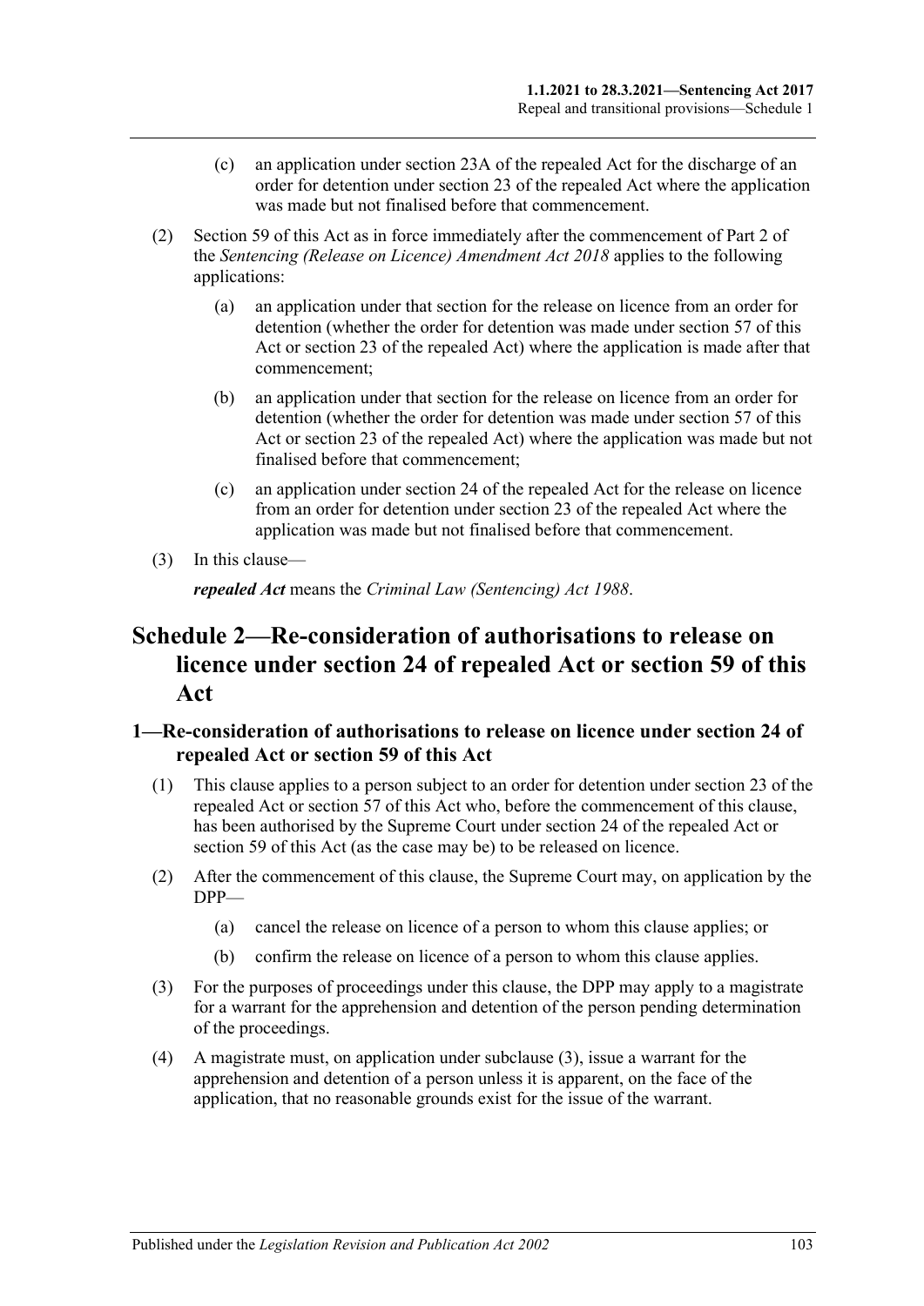(c) an application under section 23A of the repealed Act for the discharge of an order for detention under section 23 of the repealed Act where the application was made but not finalised before that commencement.

(2) Section 59 of this Act as in force immediately after the commencement of Part 2 of the *Sentencing (Release on Licence) Amendment Act 2018* applies to the following applications:

(a) an application under that section for the release on licence from an order for detention (whether the order for detention was made under section 57 of this Act or section 23 of the repealed Act) where the application is made after that commencement;

(b) an application under that section for the release on licence from an order for detention (whether the order for detention was made under section 57 of this Act or section 23 of the repealed Act) where the application was made but not finalised before that commencement;

(c) an application under section 24 of the repealed Act for the release on licence from an order for detention under section 23 of the repealed Act where the application was made but not finalised before that commencement.

(3) In this clause—

***repealed Act*** means the *Criminal Law (Sentencing) Act 1988*.

# Schedule 2—Re-consideration of authorisations to release on licence under section 24 of repealed Act or section 59 of this Act

## 1—Re-consideration of authorisations to release on licence under section 24 of repealed Act or section 59 of this Act

(1) This clause applies to a person subject to an order for detention under section 23 of the repealed Act or section 57 of this Act who, before the commencement of this clause, has been authorised by the Supreme Court under section 24 of the repealed Act or section 59 of this Act (as the case may be) to be released on licence.

(2) After the commencement of this clause, the Supreme Court may, on application by the DPP—

(a) cancel the release on licence of a person to whom this clause applies; or

(b) confirm the release on licence of a person to whom this clause applies.

(3) For the purposes of proceedings under this clause, the DPP may apply to a magistrate for a warrant for the apprehension and detention of the person pending determination of the proceedings.

(4) A magistrate must, on application under subclause (3), issue a warrant for the apprehension and detention of a person unless it is apparent, on the face of the application, that no reasonable grounds exist for the issue of the warrant.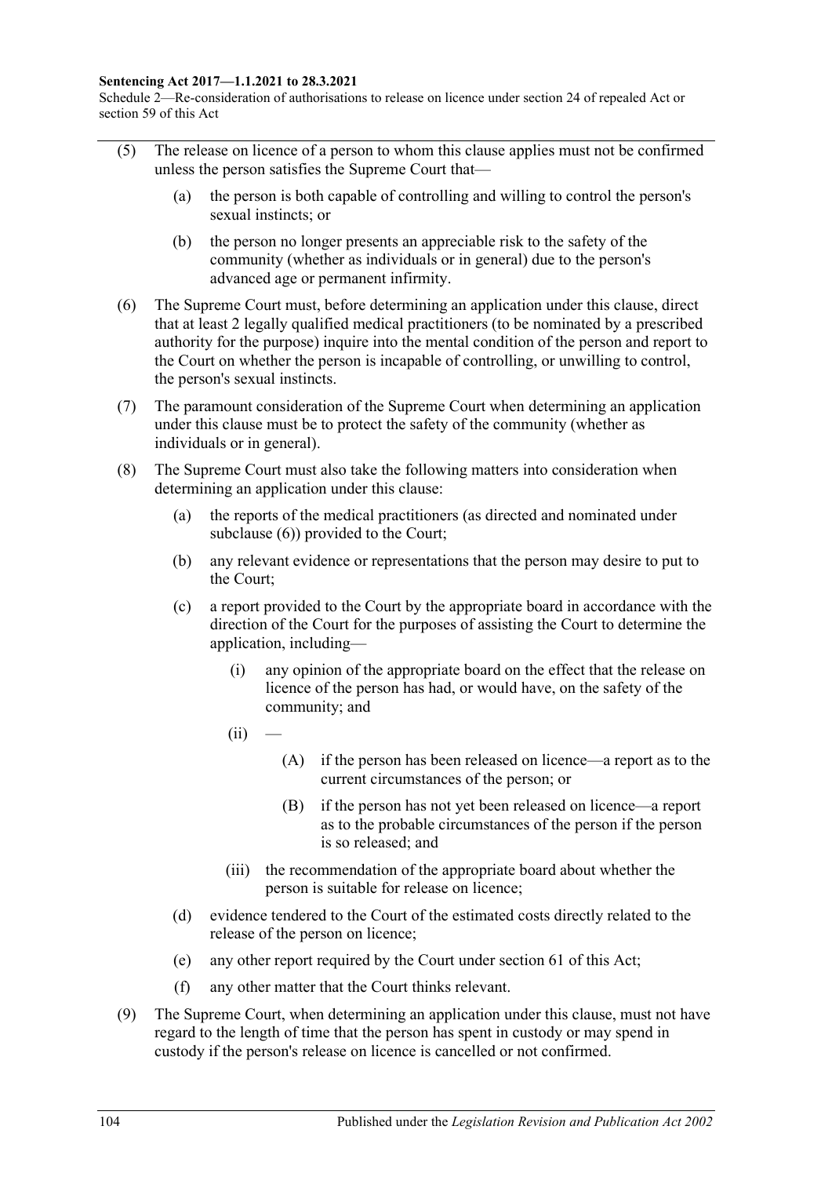(5) The release on licence of a person to whom this clause applies must not be confirmed unless the person satisfies the Supreme Court that—

(a) the person is both capable of controlling and willing to control the person's sexual instincts; or

(b) the person no longer presents an appreciable risk to the safety of the community (whether as individuals or in general) due to the person's advanced age or permanent infirmity.

(6) The Supreme Court must, before determining an application under this clause, direct that at least 2 legally qualified medical practitioners (to be nominated by a prescribed authority for the purpose) inquire into the mental condition of the person and report to the Court on whether the person is incapable of controlling, or unwilling to control, the person's sexual instincts.

(7) The paramount consideration of the Supreme Court when determining an application under this clause must be to protect the safety of the community (whether as individuals or in general).

(8) The Supreme Court must also take the following matters into consideration when determining an application under this clause:

(a) the reports of the medical practitioners (as directed and nominated under subclause (6)) provided to the Court;

(b) any relevant evidence or representations that the person may desire to put to the Court;

(c) a report provided to the Court by the appropriate board in accordance with the direction of the Court for the purposes of assisting the Court to determine the application, including—

(i) any opinion of the appropriate board on the effect that the release on licence of the person has had, or would have, on the safety of the community; and

(ii) —

(A) if the person has been released on licence—a report as to the current circumstances of the person; or

(B) if the person has not yet been released on licence—a report as to the probable circumstances of the person if the person is so released; and

(iii) the recommendation of the appropriate board about whether the person is suitable for release on licence;

(d) evidence tendered to the Court of the estimated costs directly related to the release of the person on licence;

(e) any other report required by the Court under section 61 of this Act;

(f) any other matter that the Court thinks relevant.

(9) The Supreme Court, when determining an application under this clause, must not have regard to the length of time that the person has spent in custody or may spend in custody if the person's release on licence is cancelled or not confirmed.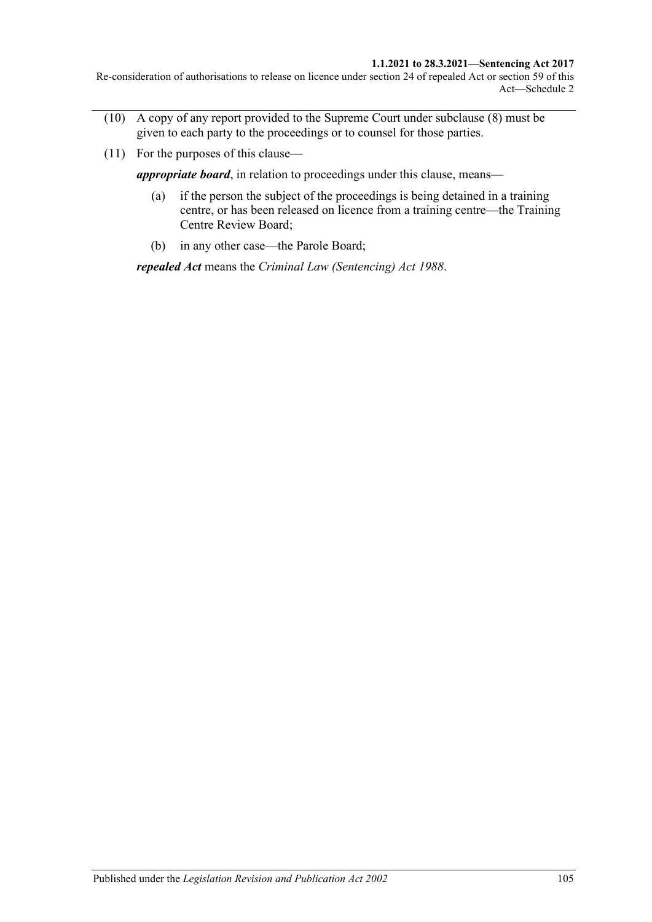(10) A copy of any report provided to the Supreme Court under subclause (8) must be given to each party to the proceedings or to counsel for those parties.

(11) For the purposes of this clause—

***appropriate board***, in relation to proceedings under this clause, means—

(a) if the person the subject of the proceedings is being detained in a training centre, or has been released on licence from a training centre—the Training Centre Review Board;

(b) in any other case—the Parole Board;

***repealed Act*** means the *Criminal Law (Sentencing) Act 1988*.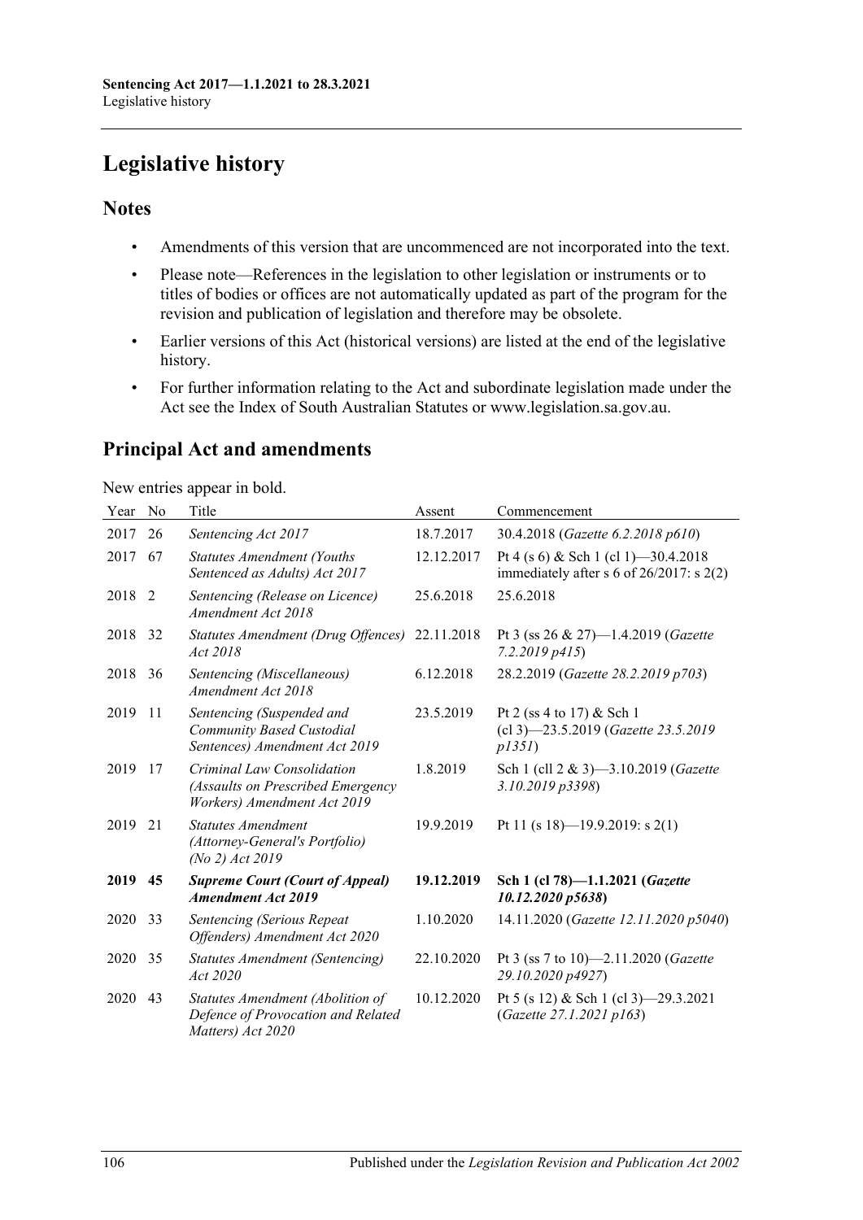# Legislative history

## Notes

- Amendments of this version that are uncommenced are not incorporated into the text.
- Please note—References in the legislation to other legislation or instruments or to titles of bodies or offices are not automatically updated as part of the program for the revision and publication of legislation and therefore may be obsolete.
- Earlier versions of this Act (historical versions) are listed at the end of the legislative history.
- For further information relating to the Act and subordinate legislation made under the Act see the Index of South Australian Statutes or www.legislation.sa.gov.au.

## Principal Act and amendments

New entries appear in bold.

| Year | No | Title | Assent | Commencement |
|---|---|---|---|---|
| 2017 | 26 | *Sentencing Act 2017* | 18.7.2017 | 30.4.2018 (*Gazette 6.2.2018 p610*) |
| 2017 | 67 | *Statutes Amendment (Youths Sentenced as Adults) Act 2017* | 12.12.2017 | Pt 4 (s 6) & Sch 1 (cl 1)—30.4.2018 immediately after s 6 of 26/2017: s 2(2) |
| 2018 | 2 | *Sentencing (Release on Licence) Amendment Act 2018* | 25.6.2018 | 25.6.2018 |
| 2018 | 32 | *Statutes Amendment (Drug Offences) Act 2018* | 22.11.2018 | Pt 3 (ss 26 & 27)—1.4.2019 (*Gazette 7.2.2019 p415*) |
| 2018 | 36 | *Sentencing (Miscellaneous) Amendment Act 2018* | 6.12.2018 | 28.2.2019 (*Gazette 28.2.2019 p703*) |
| 2019 | 11 | *Sentencing (Suspended and Community Based Custodial Sentences) Amendment Act 2019* | 23.5.2019 | Pt 2 (ss 4 to 17) & Sch 1 (cl 3)—23.5.2019 (*Gazette 23.5.2019 p1351*) |
| 2019 | 17 | *Criminal Law Consolidation (Assaults on Prescribed Emergency Workers) Amendment Act 2019* | 1.8.2019 | Sch 1 (cll 2 & 3)—3.10.2019 (*Gazette 3.10.2019 p3398*) |
| 2019 | 21 | *Statutes Amendment (Attorney-General's Portfolio) (No 2) Act 2019* | 19.9.2019 | Pt 11 (s 18)—19.9.2019: s 2(1) |
| **2019** | **45** | ***Supreme Court (Court of Appeal) Amendment Act 2019*** | **19.12.2019** | **Sch 1 (cl 78)—1.1.2021 (*Gazette 10.12.2020 p5638*)** |
| 2020 | 33 | *Sentencing (Serious Repeat Offenders) Amendment Act 2020* | 1.10.2020 | 14.11.2020 (*Gazette 12.11.2020 p5040*) |
| 2020 | 35 | *Statutes Amendment (Sentencing) Act 2020* | 22.10.2020 | Pt 3 (ss 7 to 10)—2.11.2020 (*Gazette 29.10.2020 p4927*) |
| 2020 | 43 | *Statutes Amendment (Abolition of Defence of Provocation and Related Matters) Act 2020* | 10.12.2020 | Pt 5 (s 12) & Sch 1 (cl 3)—29.3.2021 (*Gazette 27.1.2021 p163*) |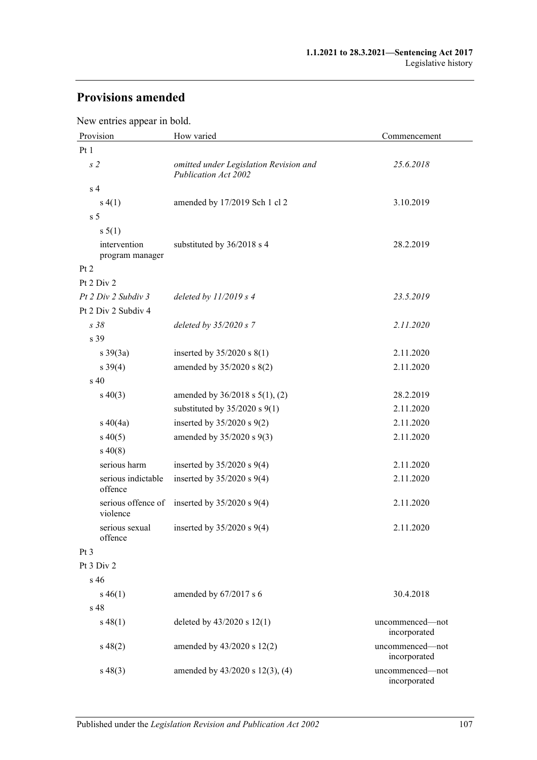## Provisions amended

New entries appear in bold.

| Provision | How varied | Commencement |
|---|---|---|
| Pt 1 | | |
| *s 2* | *omitted under Legislation Revision and Publication Act 2002* | *25.6.2018* |
| s 4 | | |
| s 4(1) | amended by 17/2019 Sch 1 cl 2 | 3.10.2019 |
| s 5 | | |
| s 5(1) | | |
| intervention program manager | substituted by 36/2018 s 4 | 28.2.2019 |
| Pt 2 | | |
| Pt 2 Div 2 | | |
| *Pt 2 Div 2 Subdiv 3* | *deleted by 11/2019 s 4* | *23.5.2019* |
| Pt 2 Div 2 Subdiv 4 | | |
| *s 38* | *deleted by 35/2020 s 7* | *2.11.2020* |
| s 39 | | |
| s 39(3a) | inserted by 35/2020 s 8(1) | 2.11.2020 |
| s 39(4) | amended by 35/2020 s 8(2) | 2.11.2020 |
| s 40 | | |
| s 40(3) | amended by 36/2018 s 5(1), (2) | 28.2.2019 |
| | substituted by 35/2020 s 9(1) | 2.11.2020 |
| s 40(4a) | inserted by 35/2020 s 9(2) | 2.11.2020 |
| s 40(5) | amended by 35/2020 s 9(3) | 2.11.2020 |
| s 40(8) | | |
| serious harm | inserted by 35/2020 s 9(4) | 2.11.2020 |
| serious indictable offence | inserted by 35/2020 s 9(4) | 2.11.2020 |
| serious offence of violence | inserted by 35/2020 s 9(4) | 2.11.2020 |
| serious sexual offence | inserted by 35/2020 s 9(4) | 2.11.2020 |
| Pt 3 | | |
| Pt 3 Div 2 | | |
| s 46 | | |
| s 46(1) | amended by 67/2017 s 6 | 30.4.2018 |
| s 48 | | |
| s 48(1) | deleted by 43/2020 s 12(1) | uncommenced—not incorporated |
| s 48(2) | amended by 43/2020 s 12(2) | uncommenced—not incorporated |
| s 48(3) | amended by 43/2020 s 12(3), (4) | uncommenced—not incorporated |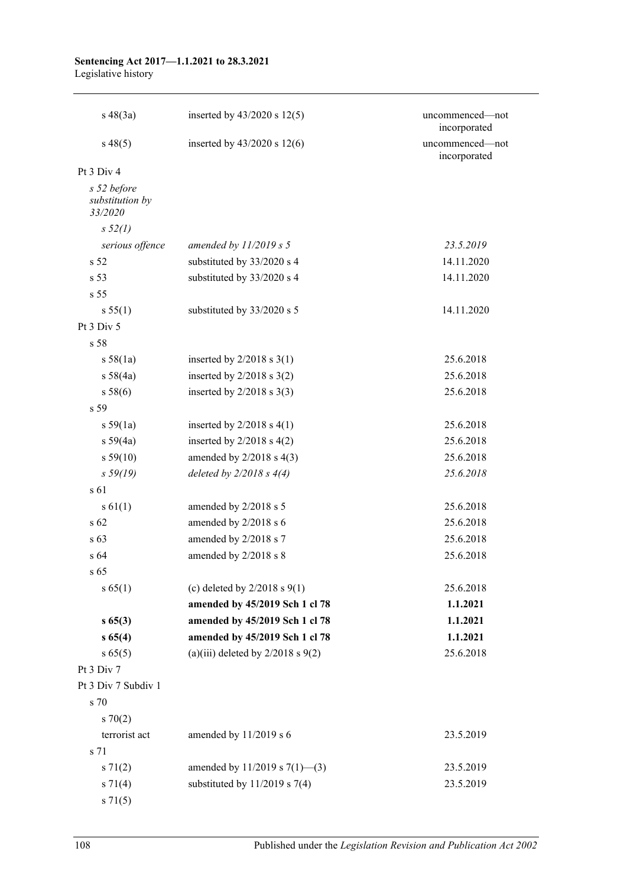| | | |
|---|---|---|
| s 48(3a) | inserted by 43/2020 s 12(5) | uncommenced—not incorporated |
| s 48(5) | inserted by 43/2020 s 12(6) | uncommenced—not incorporated |
| Pt 3 Div 4 | | |
| *s 52 before substitution by 33/2020* | | |
| *s 52(1)* | | |
| *serious offence* | *amended by 11/2019 s 5* | *23.5.2019* |
| s 52 | substituted by 33/2020 s 4 | 14.11.2020 |
| s 53 | substituted by 33/2020 s 4 | 14.11.2020 |
| s 55 | | |
| s 55(1) | substituted by 33/2020 s 5 | 14.11.2020 |
| Pt 3 Div 5 | | |
| s 58 | | |
| s 58(1a) | inserted by 2/2018 s 3(1) | 25.6.2018 |
| s 58(4a) | inserted by 2/2018 s 3(2) | 25.6.2018 |
| s 58(6) | inserted by 2/2018 s 3(3) | 25.6.2018 |
| s 59 | | |
| s 59(1a) | inserted by 2/2018 s 4(1) | 25.6.2018 |
| s 59(4a) | inserted by 2/2018 s 4(2) | 25.6.2018 |
| s 59(10) | amended by 2/2018 s 4(3) | 25.6.2018 |
| *s 59(19)* | *deleted by 2/2018 s 4(4)* | *25.6.2018* |
| s 61 | | |
| s 61(1) | amended by 2/2018 s 5 | 25.6.2018 |
| s 62 | amended by 2/2018 s 6 | 25.6.2018 |
| s 63 | amended by 2/2018 s 7 | 25.6.2018 |
| s 64 | amended by 2/2018 s 8 | 25.6.2018 |
| s 65 | | |
| s 65(1) | (c) deleted by 2/2018 s 9(1) | 25.6.2018 |
| | **amended by 45/2019 Sch 1 cl 78** | **1.1.2021** |
| **s 65(3)** | **amended by 45/2019 Sch 1 cl 78** | **1.1.2021** |
| **s 65(4)** | **amended by 45/2019 Sch 1 cl 78** | **1.1.2021** |
| s 65(5) | (a)(iii) deleted by 2/2018 s 9(2) | 25.6.2018 |
| Pt 3 Div 7 | | |
| Pt 3 Div 7 Subdiv 1 | | |
| s 70 | | |
| s 70(2) | | |
| terrorist act | amended by 11/2019 s 6 | 23.5.2019 |
| s 71 | | |
| s 71(2) | amended by 11/2019 s 7(1)—(3) | 23.5.2019 |
| s 71(4) | substituted by 11/2019 s 7(4) | 23.5.2019 |
| s 71(5) | | |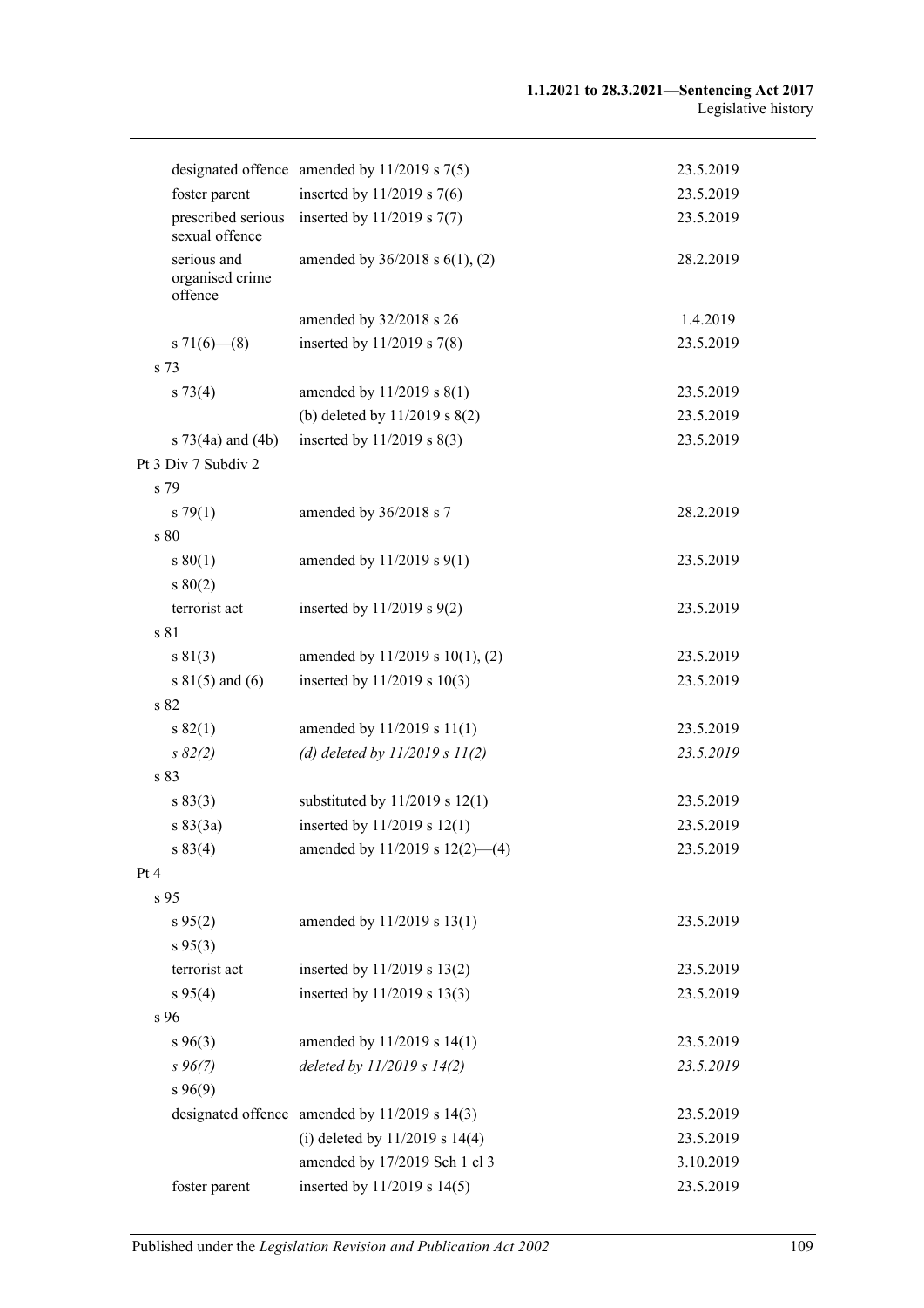| | | |
|---|---|---|
| designated offence | amended by 11/2019 s 7(5) | 23.5.2019 |
| foster parent | inserted by 11/2019 s 7(6) | 23.5.2019 |
| prescribed serious sexual offence | inserted by 11/2019 s 7(7) | 23.5.2019 |
| serious and organised crime offence | amended by 36/2018 s 6(1), (2) | 28.2.2019 |
| | amended by 32/2018 s 26 | 1.4.2019 |
| s 71(6)—(8) | inserted by 11/2019 s 7(8) | 23.5.2019 |
| s 73 | | |
| s 73(4) | amended by 11/2019 s 8(1) | 23.5.2019 |
| | (b) deleted by 11/2019 s 8(2) | 23.5.2019 |
| s 73(4a) and (4b) | inserted by 11/2019 s 8(3) | 23.5.2019 |
| Pt 3 Div 7 Subdiv 2 | | |
| s 79 | | |
| s 79(1) | amended by 36/2018 s 7 | 28.2.2019 |
| s 80 | | |
| s 80(1) | amended by 11/2019 s 9(1) | 23.5.2019 |
| s 80(2) | | |
| terrorist act | inserted by 11/2019 s 9(2) | 23.5.2019 |
| s 81 | | |
| s 81(3) | amended by 11/2019 s 10(1), (2) | 23.5.2019 |
| s 81(5) and (6) | inserted by 11/2019 s 10(3) | 23.5.2019 |
| s 82 | | |
| s 82(1) | amended by 11/2019 s 11(1) | 23.5.2019 |
| *s 82(2)* | *(d) deleted by 11/2019 s 11(2)* | *23.5.2019* |
| s 83 | | |
| s 83(3) | substituted by 11/2019 s 12(1) | 23.5.2019 |
| s 83(3a) | inserted by 11/2019 s 12(1) | 23.5.2019 |
| s 83(4) | amended by 11/2019 s 12(2)—(4) | 23.5.2019 |
| Pt 4 | | |
| s 95 | | |
| s 95(2) | amended by 11/2019 s 13(1) | 23.5.2019 |
| s 95(3) | | |
| terrorist act | inserted by 11/2019 s 13(2) | 23.5.2019 |
| s 95(4) | inserted by 11/2019 s 13(3) | 23.5.2019 |
| s 96 | | |
| s 96(3) | amended by 11/2019 s 14(1) | 23.5.2019 |
| *s 96(7)* | *deleted by 11/2019 s 14(2)* | *23.5.2019* |
| s 96(9) | | |
| designated offence | amended by 11/2019 s 14(3) | 23.5.2019 |
| | (i) deleted by 11/2019 s 14(4) | 23.5.2019 |
| | amended by 17/2019 Sch 1 cl 3 | 3.10.2019 |
| foster parent | inserted by 11/2019 s 14(5) | 23.5.2019 |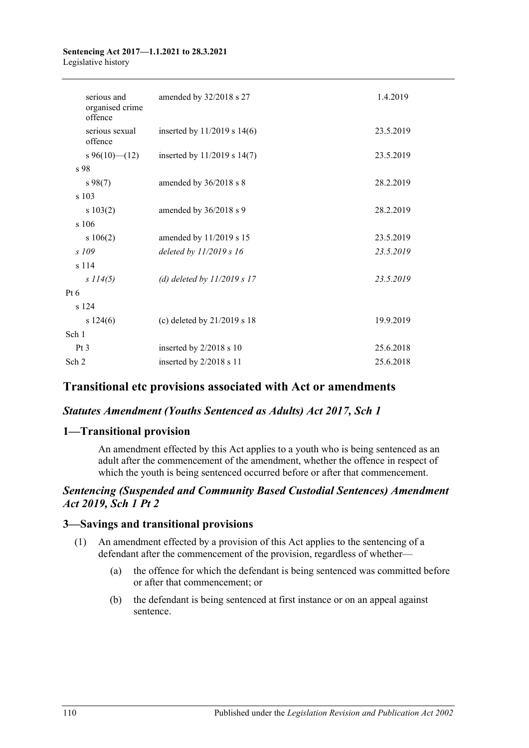| | | |
|---|---|---|
| serious and organised crime offence | amended by 32/2018 s 27 | 1.4.2019 |
| serious sexual offence | inserted by 11/2019 s 14(6) | 23.5.2019 |
| s 96(10)—(12) | inserted by 11/2019 s 14(7) | 23.5.2019 |
| s 98 | | |
| s 98(7) | amended by 36/2018 s 8 | 28.2.2019 |
| s 103 | | |
| s 103(2) | amended by 36/2018 s 9 | 28.2.2019 |
| s 106 | | |
| s 106(2) | amended by 11/2019 s 15 | 23.5.2019 |
| *s 109* | *deleted by 11/2019 s 16* | *23.5.2019* |
| s 114 | | |
| *s 114(5)* | *(d) deleted by 11/2019 s 17* | *23.5.2019* |
| Pt 6 | | |
| s 124 | | |
| s 124(6) | (c) deleted by 21/2019 s 18 | 19.9.2019 |
| Sch 1 | | |
| Pt 3 | inserted by 2/2018 s 10 | 25.6.2018 |
| Sch 2 | inserted by 2/2018 s 11 | 25.6.2018 |

## Transitional etc provisions associated with Act or amendments

### *Statutes Amendment (Youths Sentenced as Adults) Act 2017, Sch 1*

## 1—Transitional provision

An amendment effected by this Act applies to a youth who is being sentenced as an adult after the commencement of the amendment, whether the offence in respect of which the youth is being sentenced occurred before or after that commencement.

### *Sentencing (Suspended and Community Based Custodial Sentences) Amendment Act 2019, Sch 1 Pt 2*

## 3—Savings and transitional provisions

(1) An amendment effected by a provision of this Act applies to the sentencing of a defendant after the commencement of the provision, regardless of whether—

(a) the offence for which the defendant is being sentenced was committed before or after that commencement; or

(b) the defendant is being sentenced at first instance or on an appeal against sentence.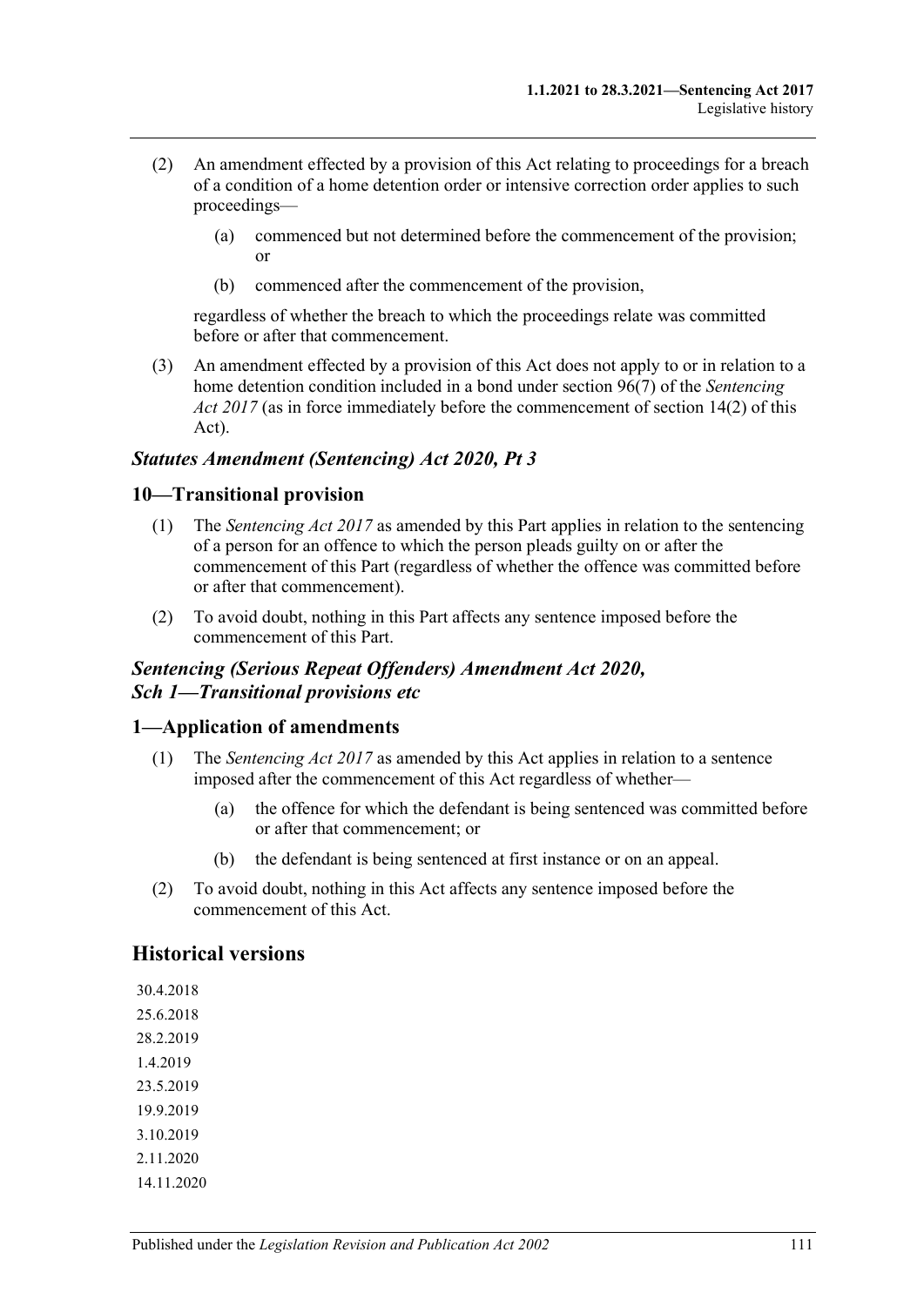(2) An amendment effected by a provision of this Act relating to proceedings for a breach of a condition of a home detention order or intensive correction order applies to such proceedings—

(a) commenced but not determined before the commencement of the provision; or

(b) commenced after the commencement of the provision,

regardless of whether the breach to which the proceedings relate was committed before or after that commencement.

(3) An amendment effected by a provision of this Act does not apply to or in relation to a home detention condition included in a bond under section 96(7) of the *Sentencing Act 2017* (as in force immediately before the commencement of section 14(2) of this Act).

### *Statutes Amendment (Sentencing) Act 2020, Pt 3*

## 10—Transitional provision

(1) The *Sentencing Act 2017* as amended by this Part applies in relation to the sentencing of a person for an offence to which the person pleads guilty on or after the commencement of this Part (regardless of whether the offence was committed before or after that commencement).

(2) To avoid doubt, nothing in this Part affects any sentence imposed before the commencement of this Part.

### *Sentencing (Serious Repeat Offenders) Amendment Act 2020, Sch 1—Transitional provisions etc*

## 1—Application of amendments

(1) The *Sentencing Act 2017* as amended by this Act applies in relation to a sentence imposed after the commencement of this Act regardless of whether—

(a) the offence for which the defendant is being sentenced was committed before or after that commencement; or

(b) the defendant is being sentenced at first instance or on an appeal.

(2) To avoid doubt, nothing in this Act affects any sentence imposed before the commencement of this Act.

# Historical versions

30.4.2018

25.6.2018

28.2.2019

1.4.2019

23.5.2019

19.9.2019

3.10.2019

2.11.2020

14.11.2020